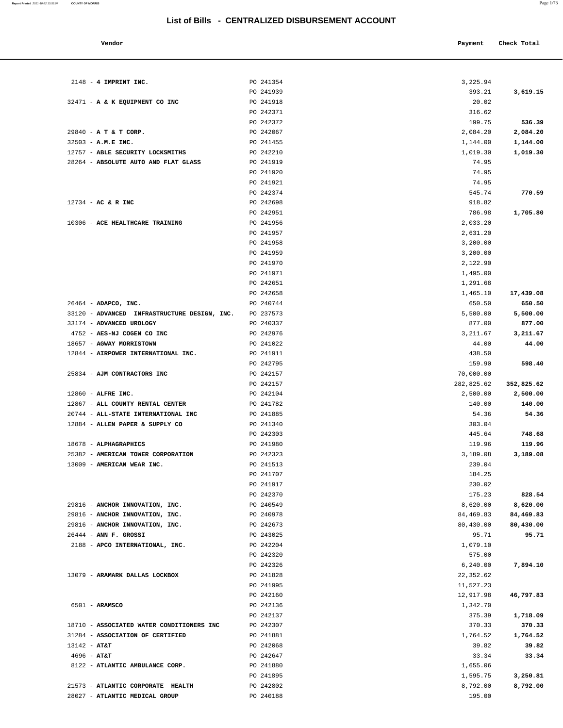# List of Bills - CENTRALIZED DISBURSEMENT ACCOUNT

| Vendor | | Payment | Check Total |
|---|---|---|---|
| 2148 - **4 IMPRINT INC.** | PO 241354 | 3,225.94 | |
| | PO 241939 | 393.21 | **3,619.15** |
| 32471 - **A & K EQUIPMENT CO INC** | PO 241918 | 20.02 | |
| | PO 242371 | 316.62 | |
| | PO 242372 | 199.75 | **536.39** |
| 29840 - **A T & T CORP.** | PO 242067 | 2,084.20 | **2,084.20** |
| 32503 - **A.M.E INC.** | PO 241455 | 1,144.00 | **1,144.00** |
| 12757 - **ABLE SECURITY LOCKSMITHS** | PO 242210 | 1,019.30 | **1,019.30** |
| 28264 - **ABSOLUTE AUTO AND FLAT GLASS** | PO 241919 | 74.95 | |
| | PO 241920 | 74.95 | |
| | PO 241921 | 74.95 | |
| | PO 242374 | 545.74 | **770.59** |
| 12734 - **AC & R INC** | PO 242698 | 918.82 | |
| | PO 242951 | 786.98 | **1,705.80** |
| 10306 - **ACE HEALTHCARE TRAINING** | PO 241956 | 2,033.20 | |
| | PO 241957 | 2,631.20 | |
| | PO 241958 | 3,200.00 | |
| | PO 241959 | 3,200.00 | |
| | PO 241970 | 2,122.90 | |
| | PO 241971 | 1,495.00 | |
| | PO 242651 | 1,291.68 | |
| | PO 242658 | 1,465.10 | **17,439.08** |
| 26464 - **ADAPCO, INC.** | PO 240744 | 650.50 | **650.50** |
| 33120 - **ADVANCED INFRASTRUCTURE DESIGN, INC.** | PO 237573 | 5,500.00 | **5,500.00** |
| 33174 - **ADVANCED UROLOGY** | PO 240337 | 877.00 | **877.00** |
| 4752 - **AES-NJ COGEN CO INC** | PO 242976 | 3,211.67 | **3,211.67** |
| 18657 - **AGWAY MORRISTOWN** | PO 241022 | 44.00 | **44.00** |
| 12844 - **AIRPOWER INTERNATIONAL INC.** | PO 241911 | 438.50 | |
| | PO 242795 | 159.90 | **598.40** |
| 25834 - **AJM CONTRACTORS INC** | PO 242157 | 70,000.00 | |
| | PO 242157 | 282,825.62 | **352,825.62** |
| 12860 - **ALFRE INC.** | PO 242104 | 2,500.00 | **2,500.00** |
| 12867 - **ALL COUNTY RENTAL CENTER** | PO 241782 | 140.00 | **140.00** |
| 20744 - **ALL-STATE INTERNATIONAL INC** | PO 241885 | 54.36 | **54.36** |
| 12884 - **ALLEN PAPER & SUPPLY CO** | PO 241340 | 303.04 | |
| | PO 242303 | 445.64 | **748.68** |
| 18678 - **ALPHAGRAPHICS** | PO 241980 | 119.96 | **119.96** |
| 25382 - **AMERICAN TOWER CORPORATION** | PO 242323 | 3,189.08 | **3,189.08** |
| 13009 - **AMERICAN WEAR INC.** | PO 241513 | 239.04 | |
| | PO 241707 | 184.25 | |
| | PO 241917 | 230.02 | |
| | PO 242370 | 175.23 | **828.54** |
| 29816 - **ANCHOR INNOVATION, INC.** | PO 240549 | 8,620.00 | **8,620.00** |
| 29816 - **ANCHOR INNOVATION, INC.** | PO 240978 | 84,469.83 | **84,469.83** |
| 29816 - **ANCHOR INNOVATION, INC.** | PO 242673 | 80,430.00 | **80,430.00** |
| 26444 - **ANN F. GROSSI** | PO 243025 | 95.71 | **95.71** |
| 2188 - **APCO INTERNATIONAL, INC.** | PO 242204 | 1,079.10 | |
| | PO 242320 | 575.00 | |
| | PO 242326 | 6,240.00 | **7,894.10** |
| 13079 - **ARAMARK DALLAS LOCKBOX** | PO 241828 | 22,352.62 | |
| | PO 241995 | 11,527.23 | |
| | PO 242160 | 12,917.98 | **46,797.83** |
| 6501 - **ARAMSCO** | PO 242136 | 1,342.70 | |
| | PO 242137 | 375.39 | **1,718.09** |
| 18710 - **ASSOCIATED WATER CONDITIONERS INC** | PO 242307 | 370.33 | **370.33** |
| 31284 - **ASSOCIATION OF CERTIFIED** | PO 241881 | 1,764.52 | **1,764.52** |
| 13142 - **AT&T** | PO 242068 | 39.82 | **39.82** |
| 4696 - **AT&T** | PO 242647 | 33.34 | **33.34** |
| 8122 - **ATLANTIC AMBULANCE CORP.** | PO 241880 | 1,655.06 | |
| | PO 241895 | 1,595.75 | **3,250.81** |
| 21573 - **ATLANTIC CORPORATE HEALTH** | PO 242802 | 8,792.00 | **8,792.00** |
| 28027 - **ATLANTIC MEDICAL GROUP** | PO 240188 | 195.00 | |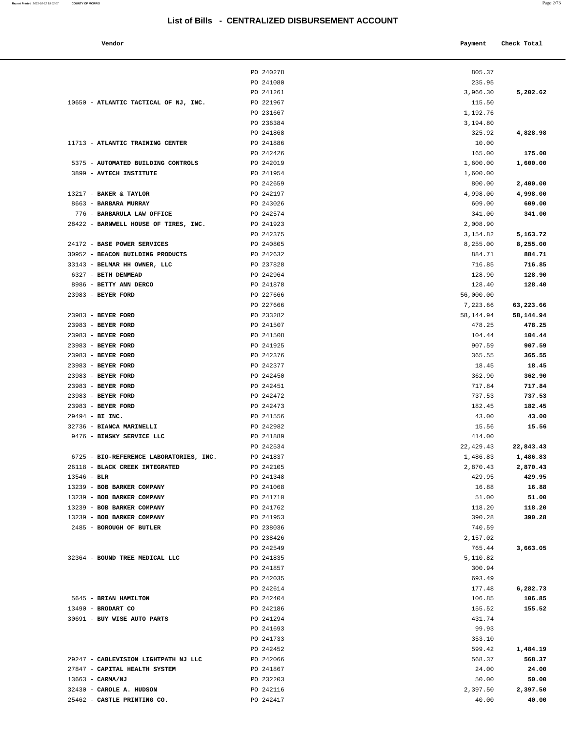# List of Bills - CENTRALIZED DISBURSEMENT ACCOUNT

| Vendor | | Payment | Check Total |
|---|---|---|---|
| | PO 240278 | 805.37 | |
| | PO 241080 | 235.95 | |
| | PO 241261 | 3,966.30 | **5,202.62** |
| 10650 - **ATLANTIC TACTICAL OF NJ, INC.** | PO 221967 | 115.50 | |
| | PO 231667 | 1,192.76 | |
| | PO 236384 | 3,194.80 | |
| | PO 241868 | 325.92 | **4,828.98** |
| 11713 - **ATLANTIC TRAINING CENTER** | PO 241886 | 10.00 | |
| | PO 242426 | 165.00 | **175.00** |
| 5375 - **AUTOMATED BUILDING CONTROLS** | PO 242019 | 1,600.00 | **1,600.00** |
| 3899 - **AVTECH INSTITUTE** | PO 241954 | 1,600.00 | |
| | PO 242659 | 800.00 | **2,400.00** |
| 13217 - **BAKER & TAYLOR** | PO 242197 | 4,998.00 | **4,998.00** |
| 8663 - **BARBARA MURRAY** | PO 243026 | 609.00 | **609.00** |
| 776 - **BARBARULA LAW OFFICE** | PO 242574 | 341.00 | **341.00** |
| 28422 - **BARNWELL HOUSE OF TIRES, INC.** | PO 241923 | 2,008.90 | |
| | PO 242375 | 3,154.82 | **5,163.72** |
| 24172 - **BASE POWER SERVICES** | PO 240805 | 8,255.00 | **8,255.00** |
| 30952 - **BEACON BUILDING PRODUCTS** | PO 242632 | 884.71 | **884.71** |
| 33143 - **BELMAR HH OWNER, LLC** | PO 237828 | 716.85 | **716.85** |
| 6327 - **BETH DENMEAD** | PO 242964 | 128.90 | **128.90** |
| 8986 - **BETTY ANN DERCO** | PO 241878 | 128.40 | **128.40** |
| 23983 - **BEYER FORD** | PO 227666 | 56,000.00 | |
| | PO 227666 | 7,223.66 | **63,223.66** |
| 23983 - **BEYER FORD** | PO 233282 | 58,144.94 | **58,144.94** |
| 23983 - **BEYER FORD** | PO 241507 | 478.25 | **478.25** |
| 23983 - **BEYER FORD** | PO 241508 | 104.44 | **104.44** |
| 23983 - **BEYER FORD** | PO 241925 | 907.59 | **907.59** |
| 23983 - **BEYER FORD** | PO 242376 | 365.55 | **365.55** |
| 23983 - **BEYER FORD** | PO 242377 | 18.45 | **18.45** |
| 23983 - **BEYER FORD** | PO 242450 | 362.90 | **362.90** |
| 23983 - **BEYER FORD** | PO 242451 | 717.84 | **717.84** |
| 23983 - **BEYER FORD** | PO 242472 | 737.53 | **737.53** |
| 23983 - **BEYER FORD** | PO 242473 | 182.45 | **182.45** |
| 29494 - **BI INC.** | PO 241556 | 43.00 | **43.00** |
| 32736 - **BIANCA MARINELLI** | PO 242982 | 15.56 | **15.56** |
| 9476 - **BINSKY SERVICE LLC** | PO 241889 | 414.00 | |
| | PO 242534 | 22,429.43 | **22,843.43** |
| 6725 - **BIO-REFERENCE LABORATORIES, INC.** | PO 241837 | 1,486.83 | **1,486.83** |
| 26118 - **BLACK CREEK INTEGRATED** | PO 242105 | 2,870.43 | **2,870.43** |
| 13546 - **BLR** | PO 241348 | 429.95 | **429.95** |
| 13239 - **BOB BARKER COMPANY** | PO 241068 | 16.88 | **16.88** |
| 13239 - **BOB BARKER COMPANY** | PO 241710 | 51.00 | **51.00** |
| 13239 - **BOB BARKER COMPANY** | PO 241762 | 118.20 | **118.20** |
| 13239 - **BOB BARKER COMPANY** | PO 241953 | 390.28 | **390.28** |
| 2485 - **BOROUGH OF BUTLER** | PO 238036 | 740.59 | |
| | PO 238426 | 2,157.02 | |
| | PO 242549 | 765.44 | **3,663.05** |
| 32364 - **BOUND TREE MEDICAL LLC** | PO 241835 | 5,110.82 | |
| | PO 241857 | 300.94 | |
| | PO 242035 | 693.49 | |
| | PO 242614 | 177.48 | **6,282.73** |
| 5645 - **BRIAN HAMILTON** | PO 242404 | 106.85 | **106.85** |
| 13490 - **BRODART CO** | PO 242186 | 155.52 | **155.52** |
| 30691 - **BUY WISE AUTO PARTS** | PO 241294 | 431.74 | |
| | PO 241693 | 99.93 | |
| | PO 241733 | 353.10 | |
| | PO 242452 | 599.42 | **1,484.19** |
| 29247 - **CABLEVISION LIGHTPATH NJ LLC** | PO 242066 | 568.37 | **568.37** |
| 27847 - **CAPITAL HEALTH SYSTEM** | PO 241867 | 24.00 | **24.00** |
| 13663 - **CARMA/NJ** | PO 232203 | 50.00 | **50.00** |
| 32430 - **CAROLE A. HUDSON** | PO 242116 | 2,397.50 | **2,397.50** |
| 25462 - **CASTLE PRINTING CO.** | PO 242417 | 40.00 | **40.00** |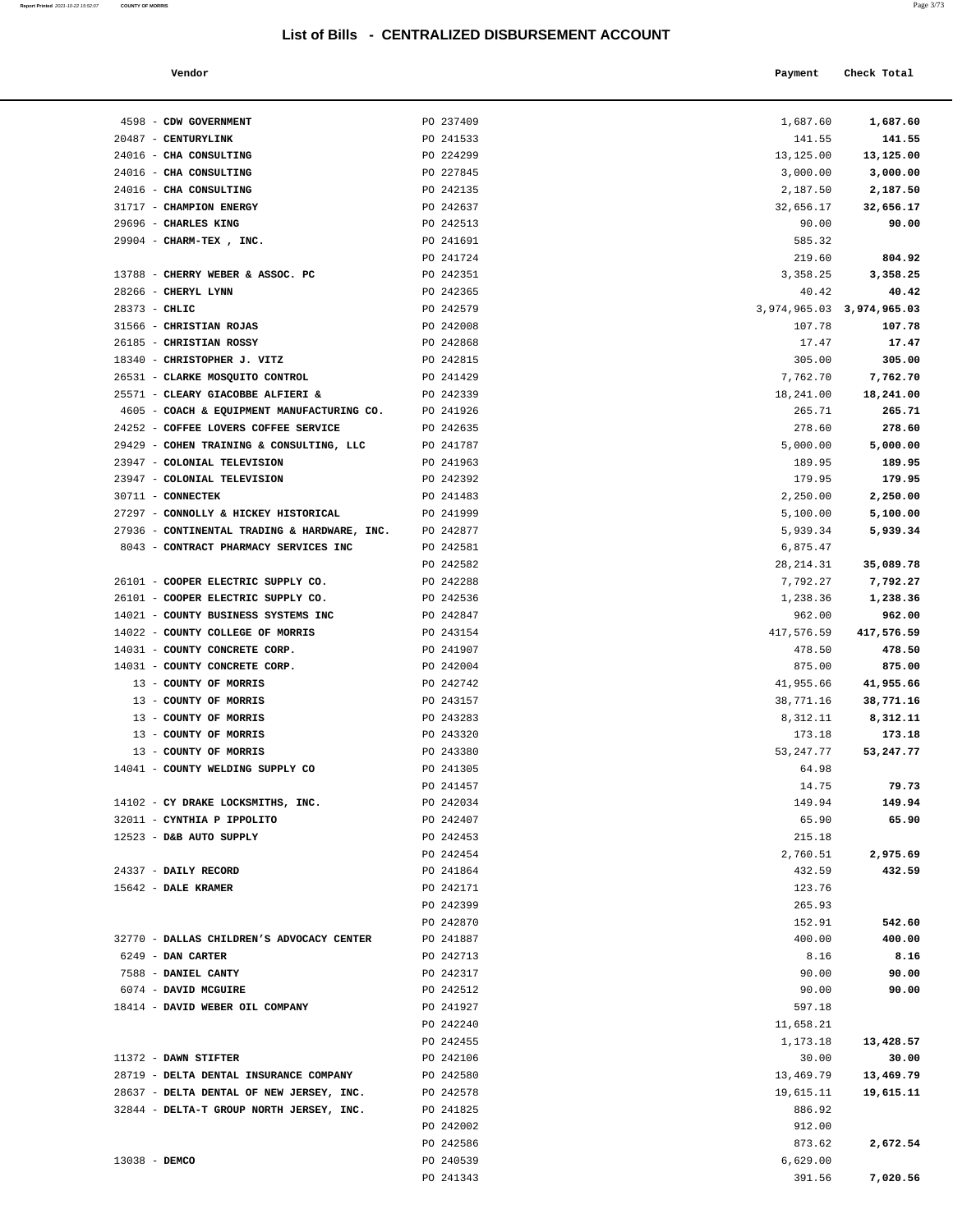# List of Bills - CENTRALIZED DISBURSEMENT ACCOUNT

| Vendor | | Payment | Check Total |
|---|---|---|---|
| 4598 - **CDW GOVERNMENT** | PO 237409 | 1,687.60 | **1,687.60** |
| 20487 - **CENTURYLINK** | PO 241533 | 141.55 | **141.55** |
| 24016 - **CHA CONSULTING** | PO 224299 | 13,125.00 | **13,125.00** |
| 24016 - **CHA CONSULTING** | PO 227845 | 3,000.00 | **3,000.00** |
| 24016 - **CHA CONSULTING** | PO 242135 | 2,187.50 | **2,187.50** |
| 31717 - **CHAMPION ENERGY** | PO 242637 | 32,656.17 | **32,656.17** |
| 29696 - **CHARLES KING** | PO 242513 | 90.00 | **90.00** |
| 29904 - **CHARM-TEX , INC.** | PO 241691 | 585.32 | |
| | PO 241724 | 219.60 | **804.92** |
| 13788 - **CHERRY WEBER & ASSOC. PC** | PO 242351 | 3,358.25 | **3,358.25** |
| 28266 - **CHERYL LYNN** | PO 242365 | 40.42 | **40.42** |
| 28373 - **CHLIC** | PO 242579 | 3,974,965.03 | **3,974,965.03** |
| 31566 - **CHRISTIAN ROJAS** | PO 242008 | 107.78 | **107.78** |
| 26185 - **CHRISTIAN ROSSY** | PO 242868 | 17.47 | **17.47** |
| 18340 - **CHRISTOPHER J. VITZ** | PO 242815 | 305.00 | **305.00** |
| 26531 - **CLARKE MOSQUITO CONTROL** | PO 241429 | 7,762.70 | **7,762.70** |
| 25571 - **CLEARY GIACOBBE ALFIERI &** | PO 242339 | 18,241.00 | **18,241.00** |
| 4605 - **COACH & EQUIPMENT MANUFACTURING CO.** | PO 241926 | 265.71 | **265.71** |
| 24252 - **COFFEE LOVERS COFFEE SERVICE** | PO 242635 | 278.60 | **278.60** |
| 29429 - **COHEN TRAINING & CONSULTING, LLC** | PO 241787 | 5,000.00 | **5,000.00** |
| 23947 - **COLONIAL TELEVISION** | PO 241963 | 189.95 | **189.95** |
| 23947 - **COLONIAL TELEVISION** | PO 242392 | 179.95 | **179.95** |
| 30711 - **CONNECTEK** | PO 241483 | 2,250.00 | **2,250.00** |
| 27297 - **CONNOLLY & HICKEY HISTORICAL** | PO 241999 | 5,100.00 | **5,100.00** |
| 27936 - **CONTINENTAL TRADING & HARDWARE, INC.** | PO 242877 | 5,939.34 | **5,939.34** |
| 8043 - **CONTRACT PHARMACY SERVICES INC** | PO 242581 | 6,875.47 | |
| | PO 242582 | 28,214.31 | **35,089.78** |
| 26101 - **COOPER ELECTRIC SUPPLY CO.** | PO 242288 | 7,792.27 | **7,792.27** |
| 26101 - **COOPER ELECTRIC SUPPLY CO.** | PO 242536 | 1,238.36 | **1,238.36** |
| 14021 - **COUNTY BUSINESS SYSTEMS INC** | PO 242847 | 962.00 | **962.00** |
| 14022 - **COUNTY COLLEGE OF MORRIS** | PO 243154 | 417,576.59 | **417,576.59** |
| 14031 - **COUNTY CONCRETE CORP.** | PO 241907 | 478.50 | **478.50** |
| 14031 - **COUNTY CONCRETE CORP.** | PO 242004 | 875.00 | **875.00** |
| 13 - **COUNTY OF MORRIS** | PO 242742 | 41,955.66 | **41,955.66** |
| 13 - **COUNTY OF MORRIS** | PO 243157 | 38,771.16 | **38,771.16** |
| 13 - **COUNTY OF MORRIS** | PO 243283 | 8,312.11 | **8,312.11** |
| 13 - **COUNTY OF MORRIS** | PO 243320 | 173.18 | **173.18** |
| 13 - **COUNTY OF MORRIS** | PO 243380 | 53,247.77 | **53,247.77** |
| 14041 - **COUNTY WELDING SUPPLY CO** | PO 241305 | 64.98 | |
| | PO 241457 | 14.75 | **79.73** |
| 14102 - **CY DRAKE LOCKSMITHS, INC.** | PO 242034 | 149.94 | **149.94** |
| 32011 - **CYNTHIA P IPPOLITO** | PO 242407 | 65.90 | **65.90** |
| 12523 - **D&B AUTO SUPPLY** | PO 242453 | 215.18 | |
| | PO 242454 | 2,760.51 | **2,975.69** |
| 24337 - **DAILY RECORD** | PO 241864 | 432.59 | **432.59** |
| 15642 - **DALE KRAMER** | PO 242171 | 123.76 | |
| | PO 242399 | 265.93 | |
| | PO 242870 | 152.91 | **542.60** |
| 32770 - **DALLAS CHILDREN'S ADVOCACY CENTER** | PO 241887 | 400.00 | **400.00** |
| 6249 - **DAN CARTER** | PO 242713 | 8.16 | **8.16** |
| 7588 - **DANIEL CANTY** | PO 242317 | 90.00 | **90.00** |
| 6074 - **DAVID MCGUIRE** | PO 242512 | 90.00 | **90.00** |
| 18414 - **DAVID WEBER OIL COMPANY** | PO 241927 | 597.18 | |
| | PO 242240 | 11,658.21 | |
| | PO 242455 | 1,173.18 | **13,428.57** |
| 11372 - **DAWN STIFTER** | PO 242106 | 30.00 | **30.00** |
| 28719 - **DELTA DENTAL INSURANCE COMPANY** | PO 242580 | 13,469.79 | **13,469.79** |
| 28637 - **DELTA DENTAL OF NEW JERSEY, INC.** | PO 242578 | 19,615.11 | **19,615.11** |
| 32844 - **DELTA-T GROUP NORTH JERSEY, INC.** | PO 241825 | 886.92 | |
| | PO 242002 | 912.00 | |
| | PO 242586 | 873.62 | **2,672.54** |
| 13038 - **DEMCO** | PO 240539 | 6,629.00 | |
| | PO 241343 | 391.56 | **7,020.56** |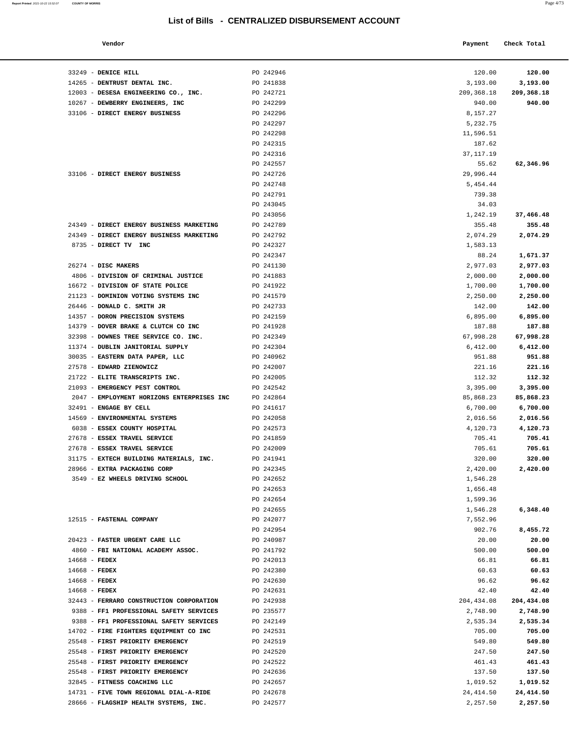## List of Bills - CENTRALIZED DISBURSEMENT ACCOUNT

| Vendor | | Payment | Check Total |
|---|---|---|---|
| 33249 - **DENICE HILL** | PO 242946 | 120.00 | **120.00** |
| 14265 - **DENTRUST DENTAL INC.** | PO 241838 | 3,193.00 | **3,193.00** |
| 12003 - **DESESA ENGINEERING CO., INC.** | PO 242721 | 209,368.18 | **209,368.18** |
| 10267 - **DEWBERRY ENGINEERS, INC** | PO 242299 | 940.00 | **940.00** |
| 33106 - **DIRECT ENERGY BUSINESS** | PO 242296 | 8,157.27 | |
| | PO 242297 | 5,232.75 | |
| | PO 242298 | 11,596.51 | |
| | PO 242315 | 187.62 | |
| | PO 242316 | 37,117.19 | |
| | PO 242557 | 55.62 | **62,346.96** |
| 33106 - **DIRECT ENERGY BUSINESS** | PO 242726 | 29,996.44 | |
| | PO 242748 | 5,454.44 | |
| | PO 242791 | 739.38 | |
| | PO 243045 | 34.03 | |
| | PO 243056 | 1,242.19 | **37,466.48** |
| 24349 - **DIRECT ENERGY BUSINESS MARKETING** | PO 242789 | 355.48 | **355.48** |
| 24349 - **DIRECT ENERGY BUSINESS MARKETING** | PO 242792 | 2,074.29 | **2,074.29** |
| 8735 - **DIRECT TV INC** | PO 242327 | 1,583.13 | |
| | PO 242347 | 88.24 | **1,671.37** |
| 26274 - **DISC MAKERS** | PO 241130 | 2,977.03 | **2,977.03** |
| 4806 - **DIVISION OF CRIMINAL JUSTICE** | PO 241883 | 2,000.00 | **2,000.00** |
| 16672 - **DIVISION OF STATE POLICE** | PO 241922 | 1,700.00 | **1,700.00** |
| 21123 - **DOMINION VOTING SYSTEMS INC** | PO 241579 | 2,250.00 | **2,250.00** |
| 26446 - **DONALD C. SMITH JR** | PO 242733 | 142.00 | **142.00** |
| 14357 - **DORON PRECISION SYSTEMS** | PO 242159 | 6,895.00 | **6,895.00** |
| 14379 - **DOVER BRAKE & CLUTCH CO INC** | PO 241928 | 187.88 | **187.88** |
| 32398 - **DOWNES TREE SERVICE CO. INC.** | PO 242349 | 67,998.28 | **67,998.28** |
| 11374 - **DUBLIN JANITORIAL SUPPLY** | PO 242304 | 6,412.00 | **6,412.00** |
| 30035 - **EASTERN DATA PAPER, LLC** | PO 240962 | 951.88 | **951.88** |
| 27578 - **EDWARD ZIENOWICZ** | PO 242007 | 221.16 | **221.16** |
| 21722 - **ELITE TRANSCRIPTS INC.** | PO 242005 | 112.32 | **112.32** |
| 21093 - **EMERGENCY PEST CONTROL** | PO 242542 | 3,395.00 | **3,395.00** |
| 2047 - **EMPLOYMENT HORIZONS ENTERPRISES INC** | PO 242864 | 85,868.23 | **85,868.23** |
| 32491 - **ENGAGE BY CELL** | PO 241617 | 6,700.00 | **6,700.00** |
| 14569 - **ENVIRONMENTAL SYSTEMS** | PO 242058 | 2,016.56 | **2,016.56** |
| 6038 - **ESSEX COUNTY HOSPITAL** | PO 242573 | 4,120.73 | **4,120.73** |
| 27678 - **ESSEX TRAVEL SERVICE** | PO 241859 | 705.41 | **705.41** |
| 27678 - **ESSEX TRAVEL SERVICE** | PO 242009 | 705.61 | **705.61** |
| 31175 - **EXTECH BUILDING MATERIALS, INC.** | PO 241941 | 320.00 | **320.00** |
| 28966 - **EXTRA PACKAGING CORP** | PO 242345 | 2,420.00 | **2,420.00** |
| 3549 - **EZ WHEELS DRIVING SCHOOL** | PO 242652 | 1,546.28 | |
| | PO 242653 | 1,656.48 | |
| | PO 242654 | 1,599.36 | |
| | PO 242655 | 1,546.28 | **6,348.40** |
| 12515 - **FASTENAL COMPANY** | PO 242077 | 7,552.96 | |
| | PO 242954 | 902.76 | **8,455.72** |
| 20423 - **FASTER URGENT CARE LLC** | PO 240987 | 20.00 | **20.00** |
| 4860 - **FBI NATIONAL ACADEMY ASSOC.** | PO 241792 | 500.00 | **500.00** |
| 14668 - **FEDEX** | PO 242013 | 66.81 | **66.81** |
| 14668 - **FEDEX** | PO 242380 | 60.63 | **60.63** |
| 14668 - **FEDEX** | PO 242630 | 96.62 | **96.62** |
| 14668 - **FEDEX** | PO 242631 | 42.40 | **42.40** |
| 32443 - **FERRARO CONSTRUCTION CORPORATION** | PO 242938 | 204,434.08 | **204,434.08** |
| 9388 - **FF1 PROFESSIONAL SAFETY SERVICES** | PO 235577 | 2,748.90 | **2,748.90** |
| 9388 - **FF1 PROFESSIONAL SAFETY SERVICES** | PO 242149 | 2,535.34 | **2,535.34** |
| 14702 - **FIRE FIGHTERS EQUIPMENT CO INC** | PO 242531 | 705.00 | **705.00** |
| 25548 - **FIRST PRIORITY EMERGENCY** | PO 242519 | 549.80 | **549.80** |
| 25548 - **FIRST PRIORITY EMERGENCY** | PO 242520 | 247.50 | **247.50** |
| 25548 - **FIRST PRIORITY EMERGENCY** | PO 242522 | 461.43 | **461.43** |
| 25548 - **FIRST PRIORITY EMERGENCY** | PO 242636 | 137.50 | **137.50** |
| 32845 - **FITNESS COACHING LLC** | PO 242657 | 1,019.52 | **1,019.52** |
| 14731 - **FIVE TOWN REGIONAL DIAL-A-RIDE** | PO 242678 | 24,414.50 | **24,414.50** |
| 28666 - **FLAGSHIP HEALTH SYSTEMS, INC.** | PO 242577 | 2,257.50 | **2,257.50** |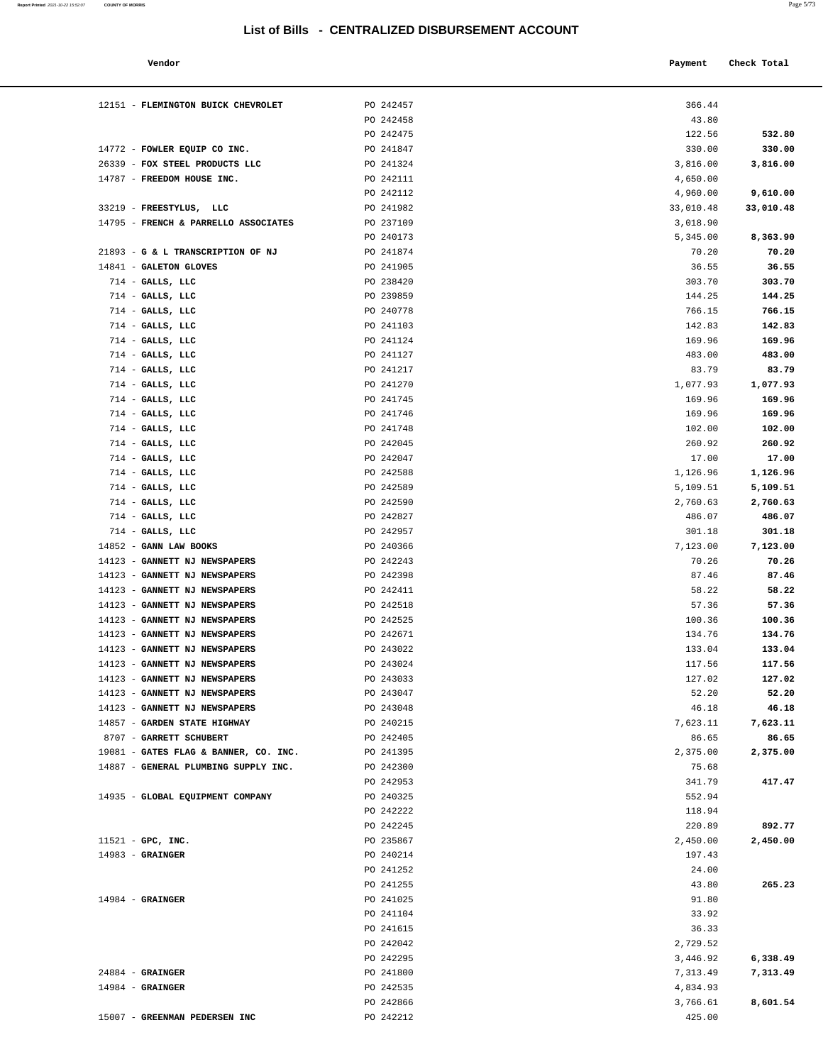## List of Bills - CENTRALIZED DISBURSEMENT ACCOUNT

| Vendor | | Payment | Check Total |
|---|---|---|---|
| 12151 - **FLEMINGTON BUICK CHEVROLET** | PO 242457 | 366.44 | |
| | PO 242458 | 43.80 | |
| | PO 242475 | 122.56 | **532.80** |
| 14772 - **FOWLER EQUIP CO INC.** | PO 241847 | 330.00 | **330.00** |
| 26339 - **FOX STEEL PRODUCTS LLC** | PO 241324 | 3,816.00 | **3,816.00** |
| 14787 - **FREEDOM HOUSE INC.** | PO 242111 | 4,650.00 | |
| | PO 242112 | 4,960.00 | **9,610.00** |
| 33219 - **FREESTYLUS, LLC** | PO 241982 | 33,010.48 | **33,010.48** |
| 14795 - **FRENCH & PARRELLO ASSOCIATES** | PO 237109 | 3,018.90 | |
| | PO 240173 | 5,345.00 | **8,363.90** |
| 21893 - **G & L TRANSCRIPTION OF NJ** | PO 241874 | 70.20 | **70.20** |
| 14841 - **GALETON GLOVES** | PO 241905 | 36.55 | **36.55** |
| 714 - **GALLS, LLC** | PO 238420 | 303.70 | **303.70** |
| 714 - **GALLS, LLC** | PO 239859 | 144.25 | **144.25** |
| 714 - **GALLS, LLC** | PO 240778 | 766.15 | **766.15** |
| 714 - **GALLS, LLC** | PO 241103 | 142.83 | **142.83** |
| 714 - **GALLS, LLC** | PO 241124 | 169.96 | **169.96** |
| 714 - **GALLS, LLC** | PO 241127 | 483.00 | **483.00** |
| 714 - **GALLS, LLC** | PO 241217 | 83.79 | **83.79** |
| 714 - **GALLS, LLC** | PO 241270 | 1,077.93 | **1,077.93** |
| 714 - **GALLS, LLC** | PO 241745 | 169.96 | **169.96** |
| 714 - **GALLS, LLC** | PO 241746 | 169.96 | **169.96** |
| 714 - **GALLS, LLC** | PO 241748 | 102.00 | **102.00** |
| 714 - **GALLS, LLC** | PO 242045 | 260.92 | **260.92** |
| 714 - **GALLS, LLC** | PO 242047 | 17.00 | **17.00** |
| 714 - **GALLS, LLC** | PO 242588 | 1,126.96 | **1,126.96** |
| 714 - **GALLS, LLC** | PO 242589 | 5,109.51 | **5,109.51** |
| 714 - **GALLS, LLC** | PO 242590 | 2,760.63 | **2,760.63** |
| 714 - **GALLS, LLC** | PO 242827 | 486.07 | **486.07** |
| 714 - **GALLS, LLC** | PO 242957 | 301.18 | **301.18** |
| 14852 - **GANN LAW BOOKS** | PO 240366 | 7,123.00 | **7,123.00** |
| 14123 - **GANNETT NJ NEWSPAPERS** | PO 242243 | 70.26 | **70.26** |
| 14123 - **GANNETT NJ NEWSPAPERS** | PO 242398 | 87.46 | **87.46** |
| 14123 - **GANNETT NJ NEWSPAPERS** | PO 242411 | 58.22 | **58.22** |
| 14123 - **GANNETT NJ NEWSPAPERS** | PO 242518 | 57.36 | **57.36** |
| 14123 - **GANNETT NJ NEWSPAPERS** | PO 242525 | 100.36 | **100.36** |
| 14123 - **GANNETT NJ NEWSPAPERS** | PO 242671 | 134.76 | **134.76** |
| 14123 - **GANNETT NJ NEWSPAPERS** | PO 243022 | 133.04 | **133.04** |
| 14123 - **GANNETT NJ NEWSPAPERS** | PO 243024 | 117.56 | **117.56** |
| 14123 - **GANNETT NJ NEWSPAPERS** | PO 243033 | 127.02 | **127.02** |
| 14123 - **GANNETT NJ NEWSPAPERS** | PO 243047 | 52.20 | **52.20** |
| 14123 - **GANNETT NJ NEWSPAPERS** | PO 243048 | 46.18 | **46.18** |
| 14857 - **GARDEN STATE HIGHWAY** | PO 240215 | 7,623.11 | **7,623.11** |
| 8707 - **GARRETT SCHUBERT** | PO 242405 | 86.65 | **86.65** |
| 19081 - **GATES FLAG & BANNER, CO. INC.** | PO 241395 | 2,375.00 | **2,375.00** |
| 14887 - **GENERAL PLUMBING SUPPLY INC.** | PO 242300 | 75.68 | |
| | PO 242953 | 341.79 | **417.47** |
| 14935 - **GLOBAL EQUIPMENT COMPANY** | PO 240325 | 552.94 | |
| | PO 242222 | 118.94 | |
| | PO 242245 | 220.89 | **892.77** |
| 11521 - **GPC, INC.** | PO 235867 | 2,450.00 | **2,450.00** |
| 14983 - **GRAINGER** | PO 240214 | 197.43 | |
| | PO 241252 | 24.00 | |
| | PO 241255 | 43.80 | **265.23** |
| 14984 - **GRAINGER** | PO 241025 | 91.80 | |
| | PO 241104 | 33.92 | |
| | PO 241615 | 36.33 | |
| | PO 242042 | 2,729.52 | |
| | PO 242295 | 3,446.92 | **6,338.49** |
| 24884 - **GRAINGER** | PO 241800 | 7,313.49 | **7,313.49** |
| 14984 - **GRAINGER** | PO 242535 | 4,834.93 | |
| | PO 242866 | 3,766.61 | **8,601.54** |
| 15007 - **GREENMAN PEDERSEN INC** | PO 242212 | 425.00 | |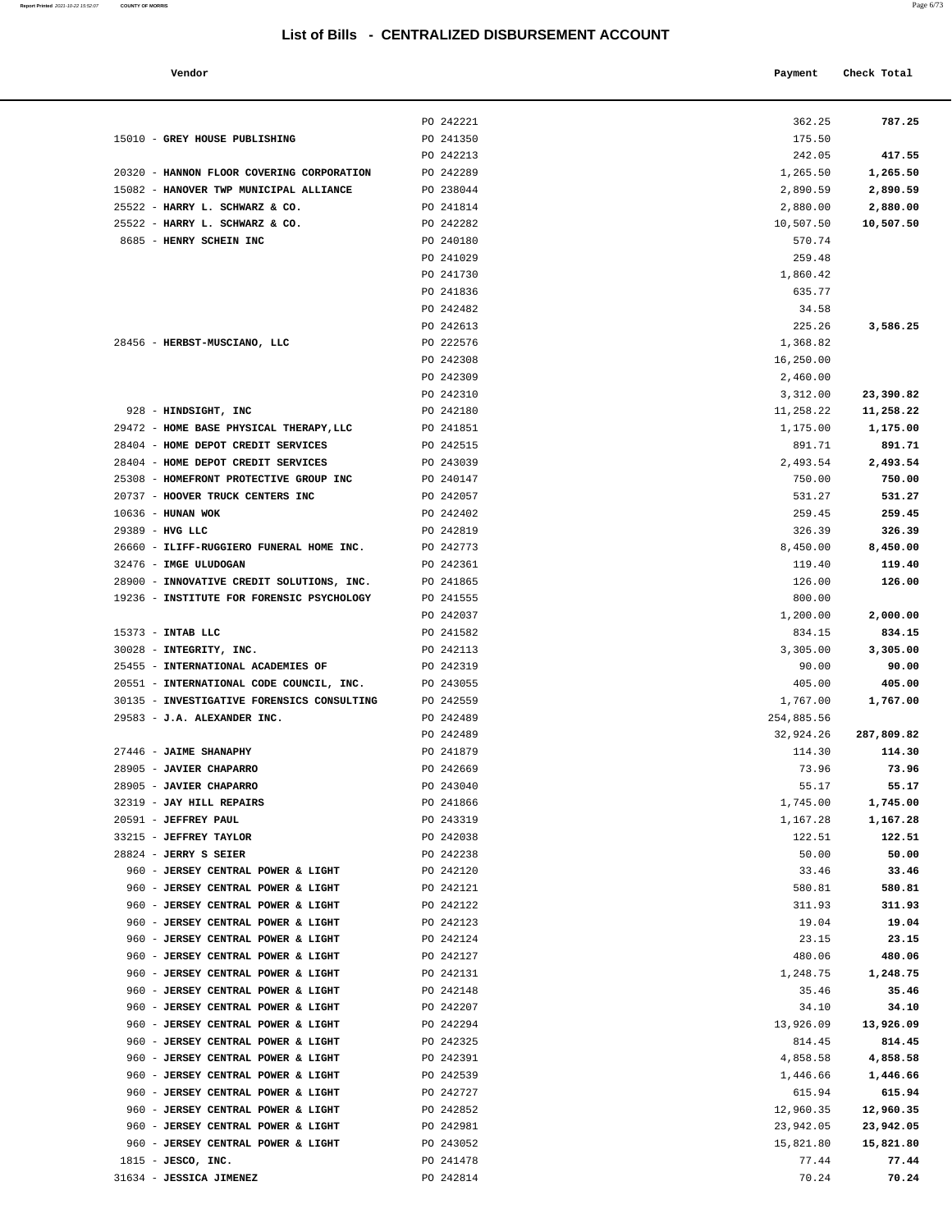# List of Bills - CENTRALIZED DISBURSEMENT ACCOUNT

| Vendor | | Payment | Check Total |
|---|---|---|---|
| | PO 242221 | 362.25 | **787.25** |
| 15010 - **GREY HOUSE PUBLISHING** | PO 241350 | 175.50 | |
| | PO 242213 | 242.05 | **417.55** |
| 20320 - **HANNON FLOOR COVERING CORPORATION** | PO 242289 | 1,265.50 | **1,265.50** |
| 15082 - **HANOVER TWP MUNICIPAL ALLIANCE** | PO 238044 | 2,890.59 | **2,890.59** |
| 25522 - **HARRY L. SCHWARZ & CO.** | PO 241814 | 2,880.00 | **2,880.00** |
| 25522 - **HARRY L. SCHWARZ & CO.** | PO 242282 | 10,507.50 | **10,507.50** |
| 8685 - **HENRY SCHEIN INC** | PO 240180 | 570.74 | |
| | PO 241029 | 259.48 | |
| | PO 241730 | 1,860.42 | |
| | PO 241836 | 635.77 | |
| | PO 242482 | 34.58 | |
| | PO 242613 | 225.26 | **3,586.25** |
| 28456 - **HERBST-MUSCIANO, LLC** | PO 222576 | 1,368.82 | |
| | PO 242308 | 16,250.00 | |
| | PO 242309 | 2,460.00 | |
| | PO 242310 | 3,312.00 | **23,390.82** |
| 928 - **HINDSIGHT, INC** | PO 242180 | 11,258.22 | **11,258.22** |
| 29472 - **HOME BASE PHYSICAL THERAPY,LLC** | PO 241851 | 1,175.00 | **1,175.00** |
| 28404 - **HOME DEPOT CREDIT SERVICES** | PO 242515 | 891.71 | **891.71** |
| 28404 - **HOME DEPOT CREDIT SERVICES** | PO 243039 | 2,493.54 | **2,493.54** |
| 25308 - **HOMEFRONT PROTECTIVE GROUP INC** | PO 240147 | 750.00 | **750.00** |
| 20737 - **HOOVER TRUCK CENTERS INC** | PO 242057 | 531.27 | **531.27** |
| 10636 - **HUNAN WOK** | PO 242402 | 259.45 | **259.45** |
| 29389 - **HVG LLC** | PO 242819 | 326.39 | **326.39** |
| 26660 - **ILIFF-RUGGIERO FUNERAL HOME INC.** | PO 242773 | 8,450.00 | **8,450.00** |
| 32476 - **IMGE ULUDOGAN** | PO 242361 | 119.40 | **119.40** |
| 28900 - **INNOVATIVE CREDIT SOLUTIONS, INC.** | PO 241865 | 126.00 | **126.00** |
| 19236 - **INSTITUTE FOR FORENSIC PSYCHOLOGY** | PO 241555 | 800.00 | |
| | PO 242037 | 1,200.00 | **2,000.00** |
| 15373 - **INTAB LLC** | PO 241582 | 834.15 | **834.15** |
| 30028 - **INTEGRITY, INC.** | PO 242113 | 3,305.00 | **3,305.00** |
| 25455 - **INTERNATIONAL ACADEMIES OF** | PO 242319 | 90.00 | **90.00** |
| 20551 - **INTERNATIONAL CODE COUNCIL, INC.** | PO 243055 | 405.00 | **405.00** |
| 30135 - **INVESTIGATIVE FORENSICS CONSULTING** | PO 242559 | 1,767.00 | **1,767.00** |
| 29583 - **J.A. ALEXANDER INC.** | PO 242489 | 254,885.56 | |
| | PO 242489 | 32,924.26 | **287,809.82** |
| 27446 - **JAIME SHANAPHY** | PO 241879 | 114.30 | **114.30** |
| 28905 - **JAVIER CHAPARRO** | PO 242669 | 73.96 | **73.96** |
| 28905 - **JAVIER CHAPARRO** | PO 243040 | 55.17 | **55.17** |
| 32319 - **JAY HILL REPAIRS** | PO 241866 | 1,745.00 | **1,745.00** |
| 20591 - **JEFFREY PAUL** | PO 243319 | 1,167.28 | **1,167.28** |
| 33215 - **JEFFREY TAYLOR** | PO 242038 | 122.51 | **122.51** |
| 28824 - **JERRY S SEIER** | PO 242238 | 50.00 | **50.00** |
| 960 - **JERSEY CENTRAL POWER & LIGHT** | PO 242120 | 33.46 | **33.46** |
| 960 - **JERSEY CENTRAL POWER & LIGHT** | PO 242121 | 580.81 | **580.81** |
| 960 - **JERSEY CENTRAL POWER & LIGHT** | PO 242122 | 311.93 | **311.93** |
| 960 - **JERSEY CENTRAL POWER & LIGHT** | PO 242123 | 19.04 | **19.04** |
| 960 - **JERSEY CENTRAL POWER & LIGHT** | PO 242124 | 23.15 | **23.15** |
| 960 - **JERSEY CENTRAL POWER & LIGHT** | PO 242127 | 480.06 | **480.06** |
| 960 - **JERSEY CENTRAL POWER & LIGHT** | PO 242131 | 1,248.75 | **1,248.75** |
| 960 - **JERSEY CENTRAL POWER & LIGHT** | PO 242148 | 35.46 | **35.46** |
| 960 - **JERSEY CENTRAL POWER & LIGHT** | PO 242207 | 34.10 | **34.10** |
| 960 - **JERSEY CENTRAL POWER & LIGHT** | PO 242294 | 13,926.09 | **13,926.09** |
| 960 - **JERSEY CENTRAL POWER & LIGHT** | PO 242325 | 814.45 | **814.45** |
| 960 - **JERSEY CENTRAL POWER & LIGHT** | PO 242391 | 4,858.58 | **4,858.58** |
| 960 - **JERSEY CENTRAL POWER & LIGHT** | PO 242539 | 1,446.66 | **1,446.66** |
| 960 - **JERSEY CENTRAL POWER & LIGHT** | PO 242727 | 615.94 | **615.94** |
| 960 - **JERSEY CENTRAL POWER & LIGHT** | PO 242852 | 12,960.35 | **12,960.35** |
| 960 - **JERSEY CENTRAL POWER & LIGHT** | PO 242981 | 23,942.05 | **23,942.05** |
| 960 - **JERSEY CENTRAL POWER & LIGHT** | PO 243052 | 15,821.80 | **15,821.80** |
| 1815 - **JESCO, INC.** | PO 241478 | 77.44 | **77.44** |
| 31634 - **JESSICA JIMENEZ** | PO 242814 | 70.24 | **70.24** |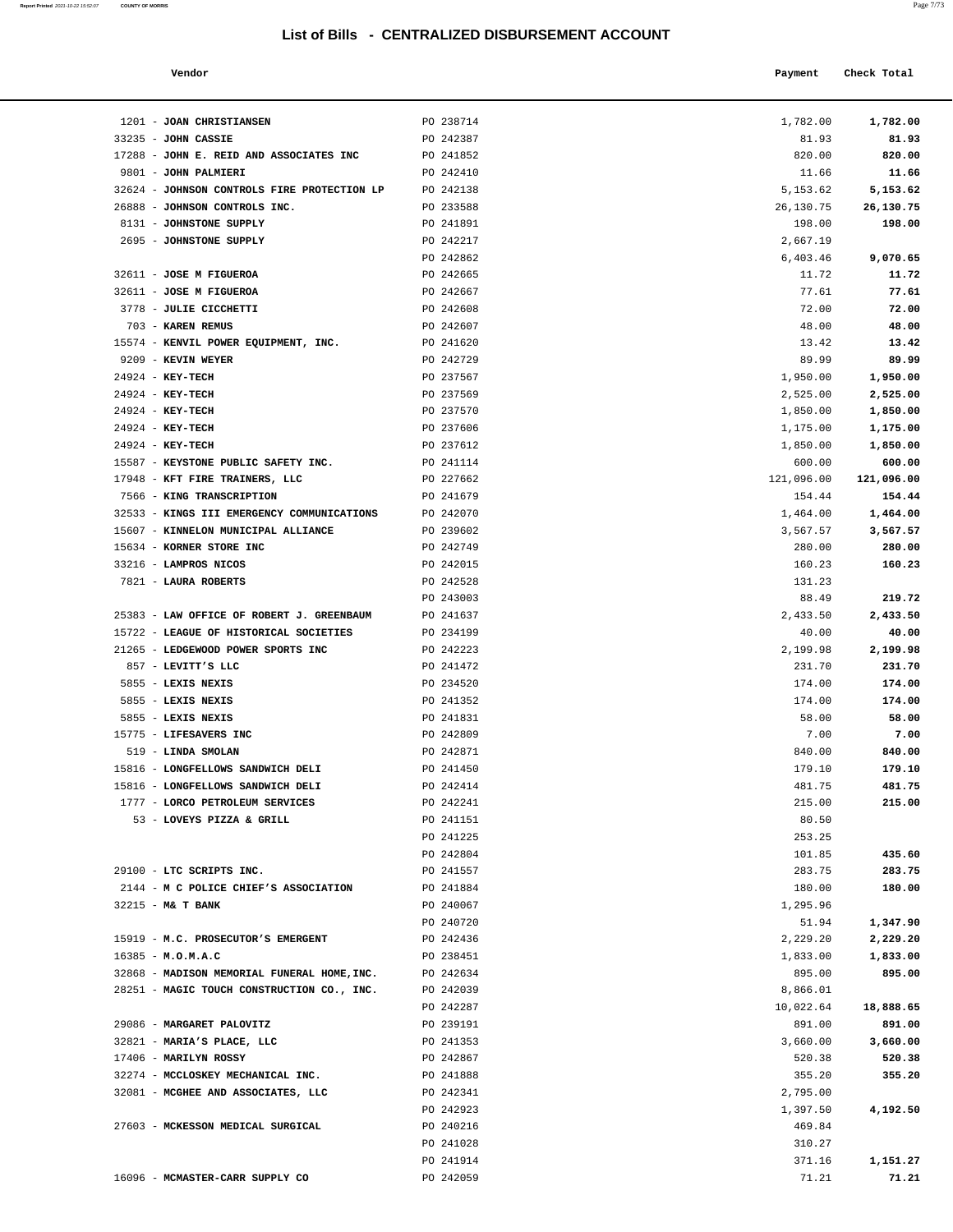# List of Bills - CENTRALIZED DISBURSEMENT ACCOUNT

| Vendor | | Payment | Check Total |
|---|---|---|---|
| 1201 - **JOAN CHRISTIANSEN** | PO 238714 | 1,782.00 | **1,782.00** |
| 33235 - **JOHN CASSIE** | PO 242387 | 81.93 | **81.93** |
| 17288 - **JOHN E. REID AND ASSOCIATES INC** | PO 241852 | 820.00 | **820.00** |
| 9801 - **JOHN PALMIERI** | PO 242410 | 11.66 | **11.66** |
| 32624 - **JOHNSON CONTROLS FIRE PROTECTION LP** | PO 242138 | 5,153.62 | **5,153.62** |
| 26888 - **JOHNSON CONTROLS INC.** | PO 233588 | 26,130.75 | **26,130.75** |
| 8131 - **JOHNSTONE SUPPLY** | PO 241891 | 198.00 | **198.00** |
| 2695 - **JOHNSTONE SUPPLY** | PO 242217 | 2,667.19 | |
| | PO 242862 | 6,403.46 | **9,070.65** |
| 32611 - **JOSE M FIGUEROA** | PO 242665 | 11.72 | **11.72** |
| 32611 - **JOSE M FIGUEROA** | PO 242667 | 77.61 | **77.61** |
| 3778 - **JULIE CICCHETTI** | PO 242608 | 72.00 | **72.00** |
| 703 - **KAREN REMUS** | PO 242607 | 48.00 | **48.00** |
| 15574 - **KENVIL POWER EQUIPMENT, INC.** | PO 241620 | 13.42 | **13.42** |
| 9209 - **KEVIN WEYER** | PO 242729 | 89.99 | **89.99** |
| 24924 - **KEY-TECH** | PO 237567 | 1,950.00 | **1,950.00** |
| 24924 - **KEY-TECH** | PO 237569 | 2,525.00 | **2,525.00** |
| 24924 - **KEY-TECH** | PO 237570 | 1,850.00 | **1,850.00** |
| 24924 - **KEY-TECH** | PO 237606 | 1,175.00 | **1,175.00** |
| 24924 - **KEY-TECH** | PO 237612 | 1,850.00 | **1,850.00** |
| 15587 - **KEYSTONE PUBLIC SAFETY INC.** | PO 241114 | 600.00 | **600.00** |
| 17948 - **KFT FIRE TRAINERS, LLC** | PO 227662 | 121,096.00 | **121,096.00** |
| 7566 - **KING TRANSCRIPTION** | PO 241679 | 154.44 | **154.44** |
| 32533 - **KINGS III EMERGENCY COMMUNICATIONS** | PO 242070 | 1,464.00 | **1,464.00** |
| 15607 - **KINNELON MUNICIPAL ALLIANCE** | PO 239602 | 3,567.57 | **3,567.57** |
| 15634 - **KORNER STORE INC** | PO 242749 | 280.00 | **280.00** |
| 33216 - **LAMPROS NICOS** | PO 242015 | 160.23 | **160.23** |
| 7821 - **LAURA ROBERTS** | PO 242528 | 131.23 | |
| | PO 243003 | 88.49 | **219.72** |
| 25383 - **LAW OFFICE OF ROBERT J. GREENBAUM** | PO 241637 | 2,433.50 | **2,433.50** |
| 15722 - **LEAGUE OF HISTORICAL SOCIETIES** | PO 234199 | 40.00 | **40.00** |
| 21265 - **LEDGEWOOD POWER SPORTS INC** | PO 242223 | 2,199.98 | **2,199.98** |
| 857 - **LEVITT'S LLC** | PO 241472 | 231.70 | **231.70** |
| 5855 - **LEXIS NEXIS** | PO 234520 | 174.00 | **174.00** |
| 5855 - **LEXIS NEXIS** | PO 241352 | 174.00 | **174.00** |
| 5855 - **LEXIS NEXIS** | PO 241831 | 58.00 | **58.00** |
| 15775 - **LIFESAVERS INC** | PO 242809 | 7.00 | **7.00** |
| 519 - **LINDA SMOLAN** | PO 242871 | 840.00 | **840.00** |
| 15816 - **LONGFELLOWS SANDWICH DELI** | PO 241450 | 179.10 | **179.10** |
| 15816 - **LONGFELLOWS SANDWICH DELI** | PO 242414 | 481.75 | **481.75** |
| 1777 - **LORCO PETROLEUM SERVICES** | PO 242241 | 215.00 | **215.00** |
| 53 - **LOVEYS PIZZA & GRILL** | PO 241151 | 80.50 | |
| | PO 241225 | 253.25 | |
| | PO 242804 | 101.85 | **435.60** |
| 29100 - **LTC SCRIPTS INC.** | PO 241557 | 283.75 | **283.75** |
| 2144 - **M C POLICE CHIEF'S ASSOCIATION** | PO 241884 | 180.00 | **180.00** |
| 32215 - **M& T BANK** | PO 240067 | 1,295.96 | |
| | PO 240720 | 51.94 | **1,347.90** |
| 15919 - **M.C. PROSECUTOR'S EMERGENT** | PO 242436 | 2,229.20 | **2,229.20** |
| 16385 - **M.O.M.A.C** | PO 238451 | 1,833.00 | **1,833.00** |
| 32868 - **MADISON MEMORIAL FUNERAL HOME,INC.** | PO 242634 | 895.00 | **895.00** |
| 28251 - **MAGIC TOUCH CONSTRUCTION CO., INC.** | PO 242039 | 8,866.01 | |
| | PO 242287 | 10,022.64 | **18,888.65** |
| 29086 - **MARGARET PALOVITZ** | PO 239191 | 891.00 | **891.00** |
| 32821 - **MARIA'S PLACE, LLC** | PO 241353 | 3,660.00 | **3,660.00** |
| 17406 - **MARILYN ROSSY** | PO 242867 | 520.38 | **520.38** |
| 32274 - **MCCLOSKEY MECHANICAL INC.** | PO 241888 | 355.20 | **355.20** |
| 32081 - **MCGHEE AND ASSOCIATES, LLC** | PO 242341 | 2,795.00 | |
| | PO 242923 | 1,397.50 | **4,192.50** |
| 27603 - **MCKESSON MEDICAL SURGICAL** | PO 240216 | 469.84 | |
| | PO 241028 | 310.27 | |
| | PO 241914 | 371.16 | **1,151.27** |
| 16096 - **MCMASTER-CARR SUPPLY CO** | PO 242059 | 71.21 | **71.21** |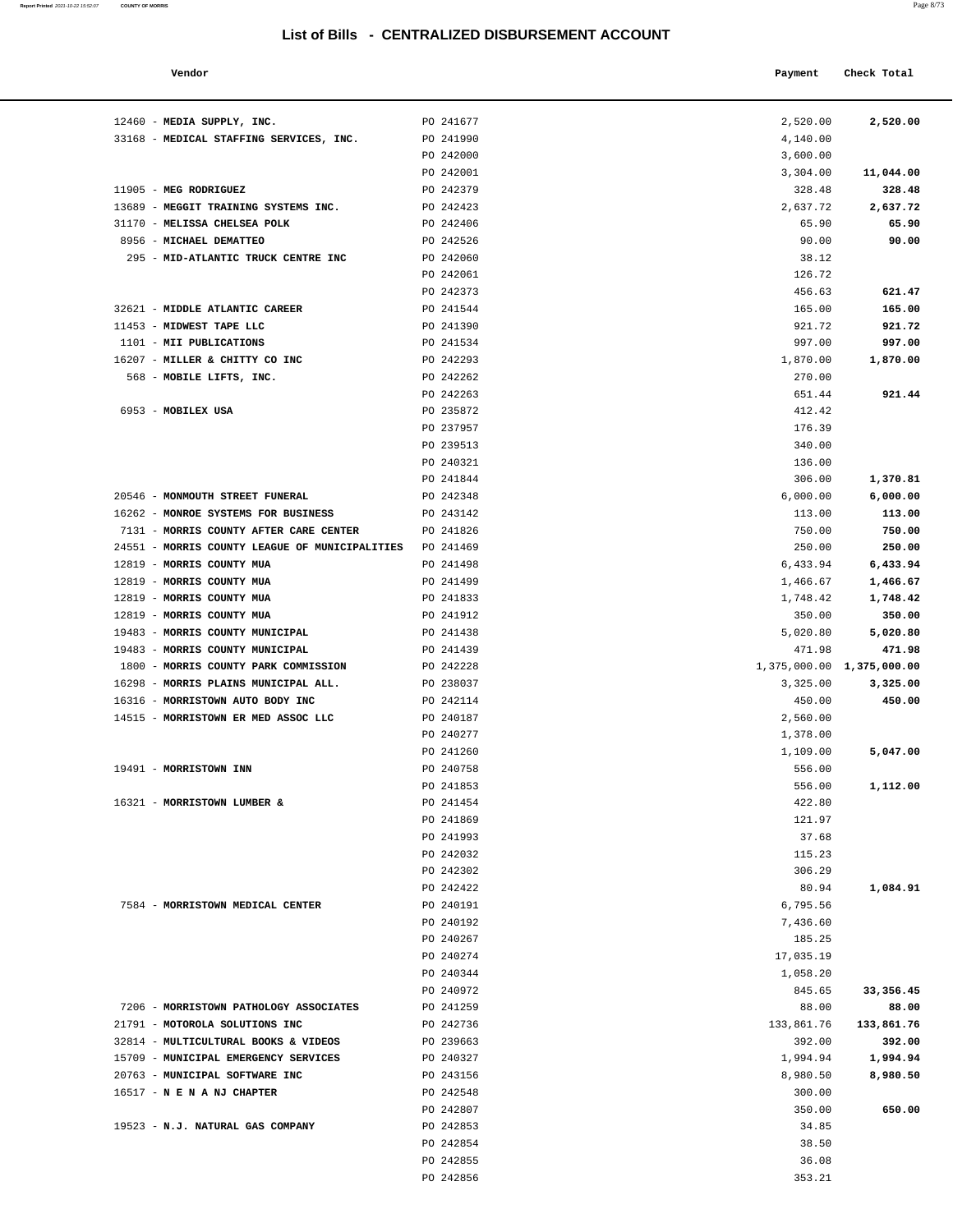# List of Bills - CENTRALIZED DISBURSEMENT ACCOUNT

| Vendor | | Payment | Check Total |
|---|---|---|---|
| 12460 - **MEDIA SUPPLY, INC.** | PO 241677 | 2,520.00 | **2,520.00** |
| 33168 - **MEDICAL STAFFING SERVICES, INC.** | PO 241990 | 4,140.00 | |
| | PO 242000 | 3,600.00 | |
| | PO 242001 | 3,304.00 | **11,044.00** |
| 11905 - **MEG RODRIGUEZ** | PO 242379 | 328.48 | **328.48** |
| 13689 - **MEGGIT TRAINING SYSTEMS INC.** | PO 242423 | 2,637.72 | **2,637.72** |
| 31170 - **MELISSA CHELSEA POLK** | PO 242406 | 65.90 | **65.90** |
| 8956 - **MICHAEL DEMATTEO** | PO 242526 | 90.00 | **90.00** |
| 295 - **MID-ATLANTIC TRUCK CENTRE INC** | PO 242060 | 38.12 | |
| | PO 242061 | 126.72 | |
| | PO 242373 | 456.63 | **621.47** |
| 32621 - **MIDDLE ATLANTIC CAREER** | PO 241544 | 165.00 | **165.00** |
| 11453 - **MIDWEST TAPE LLC** | PO 241390 | 921.72 | **921.72** |
| 1101 - **MII PUBLICATIONS** | PO 241534 | 997.00 | **997.00** |
| 16207 - **MILLER & CHITTY CO INC** | PO 242293 | 1,870.00 | **1,870.00** |
| 568 - **MOBILE LIFTS, INC.** | PO 242262 | 270.00 | |
| | PO 242263 | 651.44 | **921.44** |
| 6953 - **MOBILEX USA** | PO 235872 | 412.42 | |
| | PO 237957 | 176.39 | |
| | PO 239513 | 340.00 | |
| | PO 240321 | 136.00 | |
| | PO 241844 | 306.00 | **1,370.81** |
| 20546 - **MONMOUTH STREET FUNERAL** | PO 242348 | 6,000.00 | **6,000.00** |
| 16262 - **MONROE SYSTEMS FOR BUSINESS** | PO 243142 | 113.00 | **113.00** |
| 7131 - **MORRIS COUNTY AFTER CARE CENTER** | PO 241826 | 750.00 | **750.00** |
| 24551 - **MORRIS COUNTY LEAGUE OF MUNICIPALITIES** | PO 241469 | 250.00 | **250.00** |
| 12819 - **MORRIS COUNTY MUA** | PO 241498 | 6,433.94 | **6,433.94** |
| 12819 - **MORRIS COUNTY MUA** | PO 241499 | 1,466.67 | **1,466.67** |
| 12819 - **MORRIS COUNTY MUA** | PO 241833 | 1,748.42 | **1,748.42** |
| 12819 - **MORRIS COUNTY MUA** | PO 241912 | 350.00 | **350.00** |
| 19483 - **MORRIS COUNTY MUNICIPAL** | PO 241438 | 5,020.80 | **5,020.80** |
| 19483 - **MORRIS COUNTY MUNICIPAL** | PO 241439 | 471.98 | **471.98** |
| 1800 - **MORRIS COUNTY PARK COMMISSION** | PO 242228 | 1,375,000.00 | **1,375,000.00** |
| 16298 - **MORRIS PLAINS MUNICIPAL ALL.** | PO 238037 | 3,325.00 | **3,325.00** |
| 16316 - **MORRISTOWN AUTO BODY INC** | PO 242114 | 450.00 | **450.00** |
| 14515 - **MORRISTOWN ER MED ASSOC LLC** | PO 240187 | 2,560.00 | |
| | PO 240277 | 1,378.00 | |
| | PO 241260 | 1,109.00 | **5,047.00** |
| 19491 - **MORRISTOWN INN** | PO 240758 | 556.00 | |
| | PO 241853 | 556.00 | **1,112.00** |
| 16321 - **MORRISTOWN LUMBER &** | PO 241454 | 422.80 | |
| | PO 241869 | 121.97 | |
| | PO 241993 | 37.68 | |
| | PO 242032 | 115.23 | |
| | PO 242302 | 306.29 | |
| | PO 242422 | 80.94 | **1,084.91** |
| 7584 - **MORRISTOWN MEDICAL CENTER** | PO 240191 | 6,795.56 | |
| | PO 240192 | 7,436.60 | |
| | PO 240267 | 185.25 | |
| | PO 240274 | 17,035.19 | |
| | PO 240344 | 1,058.20 | |
| | PO 240972 | 845.65 | **33,356.45** |
| 7206 - **MORRISTOWN PATHOLOGY ASSOCIATES** | PO 241259 | 88.00 | **88.00** |
| 21791 - **MOTOROLA SOLUTIONS INC** | PO 242736 | 133,861.76 | **133,861.76** |
| 32814 - **MULTICULTURAL BOOKS & VIDEOS** | PO 239663 | 392.00 | **392.00** |
| 15709 - **MUNICIPAL EMERGENCY SERVICES** | PO 240327 | 1,994.94 | **1,994.94** |
| 20763 - **MUNICIPAL SOFTWARE INC** | PO 243156 | 8,980.50 | **8,980.50** |
| 16517 - **N E N A NJ CHAPTER** | PO 242548 | 300.00 | |
| | PO 242807 | 350.00 | **650.00** |
| 19523 - **N.J. NATURAL GAS COMPANY** | PO 242853 | 34.85 | |
| | PO 242854 | 38.50 | |
| | PO 242855 | 36.08 | |
| | PO 242856 | 353.21 | |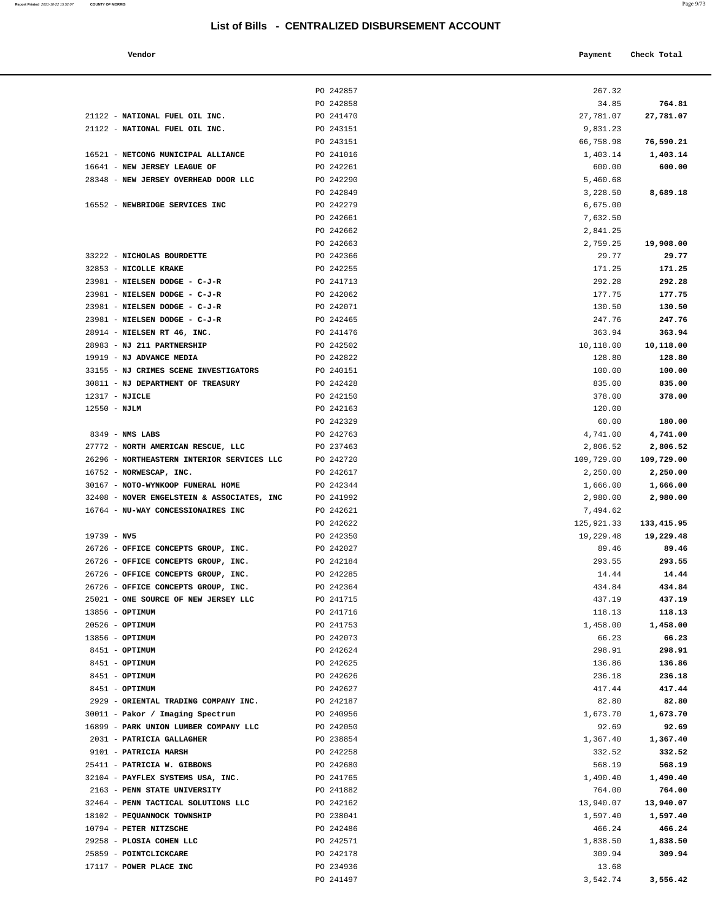# List of Bills - CENTRALIZED DISBURSEMENT ACCOUNT

| Vendor | | Payment | Check Total |
|---|---|---|---|
| | PO 242857 | 267.32 | |
| | PO 242858 | 34.85 | **764.81** |
| 21122 - **NATIONAL FUEL OIL INC.** | PO 241470 | 27,781.07 | **27,781.07** |
| 21122 - **NATIONAL FUEL OIL INC.** | PO 243151 | 9,831.23 | |
| | PO 243151 | 66,758.98 | **76,590.21** |
| 16521 - **NETCONG MUNICIPAL ALLIANCE** | PO 241016 | 1,403.14 | **1,403.14** |
| 16641 - **NEW JERSEY LEAGUE OF** | PO 242261 | 600.00 | **600.00** |
| 28348 - **NEW JERSEY OVERHEAD DOOR LLC** | PO 242290 | 5,460.68 | |
| | PO 242849 | 3,228.50 | **8,689.18** |
| 16552 - **NEWBRIDGE SERVICES INC** | PO 242279 | 6,675.00 | |
| | PO 242661 | 7,632.50 | |
| | PO 242662 | 2,841.25 | |
| | PO 242663 | 2,759.25 | **19,908.00** |
| 33222 - **NICHOLAS BOURDETTE** | PO 242366 | 29.77 | **29.77** |
| 32853 - **NICOLLE KRAKE** | PO 242255 | 171.25 | **171.25** |
| 23981 - **NIELSEN DODGE - C-J-R** | PO 241713 | 292.28 | **292.28** |
| 23981 - **NIELSEN DODGE - C-J-R** | PO 242062 | 177.75 | **177.75** |
| 23981 - **NIELSEN DODGE - C-J-R** | PO 242071 | 130.50 | **130.50** |
| 23981 - **NIELSEN DODGE - C-J-R** | PO 242465 | 247.76 | **247.76** |
| 28914 - **NIELSEN RT 46, INC.** | PO 241476 | 363.94 | **363.94** |
| 28983 - **NJ 211 PARTNERSHIP** | PO 242502 | 10,118.00 | **10,118.00** |
| 19919 - **NJ ADVANCE MEDIA** | PO 242822 | 128.80 | **128.80** |
| 33155 - **NJ CRIMES SCENE INVESTIGATORS** | PO 240151 | 100.00 | **100.00** |
| 30811 - **NJ DEPARTMENT OF TREASURY** | PO 242428 | 835.00 | **835.00** |
| 12317 - **NJICLE** | PO 242150 | 378.00 | **378.00** |
| 12550 - **NJLM** | PO 242163 | 120.00 | |
| | PO 242329 | 60.00 | **180.00** |
| 8349 - **NMS LABS** | PO 242763 | 4,741.00 | **4,741.00** |
| 27772 - **NORTH AMERICAN RESCUE, LLC** | PO 237463 | 2,806.52 | **2,806.52** |
| 26296 - **NORTHEASTERN INTERIOR SERVICES LLC** | PO 242720 | 109,729.00 | **109,729.00** |
| 16752 - **NORWESCAP, INC.** | PO 242617 | 2,250.00 | **2,250.00** |
| 30167 - **NOTO-WYNKOOP FUNERAL HOME** | PO 242344 | 1,666.00 | **1,666.00** |
| 32408 - **NOVER ENGELSTEIN & ASSOCIATES, INC** | PO 241992 | 2,980.00 | **2,980.00** |
| 16764 - **NU-WAY CONCESSIONAIRES INC** | PO 242621 | 7,494.62 | |
| | PO 242622 | 125,921.33 | **133,415.95** |
| 19739 - **NV5** | PO 242350 | 19,229.48 | **19,229.48** |
| 26726 - **OFFICE CONCEPTS GROUP, INC.** | PO 242027 | 89.46 | **89.46** |
| 26726 - **OFFICE CONCEPTS GROUP, INC.** | PO 242184 | 293.55 | **293.55** |
| 26726 - **OFFICE CONCEPTS GROUP, INC.** | PO 242285 | 14.44 | **14.44** |
| 26726 - **OFFICE CONCEPTS GROUP, INC.** | PO 242364 | 434.84 | **434.84** |
| 25021 - **ONE SOURCE OF NEW JERSEY LLC** | PO 241715 | 437.19 | **437.19** |
| 13856 - **OPTIMUM** | PO 241716 | 118.13 | **118.13** |
| 20526 - **OPTIMUM** | PO 241753 | 1,458.00 | **1,458.00** |
| 13856 - **OPTIMUM** | PO 242073 | 66.23 | **66.23** |
| 8451 - **OPTIMUM** | PO 242624 | 298.91 | **298.91** |
| 8451 - **OPTIMUM** | PO 242625 | 136.86 | **136.86** |
| 8451 - **OPTIMUM** | PO 242626 | 236.18 | **236.18** |
| 8451 - **OPTIMUM** | PO 242627 | 417.44 | **417.44** |
| 2929 - **ORIENTAL TRADING COMPANY INC.** | PO 242187 | 82.80 | **82.80** |
| 30011 - **Pakor / Imaging Spectrum** | PO 240956 | 1,673.70 | **1,673.70** |
| 16899 - **PARK UNION LUMBER COMPANY LLC** | PO 242050 | 92.69 | **92.69** |
| 2031 - **PATRICIA GALLAGHER** | PO 238854 | 1,367.40 | **1,367.40** |
| 9101 - **PATRICIA MARSH** | PO 242258 | 332.52 | **332.52** |
| 25411 - **PATRICIA W. GIBBONS** | PO 242680 | 568.19 | **568.19** |
| 32104 - **PAYFLEX SYSTEMS USA, INC.** | PO 241765 | 1,490.40 | **1,490.40** |
| 2163 - **PENN STATE UNIVERSITY** | PO 241882 | 764.00 | **764.00** |
| 32464 - **PENN TACTICAL SOLUTIONS LLC** | PO 242162 | 13,940.07 | **13,940.07** |
| 18102 - **PEQUANNOCK TOWNSHIP** | PO 238041 | 1,597.40 | **1,597.40** |
| 10794 - **PETER NITZSCHE** | PO 242486 | 466.24 | **466.24** |
| 29258 - **PLOSIA COHEN LLC** | PO 242571 | 1,838.50 | **1,838.50** |
| 25859 - **POINTCLICKCARE** | PO 242178 | 309.94 | **309.94** |
| 17117 - **POWER PLACE INC** | PO 234936 | 13.68 | |
| | PO 241497 | 3,542.74 | **3,556.42** |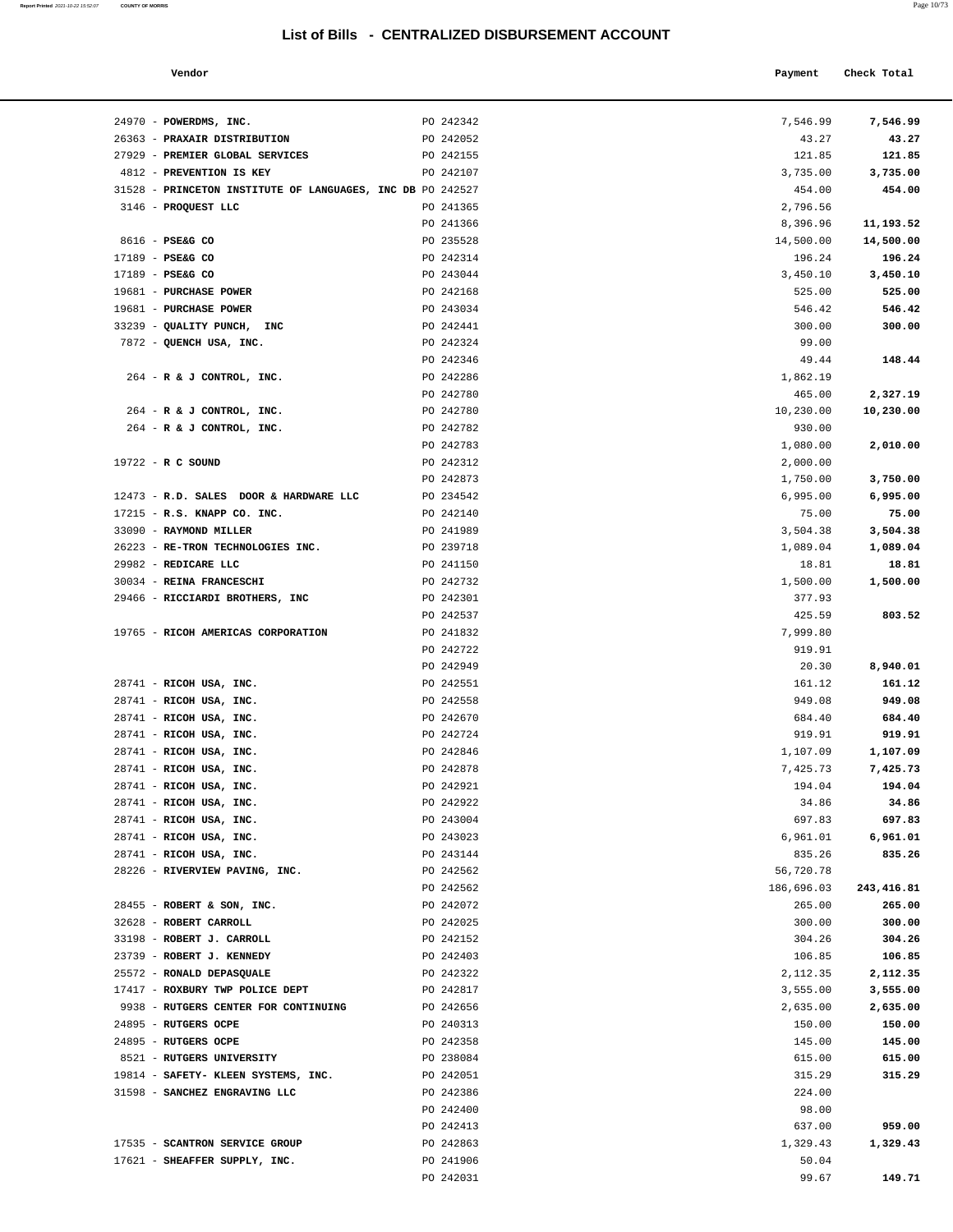# List of Bills - CENTRALIZED DISBURSEMENT ACCOUNT

| Vendor | | Payment | Check Total |
|---|---|---|---|
| 24970 - **POWERDMS, INC.** | PO 242342 | 7,546.99 | **7,546.99** |
| 26363 - **PRAXAIR DISTRIBUTION** | PO 242052 | 43.27 | **43.27** |
| 27929 - **PREMIER GLOBAL SERVICES** | PO 242155 | 121.85 | **121.85** |
| 4812 - **PREVENTION IS KEY** | PO 242107 | 3,735.00 | **3,735.00** |
| 31528 - **PRINCETON INSTITUTE OF LANGUAGES, INC DB** | PO 242527 | 454.00 | **454.00** |
| 3146 - **PROQUEST LLC** | PO 241365 | 2,796.56 | |
| | PO 241366 | 8,396.96 | **11,193.52** |
| 8616 - **PSE&G CO** | PO 235528 | 14,500.00 | **14,500.00** |
| 17189 - **PSE&G CO** | PO 242314 | 196.24 | **196.24** |
| 17189 - **PSE&G CO** | PO 243044 | 3,450.10 | **3,450.10** |
| 19681 - **PURCHASE POWER** | PO 242168 | 525.00 | **525.00** |
| 19681 - **PURCHASE POWER** | PO 243034 | 546.42 | **546.42** |
| 33239 - **QUALITY PUNCH, INC** | PO 242441 | 300.00 | **300.00** |
| 7872 - **QUENCH USA, INC.** | PO 242324 | 99.00 | |
| | PO 242346 | 49.44 | **148.44** |
| 264 - **R & J CONTROL, INC.** | PO 242286 | 1,862.19 | |
| | PO 242780 | 465.00 | **2,327.19** |
| 264 - **R & J CONTROL, INC.** | PO 242780 | 10,230.00 | **10,230.00** |
| 264 - **R & J CONTROL, INC.** | PO 242782 | 930.00 | |
| | PO 242783 | 1,080.00 | **2,010.00** |
| 19722 - **R C SOUND** | PO 242312 | 2,000.00 | |
| | PO 242873 | 1,750.00 | **3,750.00** |
| 12473 - **R.D. SALES DOOR & HARDWARE LLC** | PO 234542 | 6,995.00 | **6,995.00** |
| 17215 - **R.S. KNAPP CO. INC.** | PO 242140 | 75.00 | **75.00** |
| 33090 - **RAYMOND MILLER** | PO 241989 | 3,504.38 | **3,504.38** |
| 26223 - **RE-TRON TECHNOLOGIES INC.** | PO 239718 | 1,089.04 | **1,089.04** |
| 29982 - **REDICARE LLC** | PO 241150 | 18.81 | **18.81** |
| 30034 - **REINA FRANCESCHI** | PO 242732 | 1,500.00 | **1,500.00** |
| 29466 - **RICCIARDI BROTHERS, INC** | PO 242301 | 377.93 | |
| | PO 242537 | 425.59 | **803.52** |
| 19765 - **RICOH AMERICAS CORPORATION** | PO 241832 | 7,999.80 | |
| | PO 242722 | 919.91 | |
| | PO 242949 | 20.30 | **8,940.01** |
| 28741 - **RICOH USA, INC.** | PO 242551 | 161.12 | **161.12** |
| 28741 - **RICOH USA, INC.** | PO 242558 | 949.08 | **949.08** |
| 28741 - **RICOH USA, INC.** | PO 242670 | 684.40 | **684.40** |
| 28741 - **RICOH USA, INC.** | PO 242724 | 919.91 | **919.91** |
| 28741 - **RICOH USA, INC.** | PO 242846 | 1,107.09 | **1,107.09** |
| 28741 - **RICOH USA, INC.** | PO 242878 | 7,425.73 | **7,425.73** |
| 28741 - **RICOH USA, INC.** | PO 242921 | 194.04 | **194.04** |
| 28741 - **RICOH USA, INC.** | PO 242922 | 34.86 | **34.86** |
| 28741 - **RICOH USA, INC.** | PO 243004 | 697.83 | **697.83** |
| 28741 - **RICOH USA, INC.** | PO 243023 | 6,961.01 | **6,961.01** |
| 28741 - **RICOH USA, INC.** | PO 243144 | 835.26 | **835.26** |
| 28226 - **RIVERVIEW PAVING, INC.** | PO 242562 | 56,720.78 | |
| | PO 242562 | 186,696.03 | **243,416.81** |
| 28455 - **ROBERT & SON, INC.** | PO 242072 | 265.00 | **265.00** |
| 32628 - **ROBERT CARROLL** | PO 242025 | 300.00 | **300.00** |
| 33198 - **ROBERT J. CARROLL** | PO 242152 | 304.26 | **304.26** |
| 23739 - **ROBERT J. KENNEDY** | PO 242403 | 106.85 | **106.85** |
| 25572 - **RONALD DEPASQUALE** | PO 242322 | 2,112.35 | **2,112.35** |
| 17417 - **ROXBURY TWP POLICE DEPT** | PO 242817 | 3,555.00 | **3,555.00** |
| 9938 - **RUTGERS CENTER FOR CONTINUING** | PO 242656 | 2,635.00 | **2,635.00** |
| 24895 - **RUTGERS OCPE** | PO 240313 | 150.00 | **150.00** |
| 24895 - **RUTGERS OCPE** | PO 242358 | 145.00 | **145.00** |
| 8521 - **RUTGERS UNIVERSITY** | PO 238084 | 615.00 | **615.00** |
| 19814 - **SAFETY- KLEEN SYSTEMS, INC.** | PO 242051 | 315.29 | **315.29** |
| 31598 - **SANCHEZ ENGRAVING LLC** | PO 242386 | 224.00 | |
| | PO 242400 | 98.00 | |
| | PO 242413 | 637.00 | **959.00** |
| 17535 - **SCANTRON SERVICE GROUP** | PO 242863 | 1,329.43 | **1,329.43** |
| 17621 - **SHEAFFER SUPPLY, INC.** | PO 241906 | 50.04 | |
| | PO 242031 | 99.67 | **149.71** |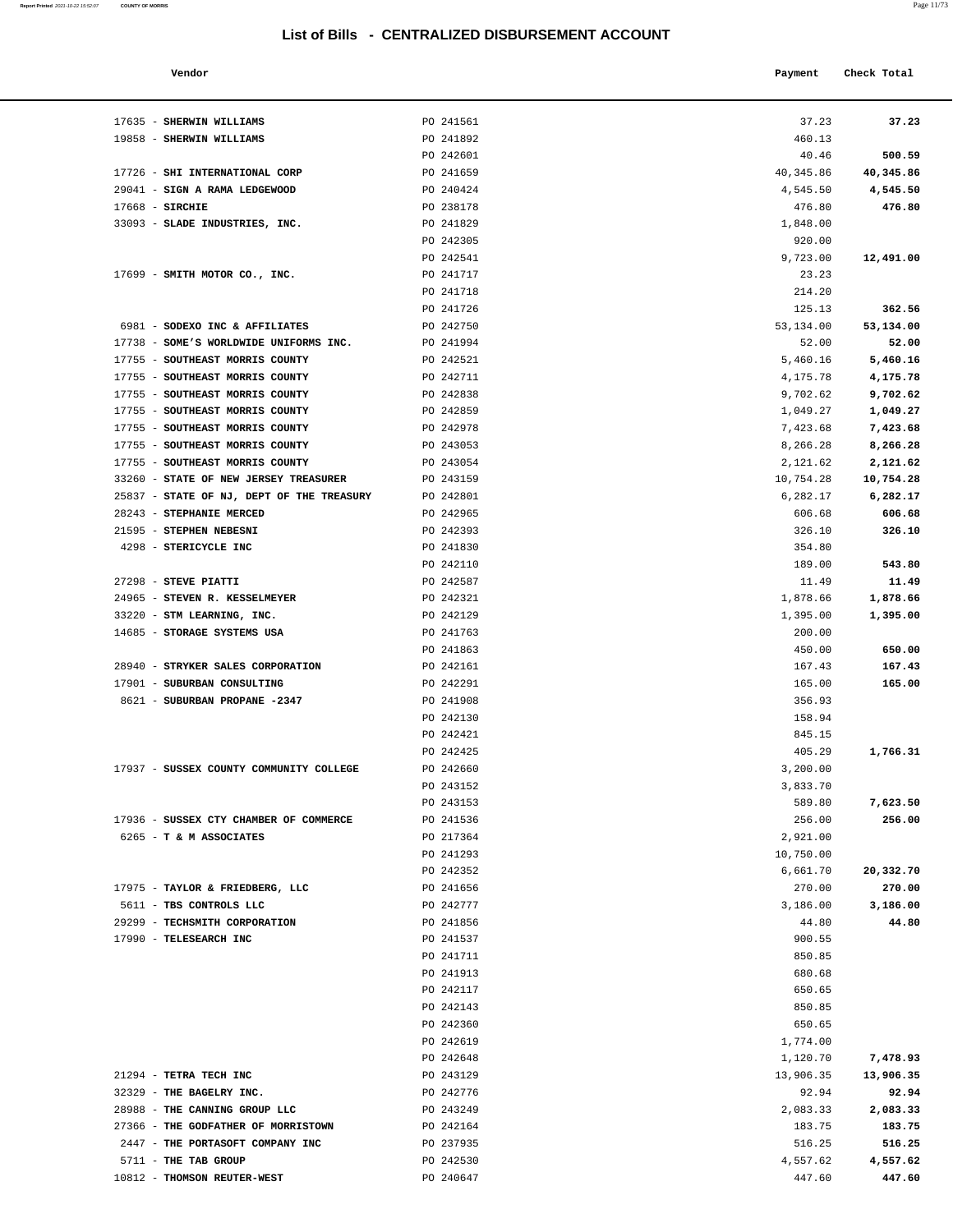## List of Bills - CENTRALIZED DISBURSEMENT ACCOUNT

| Vendor | | Payment | Check Total |
|---|---|---|---|
| 17635 - **SHERWIN WILLIAMS** | PO 241561 | 37.23 | **37.23** |
| 19858 - **SHERWIN WILLIAMS** | PO 241892 | 460.13 | |
| | PO 242601 | 40.46 | **500.59** |
| 17726 - **SHI INTERNATIONAL CORP** | PO 241659 | 40,345.86 | **40,345.86** |
| 29041 - **SIGN A RAMA LEDGEWOOD** | PO 240424 | 4,545.50 | **4,545.50** |
| 17668 - **SIRCHIE** | PO 238178 | 476.80 | **476.80** |
| 33093 - **SLADE INDUSTRIES, INC.** | PO 241829 | 1,848.00 | |
| | PO 242305 | 920.00 | |
| | PO 242541 | 9,723.00 | **12,491.00** |
| 17699 - **SMITH MOTOR CO., INC.** | PO 241717 | 23.23 | |
| | PO 241718 | 214.20 | |
| | PO 241726 | 125.13 | **362.56** |
| 6981 - **SODEXO INC & AFFILIATES** | PO 242750 | 53,134.00 | **53,134.00** |
| 17738 - **SOME'S WORLDWIDE UNIFORMS INC.** | PO 241994 | 52.00 | **52.00** |
| 17755 - **SOUTHEAST MORRIS COUNTY** | PO 242521 | 5,460.16 | **5,460.16** |
| 17755 - **SOUTHEAST MORRIS COUNTY** | PO 242711 | 4,175.78 | **4,175.78** |
| 17755 - **SOUTHEAST MORRIS COUNTY** | PO 242838 | 9,702.62 | **9,702.62** |
| 17755 - **SOUTHEAST MORRIS COUNTY** | PO 242859 | 1,049.27 | **1,049.27** |
| 17755 - **SOUTHEAST MORRIS COUNTY** | PO 242978 | 7,423.68 | **7,423.68** |
| 17755 - **SOUTHEAST MORRIS COUNTY** | PO 243053 | 8,266.28 | **8,266.28** |
| 17755 - **SOUTHEAST MORRIS COUNTY** | PO 243054 | 2,121.62 | **2,121.62** |
| 33260 - **STATE OF NEW JERSEY TREASURER** | PO 243159 | 10,754.28 | **10,754.28** |
| 25837 - **STATE OF NJ, DEPT OF THE TREASURY** | PO 242801 | 6,282.17 | **6,282.17** |
| 28243 - **STEPHANIE MERCED** | PO 242965 | 606.68 | **606.68** |
| 21595 - **STEPHEN NEBESNI** | PO 242393 | 326.10 | **326.10** |
| 4298 - **STERICYCLE INC** | PO 241830 | 354.80 | |
| | PO 242110 | 189.00 | **543.80** |
| 27298 - **STEVE PIATTI** | PO 242587 | 11.49 | **11.49** |
| 24965 - **STEVEN R. KESSELMEYER** | PO 242321 | 1,878.66 | **1,878.66** |
| 33220 - **STM LEARNING, INC.** | PO 242129 | 1,395.00 | **1,395.00** |
| 14685 - **STORAGE SYSTEMS USA** | PO 241763 | 200.00 | |
| | PO 241863 | 450.00 | **650.00** |
| 28940 - **STRYKER SALES CORPORATION** | PO 242161 | 167.43 | **167.43** |
| 17901 - **SUBURBAN CONSULTING** | PO 242291 | 165.00 | **165.00** |
| 8621 - **SUBURBAN PROPANE -2347** | PO 241908 | 356.93 | |
| | PO 242130 | 158.94 | |
| | PO 242421 | 845.15 | |
| | PO 242425 | 405.29 | **1,766.31** |
| 17937 - **SUSSEX COUNTY COMMUNITY COLLEGE** | PO 242660 | 3,200.00 | |
| | PO 243152 | 3,833.70 | |
| | PO 243153 | 589.80 | **7,623.50** |
| 17936 - **SUSSEX CTY CHAMBER OF COMMERCE** | PO 241536 | 256.00 | **256.00** |
| 6265 - **T & M ASSOCIATES** | PO 217364 | 2,921.00 | |
| | PO 241293 | 10,750.00 | |
| | PO 242352 | 6,661.70 | **20,332.70** |
| 17975 - **TAYLOR & FRIEDBERG, LLC** | PO 241656 | 270.00 | **270.00** |
| 5611 - **TBS CONTROLS LLC** | PO 242777 | 3,186.00 | **3,186.00** |
| 29299 - **TECHSMITH CORPORATION** | PO 241856 | 44.80 | **44.80** |
| 17990 - **TELESEARCH INC** | PO 241537 | 900.55 | |
| | PO 241711 | 850.85 | |
| | PO 241913 | 680.68 | |
| | PO 242117 | 650.65 | |
| | PO 242143 | 850.85 | |
| | PO 242360 | 650.65 | |
| | PO 242619 | 1,774.00 | |
| | PO 242648 | 1,120.70 | **7,478.93** |
| 21294 - **TETRA TECH INC** | PO 243129 | 13,906.35 | **13,906.35** |
| 32329 - **THE BAGELRY INC.** | PO 242776 | 92.94 | **92.94** |
| 28988 - **THE CANNING GROUP LLC** | PO 243249 | 2,083.33 | **2,083.33** |
| 27366 - **THE GODFATHER OF MORRISTOWN** | PO 242164 | 183.75 | **183.75** |
| 2447 - **THE PORTASOFT COMPANY INC** | PO 237935 | 516.25 | **516.25** |
| 5711 - **THE TAB GROUP** | PO 242530 | 4,557.62 | **4,557.62** |
| 10812 - **THOMSON REUTER-WEST** | PO 240647 | 447.60 | **447.60** |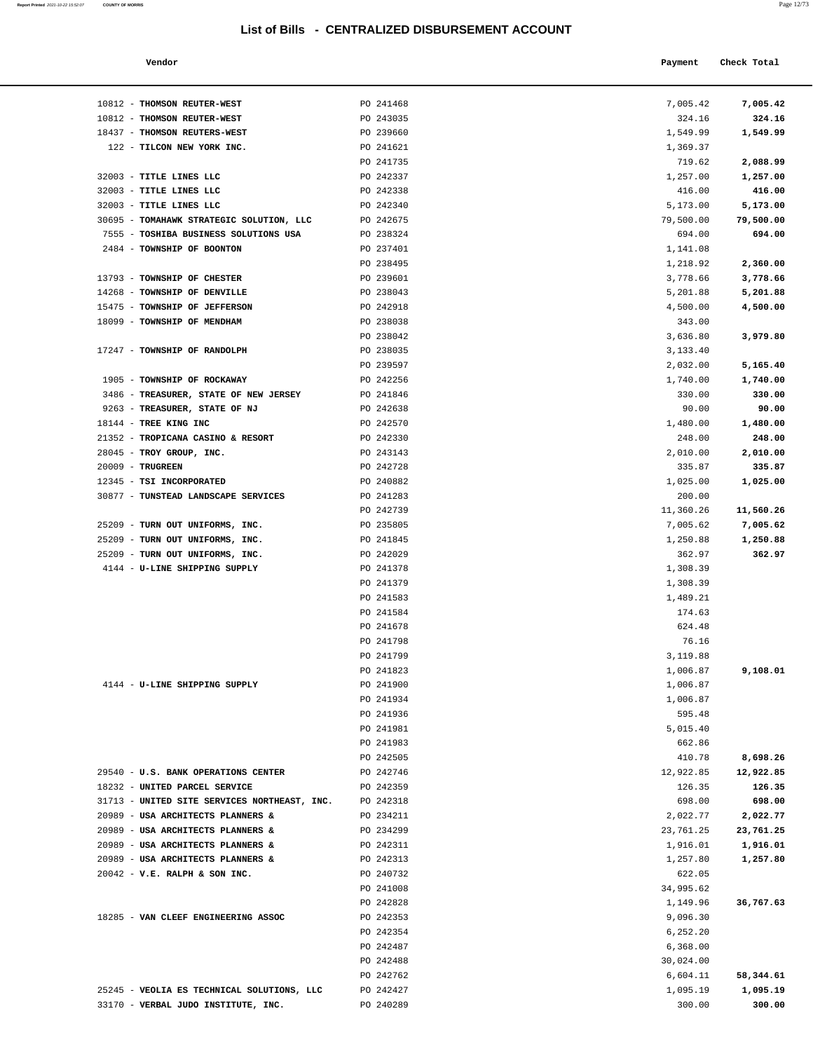# List of Bills - CENTRALIZED DISBURSEMENT ACCOUNT

| Vendor | | Payment | Check Total |
|---|---|---|---|
| 10812 - **THOMSON REUTER-WEST** | PO 241468 | 7,005.42 | **7,005.42** |
| 10812 - **THOMSON REUTER-WEST** | PO 243035 | 324.16 | **324.16** |
| 18437 - **THOMSON REUTERS-WEST** | PO 239660 | 1,549.99 | **1,549.99** |
| 122 - **TILCON NEW YORK INC.** | PO 241621 | 1,369.37 | |
| | PO 241735 | 719.62 | **2,088.99** |
| 32003 - **TITLE LINES LLC** | PO 242337 | 1,257.00 | **1,257.00** |
| 32003 - **TITLE LINES LLC** | PO 242338 | 416.00 | **416.00** |
| 32003 - **TITLE LINES LLC** | PO 242340 | 5,173.00 | **5,173.00** |
| 30695 - **TOMAHAWK STRATEGIC SOLUTION, LLC** | PO 242675 | 79,500.00 | **79,500.00** |
| 7555 - **TOSHIBA BUSINESS SOLUTIONS USA** | PO 238324 | 694.00 | **694.00** |
| 2484 - **TOWNSHIP OF BOONTON** | PO 237401 | 1,141.08 | |
| | PO 238495 | 1,218.92 | **2,360.00** |
| 13793 - **TOWNSHIP OF CHESTER** | PO 239601 | 3,778.66 | **3,778.66** |
| 14268 - **TOWNSHIP OF DENVILLE** | PO 238043 | 5,201.88 | **5,201.88** |
| 15475 - **TOWNSHIP OF JEFFERSON** | PO 242918 | 4,500.00 | **4,500.00** |
| 18099 - **TOWNSHIP OF MENDHAM** | PO 238038 | 343.00 | |
| | PO 238042 | 3,636.80 | **3,979.80** |
| 17247 - **TOWNSHIP OF RANDOLPH** | PO 238035 | 3,133.40 | |
| | PO 239597 | 2,032.00 | **5,165.40** |
| 1905 - **TOWNSHIP OF ROCKAWAY** | PO 242256 | 1,740.00 | **1,740.00** |
| 3486 - **TREASURER, STATE OF NEW JERSEY** | PO 241846 | 330.00 | **330.00** |
| 9263 - **TREASURER, STATE OF NJ** | PO 242638 | 90.00 | **90.00** |
| 18144 - **TREE KING INC** | PO 242570 | 1,480.00 | **1,480.00** |
| 21352 - **TROPICANA CASINO & RESORT** | PO 242330 | 248.00 | **248.00** |
| 28045 - **TROY GROUP, INC.** | PO 243143 | 2,010.00 | **2,010.00** |
| 20009 - **TRUGREEN** | PO 242728 | 335.87 | **335.87** |
| 12345 - **TSI INCORPORATED** | PO 240882 | 1,025.00 | **1,025.00** |
| 30877 - **TUNSTEAD LANDSCAPE SERVICES** | PO 241283 | 200.00 | |
| | PO 242739 | 11,360.26 | **11,560.26** |
| 25209 - **TURN OUT UNIFORMS, INC.** | PO 235805 | 7,005.62 | **7,005.62** |
| 25209 - **TURN OUT UNIFORMS, INC.** | PO 241845 | 1,250.88 | **1,250.88** |
| 25209 - **TURN OUT UNIFORMS, INC.** | PO 242029 | 362.97 | **362.97** |
| 4144 - **U-LINE SHIPPING SUPPLY** | PO 241378 | 1,308.39 | |
| | PO 241379 | 1,308.39 | |
| | PO 241583 | 1,489.21 | |
| | PO 241584 | 174.63 | |
| | PO 241678 | 624.48 | |
| | PO 241798 | 76.16 | |
| | PO 241799 | 3,119.88 | |
| | PO 241823 | 1,006.87 | **9,108.01** |
| 4144 - **U-LINE SHIPPING SUPPLY** | PO 241900 | 1,006.87 | |
| | PO 241934 | 1,006.87 | |
| | PO 241936 | 595.48 | |
| | PO 241981 | 5,015.40 | |
| | PO 241983 | 662.86 | |
| | PO 242505 | 410.78 | **8,698.26** |
| 29540 - **U.S. BANK OPERATIONS CENTER** | PO 242746 | 12,922.85 | **12,922.85** |
| 18232 - **UNITED PARCEL SERVICE** | PO 242359 | 126.35 | **126.35** |
| 31713 - **UNITED SITE SERVICES NORTHEAST, INC.** | PO 242318 | 698.00 | **698.00** |
| 20989 - **USA ARCHITECTS PLANNERS &** | PO 234211 | 2,022.77 | **2,022.77** |
| 20989 - **USA ARCHITECTS PLANNERS &** | PO 234299 | 23,761.25 | **23,761.25** |
| 20989 - **USA ARCHITECTS PLANNERS &** | PO 242311 | 1,916.01 | **1,916.01** |
| 20989 - **USA ARCHITECTS PLANNERS &** | PO 242313 | 1,257.80 | **1,257.80** |
| 20042 - **V.E. RALPH & SON INC.** | PO 240732 | 622.05 | |
| | PO 241008 | 34,995.62 | |
| | PO 242828 | 1,149.96 | **36,767.63** |
| 18285 - **VAN CLEEF ENGINEERING ASSOC** | PO 242353 | 9,096.30 | |
| | PO 242354 | 6,252.20 | |
| | PO 242487 | 6,368.00 | |
| | PO 242488 | 30,024.00 | |
| | PO 242762 | 6,604.11 | **58,344.61** |
| 25245 - **VEOLIA ES TECHNICAL SOLUTIONS, LLC** | PO 242427 | 1,095.19 | **1,095.19** |
| 33170 - **VERBAL JUDO INSTITUTE, INC.** | PO 240289 | 300.00 | **300.00** |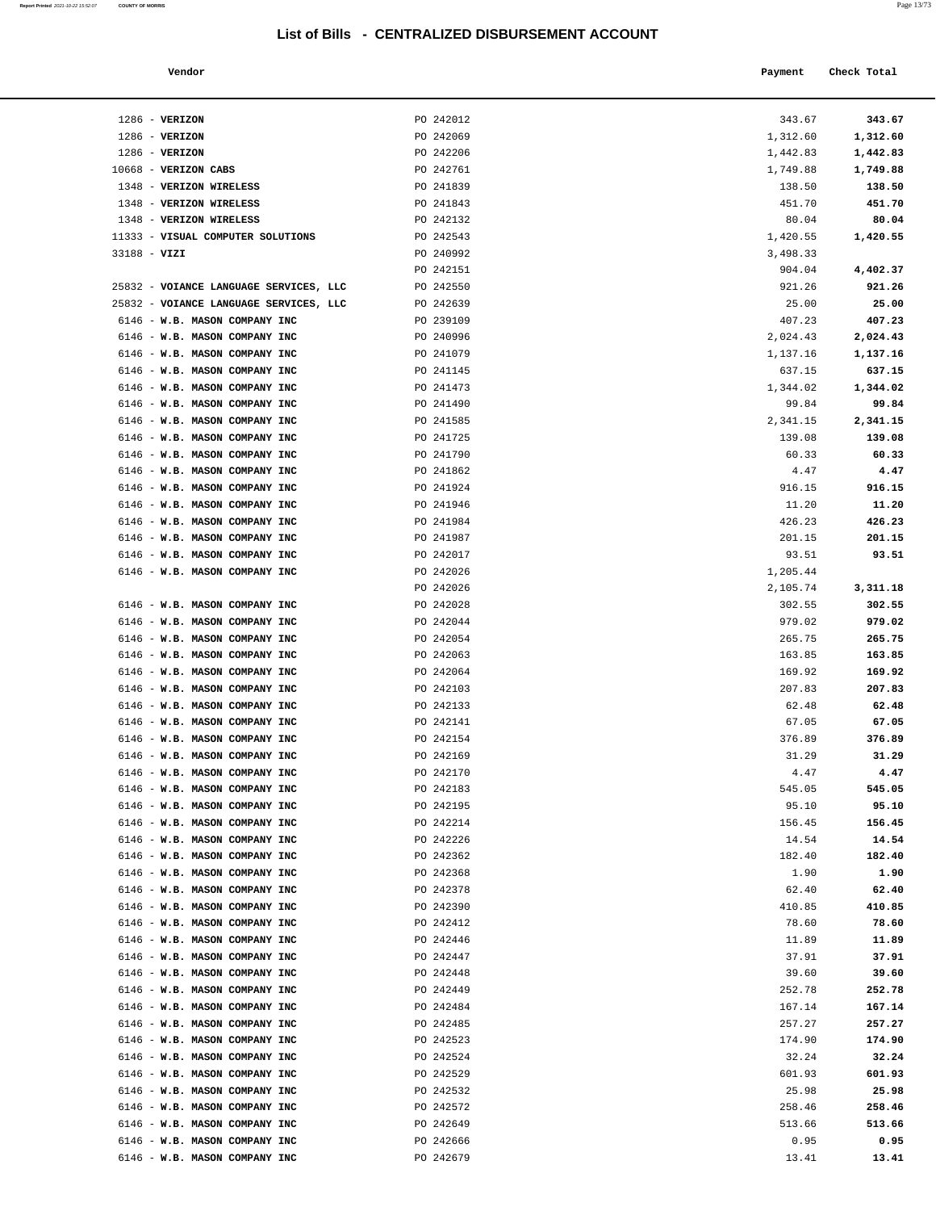## List of Bills - CENTRALIZED DISBURSEMENT ACCOUNT

| Vendor | | Payment | Check Total |
|---|---|---|---|
| 1286 - **VERIZON** | PO 242012 | 343.67 | **343.67** |
| 1286 - **VERIZON** | PO 242069 | 1,312.60 | **1,312.60** |
| 1286 - **VERIZON** | PO 242206 | 1,442.83 | **1,442.83** |
| 10668 - **VERIZON CABS** | PO 242761 | 1,749.88 | **1,749.88** |
| 1348 - **VERIZON WIRELESS** | PO 241839 | 138.50 | **138.50** |
| 1348 - **VERIZON WIRELESS** | PO 241843 | 451.70 | **451.70** |
| 1348 - **VERIZON WIRELESS** | PO 242132 | 80.04 | **80.04** |
| 11333 - **VISUAL COMPUTER SOLUTIONS** | PO 242543 | 1,420.55 | **1,420.55** |
| 33188 - **VIZI** | PO 240992 | 3,498.33 | |
| | PO 242151 | 904.04 | **4,402.37** |
| 25832 - **VOIANCE LANGUAGE SERVICES, LLC** | PO 242550 | 921.26 | **921.26** |
| 25832 - **VOIANCE LANGUAGE SERVICES, LLC** | PO 242639 | 25.00 | **25.00** |
| 6146 - **W.B. MASON COMPANY INC** | PO 239109 | 407.23 | **407.23** |
| 6146 - **W.B. MASON COMPANY INC** | PO 240996 | 2,024.43 | **2,024.43** |
| 6146 - **W.B. MASON COMPANY INC** | PO 241079 | 1,137.16 | **1,137.16** |
| 6146 - **W.B. MASON COMPANY INC** | PO 241145 | 637.15 | **637.15** |
| 6146 - **W.B. MASON COMPANY INC** | PO 241473 | 1,344.02 | **1,344.02** |
| 6146 - **W.B. MASON COMPANY INC** | PO 241490 | 99.84 | **99.84** |
| 6146 - **W.B. MASON COMPANY INC** | PO 241585 | 2,341.15 | **2,341.15** |
| 6146 - **W.B. MASON COMPANY INC** | PO 241725 | 139.08 | **139.08** |
| 6146 - **W.B. MASON COMPANY INC** | PO 241790 | 60.33 | **60.33** |
| 6146 - **W.B. MASON COMPANY INC** | PO 241862 | 4.47 | **4.47** |
| 6146 - **W.B. MASON COMPANY INC** | PO 241924 | 916.15 | **916.15** |
| 6146 - **W.B. MASON COMPANY INC** | PO 241946 | 11.20 | **11.20** |
| 6146 - **W.B. MASON COMPANY INC** | PO 241984 | 426.23 | **426.23** |
| 6146 - **W.B. MASON COMPANY INC** | PO 241987 | 201.15 | **201.15** |
| 6146 - **W.B. MASON COMPANY INC** | PO 242017 | 93.51 | **93.51** |
| 6146 - **W.B. MASON COMPANY INC** | PO 242026 | 1,205.44 | |
| | PO 242026 | 2,105.74 | **3,311.18** |
| 6146 - **W.B. MASON COMPANY INC** | PO 242028 | 302.55 | **302.55** |
| 6146 - **W.B. MASON COMPANY INC** | PO 242044 | 979.02 | **979.02** |
| 6146 - **W.B. MASON COMPANY INC** | PO 242054 | 265.75 | **265.75** |
| 6146 - **W.B. MASON COMPANY INC** | PO 242063 | 163.85 | **163.85** |
| 6146 - **W.B. MASON COMPANY INC** | PO 242064 | 169.92 | **169.92** |
| 6146 - **W.B. MASON COMPANY INC** | PO 242103 | 207.83 | **207.83** |
| 6146 - **W.B. MASON COMPANY INC** | PO 242133 | 62.48 | **62.48** |
| 6146 - **W.B. MASON COMPANY INC** | PO 242141 | 67.05 | **67.05** |
| 6146 - **W.B. MASON COMPANY INC** | PO 242154 | 376.89 | **376.89** |
| 6146 - **W.B. MASON COMPANY INC** | PO 242169 | 31.29 | **31.29** |
| 6146 - **W.B. MASON COMPANY INC** | PO 242170 | 4.47 | **4.47** |
| 6146 - **W.B. MASON COMPANY INC** | PO 242183 | 545.05 | **545.05** |
| 6146 - **W.B. MASON COMPANY INC** | PO 242195 | 95.10 | **95.10** |
| 6146 - **W.B. MASON COMPANY INC** | PO 242214 | 156.45 | **156.45** |
| 6146 - **W.B. MASON COMPANY INC** | PO 242226 | 14.54 | **14.54** |
| 6146 - **W.B. MASON COMPANY INC** | PO 242362 | 182.40 | **182.40** |
| 6146 - **W.B. MASON COMPANY INC** | PO 242368 | 1.90 | **1.90** |
| 6146 - **W.B. MASON COMPANY INC** | PO 242378 | 62.40 | **62.40** |
| 6146 - **W.B. MASON COMPANY INC** | PO 242390 | 410.85 | **410.85** |
| 6146 - **W.B. MASON COMPANY INC** | PO 242412 | 78.60 | **78.60** |
| 6146 - **W.B. MASON COMPANY INC** | PO 242446 | 11.89 | **11.89** |
| 6146 - **W.B. MASON COMPANY INC** | PO 242447 | 37.91 | **37.91** |
| 6146 - **W.B. MASON COMPANY INC** | PO 242448 | 39.60 | **39.60** |
| 6146 - **W.B. MASON COMPANY INC** | PO 242449 | 252.78 | **252.78** |
| 6146 - **W.B. MASON COMPANY INC** | PO 242484 | 167.14 | **167.14** |
| 6146 - **W.B. MASON COMPANY INC** | PO 242485 | 257.27 | **257.27** |
| 6146 - **W.B. MASON COMPANY INC** | PO 242523 | 174.90 | **174.90** |
| 6146 - **W.B. MASON COMPANY INC** | PO 242524 | 32.24 | **32.24** |
| 6146 - **W.B. MASON COMPANY INC** | PO 242529 | 601.93 | **601.93** |
| 6146 - **W.B. MASON COMPANY INC** | PO 242532 | 25.98 | **25.98** |
| 6146 - **W.B. MASON COMPANY INC** | PO 242572 | 258.46 | **258.46** |
| 6146 - **W.B. MASON COMPANY INC** | PO 242649 | 513.66 | **513.66** |
| 6146 - **W.B. MASON COMPANY INC** | PO 242666 | 0.95 | **0.95** |
| 6146 - **W.B. MASON COMPANY INC** | PO 242679 | 13.41 | **13.41** |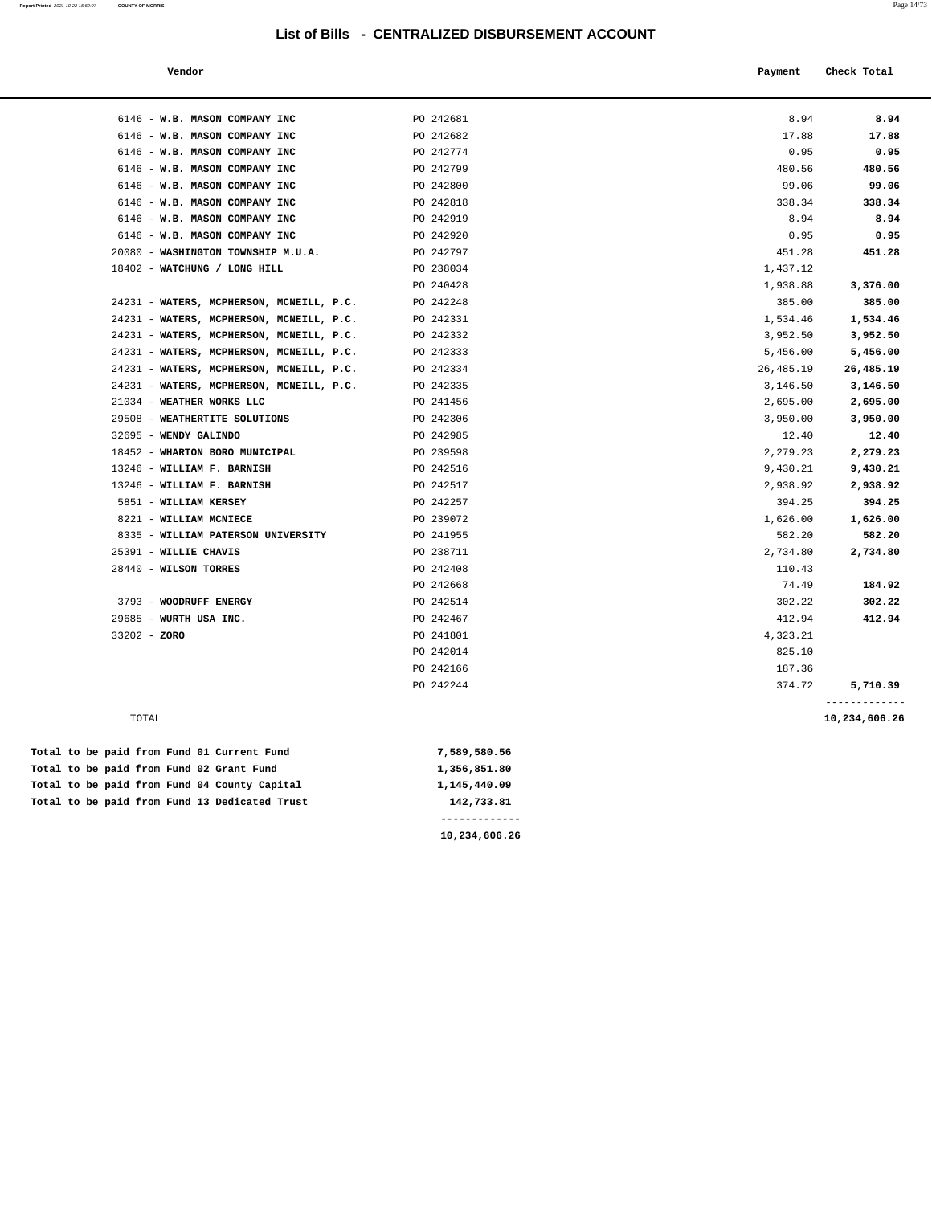# List of Bills - CENTRALIZED DISBURSEMENT ACCOUNT

| Vendor | | Payment | Check Total |
|---|---|---|---|
| 6146 - **W.B. MASON COMPANY INC** | PO 242681 | 8.94 | **8.94** |
| 6146 - **W.B. MASON COMPANY INC** | PO 242682 | 17.88 | **17.88** |
| 6146 - **W.B. MASON COMPANY INC** | PO 242774 | 0.95 | **0.95** |
| 6146 - **W.B. MASON COMPANY INC** | PO 242799 | 480.56 | **480.56** |
| 6146 - **W.B. MASON COMPANY INC** | PO 242800 | 99.06 | **99.06** |
| 6146 - **W.B. MASON COMPANY INC** | PO 242818 | 338.34 | **338.34** |
| 6146 - **W.B. MASON COMPANY INC** | PO 242919 | 8.94 | **8.94** |
| 6146 - **W.B. MASON COMPANY INC** | PO 242920 | 0.95 | **0.95** |
| 20080 - **WASHINGTON TOWNSHIP M.U.A.** | PO 242797 | 451.28 | **451.28** |
| 18402 - **WATCHUNG / LONG HILL** | PO 238034 | 1,437.12 | |
| | PO 240428 | 1,938.88 | **3,376.00** |
| 24231 - **WATERS, MCPHERSON, MCNEILL, P.C.** | PO 242248 | 385.00 | **385.00** |
| 24231 - **WATERS, MCPHERSON, MCNEILL, P.C.** | PO 242331 | 1,534.46 | **1,534.46** |
| 24231 - **WATERS, MCPHERSON, MCNEILL, P.C.** | PO 242332 | 3,952.50 | **3,952.50** |
| 24231 - **WATERS, MCPHERSON, MCNEILL, P.C.** | PO 242333 | 5,456.00 | **5,456.00** |
| 24231 - **WATERS, MCPHERSON, MCNEILL, P.C.** | PO 242334 | 26,485.19 | **26,485.19** |
| 24231 - **WATERS, MCPHERSON, MCNEILL, P.C.** | PO 242335 | 3,146.50 | **3,146.50** |
| 21034 - **WEATHER WORKS LLC** | PO 241456 | 2,695.00 | **2,695.00** |
| 29508 - **WEATHERTITE SOLUTIONS** | PO 242306 | 3,950.00 | **3,950.00** |
| 32695 - **WENDY GALINDO** | PO 242985 | 12.40 | **12.40** |
| 18452 - **WHARTON BORO MUNICIPAL** | PO 239598 | 2,279.23 | **2,279.23** |
| 13246 - **WILLIAM F. BARNISH** | PO 242516 | 9,430.21 | **9,430.21** |
| 13246 - **WILLIAM F. BARNISH** | PO 242517 | 2,938.92 | **2,938.92** |
| 5851 - **WILLIAM KERSEY** | PO 242257 | 394.25 | **394.25** |
| 8221 - **WILLIAM MCNIECE** | PO 239072 | 1,626.00 | **1,626.00** |
| 8335 - **WILLIAM PATERSON UNIVERSITY** | PO 241955 | 582.20 | **582.20** |
| 25391 - **WILLIE CHAVIS** | PO 238711 | 2,734.80 | **2,734.80** |
| 28440 - **WILSON TORRES** | PO 242408 | 110.43 | |
| | PO 242668 | 74.49 | **184.92** |
| 3793 - **WOODRUFF ENERGY** | PO 242514 | 302.22 | **302.22** |
| 29685 - **WURTH USA INC.** | PO 242467 | 412.94 | **412.94** |
| 33202 - **ZORO** | PO 241801 | 4,323.21 | |
| | PO 242014 | 825.10 | |
| | PO 242166 | 187.36 | |
| | PO 242244 | 374.72 | **5,710.39** |
| TOTAL | | | **10,234,606.26** |

| | |
|---|---|
| **Total to be paid from Fund 01 Current Fund** | **7,589,580.56** |
| **Total to be paid from Fund 02 Grant Fund** | **1,356,851.80** |
| **Total to be paid from Fund 04 County Capital** | **1,145,440.09** |
| **Total to be paid from Fund 13 Dedicated Trust** | **142,733.81** |
| | **10,234,606.26** |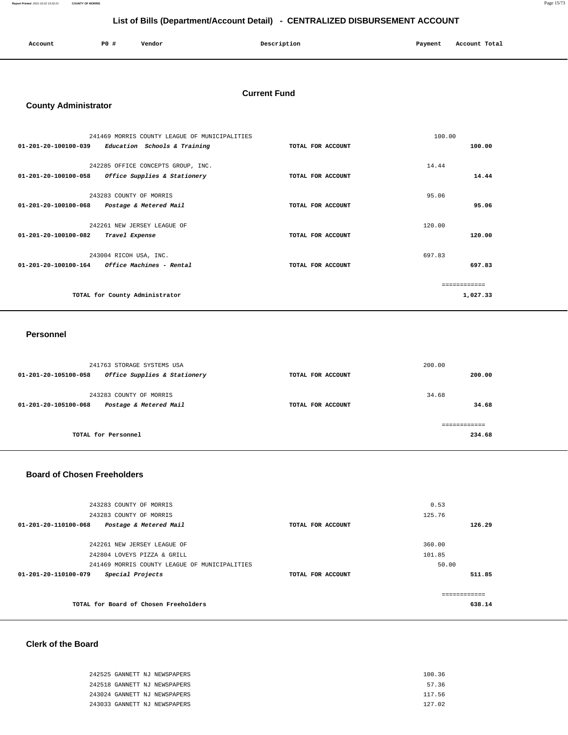# List of Bills (Department/Account Detail) - CENTRALIZED DISBURSEMENT ACCOUNT

| Account | PO # | Vendor | Description | Payment | Account Total |
|---|---|---|---|---|---|

## Current Fund

### County Administrator

| Account | PO # | Vendor | Description | Payment | Account Total |
|---|---|---|---|---|---|
| | 241469 | MORRIS COUNTY LEAGUE OF MUNICIPALITIES | | 100.00 | |
| 01-201-20-100100-039 | | *Education Schools & Training* | TOTAL FOR ACCOUNT | | 100.00 |
| | 242285 | OFFICE CONCEPTS GROUP, INC. | | 14.44 | |
| 01-201-20-100100-058 | | *Office Supplies & Stationery* | TOTAL FOR ACCOUNT | | 14.44 |
| | 243283 | COUNTY OF MORRIS | | 95.06 | |
| 01-201-20-100100-068 | | *Postage & Metered Mail* | TOTAL FOR ACCOUNT | | 95.06 |
| | 242261 | NEW JERSEY LEAGUE OF | | 120.00 | |
| 01-201-20-100100-082 | | *Travel Expense* | TOTAL FOR ACCOUNT | | 120.00 |
| | 243004 | RICOH USA, INC. | | 697.83 | |
| 01-201-20-100100-164 | | *Office Machines - Rental* | TOTAL FOR ACCOUNT | | 697.83 |
| | | | | | ============ |
| | | TOTAL for County Administrator | | | 1,027.33 |

### Personnel

| Account | PO # | Vendor | Description | Payment | Account Total |
|---|---|---|---|---|---|
| | 241763 | STORAGE SYSTEMS USA | | 200.00 | |
| 01-201-20-105100-058 | | *Office Supplies & Stationery* | TOTAL FOR ACCOUNT | | 200.00 |
| | 243283 | COUNTY OF MORRIS | | 34.68 | |
| 01-201-20-105100-068 | | *Postage & Metered Mail* | TOTAL FOR ACCOUNT | | 34.68 |
| | | | | | ============ |
| | | TOTAL for Personnel | | | 234.68 |

### Board of Chosen Freeholders

| Account | PO # | Vendor | Description | Payment | Account Total |
|---|---|---|---|---|---|
| | 243283 | COUNTY OF MORRIS | | 0.53 | |
| | 243283 | COUNTY OF MORRIS | | 125.76 | |
| 01-201-20-110100-068 | | *Postage & Metered Mail* | TOTAL FOR ACCOUNT | | 126.29 |
| | 242261 | NEW JERSEY LEAGUE OF | | 360.00 | |
| | 242804 | LOVEYS PIZZA & GRILL | | 101.85 | |
| | 241469 | MORRIS COUNTY LEAGUE OF MUNICIPALITIES | | 50.00 | |
| 01-201-20-110100-079 | | *Special Projects* | TOTAL FOR ACCOUNT | | 511.85 |
| | | | | | ============ |
| | | TOTAL for Board of Chosen Freeholders | | | 638.14 |

### Clerk of the Board

| Account | PO # | Vendor | Description | Payment | Account Total |
|---|---|---|---|---|---|
| | 242525 | GANNETT NJ NEWSPAPERS | | 100.36 | |
| | 242518 | GANNETT NJ NEWSPAPERS | | 57.36 | |
| | 243024 | GANNETT NJ NEWSPAPERS | | 117.56 | |
| | 243033 | GANNETT NJ NEWSPAPERS | | 127.02 | |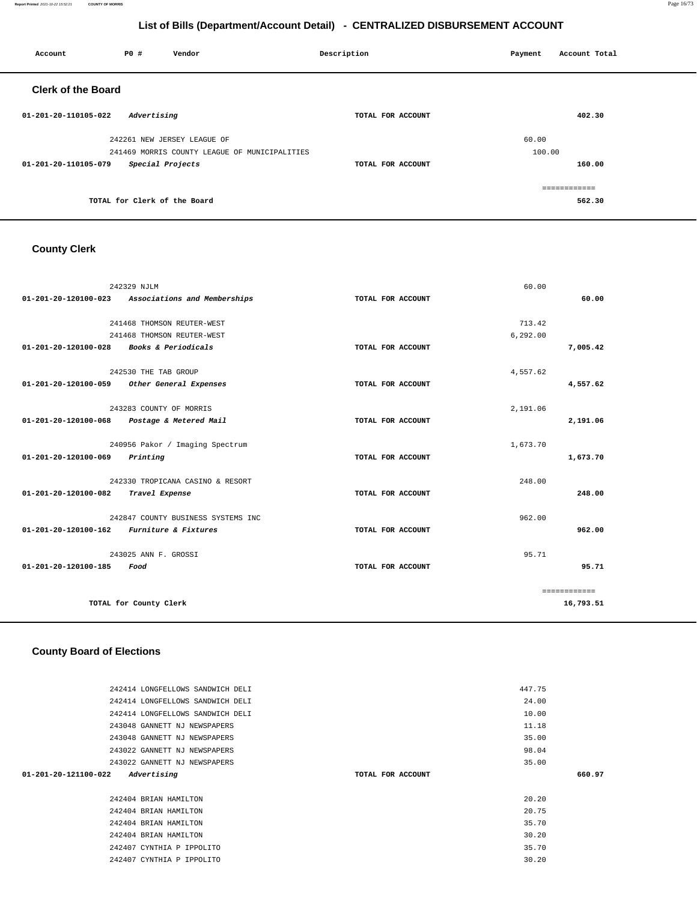# List of Bills (Department/Account Detail) - CENTRALIZED DISBURSEMENT ACCOUNT

| Account | PO # | Vendor | Description | Payment | Account Total |
|---|---|---|---|---|---|

## Clerk of the Board

| Account | PO # | Vendor | Description | Payment | Account Total |
|---|---|---|---|---|---|
| 01-201-20-110105-022 | | *Advertising* | TOTAL FOR ACCOUNT | | 402.30 |
| | 242261 | NEW JERSEY LEAGUE OF | | 60.00 | |
| | 241469 | MORRIS COUNTY LEAGUE OF MUNICIPALITIES | | 100.00 | |
| 01-201-20-110105-079 | | *Special Projects* | TOTAL FOR ACCOUNT | | 160.00 |
| | | | | | ============ |
| | | TOTAL for Clerk of the Board | | | 562.30 |

## County Clerk

| Account | PO # | Vendor | Description | Payment | Account Total |
|---|---|---|---|---|---|
| | 242329 | NJLM | | 60.00 | |
| 01-201-20-120100-023 | | *Associations and Memberships* | TOTAL FOR ACCOUNT | | 60.00 |
| | 241468 | THOMSON REUTER-WEST | | 713.42 | |
| | 241468 | THOMSON REUTER-WEST | | 6,292.00 | |
| 01-201-20-120100-028 | | *Books & Periodicals* | TOTAL FOR ACCOUNT | | 7,005.42 |
| | 242530 | THE TAB GROUP | | 4,557.62 | |
| 01-201-20-120100-059 | | *Other General Expenses* | TOTAL FOR ACCOUNT | | 4,557.62 |
| | 243283 | COUNTY OF MORRIS | | 2,191.06 | |
| 01-201-20-120100-068 | | *Postage & Metered Mail* | TOTAL FOR ACCOUNT | | 2,191.06 |
| | 240956 | Pakor / Imaging Spectrum | | 1,673.70 | |
| 01-201-20-120100-069 | | *Printing* | TOTAL FOR ACCOUNT | | 1,673.70 |
| | 242330 | TROPICANA CASINO & RESORT | | 248.00 | |
| 01-201-20-120100-082 | | *Travel Expense* | TOTAL FOR ACCOUNT | | 248.00 |
| | 242847 | COUNTY BUSINESS SYSTEMS INC | | 962.00 | |
| 01-201-20-120100-162 | | *Furniture & Fixtures* | TOTAL FOR ACCOUNT | | 962.00 |
| | 243025 | ANN F. GROSSI | | 95.71 | |
| 01-201-20-120100-185 | | *Food* | TOTAL FOR ACCOUNT | | 95.71 |
| | | | | | ============ |
| | | TOTAL for County Clerk | | | 16,793.51 |

## County Board of Elections

| Account | PO # | Vendor | Description | Payment | Account Total |
|---|---|---|---|---|---|
| | 242414 | LONGFELLOWS SANDWICH DELI | | 447.75 | |
| | 242414 | LONGFELLOWS SANDWICH DELI | | 24.00 | |
| | 242414 | LONGFELLOWS SANDWICH DELI | | 10.00 | |
| | 243048 | GANNETT NJ NEWSPAPERS | | 11.18 | |
| | 243048 | GANNETT NJ NEWSPAPERS | | 35.00 | |
| | 243022 | GANNETT NJ NEWSPAPERS | | 98.04 | |
| | 243022 | GANNETT NJ NEWSPAPERS | | 35.00 | |
| 01-201-20-121100-022 | | *Advertising* | TOTAL FOR ACCOUNT | | 660.97 |
| | 242404 | BRIAN HAMILTON | | 20.20 | |
| | 242404 | BRIAN HAMILTON | | 20.75 | |
| | 242404 | BRIAN HAMILTON | | 35.70 | |
| | 242404 | BRIAN HAMILTON | | 30.20 | |
| | 242407 | CYNTHIA P IPPOLITO | | 35.70 | |
| | 242407 | CYNTHIA P IPPOLITO | | 30.20 | |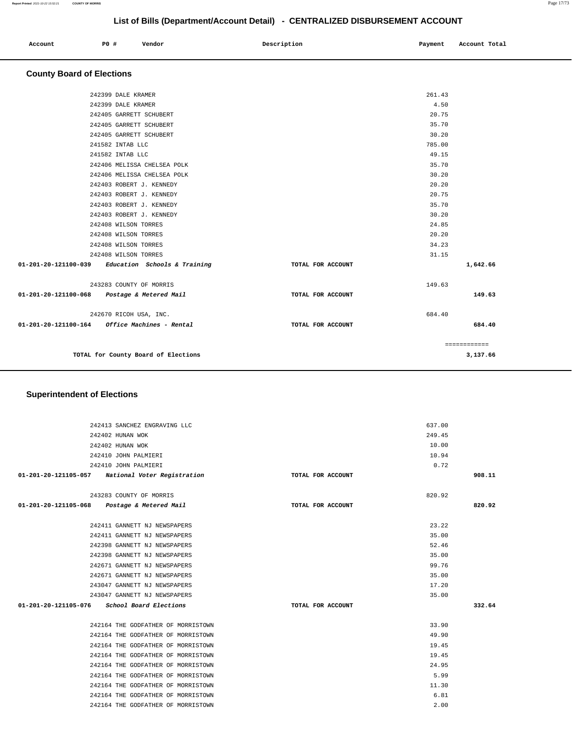# List of Bills (Department/Account Detail) - CENTRALIZED DISBURSEMENT ACCOUNT

| Account | PO # | Vendor | Description | Payment | Account Total |
|---|---|---|---|---|---|

## County Board of Elections

| Account | PO # | Vendor | Description | Payment | Account Total |
|---|---|---|---|---|---|
| | 242399 | DALE KRAMER | | 261.43 | |
| | 242399 | DALE KRAMER | | 4.50 | |
| | 242405 | GARRETT SCHUBERT | | 20.75 | |
| | 242405 | GARRETT SCHUBERT | | 35.70 | |
| | 242405 | GARRETT SCHUBERT | | 30.20 | |
| | 241582 | INTAB LLC | | 785.00 | |
| | 241582 | INTAB LLC | | 49.15 | |
| | 242406 | MELISSA CHELSEA POLK | | 35.70 | |
| | 242406 | MELISSA CHELSEA POLK | | 30.20 | |
| | 242403 | ROBERT J. KENNEDY | | 20.20 | |
| | 242403 | ROBERT J. KENNEDY | | 20.75 | |
| | 242403 | ROBERT J. KENNEDY | | 35.70 | |
| | 242403 | ROBERT J. KENNEDY | | 30.20 | |
| | 242408 | WILSON TORRES | | 24.85 | |
| | 242408 | WILSON TORRES | | 20.20 | |
| | 242408 | WILSON TORRES | | 34.23 | |
| | 242408 | WILSON TORRES | | 31.15 | |
| **01-201-20-121100-039** | | *Education Schools & Training* | TOTAL FOR ACCOUNT | | **1,642.66** |
| | 243283 | COUNTY OF MORRIS | | 149.63 | |
| **01-201-20-121100-068** | | *Postage & Metered Mail* | TOTAL FOR ACCOUNT | | **149.63** |
| | 242670 | RICOH USA, INC. | | 684.40 | |
| **01-201-20-121100-164** | | *Office Machines - Rental* | TOTAL FOR ACCOUNT | | **684.40** |
| | | | | | ============ |
| | | **TOTAL for County Board of Elections** | | | **3,137.66** |

## Superintendent of Elections

| Account | PO # | Vendor | Description | Payment | Account Total |
|---|---|---|---|---|---|
| | 242413 | SANCHEZ ENGRAVING LLC | | 637.00 | |
| | 242402 | HUNAN WOK | | 249.45 | |
| | 242402 | HUNAN WOK | | 10.00 | |
| | 242410 | JOHN PALMIERI | | 10.94 | |
| | 242410 | JOHN PALMIERI | | 0.72 | |
| **01-201-20-121105-057** | | *National Voter Registration* | TOTAL FOR ACCOUNT | | **908.11** |
| | 243283 | COUNTY OF MORRIS | | 820.92 | |
| **01-201-20-121105-068** | | *Postage & Metered Mail* | TOTAL FOR ACCOUNT | | **820.92** |
| | 242411 | GANNETT NJ NEWSPAPERS | | 23.22 | |
| | 242411 | GANNETT NJ NEWSPAPERS | | 35.00 | |
| | 242398 | GANNETT NJ NEWSPAPERS | | 52.46 | |
| | 242398 | GANNETT NJ NEWSPAPERS | | 35.00 | |
| | 242671 | GANNETT NJ NEWSPAPERS | | 99.76 | |
| | 242671 | GANNETT NJ NEWSPAPERS | | 35.00 | |
| | 243047 | GANNETT NJ NEWSPAPERS | | 17.20 | |
| | 243047 | GANNETT NJ NEWSPAPERS | | 35.00 | |
| **01-201-20-121105-076** | | *School Board Elections* | TOTAL FOR ACCOUNT | | **332.64** |
| | 242164 | THE GODFATHER OF MORRISTOWN | | 33.90 | |
| | 242164 | THE GODFATHER OF MORRISTOWN | | 49.90 | |
| | 242164 | THE GODFATHER OF MORRISTOWN | | 19.45 | |
| | 242164 | THE GODFATHER OF MORRISTOWN | | 19.45 | |
| | 242164 | THE GODFATHER OF MORRISTOWN | | 24.95 | |
| | 242164 | THE GODFATHER OF MORRISTOWN | | 5.99 | |
| | 242164 | THE GODFATHER OF MORRISTOWN | | 11.30 | |
| | 242164 | THE GODFATHER OF MORRISTOWN | | 6.81 | |
| | 242164 | THE GODFATHER OF MORRISTOWN | | 2.00 | |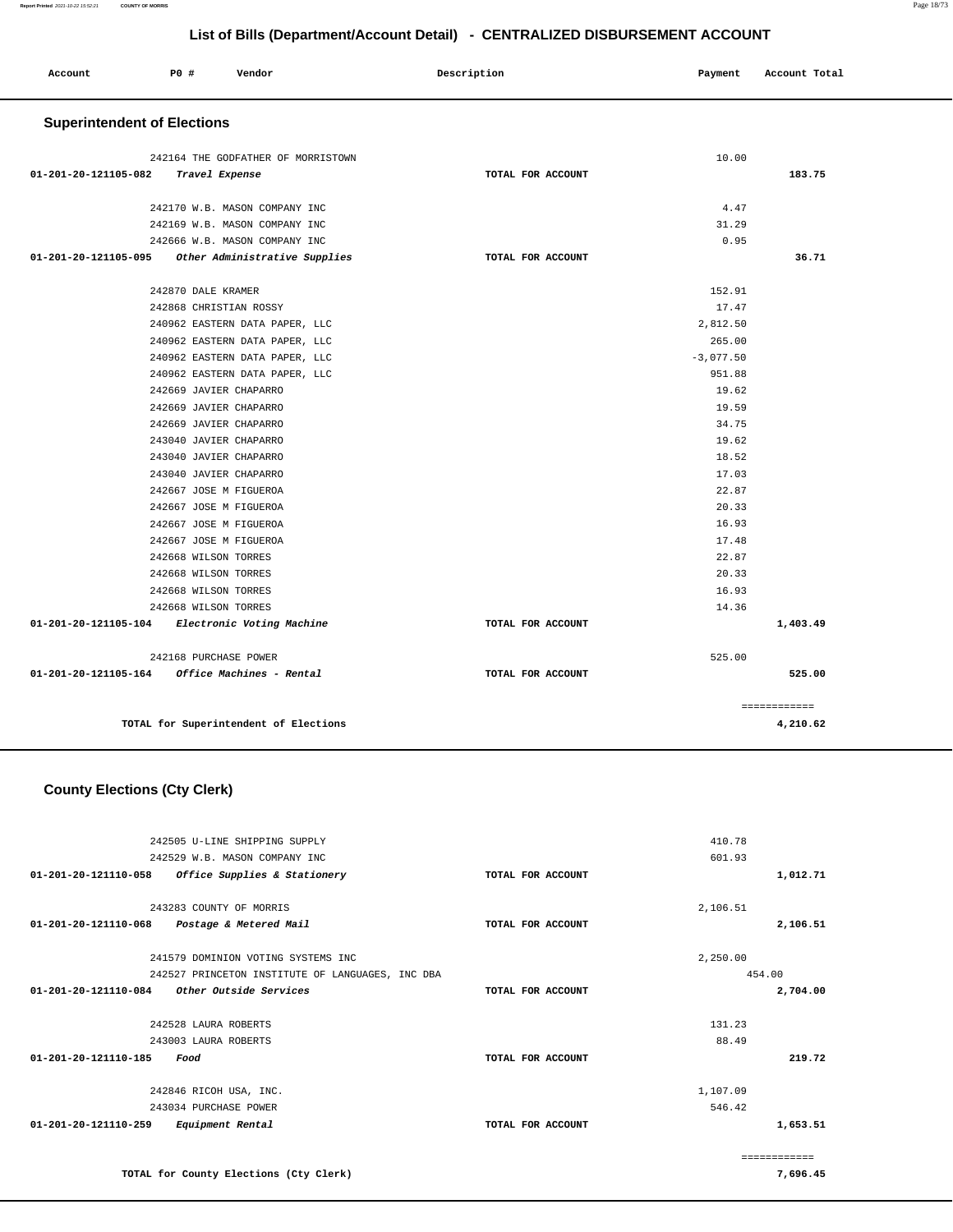# List of Bills (Department/Account Detail) - CENTRALIZED DISBURSEMENT ACCOUNT

| Account | PO # | Vendor | Description | Payment | Account Total |
|---|---|---|---|---|---|

## Superintendent of Elections

| Account | PO # | Vendor | Description | Payment | Account Total |
|---|---|---|---|---|---|
| | 242164 | THE GODFATHER OF MORRISTOWN | | 10.00 | |
| 01-201-20-121105-082 | | *Travel Expense* | TOTAL FOR ACCOUNT | | 183.75 |
| | 242170 | W.B. MASON COMPANY INC | | 4.47 | |
| | 242169 | W.B. MASON COMPANY INC | | 31.29 | |
| | 242666 | W.B. MASON COMPANY INC | | 0.95 | |
| 01-201-20-121105-095 | | *Other Administrative Supplies* | TOTAL FOR ACCOUNT | | 36.71 |
| | 242870 | DALE KRAMER | | 152.91 | |
| | 242868 | CHRISTIAN ROSSY | | 17.47 | |
| | 240962 | EASTERN DATA PAPER, LLC | | 2,812.50 | |
| | 240962 | EASTERN DATA PAPER, LLC | | 265.00 | |
| | 240962 | EASTERN DATA PAPER, LLC | | -3,077.50 | |
| | 240962 | EASTERN DATA PAPER, LLC | | 951.88 | |
| | 242669 | JAVIER CHAPARRO | | 19.62 | |
| | 242669 | JAVIER CHAPARRO | | 19.59 | |
| | 242669 | JAVIER CHAPARRO | | 34.75 | |
| | 243040 | JAVIER CHAPARRO | | 19.62 | |
| | 243040 | JAVIER CHAPARRO | | 18.52 | |
| | 243040 | JAVIER CHAPARRO | | 17.03 | |
| | 242667 | JOSE M FIGUEROA | | 22.87 | |
| | 242667 | JOSE M FIGUEROA | | 20.33 | |
| | 242667 | JOSE M FIGUEROA | | 16.93 | |
| | 242667 | JOSE M FIGUEROA | | 17.48 | |
| | 242668 | WILSON TORRES | | 22.87 | |
| | 242668 | WILSON TORRES | | 20.33 | |
| | 242668 | WILSON TORRES | | 16.93 | |
| | 242668 | WILSON TORRES | | 14.36 | |
| 01-201-20-121105-104 | | *Electronic Voting Machine* | TOTAL FOR ACCOUNT | | 1,403.49 |
| | 242168 | PURCHASE POWER | | 525.00 | |
| 01-201-20-121105-164 | | *Office Machines - Rental* | TOTAL FOR ACCOUNT | | 525.00 |
| | | TOTAL for Superintendent of Elections | | | 4,210.62 |

## County Elections (Cty Clerk)

| Account | PO # | Vendor | Description | Payment | Account Total |
|---|---|---|---|---|---|
| | 242505 | U-LINE SHIPPING SUPPLY | | 410.78 | |
| | 242529 | W.B. MASON COMPANY INC | | 601.93 | |
| 01-201-20-121110-058 | | *Office Supplies & Stationery* | TOTAL FOR ACCOUNT | | 1,012.71 |
| | 243283 | COUNTY OF MORRIS | | 2,106.51 | |
| 01-201-20-121110-068 | | *Postage & Metered Mail* | TOTAL FOR ACCOUNT | | 2,106.51 |
| | 241579 | DOMINION VOTING SYSTEMS INC | | 2,250.00 | |
| | 242527 | PRINCETON INSTITUTE OF LANGUAGES, INC DBA | | 454.00 | |
| 01-201-20-121110-084 | | *Other Outside Services* | TOTAL FOR ACCOUNT | | 2,704.00 |
| | 242528 | LAURA ROBERTS | | 131.23 | |
| | 243003 | LAURA ROBERTS | | 88.49 | |
| 01-201-20-121110-185 | | *Food* | TOTAL FOR ACCOUNT | | 219.72 |
| | 242846 | RICOH USA, INC. | | 1,107.09 | |
| | 243034 | PURCHASE POWER | | 546.42 | |
| 01-201-20-121110-259 | | *Equipment Rental* | TOTAL FOR ACCOUNT | | 1,653.51 |
| | | TOTAL for County Elections (Cty Clerk) | | | 7,696.45 |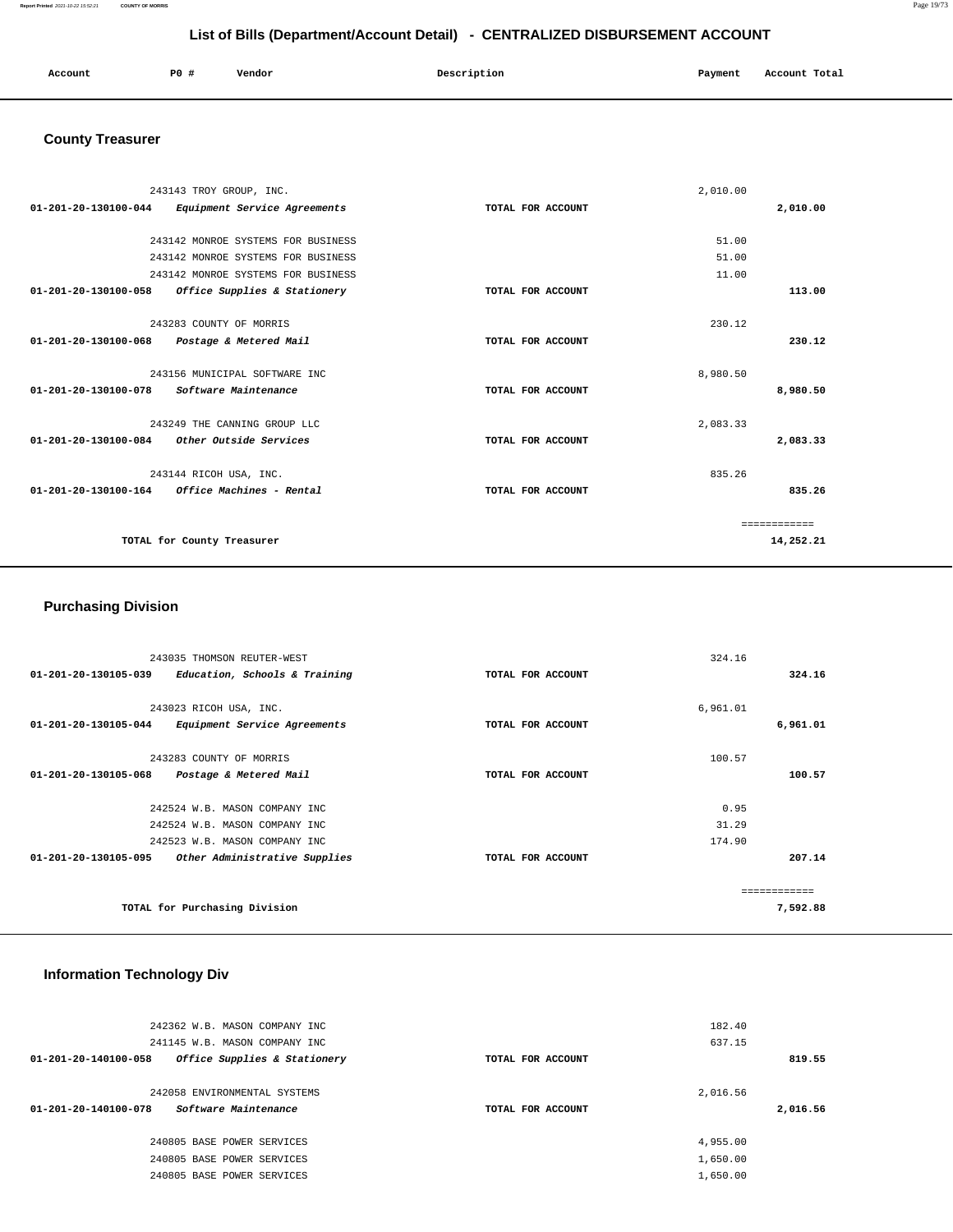## List of Bills (Department/Account Detail) - CENTRALIZED DISBURSEMENT ACCOUNT

| Account | PO # | Vendor | Description | Payment | Account Total |
|---|---|---|---|---|---|

### County Treasurer

| Account | PO # | Vendor | Description | Payment | Account Total |
|---|---|---|---|---|---|
| | 243143 | TROY GROUP, INC. | | 2,010.00 | |
| 01-201-20-130100-044 | | *Equipment Service Agreements* | TOTAL FOR ACCOUNT | | 2,010.00 |
| | 243142 | MONROE SYSTEMS FOR BUSINESS | | 51.00 | |
| | 243142 | MONROE SYSTEMS FOR BUSINESS | | 51.00 | |
| | 243142 | MONROE SYSTEMS FOR BUSINESS | | 11.00 | |
| 01-201-20-130100-058 | | *Office Supplies & Stationery* | TOTAL FOR ACCOUNT | | 113.00 |
| | 243283 | COUNTY OF MORRIS | | 230.12 | |
| 01-201-20-130100-068 | | *Postage & Metered Mail* | TOTAL FOR ACCOUNT | | 230.12 |
| | 243156 | MUNICIPAL SOFTWARE INC | | 8,980.50 | |
| 01-201-20-130100-078 | | *Software Maintenance* | TOTAL FOR ACCOUNT | | 8,980.50 |
| | 243249 | THE CANNING GROUP LLC | | 2,083.33 | |
| 01-201-20-130100-084 | | *Other Outside Services* | TOTAL FOR ACCOUNT | | 2,083.33 |
| | 243144 | RICOH USA, INC. | | 835.26 | |
| 01-201-20-130100-164 | | *Office Machines - Rental* | TOTAL FOR ACCOUNT | | 835.26 |
| | | | | | ============ |
| | | TOTAL for County Treasurer | | | 14,252.21 |

### Purchasing Division

| Account | PO # | Vendor | Description | Payment | Account Total |
|---|---|---|---|---|---|
| | 243035 | THOMSON REUTER-WEST | | 324.16 | |
| 01-201-20-130105-039 | | *Education, Schools & Training* | TOTAL FOR ACCOUNT | | 324.16 |
| | 243023 | RICOH USA, INC. | | 6,961.01 | |
| 01-201-20-130105-044 | | *Equipment Service Agreements* | TOTAL FOR ACCOUNT | | 6,961.01 |
| | 243283 | COUNTY OF MORRIS | | 100.57 | |
| 01-201-20-130105-068 | | *Postage & Metered Mail* | TOTAL FOR ACCOUNT | | 100.57 |
| | 242524 | W.B. MASON COMPANY INC | | 0.95 | |
| | 242524 | W.B. MASON COMPANY INC | | 31.29 | |
| | 242523 | W.B. MASON COMPANY INC | | 174.90 | |
| 01-201-20-130105-095 | | *Other Administrative Supplies* | TOTAL FOR ACCOUNT | | 207.14 |
| | | | | | ============ |
| | | TOTAL for Purchasing Division | | | 7,592.88 |

### Information Technology Div

| Account | PO # | Vendor | Description | Payment | Account Total |
|---|---|---|---|---|---|
| | 242362 | W.B. MASON COMPANY INC | | 182.40 | |
| | 241145 | W.B. MASON COMPANY INC | | 637.15 | |
| 01-201-20-140100-058 | | *Office Supplies & Stationery* | TOTAL FOR ACCOUNT | | 819.55 |
| | 242058 | ENVIRONMENTAL SYSTEMS | | 2,016.56 | |
| 01-201-20-140100-078 | | *Software Maintenance* | TOTAL FOR ACCOUNT | | 2,016.56 |
| | 240805 | BASE POWER SERVICES | | 4,955.00 | |
| | 240805 | BASE POWER SERVICES | | 1,650.00 | |
| | 240805 | BASE POWER SERVICES | | 1,650.00 | |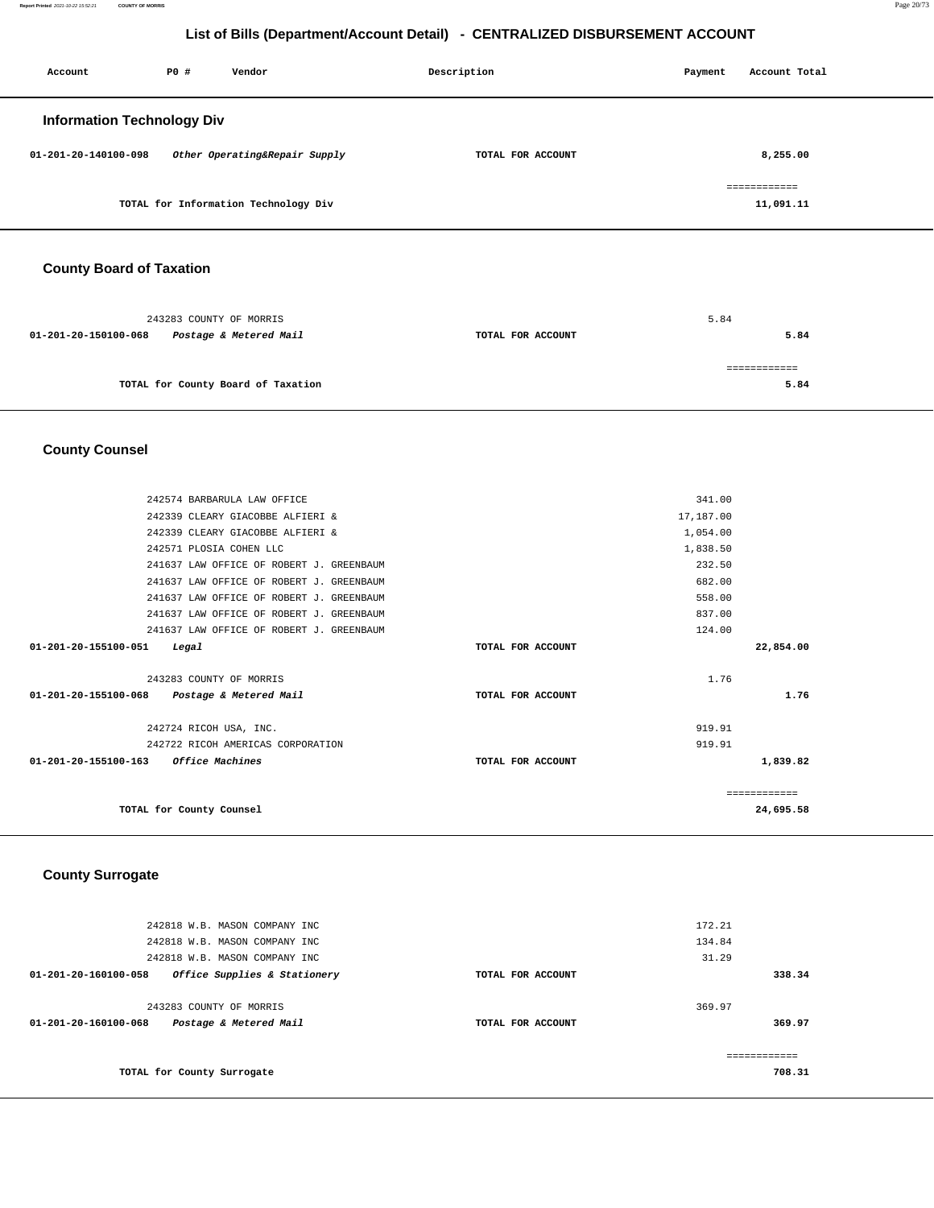## List of Bills (Department/Account Detail) - CENTRALIZED DISBURSEMENT ACCOUNT

| Account | PO # | Vendor | Description | Payment | Account Total |
|---|---|---|---|---|---|

### Information Technology Div

| Account | PO # | Vendor | Description | Payment | Account Total |
|---|---|---|---|---|---|
| 01-201-20-140100-098 | | *Other Operating&Repair Supply* | TOTAL FOR ACCOUNT | | 8,255.00 |
| | | | | | ============ |
| | | TOTAL for Information Technology Div | | | 11,091.11 |

### County Board of Taxation

| Account | PO # | Vendor | Description | Payment | Account Total |
|---|---|---|---|---|---|
| | 243283 | COUNTY OF MORRIS | | 5.84 | |
| 01-201-20-150100-068 | | *Postage & Metered Mail* | TOTAL FOR ACCOUNT | | 5.84 |
| | | | | | ============ |
| | | TOTAL for County Board of Taxation | | | 5.84 |

### County Counsel

| Account | PO # | Vendor | Description | Payment | Account Total |
|---|---|---|---|---|---|
| | 242574 | BARBARULA LAW OFFICE | | 341.00 | |
| | 242339 | CLEARY GIACOBBE ALFIERI & | | 17,187.00 | |
| | 242339 | CLEARY GIACOBBE ALFIERI & | | 1,054.00 | |
| | 242571 | PLOSIA COHEN LLC | | 1,838.50 | |
| | 241637 | LAW OFFICE OF ROBERT J. GREENBAUM | | 232.50 | |
| | 241637 | LAW OFFICE OF ROBERT J. GREENBAUM | | 682.00 | |
| | 241637 | LAW OFFICE OF ROBERT J. GREENBAUM | | 558.00 | |
| | 241637 | LAW OFFICE OF ROBERT J. GREENBAUM | | 837.00 | |
| | 241637 | LAW OFFICE OF ROBERT J. GREENBAUM | | 124.00 | |
| 01-201-20-155100-051 | | *Legal* | TOTAL FOR ACCOUNT | | 22,854.00 |
| | 243283 | COUNTY OF MORRIS | | 1.76 | |
| 01-201-20-155100-068 | | *Postage & Metered Mail* | TOTAL FOR ACCOUNT | | 1.76 |
| | 242724 | RICOH USA, INC. | | 919.91 | |
| | 242722 | RICOH AMERICAS CORPORATION | | 919.91 | |
| 01-201-20-155100-163 | | *Office Machines* | TOTAL FOR ACCOUNT | | 1,839.82 |
| | | | | | ============ |
| | | TOTAL for County Counsel | | | 24,695.58 |

### County Surrogate

| Account | PO # | Vendor | Description | Payment | Account Total |
|---|---|---|---|---|---|
| | 242818 | W.B. MASON COMPANY INC | | 172.21 | |
| | 242818 | W.B. MASON COMPANY INC | | 134.84 | |
| | 242818 | W.B. MASON COMPANY INC | | 31.29 | |
| 01-201-20-160100-058 | | *Office Supplies & Stationery* | TOTAL FOR ACCOUNT | | 338.34 |
| | 243283 | COUNTY OF MORRIS | | 369.97 | |
| 01-201-20-160100-068 | | *Postage & Metered Mail* | TOTAL FOR ACCOUNT | | 369.97 |
| | | | | | ============ |
| | | TOTAL for County Surrogate | | | 708.31 |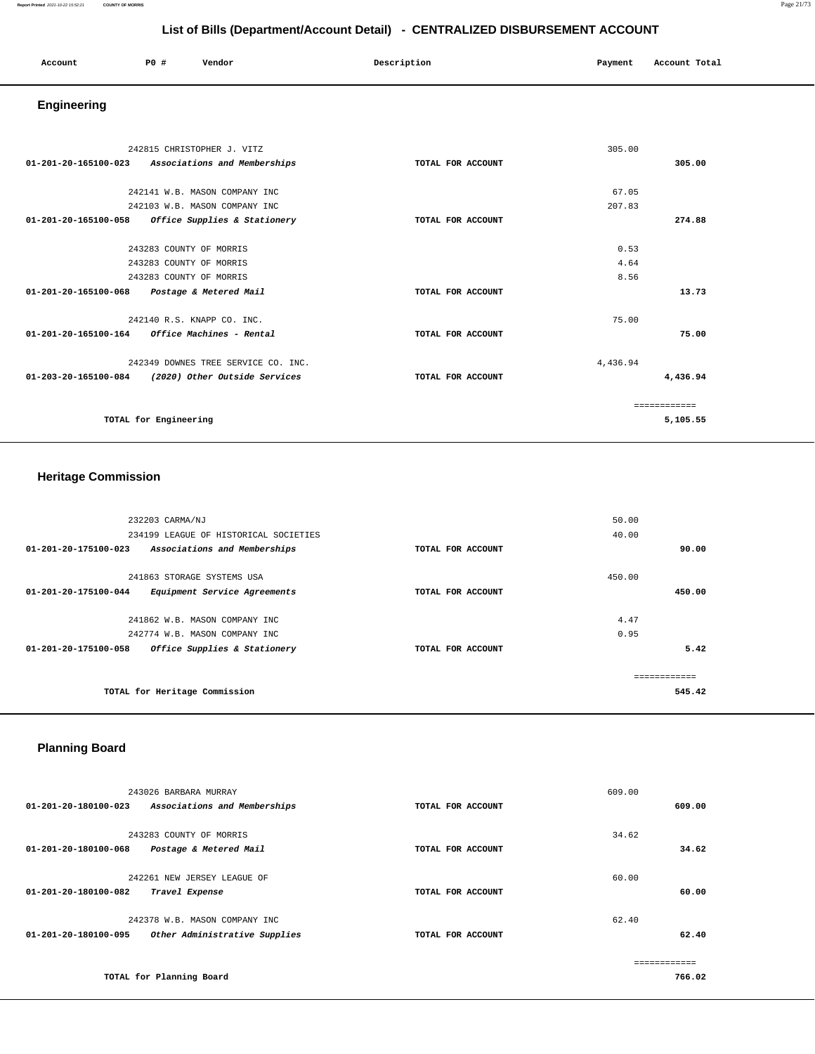# List of Bills (Department/Account Detail) - CENTRALIZED DISBURSEMENT ACCOUNT

| Account | PO # | Vendor | Description | Payment | Account Total |
|---|---|---|---|---|---|

## Engineering

| Account | PO # | Vendor | Description | Payment | Account Total |
|---|---|---|---|---|---|
| | 242815 | CHRISTOPHER J. VITZ | | 305.00 | |
| 01-201-20-165100-023 | | *Associations and Memberships* | TOTAL FOR ACCOUNT | | 305.00 |
| | 242141 | W.B. MASON COMPANY INC | | 67.05 | |
| | 242103 | W.B. MASON COMPANY INC | | 207.83 | |
| 01-201-20-165100-058 | | *Office Supplies & Stationery* | TOTAL FOR ACCOUNT | | 274.88 |
| | 243283 | COUNTY OF MORRIS | | 0.53 | |
| | 243283 | COUNTY OF MORRIS | | 4.64 | |
| | 243283 | COUNTY OF MORRIS | | 8.56 | |
| 01-201-20-165100-068 | | *Postage & Metered Mail* | TOTAL FOR ACCOUNT | | 13.73 |
| | 242140 | R.S. KNAPP CO. INC. | | 75.00 | |
| 01-201-20-165100-164 | | *Office Machines - Rental* | TOTAL FOR ACCOUNT | | 75.00 |
| | 242349 | DOWNES TREE SERVICE CO. INC. | | 4,436.94 | |
| 01-203-20-165100-084 | | *(2020) Other Outside Services* | TOTAL FOR ACCOUNT | | 4,436.94 |
| | | TOTAL for Engineering | | | 5,105.55 |

## Heritage Commission

| Account | PO # | Vendor | Description | Payment | Account Total |
|---|---|---|---|---|---|
| | 232203 | CARMA/NJ | | 50.00 | |
| | 234199 | LEAGUE OF HISTORICAL SOCIETIES | | 40.00 | |
| 01-201-20-175100-023 | | *Associations and Memberships* | TOTAL FOR ACCOUNT | | 90.00 |
| | 241863 | STORAGE SYSTEMS USA | | 450.00 | |
| 01-201-20-175100-044 | | *Equipment Service Agreements* | TOTAL FOR ACCOUNT | | 450.00 |
| | 241862 | W.B. MASON COMPANY INC | | 4.47 | |
| | 242774 | W.B. MASON COMPANY INC | | 0.95 | |
| 01-201-20-175100-058 | | *Office Supplies & Stationery* | TOTAL FOR ACCOUNT | | 5.42 |
| | | TOTAL for Heritage Commission | | | 545.42 |

## Planning Board

| Account | PO # | Vendor | Description | Payment | Account Total |
|---|---|---|---|---|---|
| | 243026 | BARBARA MURRAY | | 609.00 | |
| 01-201-20-180100-023 | | *Associations and Memberships* | TOTAL FOR ACCOUNT | | 609.00 |
| | 243283 | COUNTY OF MORRIS | | 34.62 | |
| 01-201-20-180100-068 | | *Postage & Metered Mail* | TOTAL FOR ACCOUNT | | 34.62 |
| | 242261 | NEW JERSEY LEAGUE OF | | 60.00 | |
| 01-201-20-180100-082 | | *Travel Expense* | TOTAL FOR ACCOUNT | | 60.00 |
| | 242378 | W.B. MASON COMPANY INC | | 62.40 | |
| 01-201-20-180100-095 | | *Other Administrative Supplies* | TOTAL FOR ACCOUNT | | 62.40 |
| | | TOTAL for Planning Board | | | 766.02 |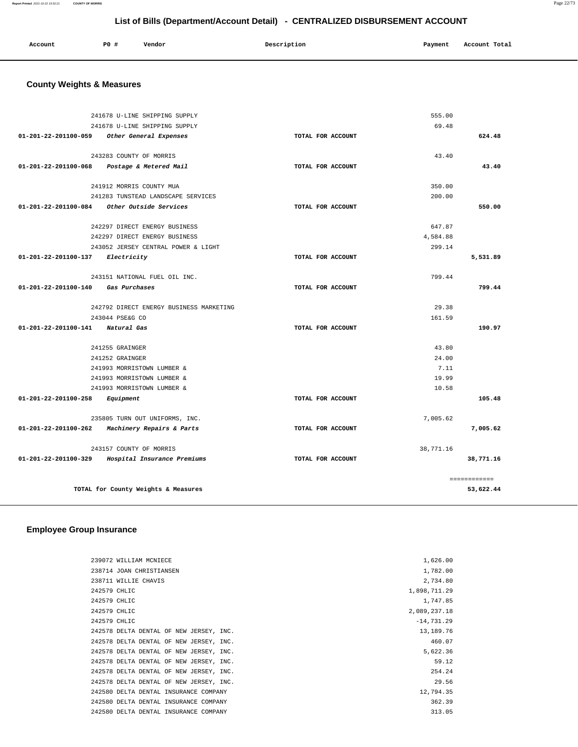## List of Bills (Department/Account Detail) - CENTRALIZED DISBURSEMENT ACCOUNT

| Account | PO # | Vendor | Description | Payment | Account Total |
|---|---|---|---|---|---|

### County Weights & Measures

| Account | PO # | Vendor | Description | Payment | Account Total |
|---|---|---|---|---|---|
| | 241678 | U-LINE SHIPPING SUPPLY | | 555.00 | |
| | 241678 | U-LINE SHIPPING SUPPLY | | 69.48 | |
| 01-201-22-201100-059 | | *Other General Expenses* | TOTAL FOR ACCOUNT | | 624.48 |
| | 243283 | COUNTY OF MORRIS | | 43.40 | |
| 01-201-22-201100-068 | | *Postage & Metered Mail* | TOTAL FOR ACCOUNT | | 43.40 |
| | 241912 | MORRIS COUNTY MUA | | 350.00 | |
| | 241283 | TUNSTEAD LANDSCAPE SERVICES | | 200.00 | |
| 01-201-22-201100-084 | | *Other Outside Services* | TOTAL FOR ACCOUNT | | 550.00 |
| | 242297 | DIRECT ENERGY BUSINESS | | 647.87 | |
| | 242297 | DIRECT ENERGY BUSINESS | | 4,584.88 | |
| | 243052 | JERSEY CENTRAL POWER & LIGHT | | 299.14 | |
| 01-201-22-201100-137 | | *Electricity* | TOTAL FOR ACCOUNT | | 5,531.89 |
| | 243151 | NATIONAL FUEL OIL INC. | | 799.44 | |
| 01-201-22-201100-140 | | *Gas Purchases* | TOTAL FOR ACCOUNT | | 799.44 |
| | 242792 | DIRECT ENERGY BUSINESS MARKETING | | 29.38 | |
| | 243044 | PSE&G CO | | 161.59 | |
| 01-201-22-201100-141 | | *Natural Gas* | TOTAL FOR ACCOUNT | | 190.97 |
| | 241255 | GRAINGER | | 43.80 | |
| | 241252 | GRAINGER | | 24.00 | |
| | 241993 | MORRISTOWN LUMBER & | | 7.11 | |
| | 241993 | MORRISTOWN LUMBER & | | 19.99 | |
| | 241993 | MORRISTOWN LUMBER & | | 10.58 | |
| 01-201-22-201100-258 | | *Equipment* | TOTAL FOR ACCOUNT | | 105.48 |
| | 235805 | TURN OUT UNIFORMS, INC. | | 7,005.62 | |
| 01-201-22-201100-262 | | *Machinery Repairs & Parts* | TOTAL FOR ACCOUNT | | 7,005.62 |
| | 243157 | COUNTY OF MORRIS | | 38,771.16 | |
| 01-201-22-201100-329 | | *Hospital Insurance Premiums* | TOTAL FOR ACCOUNT | | 38,771.16 |
| | | | | | ============ |
| | | TOTAL for County Weights & Measures | | | 53,622.44 |

### Employee Group Insurance

| Account | PO # | Vendor | Description | Payment | Account Total |
|---|---|---|---|---|---|
| | 239072 | WILLIAM MCNIECE | | 1,626.00 | |
| | 238714 | JOAN CHRISTIANSEN | | 1,782.00 | |
| | 238711 | WILLIE CHAVIS | | 2,734.80 | |
| | 242579 | CHLIC | | 1,898,711.29 | |
| | 242579 | CHLIC | | 1,747.85 | |
| | 242579 | CHLIC | | 2,089,237.18 | |
| | 242579 | CHLIC | | -14,731.29 | |
| | 242578 | DELTA DENTAL OF NEW JERSEY, INC. | | 13,189.76 | |
| | 242578 | DELTA DENTAL OF NEW JERSEY, INC. | | 460.07 | |
| | 242578 | DELTA DENTAL OF NEW JERSEY, INC. | | 5,622.36 | |
| | 242578 | DELTA DENTAL OF NEW JERSEY, INC. | | 59.12 | |
| | 242578 | DELTA DENTAL OF NEW JERSEY, INC. | | 254.24 | |
| | 242578 | DELTA DENTAL OF NEW JERSEY, INC. | | 29.56 | |
| | 242580 | DELTA DENTAL INSURANCE COMPANY | | 12,794.35 | |
| | 242580 | DELTA DENTAL INSURANCE COMPANY | | 362.39 | |
| | 242580 | DELTA DENTAL INSURANCE COMPANY | | 313.05 | |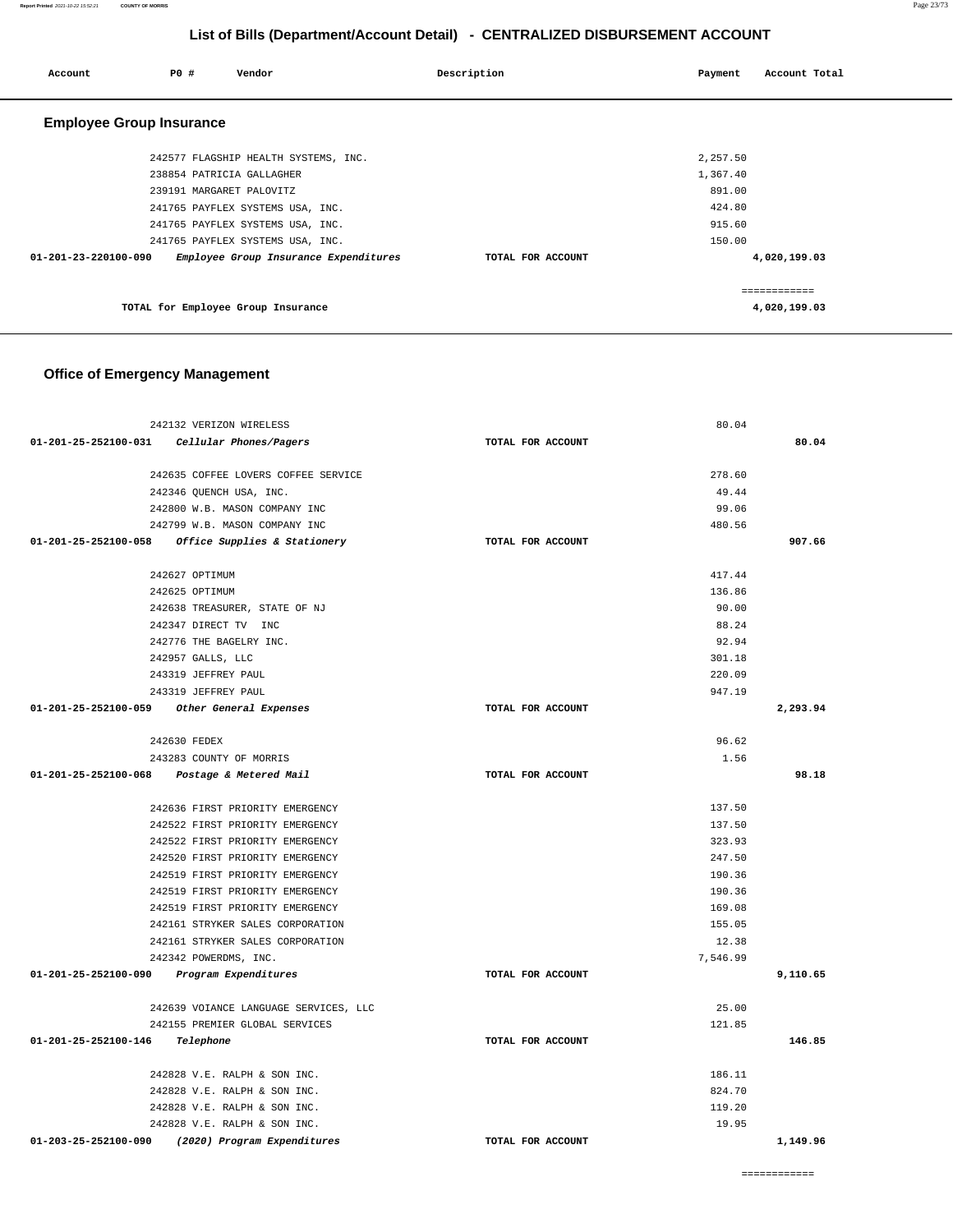## List of Bills (Department/Account Detail) - CENTRALIZED DISBURSEMENT ACCOUNT

| Account | PO # | Vendor | Description | Payment | Account Total |
|---|---|---|---|---|---|

### Employee Group Insurance

| Account | PO # | Vendor | Description | Payment | Account Total |
|---|---|---|---|---|---|
| | 242577 | FLAGSHIP HEALTH SYSTEMS, INC. | | 2,257.50 | |
| | 238854 | PATRICIA GALLAGHER | | 1,367.40 | |
| | 239191 | MARGARET PALOVITZ | | 891.00 | |
| | 241765 | PAYFLEX SYSTEMS USA, INC. | | 424.80 | |
| | 241765 | PAYFLEX SYSTEMS USA, INC. | | 915.60 | |
| | 241765 | PAYFLEX SYSTEMS USA, INC. | | 150.00 | |
| 01-201-23-220100-090 | | *Employee Group Insurance Expenditures* | TOTAL FOR ACCOUNT | | 4,020,199.03 |
| | | | | | ============ |
| | | TOTAL for Employee Group Insurance | | | 4,020,199.03 |

### Office of Emergency Management

| Account | PO # | Vendor | Description | Payment | Account Total |
|---|---|---|---|---|---|
| | 242132 | VERIZON WIRELESS | | 80.04 | |
| 01-201-25-252100-031 | | *Cellular Phones/Pagers* | TOTAL FOR ACCOUNT | | 80.04 |
| | 242635 | COFFEE LOVERS COFFEE SERVICE | | 278.60 | |
| | 242346 | QUENCH USA, INC. | | 49.44 | |
| | 242800 | W.B. MASON COMPANY INC | | 99.06 | |
| | 242799 | W.B. MASON COMPANY INC | | 480.56 | |
| 01-201-25-252100-058 | | *Office Supplies & Stationery* | TOTAL FOR ACCOUNT | | 907.66 |
| | 242627 | OPTIMUM | | 417.44 | |
| | 242625 | OPTIMUM | | 136.86 | |
| | 242638 | TREASURER, STATE OF NJ | | 90.00 | |
| | 242347 | DIRECT TV INC | | 88.24 | |
| | 242776 | THE BAGELRY INC. | | 92.94 | |
| | 242957 | GALLS, LLC | | 301.18 | |
| | 243319 | JEFFREY PAUL | | 220.09 | |
| | 243319 | JEFFREY PAUL | | 947.19 | |
| 01-201-25-252100-059 | | *Other General Expenses* | TOTAL FOR ACCOUNT | | 2,293.94 |
| | 242630 | FEDEX | | 96.62 | |
| | 243283 | COUNTY OF MORRIS | | 1.56 | |
| 01-201-25-252100-068 | | *Postage & Metered Mail* | TOTAL FOR ACCOUNT | | 98.18 |
| | 242636 | FIRST PRIORITY EMERGENCY | | 137.50 | |
| | 242522 | FIRST PRIORITY EMERGENCY | | 137.50 | |
| | 242522 | FIRST PRIORITY EMERGENCY | | 323.93 | |
| | 242520 | FIRST PRIORITY EMERGENCY | | 247.50 | |
| | 242519 | FIRST PRIORITY EMERGENCY | | 190.36 | |
| | 242519 | FIRST PRIORITY EMERGENCY | | 190.36 | |
| | 242519 | FIRST PRIORITY EMERGENCY | | 169.08 | |
| | 242161 | STRYKER SALES CORPORATION | | 155.05 | |
| | 242161 | STRYKER SALES CORPORATION | | 12.38 | |
| | 242342 | POWERDMS, INC. | | 7,546.99 | |
| 01-201-25-252100-090 | | *Program Expenditures* | TOTAL FOR ACCOUNT | | 9,110.65 |
| | 242639 | VOIANCE LANGUAGE SERVICES, LLC | | 25.00 | |
| | 242155 | PREMIER GLOBAL SERVICES | | 121.85 | |
| 01-201-25-252100-146 | | *Telephone* | TOTAL FOR ACCOUNT | | 146.85 |
| | 242828 | V.E. RALPH & SON INC. | | 186.11 | |
| | 242828 | V.E. RALPH & SON INC. | | 824.70 | |
| | 242828 | V.E. RALPH & SON INC. | | 119.20 | |
| | 242828 | V.E. RALPH & SON INC. | | 19.95 | |
| 01-203-25-252100-090 | | *(2020) Program Expenditures* | TOTAL FOR ACCOUNT | | 1,149.96 |
| | | | | | ============ |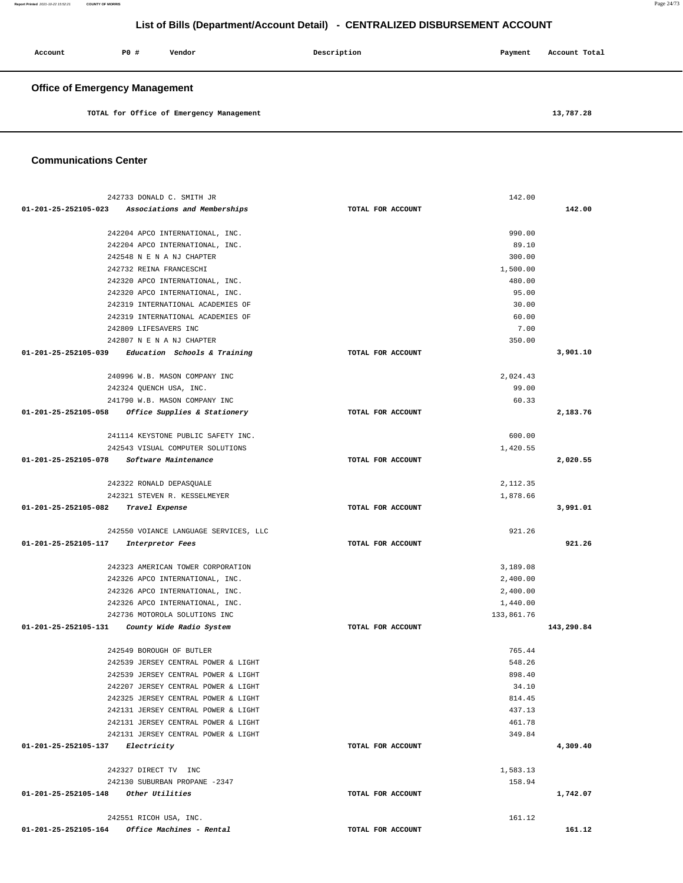# List of Bills (Department/Account Detail) - CENTRALIZED DISBURSEMENT ACCOUNT

| Account | PO # | Vendor | Description | Payment | Account Total |
|---|---|---|---|---|---|

## Office of Emergency Management

| | | | | | |
|---|---|---|---|---|---|
| TOTAL for Office of Emergency Management | | | | | 13,787.28 |

## Communications Center

| Account | PO # | Vendor | Description | Payment | Account Total |
|---|---|---|---|---|---|
| | 242733 | DONALD C. SMITH JR | | 142.00 | |
| 01-201-25-252105-023 | | *Associations and Memberships* | TOTAL FOR ACCOUNT | | 142.00 |
| | 242204 | APCO INTERNATIONAL, INC. | | 990.00 | |
| | 242204 | APCO INTERNATIONAL, INC. | | 89.10 | |
| | 242548 | N E N A NJ CHAPTER | | 300.00 | |
| | 242732 | REINA FRANCESCHI | | 1,500.00 | |
| | 242320 | APCO INTERNATIONAL, INC. | | 480.00 | |
| | 242320 | APCO INTERNATIONAL, INC. | | 95.00 | |
| | 242319 | INTERNATIONAL ACADEMIES OF | | 30.00 | |
| | 242319 | INTERNATIONAL ACADEMIES OF | | 60.00 | |
| | 242809 | LIFESAVERS INC | | 7.00 | |
| | 242807 | N E N A NJ CHAPTER | | 350.00 | |
| 01-201-25-252105-039 | | *Education Schools & Training* | TOTAL FOR ACCOUNT | | 3,901.10 |
| | 240996 | W.B. MASON COMPANY INC | | 2,024.43 | |
| | 242324 | QUENCH USA, INC. | | 99.00 | |
| | 241790 | W.B. MASON COMPANY INC | | 60.33 | |
| 01-201-25-252105-058 | | *Office Supplies & Stationery* | TOTAL FOR ACCOUNT | | 2,183.76 |
| | 241114 | KEYSTONE PUBLIC SAFETY INC. | | 600.00 | |
| | 242543 | VISUAL COMPUTER SOLUTIONS | | 1,420.55 | |
| 01-201-25-252105-078 | | *Software Maintenance* | TOTAL FOR ACCOUNT | | 2,020.55 |
| | 242322 | RONALD DEPASQUALE | | 2,112.35 | |
| | 242321 | STEVEN R. KESSELMEYER | | 1,878.66 | |
| 01-201-25-252105-082 | | *Travel Expense* | TOTAL FOR ACCOUNT | | 3,991.01 |
| | 242550 | VOIANCE LANGUAGE SERVICES, LLC | | 921.26 | |
| 01-201-25-252105-117 | | *Interpretor Fees* | TOTAL FOR ACCOUNT | | 921.26 |
| | 242323 | AMERICAN TOWER CORPORATION | | 3,189.08 | |
| | 242326 | APCO INTERNATIONAL, INC. | | 2,400.00 | |
| | 242326 | APCO INTERNATIONAL, INC. | | 2,400.00 | |
| | 242326 | APCO INTERNATIONAL, INC. | | 1,440.00 | |
| | 242736 | MOTOROLA SOLUTIONS INC | | 133,861.76 | |
| 01-201-25-252105-131 | | *County Wide Radio System* | TOTAL FOR ACCOUNT | | 143,290.84 |
| | 242549 | BOROUGH OF BUTLER | | 765.44 | |
| | 242539 | JERSEY CENTRAL POWER & LIGHT | | 548.26 | |
| | 242539 | JERSEY CENTRAL POWER & LIGHT | | 898.40 | |
| | 242207 | JERSEY CENTRAL POWER & LIGHT | | 34.10 | |
| | 242325 | JERSEY CENTRAL POWER & LIGHT | | 814.45 | |
| | 242131 | JERSEY CENTRAL POWER & LIGHT | | 437.13 | |
| | 242131 | JERSEY CENTRAL POWER & LIGHT | | 461.78 | |
| | 242131 | JERSEY CENTRAL POWER & LIGHT | | 349.84 | |
| 01-201-25-252105-137 | | *Electricity* | TOTAL FOR ACCOUNT | | 4,309.40 |
| | 242327 | DIRECT TV INC | | 1,583.13 | |
| | 242130 | SUBURBAN PROPANE -2347 | | 158.94 | |
| 01-201-25-252105-148 | | *Other Utilities* | TOTAL FOR ACCOUNT | | 1,742.07 |
| | 242551 | RICOH USA, INC. | | 161.12 | |
| 01-201-25-252105-164 | | *Office Machines - Rental* | TOTAL FOR ACCOUNT | | 161.12 |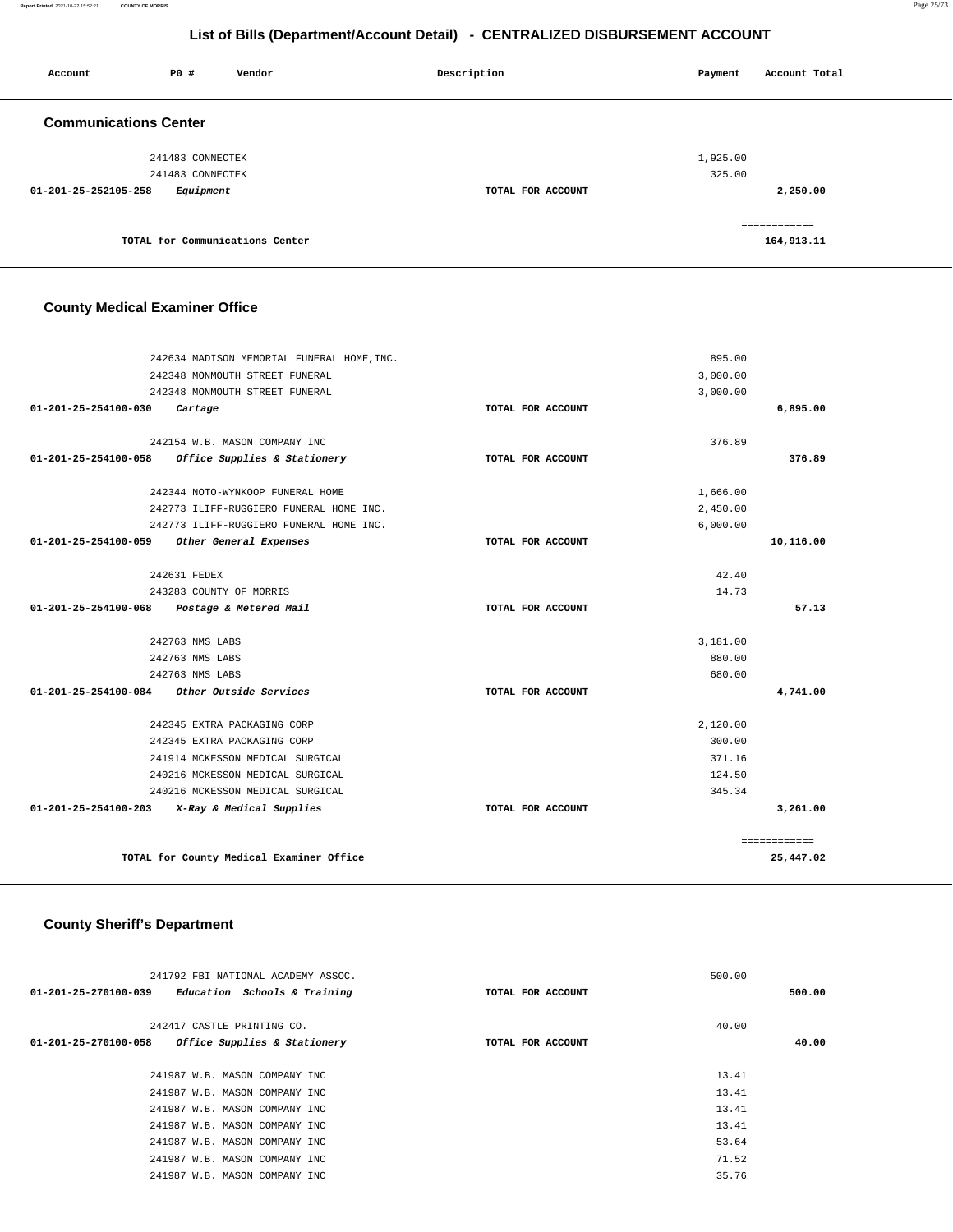## List of Bills (Department/Account Detail) - CENTRALIZED DISBURSEMENT ACCOUNT

| Account | PO # | Vendor | Description | Payment | Account Total |
|---|---|---|---|---|---|

### Communications Center

| Account | PO # | Vendor | Description | Payment | Account Total |
|---|---|---|---|---|---|
| | 241483 | CONNECTEK | | 1,925.00 | |
| | 241483 | CONNECTEK | | 325.00 | |
| 01-201-25-252105-258 | | *Equipment* | TOTAL FOR ACCOUNT | | 2,250.00 |
| | | | | | ============ |
| | | TOTAL for Communications Center | | | 164,913.11 |

### County Medical Examiner Office

| Account | PO # | Vendor | Description | Payment | Account Total |
|---|---|---|---|---|---|
| | 242634 | MADISON MEMORIAL FUNERAL HOME,INC. | | 895.00 | |
| | 242348 | MONMOUTH STREET FUNERAL | | 3,000.00 | |
| | 242348 | MONMOUTH STREET FUNERAL | | 3,000.00 | |
| 01-201-25-254100-030 | | *Cartage* | TOTAL FOR ACCOUNT | | 6,895.00 |
| | 242154 | W.B. MASON COMPANY INC | | 376.89 | |
| 01-201-25-254100-058 | | *Office Supplies & Stationery* | TOTAL FOR ACCOUNT | | 376.89 |
| | 242344 | NOTO-WYNKOOP FUNERAL HOME | | 1,666.00 | |
| | 242773 | ILIFF-RUGGIERO FUNERAL HOME INC. | | 2,450.00 | |
| | 242773 | ILIFF-RUGGIERO FUNERAL HOME INC. | | 6,000.00 | |
| 01-201-25-254100-059 | | *Other General Expenses* | TOTAL FOR ACCOUNT | | 10,116.00 |
| | 242631 | FEDEX | | 42.40 | |
| | 243283 | COUNTY OF MORRIS | | 14.73 | |
| 01-201-25-254100-068 | | *Postage & Metered Mail* | TOTAL FOR ACCOUNT | | 57.13 |
| | 242763 | NMS LABS | | 3,181.00 | |
| | 242763 | NMS LABS | | 880.00 | |
| | 242763 | NMS LABS | | 680.00 | |
| 01-201-25-254100-084 | | *Other Outside Services* | TOTAL FOR ACCOUNT | | 4,741.00 |
| | 242345 | EXTRA PACKAGING CORP | | 2,120.00 | |
| | 242345 | EXTRA PACKAGING CORP | | 300.00 | |
| | 241914 | MCKESSON MEDICAL SURGICAL | | 371.16 | |
| | 240216 | MCKESSON MEDICAL SURGICAL | | 124.50 | |
| | 240216 | MCKESSON MEDICAL SURGICAL | | 345.34 | |
| 01-201-25-254100-203 | | *X-Ray & Medical Supplies* | TOTAL FOR ACCOUNT | | 3,261.00 |
| | | | | | ============ |
| | | TOTAL for County Medical Examiner Office | | | 25,447.02 |

### County Sheriff's Department

| Account | PO # | Vendor | Description | Payment | Account Total |
|---|---|---|---|---|---|
| | 241792 | FBI NATIONAL ACADEMY ASSOC. | | 500.00 | |
| 01-201-25-270100-039 | | *Education Schools & Training* | TOTAL FOR ACCOUNT | | 500.00 |
| | 242417 | CASTLE PRINTING CO. | | 40.00 | |
| 01-201-25-270100-058 | | *Office Supplies & Stationery* | TOTAL FOR ACCOUNT | | 40.00 |
| | 241987 | W.B. MASON COMPANY INC | | 13.41 | |
| | 241987 | W.B. MASON COMPANY INC | | 13.41 | |
| | 241987 | W.B. MASON COMPANY INC | | 13.41 | |
| | 241987 | W.B. MASON COMPANY INC | | 13.41 | |
| | 241987 | W.B. MASON COMPANY INC | | 53.64 | |
| | 241987 | W.B. MASON COMPANY INC | | 71.52 | |
| | 241987 | W.B. MASON COMPANY INC | | 35.76 | |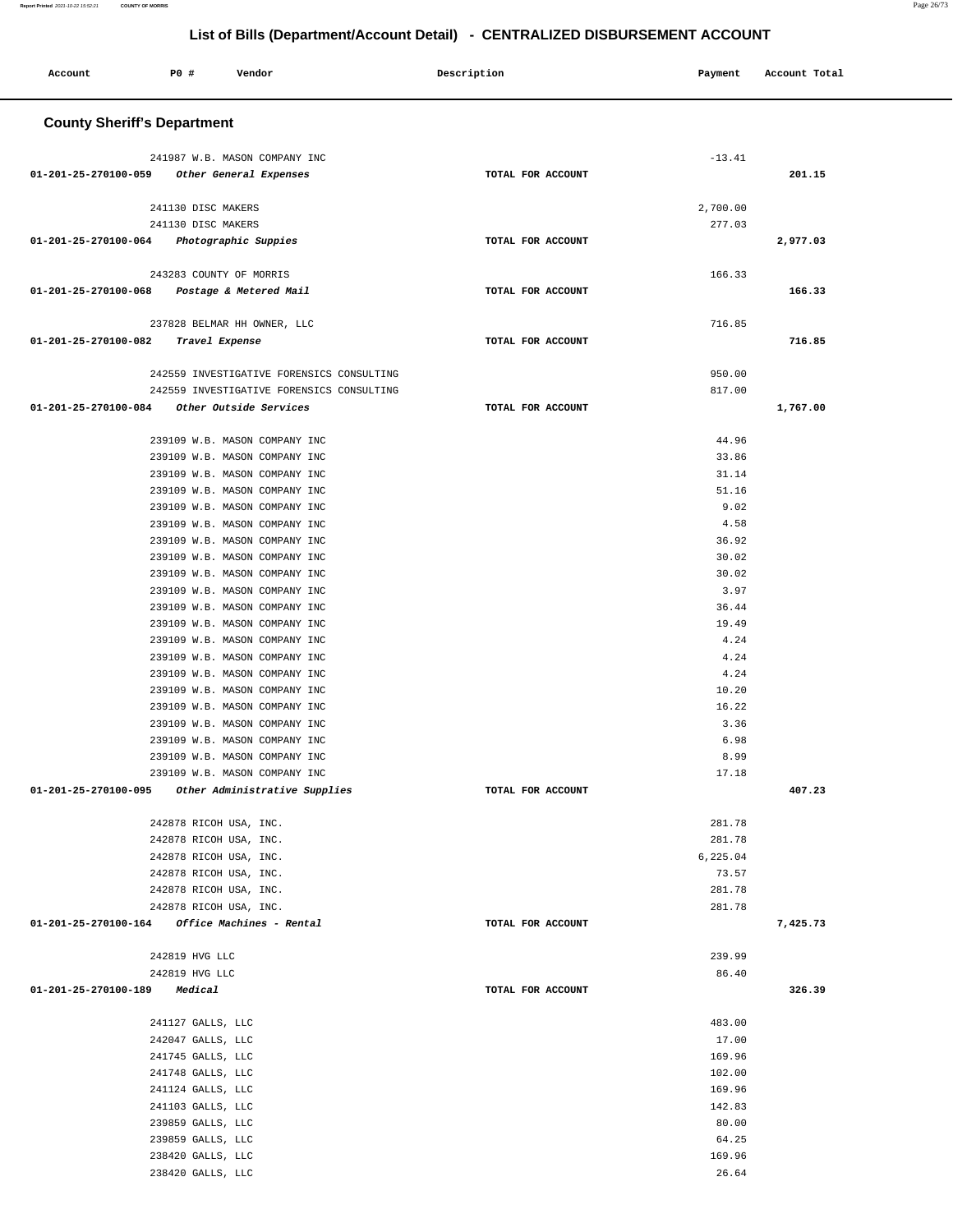# List of Bills (Department/Account Detail) - CENTRALIZED DISBURSEMENT ACCOUNT

| Account | PO # | Vendor | Description | Payment | Account Total |
|---|---|---|---|---|---|

## County Sheriff's Department

| Account | PO # | Vendor | Description | Payment | Account Total |
|---|---|---|---|---|---|
| | 241987 | W.B. MASON COMPANY INC | | -13.41 | |
| 01-201-25-270100-059 | | *Other General Expenses* | TOTAL FOR ACCOUNT | | 201.15 |
| | 241130 | DISC MAKERS | | 2,700.00 | |
| | 241130 | DISC MAKERS | | 277.03 | |
| 01-201-25-270100-064 | | *Photographic Suppies* | TOTAL FOR ACCOUNT | | 2,977.03 |
| | 243283 | COUNTY OF MORRIS | | 166.33 | |
| 01-201-25-270100-068 | | *Postage & Metered Mail* | TOTAL FOR ACCOUNT | | 166.33 |
| | 237828 | BELMAR HH OWNER, LLC | | 716.85 | |
| 01-201-25-270100-082 | | *Travel Expense* | TOTAL FOR ACCOUNT | | 716.85 |
| | 242559 | INVESTIGATIVE FORENSICS CONSULTING | | 950.00 | |
| | 242559 | INVESTIGATIVE FORENSICS CONSULTING | | 817.00 | |
| 01-201-25-270100-084 | | *Other Outside Services* | TOTAL FOR ACCOUNT | | 1,767.00 |
| | 239109 | W.B. MASON COMPANY INC | | 44.96 | |
| | 239109 | W.B. MASON COMPANY INC | | 33.86 | |
| | 239109 | W.B. MASON COMPANY INC | | 31.14 | |
| | 239109 | W.B. MASON COMPANY INC | | 51.16 | |
| | 239109 | W.B. MASON COMPANY INC | | 9.02 | |
| | 239109 | W.B. MASON COMPANY INC | | 4.58 | |
| | 239109 | W.B. MASON COMPANY INC | | 36.92 | |
| | 239109 | W.B. MASON COMPANY INC | | 30.02 | |
| | 239109 | W.B. MASON COMPANY INC | | 30.02 | |
| | 239109 | W.B. MASON COMPANY INC | | 3.97 | |
| | 239109 | W.B. MASON COMPANY INC | | 36.44 | |
| | 239109 | W.B. MASON COMPANY INC | | 19.49 | |
| | 239109 | W.B. MASON COMPANY INC | | 4.24 | |
| | 239109 | W.B. MASON COMPANY INC | | 4.24 | |
| | 239109 | W.B. MASON COMPANY INC | | 4.24 | |
| | 239109 | W.B. MASON COMPANY INC | | 10.20 | |
| | 239109 | W.B. MASON COMPANY INC | | 16.22 | |
| | 239109 | W.B. MASON COMPANY INC | | 3.36 | |
| | 239109 | W.B. MASON COMPANY INC | | 6.98 | |
| | 239109 | W.B. MASON COMPANY INC | | 8.99 | |
| | 239109 | W.B. MASON COMPANY INC | | 17.18 | |
| 01-201-25-270100-095 | | *Other Administrative Supplies* | TOTAL FOR ACCOUNT | | 407.23 |
| | 242878 | RICOH USA, INC. | | 281.78 | |
| | 242878 | RICOH USA, INC. | | 281.78 | |
| | 242878 | RICOH USA, INC. | | 6,225.04 | |
| | 242878 | RICOH USA, INC. | | 73.57 | |
| | 242878 | RICOH USA, INC. | | 281.78 | |
| | 242878 | RICOH USA, INC. | | 281.78 | |
| 01-201-25-270100-164 | | *Office Machines - Rental* | TOTAL FOR ACCOUNT | | 7,425.73 |
| | 242819 | HVG LLC | | 239.99 | |
| | 242819 | HVG LLC | | 86.40 | |
| 01-201-25-270100-189 | | *Medical* | TOTAL FOR ACCOUNT | | 326.39 |
| | 241127 | GALLS, LLC | | 483.00 | |
| | 242047 | GALLS, LLC | | 17.00 | |
| | 241745 | GALLS, LLC | | 169.96 | |
| | 241748 | GALLS, LLC | | 102.00 | |
| | 241124 | GALLS, LLC | | 169.96 | |
| | 241103 | GALLS, LLC | | 142.83 | |
| | 239859 | GALLS, LLC | | 80.00 | |
| | 239859 | GALLS, LLC | | 64.25 | |
| | 238420 | GALLS, LLC | | 169.96 | |
| | 238420 | GALLS, LLC | | 26.64 | |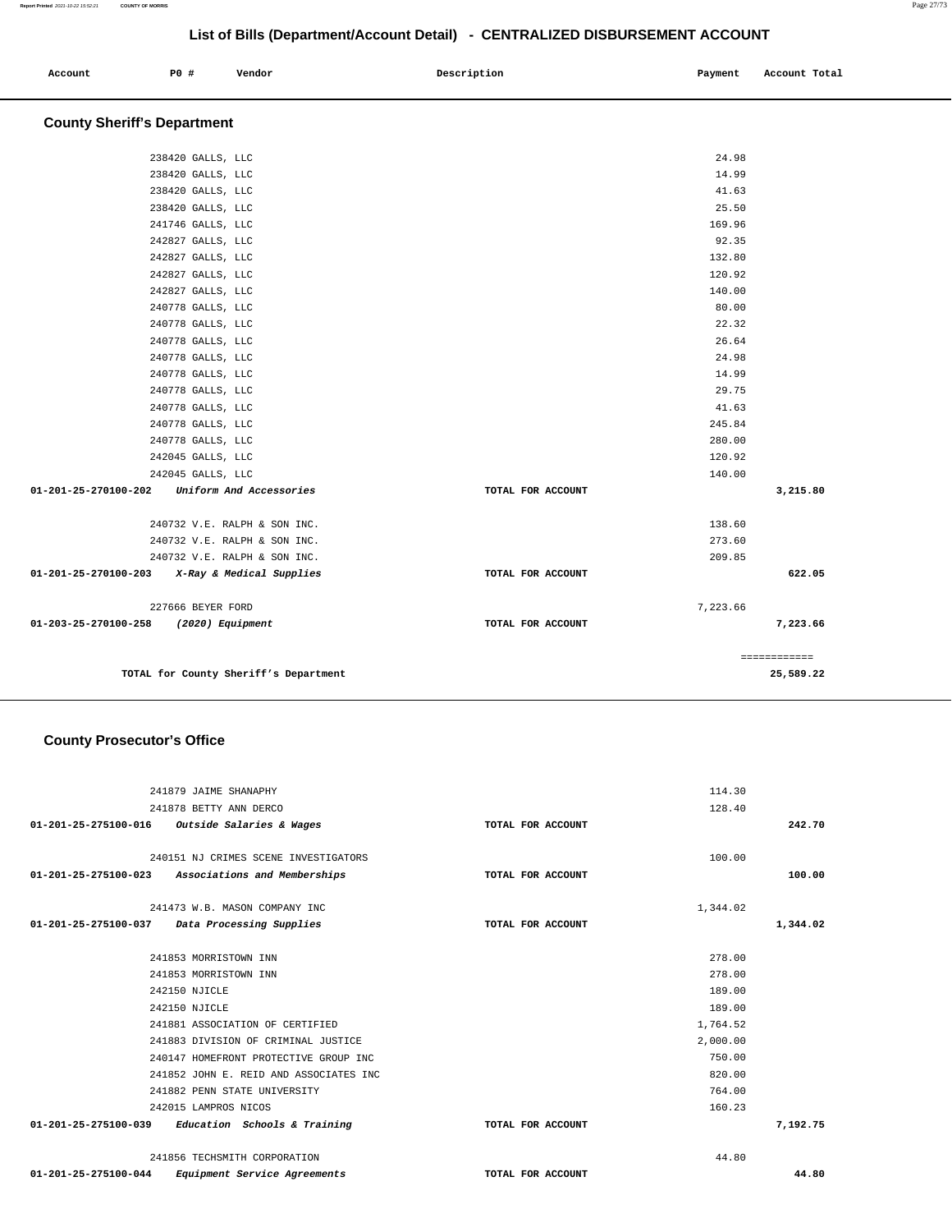## List of Bills (Department/Account Detail) - CENTRALIZED DISBURSEMENT ACCOUNT

| Account | PO # | Vendor | Description | Payment | Account Total |
|---|---|---|---|---|---|

### County Sheriff's Department

| Account | PO # | Vendor | Description | Payment | Account Total |
|---|---|---|---|---|---|
| | 238420 | GALLS, LLC | | 24.98 | |
| | 238420 | GALLS, LLC | | 14.99 | |
| | 238420 | GALLS, LLC | | 41.63 | |
| | 238420 | GALLS, LLC | | 25.50 | |
| | 241746 | GALLS, LLC | | 169.96 | |
| | 242827 | GALLS, LLC | | 92.35 | |
| | 242827 | GALLS, LLC | | 132.80 | |
| | 242827 | GALLS, LLC | | 120.92 | |
| | 242827 | GALLS, LLC | | 140.00 | |
| | 240778 | GALLS, LLC | | 80.00 | |
| | 240778 | GALLS, LLC | | 22.32 | |
| | 240778 | GALLS, LLC | | 26.64 | |
| | 240778 | GALLS, LLC | | 24.98 | |
| | 240778 | GALLS, LLC | | 14.99 | |
| | 240778 | GALLS, LLC | | 29.75 | |
| | 240778 | GALLS, LLC | | 41.63 | |
| | 240778 | GALLS, LLC | | 245.84 | |
| | 240778 | GALLS, LLC | | 280.00 | |
| | 242045 | GALLS, LLC | | 120.92 | |
| | 242045 | GALLS, LLC | | 140.00 | |
| **01-201-25-270100-202** | | *Uniform And Accessories* | TOTAL FOR ACCOUNT | | **3,215.80** |
| | 240732 | V.E. RALPH & SON INC. | | 138.60 | |
| | 240732 | V.E. RALPH & SON INC. | | 273.60 | |
| | 240732 | V.E. RALPH & SON INC. | | 209.85 | |
| **01-201-25-270100-203** | | *X-Ray & Medical Supplies* | TOTAL FOR ACCOUNT | | **622.05** |
| | 227666 | BEYER FORD | | 7,223.66 | |
| **01-203-25-270100-258** | | *(2020) Equipment* | TOTAL FOR ACCOUNT | | **7,223.66** |
| | | | | | ============ |
| | | **TOTAL for County Sheriff's Department** | | | **25,589.22** |

### County Prosecutor's Office

| Account | PO # | Vendor | Description | Payment | Account Total |
|---|---|---|---|---|---|
| | 241879 | JAIME SHANAPHY | | 114.30 | |
| | 241878 | BETTY ANN DERCO | | 128.40 | |
| **01-201-25-275100-016** | | *Outside Salaries & Wages* | TOTAL FOR ACCOUNT | | **242.70** |
| | 240151 | NJ CRIMES SCENE INVESTIGATORS | | 100.00 | |
| **01-201-25-275100-023** | | *Associations and Memberships* | TOTAL FOR ACCOUNT | | **100.00** |
| | 241473 | W.B. MASON COMPANY INC | | 1,344.02 | |
| **01-201-25-275100-037** | | *Data Processing Supplies* | TOTAL FOR ACCOUNT | | **1,344.02** |
| | 241853 | MORRISTOWN INN | | 278.00 | |
| | 241853 | MORRISTOWN INN | | 278.00 | |
| | 242150 | NJICLE | | 189.00 | |
| | 242150 | NJICLE | | 189.00 | |
| | 241881 | ASSOCIATION OF CERTIFIED | | 1,764.52 | |
| | 241883 | DIVISION OF CRIMINAL JUSTICE | | 2,000.00 | |
| | 240147 | HOMEFRONT PROTECTIVE GROUP INC | | 750.00 | |
| | 241852 | JOHN E. REID AND ASSOCIATES INC | | 820.00 | |
| | 241882 | PENN STATE UNIVERSITY | | 764.00 | |
| | 242015 | LAMPROS NICOS | | 160.23 | |
| **01-201-25-275100-039** | | *Education Schools & Training* | TOTAL FOR ACCOUNT | | **7,192.75** |
| | 241856 | TECHSMITH CORPORATION | | 44.80 | |
| **01-201-25-275100-044** | | *Equipment Service Agreements* | TOTAL FOR ACCOUNT | | **44.80** |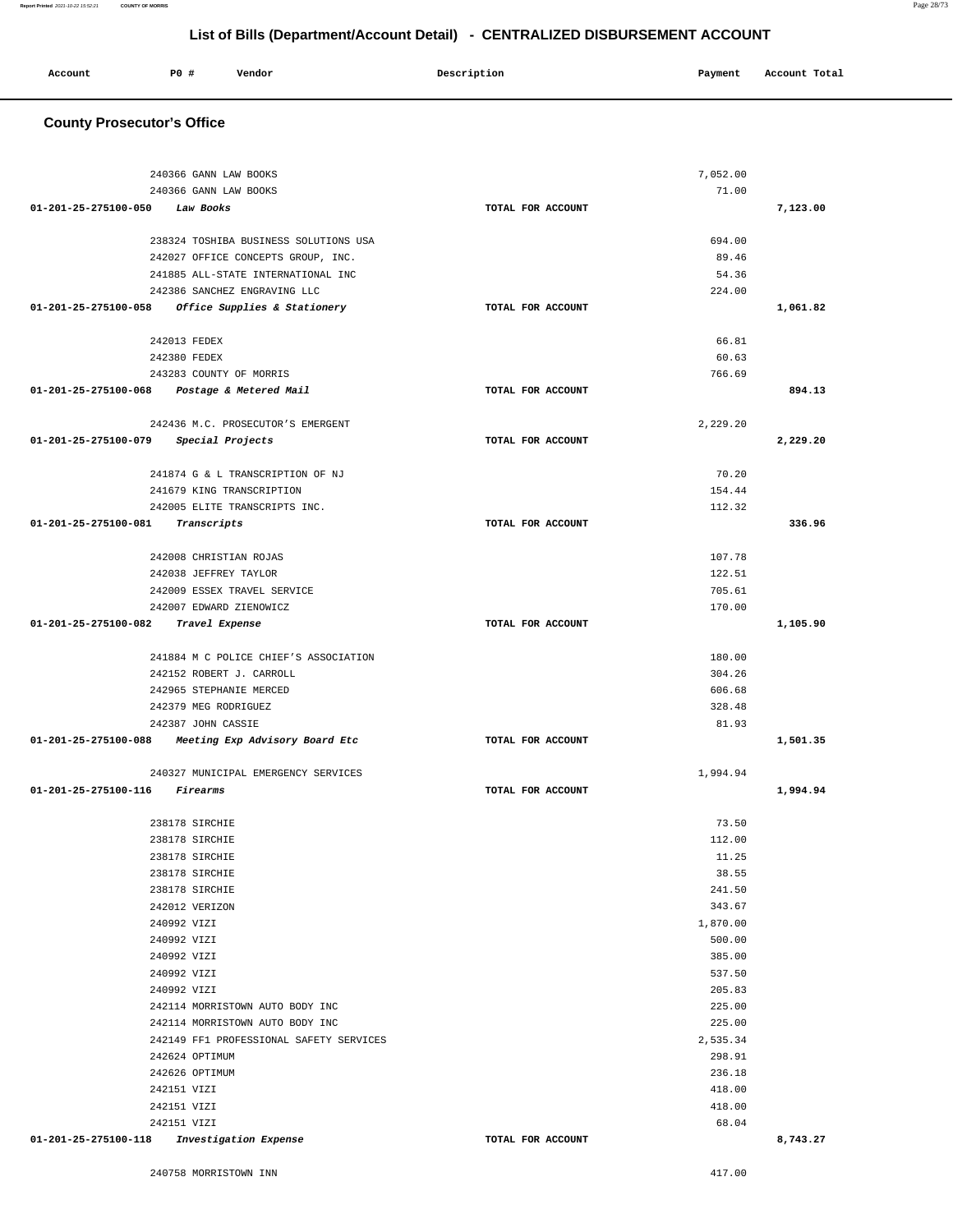## List of Bills (Department/Account Detail) - CENTRALIZED DISBURSEMENT ACCOUNT

| Account | PO # | Vendor | Description | Payment | Account Total |
|---|---|---|---|---|---|

### County Prosecutor's Office

| Account | PO # | Vendor | Description | Payment | Account Total |
|---|---|---|---|---|---|
| | 240366 | GANN LAW BOOKS | | 7,052.00 | |
| | 240366 | GANN LAW BOOKS | | 71.00 | |
| 01-201-25-275100-050 | | *Law Books* | TOTAL FOR ACCOUNT | | 7,123.00 |
| | 238324 | TOSHIBA BUSINESS SOLUTIONS USA | | 694.00 | |
| | 242027 | OFFICE CONCEPTS GROUP, INC. | | 89.46 | |
| | 241885 | ALL-STATE INTERNATIONAL INC | | 54.36 | |
| | 242386 | SANCHEZ ENGRAVING LLC | | 224.00 | |
| 01-201-25-275100-058 | | *Office Supplies & Stationery* | TOTAL FOR ACCOUNT | | 1,061.82 |
| | 242013 | FEDEX | | 66.81 | |
| | 242380 | FEDEX | | 60.63 | |
| | 243283 | COUNTY OF MORRIS | | 766.69 | |
| 01-201-25-275100-068 | | *Postage & Metered Mail* | TOTAL FOR ACCOUNT | | 894.13 |
| | 242436 | M.C. PROSECUTOR'S EMERGENT | | 2,229.20 | |
| 01-201-25-275100-079 | | *Special Projects* | TOTAL FOR ACCOUNT | | 2,229.20 |
| | 241874 | G & L TRANSCRIPTION OF NJ | | 70.20 | |
| | 241679 | KING TRANSCRIPTION | | 154.44 | |
| | 242005 | ELITE TRANSCRIPTS INC. | | 112.32 | |
| 01-201-25-275100-081 | | *Transcripts* | TOTAL FOR ACCOUNT | | 336.96 |
| | 242008 | CHRISTIAN ROJAS | | 107.78 | |
| | 242038 | JEFFREY TAYLOR | | 122.51 | |
| | 242009 | ESSEX TRAVEL SERVICE | | 705.61 | |
| | 242007 | EDWARD ZIENOWICZ | | 170.00 | |
| 01-201-25-275100-082 | | *Travel Expense* | TOTAL FOR ACCOUNT | | 1,105.90 |
| | 241884 | M C POLICE CHIEF'S ASSOCIATION | | 180.00 | |
| | 242152 | ROBERT J. CARROLL | | 304.26 | |
| | 242965 | STEPHANIE MERCED | | 606.68 | |
| | 242379 | MEG RODRIGUEZ | | 328.48 | |
| | 242387 | JOHN CASSIE | | 81.93 | |
| 01-201-25-275100-088 | | *Meeting Exp Advisory Board Etc* | TOTAL FOR ACCOUNT | | 1,501.35 |
| | 240327 | MUNICIPAL EMERGENCY SERVICES | | 1,994.94 | |
| 01-201-25-275100-116 | | *Firearms* | TOTAL FOR ACCOUNT | | 1,994.94 |
| | 238178 | SIRCHIE | | 73.50 | |
| | 238178 | SIRCHIE | | 112.00 | |
| | 238178 | SIRCHIE | | 11.25 | |
| | 238178 | SIRCHIE | | 38.55 | |
| | 238178 | SIRCHIE | | 241.50 | |
| | 242012 | VERIZON | | 343.67 | |
| | 240992 | VIZI | | 1,870.00 | |
| | 240992 | VIZI | | 500.00 | |
| | 240992 | VIZI | | 385.00 | |
| | 240992 | VIZI | | 537.50 | |
| | 240992 | VIZI | | 205.83 | |
| | 242114 | MORRISTOWN AUTO BODY INC | | 225.00 | |
| | 242114 | MORRISTOWN AUTO BODY INC | | 225.00 | |
| | 242149 | FF1 PROFESSIONAL SAFETY SERVICES | | 2,535.34 | |
| | 242624 | OPTIMUM | | 298.91 | |
| | 242626 | OPTIMUM | | 236.18 | |
| | 242151 | VIZI | | 418.00 | |
| | 242151 | VIZI | | 418.00 | |
| | 242151 | VIZI | | 68.04 | |
| 01-201-25-275100-118 | | *Investigation Expense* | TOTAL FOR ACCOUNT | | 8,743.27 |
| | 240758 | MORRISTOWN INN | | 417.00 | |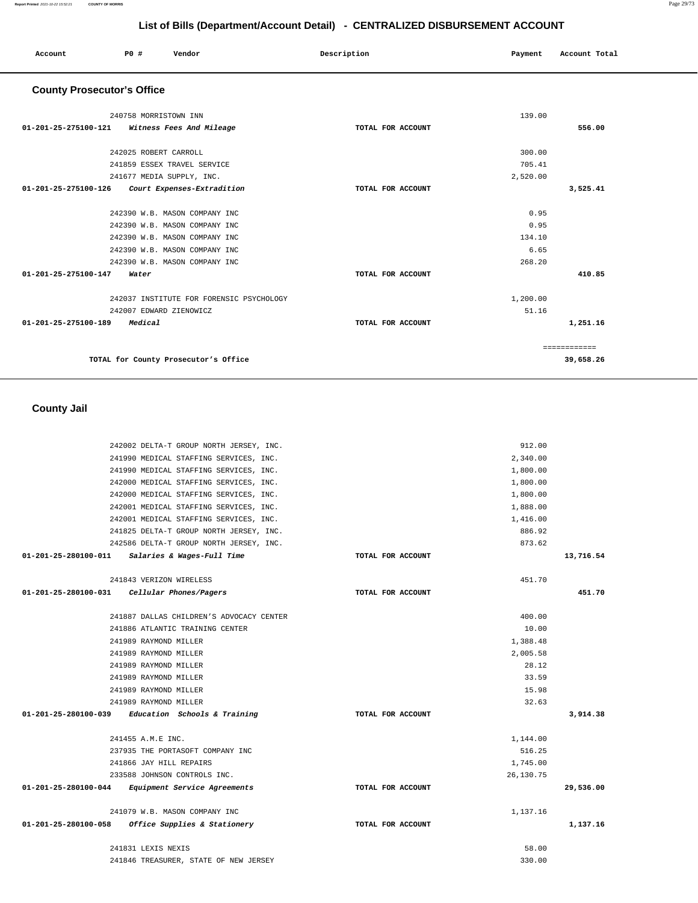## List of Bills (Department/Account Detail) - CENTRALIZED DISBURSEMENT ACCOUNT

| Account | PO # | Vendor | Description | Payment | Account Total |
|---|---|---|---|---|---|

### County Prosecutor's Office

| Account | PO # | Vendor | Description | Payment | Account Total |
|---|---|---|---|---|---|
| | 240758 | MORRISTOWN INN | | 139.00 | |
| 01-201-25-275100-121 | | *Witness Fees And Mileage* | TOTAL FOR ACCOUNT | | 556.00 |
| | 242025 | ROBERT CARROLL | | 300.00 | |
| | 241859 | ESSEX TRAVEL SERVICE | | 705.41 | |
| | 241677 | MEDIA SUPPLY, INC. | | 2,520.00 | |
| 01-201-25-275100-126 | | *Court Expenses-Extradition* | TOTAL FOR ACCOUNT | | 3,525.41 |
| | 242390 | W.B. MASON COMPANY INC | | 0.95 | |
| | 242390 | W.B. MASON COMPANY INC | | 0.95 | |
| | 242390 | W.B. MASON COMPANY INC | | 134.10 | |
| | 242390 | W.B. MASON COMPANY INC | | 6.65 | |
| | 242390 | W.B. MASON COMPANY INC | | 268.20 | |
| 01-201-25-275100-147 | | *Water* | TOTAL FOR ACCOUNT | | 410.85 |
| | 242037 | INSTITUTE FOR FORENSIC PSYCHOLOGY | | 1,200.00 | |
| | 242007 | EDWARD ZIENOWICZ | | 51.16 | |
| 01-201-25-275100-189 | | *Medical* | TOTAL FOR ACCOUNT | | 1,251.16 |
| | | | | | ============ |
| | | TOTAL for County Prosecutor's Office | | | 39,658.26 |

### County Jail

| Account | PO # | Vendor | Description | Payment | Account Total |
|---|---|---|---|---|---|
| | 242002 | DELTA-T GROUP NORTH JERSEY, INC. | | 912.00 | |
| | 241990 | MEDICAL STAFFING SERVICES, INC. | | 2,340.00 | |
| | 241990 | MEDICAL STAFFING SERVICES, INC. | | 1,800.00 | |
| | 242000 | MEDICAL STAFFING SERVICES, INC. | | 1,800.00 | |
| | 242000 | MEDICAL STAFFING SERVICES, INC. | | 1,800.00 | |
| | 242001 | MEDICAL STAFFING SERVICES, INC. | | 1,888.00 | |
| | 242001 | MEDICAL STAFFING SERVICES, INC. | | 1,416.00 | |
| | 241825 | DELTA-T GROUP NORTH JERSEY, INC. | | 886.92 | |
| | 242586 | DELTA-T GROUP NORTH JERSEY, INC. | | 873.62 | |
| 01-201-25-280100-011 | | *Salaries & Wages-Full Time* | TOTAL FOR ACCOUNT | | 13,716.54 |
| | 241843 | VERIZON WIRELESS | | 451.70 | |
| 01-201-25-280100-031 | | *Cellular Phones/Pagers* | TOTAL FOR ACCOUNT | | 451.70 |
| | 241887 | DALLAS CHILDREN'S ADVOCACY CENTER | | 400.00 | |
| | 241886 | ATLANTIC TRAINING CENTER | | 10.00 | |
| | 241989 | RAYMOND MILLER | | 1,388.48 | |
| | 241989 | RAYMOND MILLER | | 2,005.58 | |
| | 241989 | RAYMOND MILLER | | 28.12 | |
| | 241989 | RAYMOND MILLER | | 33.59 | |
| | 241989 | RAYMOND MILLER | | 15.98 | |
| | 241989 | RAYMOND MILLER | | 32.63 | |
| 01-201-25-280100-039 | | *Education Schools & Training* | TOTAL FOR ACCOUNT | | 3,914.38 |
| | 241455 | A.M.E INC. | | 1,144.00 | |
| | 237935 | THE PORTASOFT COMPANY INC | | 516.25 | |
| | 241866 | JAY HILL REPAIRS | | 1,745.00 | |
| | 233588 | JOHNSON CONTROLS INC. | | 26,130.75 | |
| 01-201-25-280100-044 | | *Equipment Service Agreements* | TOTAL FOR ACCOUNT | | 29,536.00 |
| | 241079 | W.B. MASON COMPANY INC | | 1,137.16 | |
| 01-201-25-280100-058 | | *Office Supplies & Stationery* | TOTAL FOR ACCOUNT | | 1,137.16 |
| | 241831 | LEXIS NEXIS | | 58.00 | |
| | 241846 | TREASURER, STATE OF NEW JERSEY | | 330.00 | |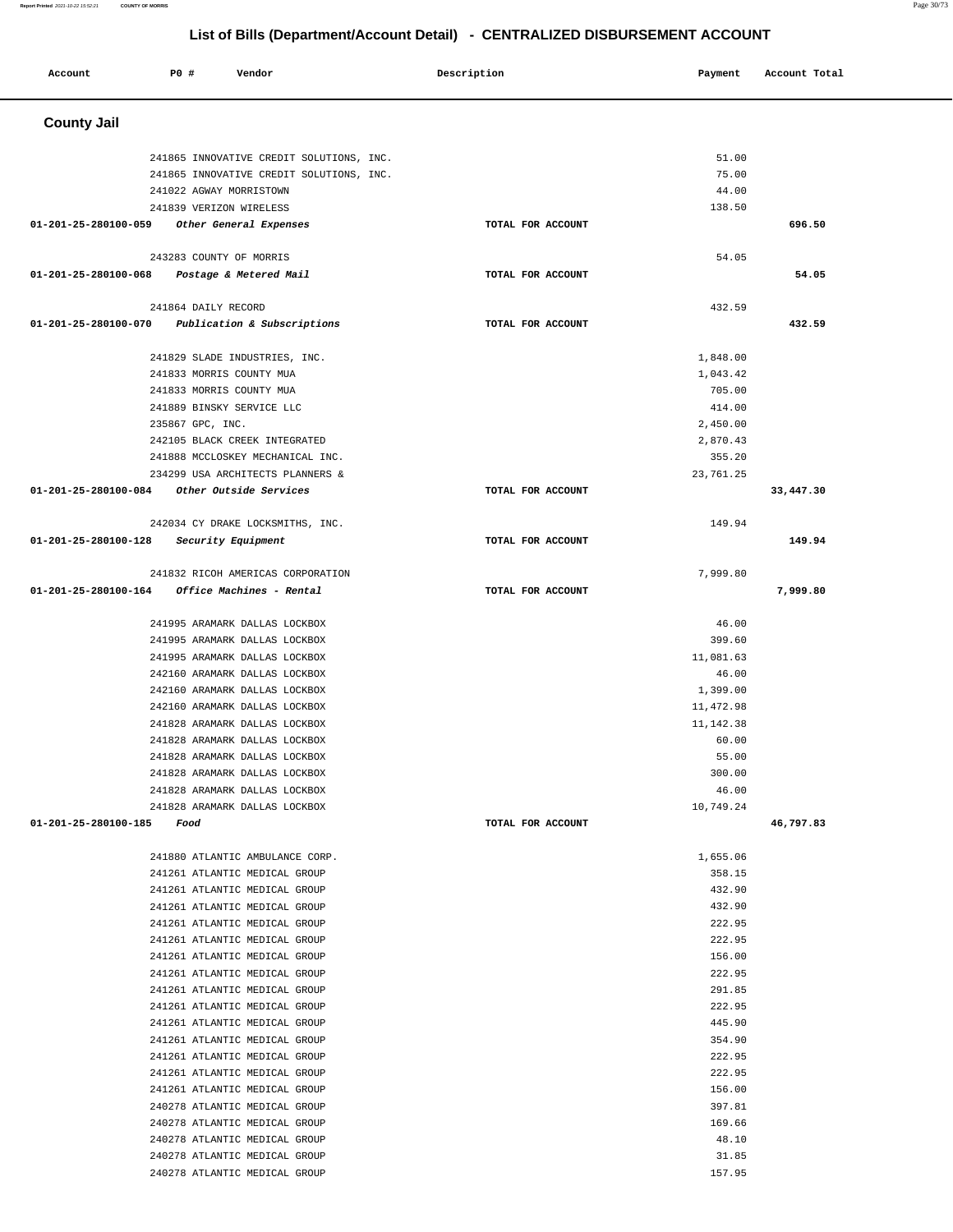## List of Bills (Department/Account Detail) - CENTRALIZED DISBURSEMENT ACCOUNT

| Account | PO # | Vendor | Description | Payment | Account Total |
|---|---|---|---|---|---|

### County Jail

| Account | PO # | Vendor | Description | Payment | Account Total |
|---|---|---|---|---|---|
| | 241865 | INNOVATIVE CREDIT SOLUTIONS, INC. | | 51.00 | |
| | 241865 | INNOVATIVE CREDIT SOLUTIONS, INC. | | 75.00 | |
| | 241022 | AGWAY MORRISTOWN | | 44.00 | |
| | 241839 | VERIZON WIRELESS | | 138.50 | |
| **01-201-25-280100-059** | | ***Other General Expenses*** | TOTAL FOR ACCOUNT | | **696.50** |
| | 243283 | COUNTY OF MORRIS | | 54.05 | |
| **01-201-25-280100-068** | | ***Postage & Metered Mail*** | TOTAL FOR ACCOUNT | | **54.05** |
| | 241864 | DAILY RECORD | | 432.59 | |
| **01-201-25-280100-070** | | ***Publication & Subscriptions*** | TOTAL FOR ACCOUNT | | **432.59** |
| | 241829 | SLADE INDUSTRIES, INC. | | 1,848.00 | |
| | 241833 | MORRIS COUNTY MUA | | 1,043.42 | |
| | 241833 | MORRIS COUNTY MUA | | 705.00 | |
| | 241889 | BINSKY SERVICE LLC | | 414.00 | |
| | 235867 | GPC, INC. | | 2,450.00 | |
| | 242105 | BLACK CREEK INTEGRATED | | 2,870.43 | |
| | 241888 | MCCLOSKEY MECHANICAL INC. | | 355.20 | |
| | 234299 | USA ARCHITECTS PLANNERS & | | 23,761.25 | |
| **01-201-25-280100-084** | | ***Other Outside Services*** | TOTAL FOR ACCOUNT | | **33,447.30** |
| | 242034 | CY DRAKE LOCKSMITHS, INC. | | 149.94 | |
| **01-201-25-280100-128** | | ***Security Equipment*** | TOTAL FOR ACCOUNT | | **149.94** |
| | 241832 | RICOH AMERICAS CORPORATION | | 7,999.80 | |
| **01-201-25-280100-164** | | ***Office Machines - Rental*** | TOTAL FOR ACCOUNT | | **7,999.80** |
| | 241995 | ARAMARK DALLAS LOCKBOX | | 46.00 | |
| | 241995 | ARAMARK DALLAS LOCKBOX | | 399.60 | |
| | 241995 | ARAMARK DALLAS LOCKBOX | | 11,081.63 | |
| | 242160 | ARAMARK DALLAS LOCKBOX | | 46.00 | |
| | 242160 | ARAMARK DALLAS LOCKBOX | | 1,399.00 | |
| | 242160 | ARAMARK DALLAS LOCKBOX | | 11,472.98 | |
| | 241828 | ARAMARK DALLAS LOCKBOX | | 11,142.38 | |
| | 241828 | ARAMARK DALLAS LOCKBOX | | 60.00 | |
| | 241828 | ARAMARK DALLAS LOCKBOX | | 55.00 | |
| | 241828 | ARAMARK DALLAS LOCKBOX | | 300.00 | |
| | 241828 | ARAMARK DALLAS LOCKBOX | | 46.00 | |
| | 241828 | ARAMARK DALLAS LOCKBOX | | 10,749.24 | |
| **01-201-25-280100-185** | | ***Food*** | TOTAL FOR ACCOUNT | | **46,797.83** |
| | 241880 | ATLANTIC AMBULANCE CORP. | | 1,655.06 | |
| | 241261 | ATLANTIC MEDICAL GROUP | | 358.15 | |
| | 241261 | ATLANTIC MEDICAL GROUP | | 432.90 | |
| | 241261 | ATLANTIC MEDICAL GROUP | | 432.90 | |
| | 241261 | ATLANTIC MEDICAL GROUP | | 222.95 | |
| | 241261 | ATLANTIC MEDICAL GROUP | | 222.95 | |
| | 241261 | ATLANTIC MEDICAL GROUP | | 156.00 | |
| | 241261 | ATLANTIC MEDICAL GROUP | | 222.95 | |
| | 241261 | ATLANTIC MEDICAL GROUP | | 291.85 | |
| | 241261 | ATLANTIC MEDICAL GROUP | | 222.95 | |
| | 241261 | ATLANTIC MEDICAL GROUP | | 445.90 | |
| | 241261 | ATLANTIC MEDICAL GROUP | | 354.90 | |
| | 241261 | ATLANTIC MEDICAL GROUP | | 222.95 | |
| | 241261 | ATLANTIC MEDICAL GROUP | | 222.95 | |
| | 241261 | ATLANTIC MEDICAL GROUP | | 156.00 | |
| | 240278 | ATLANTIC MEDICAL GROUP | | 397.81 | |
| | 240278 | ATLANTIC MEDICAL GROUP | | 169.66 | |
| | 240278 | ATLANTIC MEDICAL GROUP | | 48.10 | |
| | 240278 | ATLANTIC MEDICAL GROUP | | 31.85 | |
| | 240278 | ATLANTIC MEDICAL GROUP | | 157.95 | |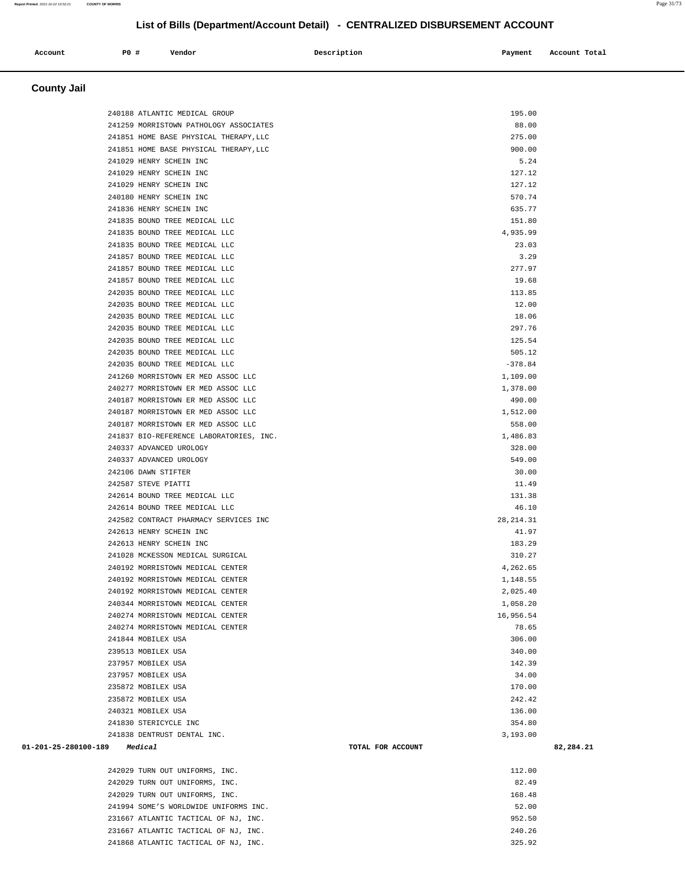# List of Bills (Department/Account Detail) - CENTRALIZED DISBURSEMENT ACCOUNT

| Account | PO # | Vendor | Description | Payment | Account Total |
|---|---|---|---|---|---|

## County Jail

| Account | PO # | Vendor | Description | Payment | Account Total |
|---|---|---|---|---|---|
| | 240188 | ATLANTIC MEDICAL GROUP | | 195.00 | |
| | 241259 | MORRISTOWN PATHOLOGY ASSOCIATES | | 88.00 | |
| | 241851 | HOME BASE PHYSICAL THERAPY,LLC | | 275.00 | |
| | 241851 | HOME BASE PHYSICAL THERAPY,LLC | | 900.00 | |
| | 241029 | HENRY SCHEIN INC | | 5.24 | |
| | 241029 | HENRY SCHEIN INC | | 127.12 | |
| | 241029 | HENRY SCHEIN INC | | 127.12 | |
| | 240180 | HENRY SCHEIN INC | | 570.74 | |
| | 241836 | HENRY SCHEIN INC | | 635.77 | |
| | 241835 | BOUND TREE MEDICAL LLC | | 151.80 | |
| | 241835 | BOUND TREE MEDICAL LLC | | 4,935.99 | |
| | 241835 | BOUND TREE MEDICAL LLC | | 23.03 | |
| | 241857 | BOUND TREE MEDICAL LLC | | 3.29 | |
| | 241857 | BOUND TREE MEDICAL LLC | | 277.97 | |
| | 241857 | BOUND TREE MEDICAL LLC | | 19.68 | |
| | 242035 | BOUND TREE MEDICAL LLC | | 113.85 | |
| | 242035 | BOUND TREE MEDICAL LLC | | 12.00 | |
| | 242035 | BOUND TREE MEDICAL LLC | | 18.06 | |
| | 242035 | BOUND TREE MEDICAL LLC | | 297.76 | |
| | 242035 | BOUND TREE MEDICAL LLC | | 125.54 | |
| | 242035 | BOUND TREE MEDICAL LLC | | 505.12 | |
| | 242035 | BOUND TREE MEDICAL LLC | | -378.84 | |
| | 241260 | MORRISTOWN ER MED ASSOC LLC | | 1,109.00 | |
| | 240277 | MORRISTOWN ER MED ASSOC LLC | | 1,378.00 | |
| | 240187 | MORRISTOWN ER MED ASSOC LLC | | 490.00 | |
| | 240187 | MORRISTOWN ER MED ASSOC LLC | | 1,512.00 | |
| | 240187 | MORRISTOWN ER MED ASSOC LLC | | 558.00 | |
| | 241837 | BIO-REFERENCE LABORATORIES, INC. | | 1,486.83 | |
| | 240337 | ADVANCED UROLOGY | | 328.00 | |
| | 240337 | ADVANCED UROLOGY | | 549.00 | |
| | 242106 | DAWN STIFTER | | 30.00 | |
| | 242587 | STEVE PIATTI | | 11.49 | |
| | 242614 | BOUND TREE MEDICAL LLC | | 131.38 | |
| | 242614 | BOUND TREE MEDICAL LLC | | 46.10 | |
| | 242582 | CONTRACT PHARMACY SERVICES INC | | 28,214.31 | |
| | 242613 | HENRY SCHEIN INC | | 41.97 | |
| | 242613 | HENRY SCHEIN INC | | 183.29 | |
| | 241028 | MCKESSON MEDICAL SURGICAL | | 310.27 | |
| | 240192 | MORRISTOWN MEDICAL CENTER | | 4,262.65 | |
| | 240192 | MORRISTOWN MEDICAL CENTER | | 1,148.55 | |
| | 240192 | MORRISTOWN MEDICAL CENTER | | 2,025.40 | |
| | 240344 | MORRISTOWN MEDICAL CENTER | | 1,058.20 | |
| | 240274 | MORRISTOWN MEDICAL CENTER | | 16,956.54 | |
| | 240274 | MORRISTOWN MEDICAL CENTER | | 78.65 | |
| | 241844 | MOBILEX USA | | 306.00 | |
| | 239513 | MOBILEX USA | | 340.00 | |
| | 237957 | MOBILEX USA | | 142.39 | |
| | 237957 | MOBILEX USA | | 34.00 | |
| | 235872 | MOBILEX USA | | 170.00 | |
| | 235872 | MOBILEX USA | | 242.42 | |
| | 240321 | MOBILEX USA | | 136.00 | |
| | 241830 | STERICYCLE INC | | 354.80 | |
| | 241838 | DENTRUST DENTAL INC. | | 3,193.00 | |
| 01-201-25-280100-189 | | *Medical* | TOTAL FOR ACCOUNT | | 82,284.21 |
| | 242029 | TURN OUT UNIFORMS, INC. | | 112.00 | |
| | 242029 | TURN OUT UNIFORMS, INC. | | 82.49 | |
| | 242029 | TURN OUT UNIFORMS, INC. | | 168.48 | |
| | 241994 | SOME'S WORLDWIDE UNIFORMS INC. | | 52.00 | |
| | 231667 | ATLANTIC TACTICAL OF NJ, INC. | | 952.50 | |
| | 231667 | ATLANTIC TACTICAL OF NJ, INC. | | 240.26 | |
| | 241868 | ATLANTIC TACTICAL OF NJ, INC. | | 325.92 | |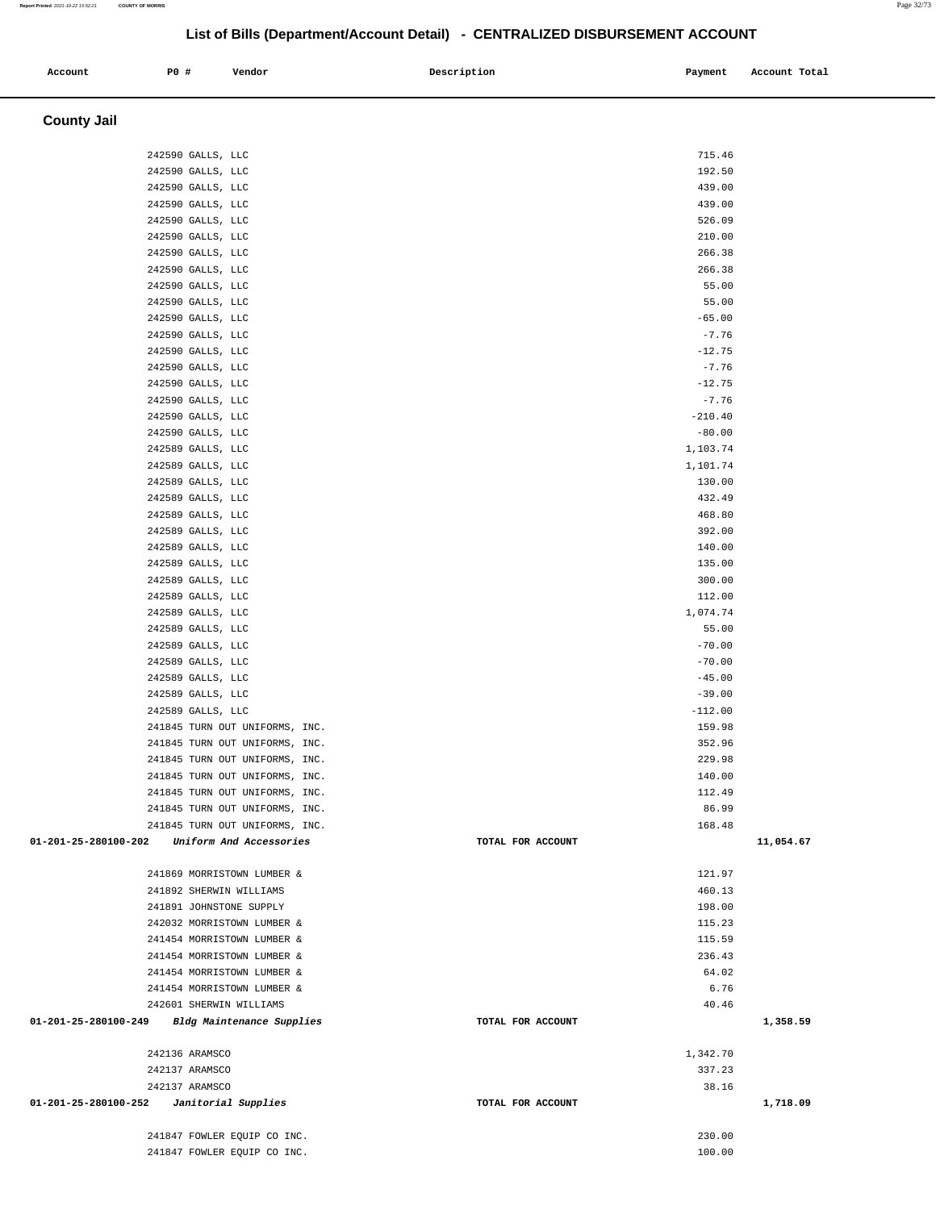## List of Bills (Department/Account Detail) - CENTRALIZED DISBURSEMENT ACCOUNT

| Account | PO # | Vendor | Description | Payment | Account Total |
|---|---|---|---|---|---|

### County Jail

| Account | PO # | Vendor | Description | Payment | Account Total |
|---|---|---|---|---|---|
| | 242590 | GALLS, LLC | | 715.46 | |
| | 242590 | GALLS, LLC | | 192.50 | |
| | 242590 | GALLS, LLC | | 439.00 | |
| | 242590 | GALLS, LLC | | 439.00 | |
| | 242590 | GALLS, LLC | | 526.09 | |
| | 242590 | GALLS, LLC | | 210.00 | |
| | 242590 | GALLS, LLC | | 266.38 | |
| | 242590 | GALLS, LLC | | 266.38 | |
| | 242590 | GALLS, LLC | | 55.00 | |
| | 242590 | GALLS, LLC | | 55.00 | |
| | 242590 | GALLS, LLC | | -65.00 | |
| | 242590 | GALLS, LLC | | -7.76 | |
| | 242590 | GALLS, LLC | | -12.75 | |
| | 242590 | GALLS, LLC | | -7.76 | |
| | 242590 | GALLS, LLC | | -12.75 | |
| | 242590 | GALLS, LLC | | -7.76 | |
| | 242590 | GALLS, LLC | | -210.40 | |
| | 242590 | GALLS, LLC | | -80.00 | |
| | 242589 | GALLS, LLC | | 1,103.74 | |
| | 242589 | GALLS, LLC | | 1,101.74 | |
| | 242589 | GALLS, LLC | | 130.00 | |
| | 242589 | GALLS, LLC | | 432.49 | |
| | 242589 | GALLS, LLC | | 468.80 | |
| | 242589 | GALLS, LLC | | 392.00 | |
| | 242589 | GALLS, LLC | | 140.00 | |
| | 242589 | GALLS, LLC | | 135.00 | |
| | 242589 | GALLS, LLC | | 300.00 | |
| | 242589 | GALLS, LLC | | 112.00 | |
| | 242589 | GALLS, LLC | | 1,074.74 | |
| | 242589 | GALLS, LLC | | 55.00 | |
| | 242589 | GALLS, LLC | | -70.00 | |
| | 242589 | GALLS, LLC | | -70.00 | |
| | 242589 | GALLS, LLC | | -45.00 | |
| | 242589 | GALLS, LLC | | -39.00 | |
| | 242589 | GALLS, LLC | | -112.00 | |
| | 241845 | TURN OUT UNIFORMS, INC. | | 159.98 | |
| | 241845 | TURN OUT UNIFORMS, INC. | | 352.96 | |
| | 241845 | TURN OUT UNIFORMS, INC. | | 229.98 | |
| | 241845 | TURN OUT UNIFORMS, INC. | | 140.00 | |
| | 241845 | TURN OUT UNIFORMS, INC. | | 112.49 | |
| | 241845 | TURN OUT UNIFORMS, INC. | | 86.99 | |
| | 241845 | TURN OUT UNIFORMS, INC. | | 168.48 | |
| **01-201-25-280100-202** | | *Uniform And Accessories* | TOTAL FOR ACCOUNT | | **11,054.67** |
| | 241869 | MORRISTOWN LUMBER & | | 121.97 | |
| | 241892 | SHERWIN WILLIAMS | | 460.13 | |
| | 241891 | JOHNSTONE SUPPLY | | 198.00 | |
| | 242032 | MORRISTOWN LUMBER & | | 115.23 | |
| | 241454 | MORRISTOWN LUMBER & | | 115.59 | |
| | 241454 | MORRISTOWN LUMBER & | | 236.43 | |
| | 241454 | MORRISTOWN LUMBER & | | 64.02 | |
| | 241454 | MORRISTOWN LUMBER & | | 6.76 | |
| | 242601 | SHERWIN WILLIAMS | | 40.46 | |
| **01-201-25-280100-249** | | *Bldg Maintenance Supplies* | TOTAL FOR ACCOUNT | | **1,358.59** |
| | 242136 | ARAMSCO | | 1,342.70 | |
| | 242137 | ARAMSCO | | 337.23 | |
| | 242137 | ARAMSCO | | 38.16 | |
| **01-201-25-280100-252** | | *Janitorial Supplies* | TOTAL FOR ACCOUNT | | **1,718.09** |
| | 241847 | FOWLER EQUIP CO INC. | | 230.00 | |
| | 241847 | FOWLER EQUIP CO INC. | | 100.00 | |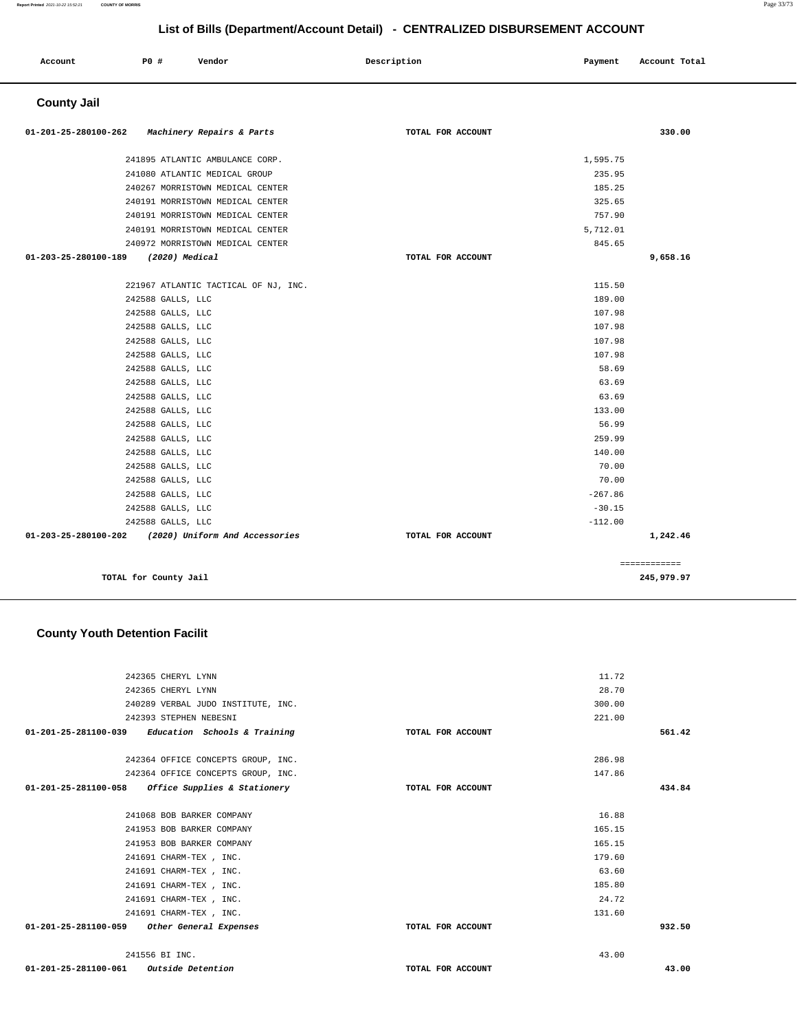## List of Bills (Department/Account Detail) - CENTRALIZED DISBURSEMENT ACCOUNT

| Account | PO # | Vendor | Description | Payment | Account Total |
|---|---|---|---|---|---|

### County Jail

| Account | PO # | Vendor | Description | Payment | Account Total |
|---|---|---|---|---|---|
| 01-201-25-280100-262 | | *Machinery Repairs & Parts* | TOTAL FOR ACCOUNT | | 330.00 |
| | 241895 | ATLANTIC AMBULANCE CORP. | | 1,595.75 | |
| | 241080 | ATLANTIC MEDICAL GROUP | | 235.95 | |
| | 240267 | MORRISTOWN MEDICAL CENTER | | 185.25 | |
| | 240191 | MORRISTOWN MEDICAL CENTER | | 325.65 | |
| | 240191 | MORRISTOWN MEDICAL CENTER | | 757.90 | |
| | 240191 | MORRISTOWN MEDICAL CENTER | | 5,712.01 | |
| | 240972 | MORRISTOWN MEDICAL CENTER | | 845.65 | |
| 01-203-25-280100-189 | | *(2020) Medical* | TOTAL FOR ACCOUNT | | 9,658.16 |
| | 221967 | ATLANTIC TACTICAL OF NJ, INC. | | 115.50 | |
| | 242588 | GALLS, LLC | | 189.00 | |
| | 242588 | GALLS, LLC | | 107.98 | |
| | 242588 | GALLS, LLC | | 107.98 | |
| | 242588 | GALLS, LLC | | 107.98 | |
| | 242588 | GALLS, LLC | | 107.98 | |
| | 242588 | GALLS, LLC | | 58.69 | |
| | 242588 | GALLS, LLC | | 63.69 | |
| | 242588 | GALLS, LLC | | 63.69 | |
| | 242588 | GALLS, LLC | | 133.00 | |
| | 242588 | GALLS, LLC | | 56.99 | |
| | 242588 | GALLS, LLC | | 259.99 | |
| | 242588 | GALLS, LLC | | 140.00 | |
| | 242588 | GALLS, LLC | | 70.00 | |
| | 242588 | GALLS, LLC | | 70.00 | |
| | 242588 | GALLS, LLC | | -267.86 | |
| | 242588 | GALLS, LLC | | -30.15 | |
| | 242588 | GALLS, LLC | | -112.00 | |
| 01-203-25-280100-202 | | *(2020) Uniform And Accessories* | TOTAL FOR ACCOUNT | | 1,242.46 |
| | | | | | ============ |
| | | TOTAL for County Jail | | | 245,979.97 |

### County Youth Detention Facilit

| Account | PO # | Vendor | Description | Payment | Account Total |
|---|---|---|---|---|---|
| | 242365 | CHERYL LYNN | | 11.72 | |
| | 242365 | CHERYL LYNN | | 28.70 | |
| | 240289 | VERBAL JUDO INSTITUTE, INC. | | 300.00 | |
| | 242393 | STEPHEN NEBESNI | | 221.00 | |
| 01-201-25-281100-039 | | *Education Schools & Training* | TOTAL FOR ACCOUNT | | 561.42 |
| | 242364 | OFFICE CONCEPTS GROUP, INC. | | 286.98 | |
| | 242364 | OFFICE CONCEPTS GROUP, INC. | | 147.86 | |
| 01-201-25-281100-058 | | *Office Supplies & Stationery* | TOTAL FOR ACCOUNT | | 434.84 |
| | 241068 | BOB BARKER COMPANY | | 16.88 | |
| | 241953 | BOB BARKER COMPANY | | 165.15 | |
| | 241953 | BOB BARKER COMPANY | | 165.15 | |
| | 241691 | CHARM-TEX , INC. | | 179.60 | |
| | 241691 | CHARM-TEX , INC. | | 63.60 | |
| | 241691 | CHARM-TEX , INC. | | 185.80 | |
| | 241691 | CHARM-TEX , INC. | | 24.72 | |
| | 241691 | CHARM-TEX , INC. | | 131.60 | |
| 01-201-25-281100-059 | | *Other General Expenses* | TOTAL FOR ACCOUNT | | 932.50 |
| | 241556 | BI INC. | | 43.00 | |
| 01-201-25-281100-061 | | *Outside Detention* | TOTAL FOR ACCOUNT | | 43.00 |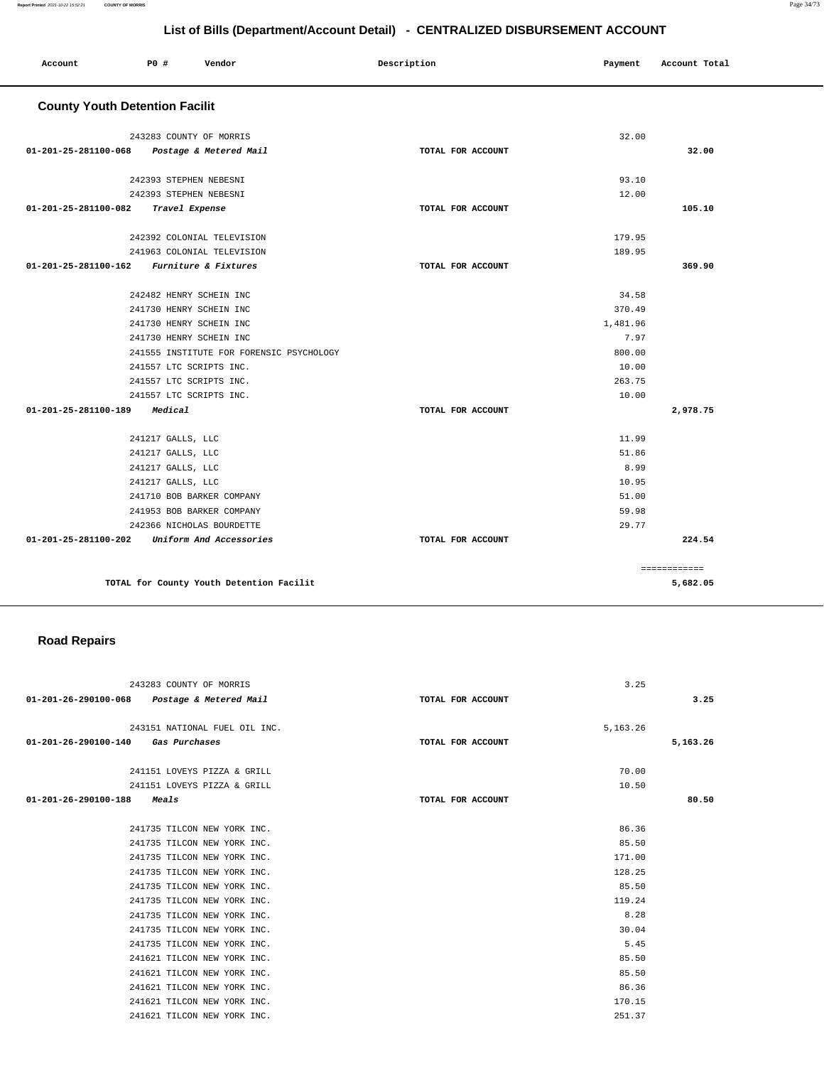# List of Bills (Department/Account Detail) - CENTRALIZED DISBURSEMENT ACCOUNT

| Account | PO # | Vendor | Description | Payment | Account Total |
|---|---|---|---|---|---|

## County Youth Detention Facilit

| Account | PO # | Vendor | Description | Payment | Account Total |
|---|---|---|---|---|---|
| | 243283 | COUNTY OF MORRIS | | 32.00 | |
| 01-201-25-281100-068 | | *Postage & Metered Mail* | TOTAL FOR ACCOUNT | | 32.00 |
| | 242393 | STEPHEN NEBESNI | | 93.10 | |
| | 242393 | STEPHEN NEBESNI | | 12.00 | |
| 01-201-25-281100-082 | | *Travel Expense* | TOTAL FOR ACCOUNT | | 105.10 |
| | 242392 | COLONIAL TELEVISION | | 179.95 | |
| | 241963 | COLONIAL TELEVISION | | 189.95 | |
| 01-201-25-281100-162 | | *Furniture & Fixtures* | TOTAL FOR ACCOUNT | | 369.90 |
| | 242482 | HENRY SCHEIN INC | | 34.58 | |
| | 241730 | HENRY SCHEIN INC | | 370.49 | |
| | 241730 | HENRY SCHEIN INC | | 1,481.96 | |
| | 241730 | HENRY SCHEIN INC | | 7.97 | |
| | 241555 | INSTITUTE FOR FORENSIC PSYCHOLOGY | | 800.00 | |
| | 241557 | LTC SCRIPTS INC. | | 10.00 | |
| | 241557 | LTC SCRIPTS INC. | | 263.75 | |
| | 241557 | LTC SCRIPTS INC. | | 10.00 | |
| 01-201-25-281100-189 | | *Medical* | TOTAL FOR ACCOUNT | | 2,978.75 |
| | 241217 | GALLS, LLC | | 11.99 | |
| | 241217 | GALLS, LLC | | 51.86 | |
| | 241217 | GALLS, LLC | | 8.99 | |
| | 241217 | GALLS, LLC | | 10.95 | |
| | 241710 | BOB BARKER COMPANY | | 51.00 | |
| | 241953 | BOB BARKER COMPANY | | 59.98 | |
| | 242366 | NICHOLAS BOURDETTE | | 29.77 | |
| 01-201-25-281100-202 | | *Uniform And Accessories* | TOTAL FOR ACCOUNT | | 224.54 |
| | | TOTAL for County Youth Detention Facilit | | | ============ 5,682.05 |

## Road Repairs

| Account | PO # | Vendor | Description | Payment | Account Total |
|---|---|---|---|---|---|
| | 243283 | COUNTY OF MORRIS | | 3.25 | |
| 01-201-26-290100-068 | | *Postage & Metered Mail* | TOTAL FOR ACCOUNT | | 3.25 |
| | 243151 | NATIONAL FUEL OIL INC. | | 5,163.26 | |
| 01-201-26-290100-140 | | *Gas Purchases* | TOTAL FOR ACCOUNT | | 5,163.26 |
| | 241151 | LOVEYS PIZZA & GRILL | | 70.00 | |
| | 241151 | LOVEYS PIZZA & GRILL | | 10.50 | |
| 01-201-26-290100-188 | | *Meals* | TOTAL FOR ACCOUNT | | 80.50 |
| | 241735 | TILCON NEW YORK INC. | | 86.36 | |
| | 241735 | TILCON NEW YORK INC. | | 85.50 | |
| | 241735 | TILCON NEW YORK INC. | | 171.00 | |
| | 241735 | TILCON NEW YORK INC. | | 128.25 | |
| | 241735 | TILCON NEW YORK INC. | | 85.50 | |
| | 241735 | TILCON NEW YORK INC. | | 119.24 | |
| | 241735 | TILCON NEW YORK INC. | | 8.28 | |
| | 241735 | TILCON NEW YORK INC. | | 30.04 | |
| | 241735 | TILCON NEW YORK INC. | | 5.45 | |
| | 241621 | TILCON NEW YORK INC. | | 85.50 | |
| | 241621 | TILCON NEW YORK INC. | | 85.50 | |
| | 241621 | TILCON NEW YORK INC. | | 86.36 | |
| | 241621 | TILCON NEW YORK INC. | | 170.15 | |
| | 241621 | TILCON NEW YORK INC. | | 251.37 | |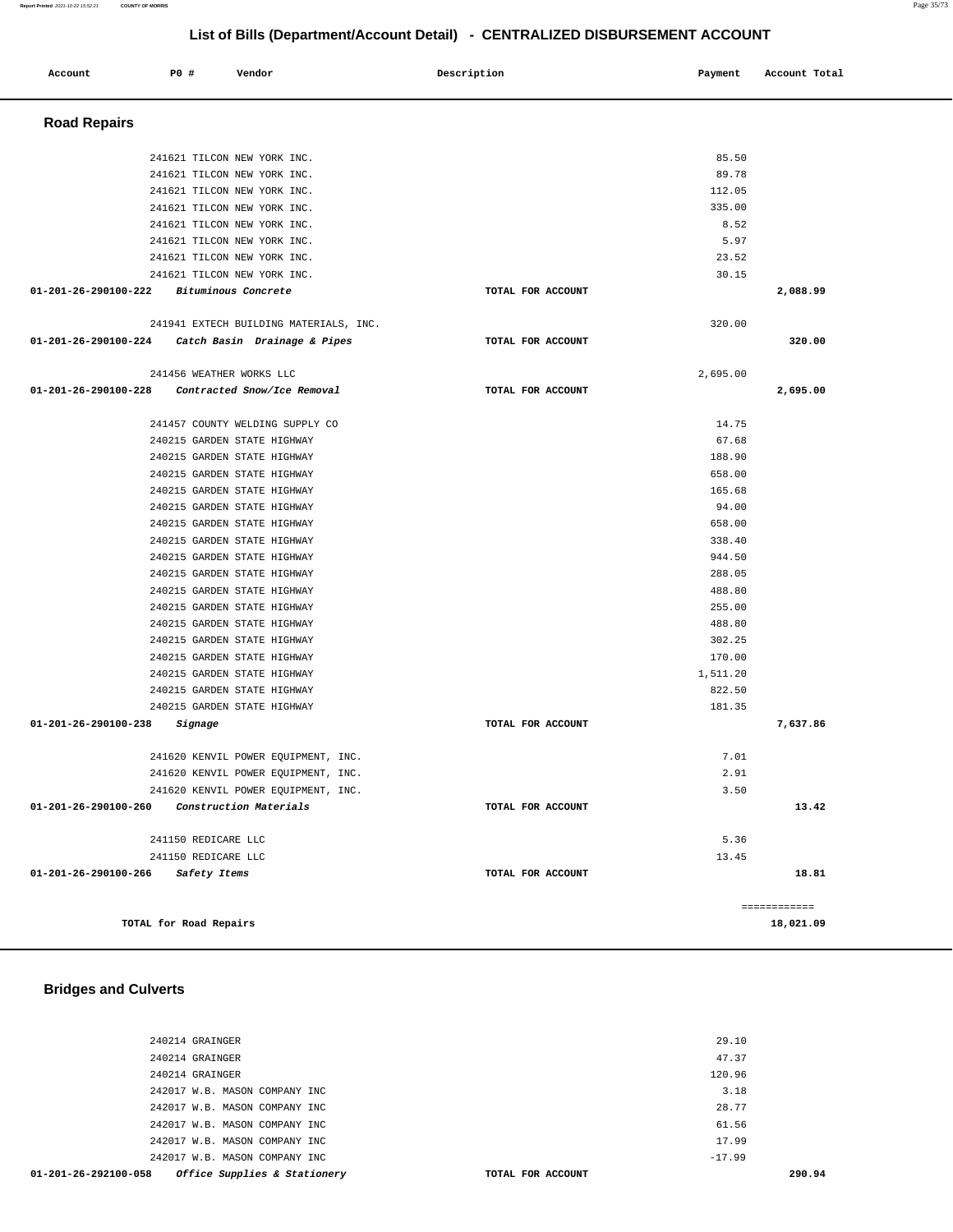# List of Bills (Department/Account Detail) - CENTRALIZED DISBURSEMENT ACCOUNT

| Account | PO # | Vendor | Description | Payment | Account Total |
|---|---|---|---|---|---|

## Road Repairs

| Account | PO # | Vendor | Description | Payment | Account Total |
|---|---|---|---|---|---|
| | 241621 | TILCON NEW YORK INC. | | 85.50 | |
| | 241621 | TILCON NEW YORK INC. | | 89.78 | |
| | 241621 | TILCON NEW YORK INC. | | 112.05 | |
| | 241621 | TILCON NEW YORK INC. | | 335.00 | |
| | 241621 | TILCON NEW YORK INC. | | 8.52 | |
| | 241621 | TILCON NEW YORK INC. | | 5.97 | |
| | 241621 | TILCON NEW YORK INC. | | 23.52 | |
| | 241621 | TILCON NEW YORK INC. | | 30.15 | |
| 01-201-26-290100-222 | | *Bituminous Concrete* | TOTAL FOR ACCOUNT | | 2,088.99 |
| | 241941 | EXTECH BUILDING MATERIALS, INC. | | 320.00 | |
| 01-201-26-290100-224 | | *Catch Basin Drainage & Pipes* | TOTAL FOR ACCOUNT | | 320.00 |
| | 241456 | WEATHER WORKS LLC | | 2,695.00 | |
| 01-201-26-290100-228 | | *Contracted Snow/Ice Removal* | TOTAL FOR ACCOUNT | | 2,695.00 |
| | 241457 | COUNTY WELDING SUPPLY CO | | 14.75 | |
| | 240215 | GARDEN STATE HIGHWAY | | 67.68 | |
| | 240215 | GARDEN STATE HIGHWAY | | 188.90 | |
| | 240215 | GARDEN STATE HIGHWAY | | 658.00 | |
| | 240215 | GARDEN STATE HIGHWAY | | 165.68 | |
| | 240215 | GARDEN STATE HIGHWAY | | 94.00 | |
| | 240215 | GARDEN STATE HIGHWAY | | 658.00 | |
| | 240215 | GARDEN STATE HIGHWAY | | 338.40 | |
| | 240215 | GARDEN STATE HIGHWAY | | 944.50 | |
| | 240215 | GARDEN STATE HIGHWAY | | 288.05 | |
| | 240215 | GARDEN STATE HIGHWAY | | 488.80 | |
| | 240215 | GARDEN STATE HIGHWAY | | 255.00 | |
| | 240215 | GARDEN STATE HIGHWAY | | 488.80 | |
| | 240215 | GARDEN STATE HIGHWAY | | 302.25 | |
| | 240215 | GARDEN STATE HIGHWAY | | 170.00 | |
| | 240215 | GARDEN STATE HIGHWAY | | 1,511.20 | |
| | 240215 | GARDEN STATE HIGHWAY | | 822.50 | |
| | 240215 | GARDEN STATE HIGHWAY | | 181.35 | |
| 01-201-26-290100-238 | | *Signage* | TOTAL FOR ACCOUNT | | 7,637.86 |
| | 241620 | KENVIL POWER EQUIPMENT, INC. | | 7.01 | |
| | 241620 | KENVIL POWER EQUIPMENT, INC. | | 2.91 | |
| | 241620 | KENVIL POWER EQUIPMENT, INC. | | 3.50 | |
| 01-201-26-290100-260 | | *Construction Materials* | TOTAL FOR ACCOUNT | | 13.42 |
| | 241150 | REDICARE LLC | | 5.36 | |
| | 241150 | REDICARE LLC | | 13.45 | |
| 01-201-26-290100-266 | | *Safety Items* | TOTAL FOR ACCOUNT | | 18.81 |
| | | | | | ============ |
| TOTAL for Road Repairs | | | | | 18,021.09 |

## Bridges and Culverts

| Account | PO # | Vendor | Description | Payment | Account Total |
|---|---|---|---|---|---|
| | 240214 | GRAINGER | | 29.10 | |
| | 240214 | GRAINGER | | 47.37 | |
| | 240214 | GRAINGER | | 120.96 | |
| | 242017 | W.B. MASON COMPANY INC | | 3.18 | |
| | 242017 | W.B. MASON COMPANY INC | | 28.77 | |
| | 242017 | W.B. MASON COMPANY INC | | 61.56 | |
| | 242017 | W.B. MASON COMPANY INC | | 17.99 | |
| | 242017 | W.B. MASON COMPANY INC | | -17.99 | |
| 01-201-26-292100-058 | | *Office Supplies & Stationery* | TOTAL FOR ACCOUNT | | 290.94 |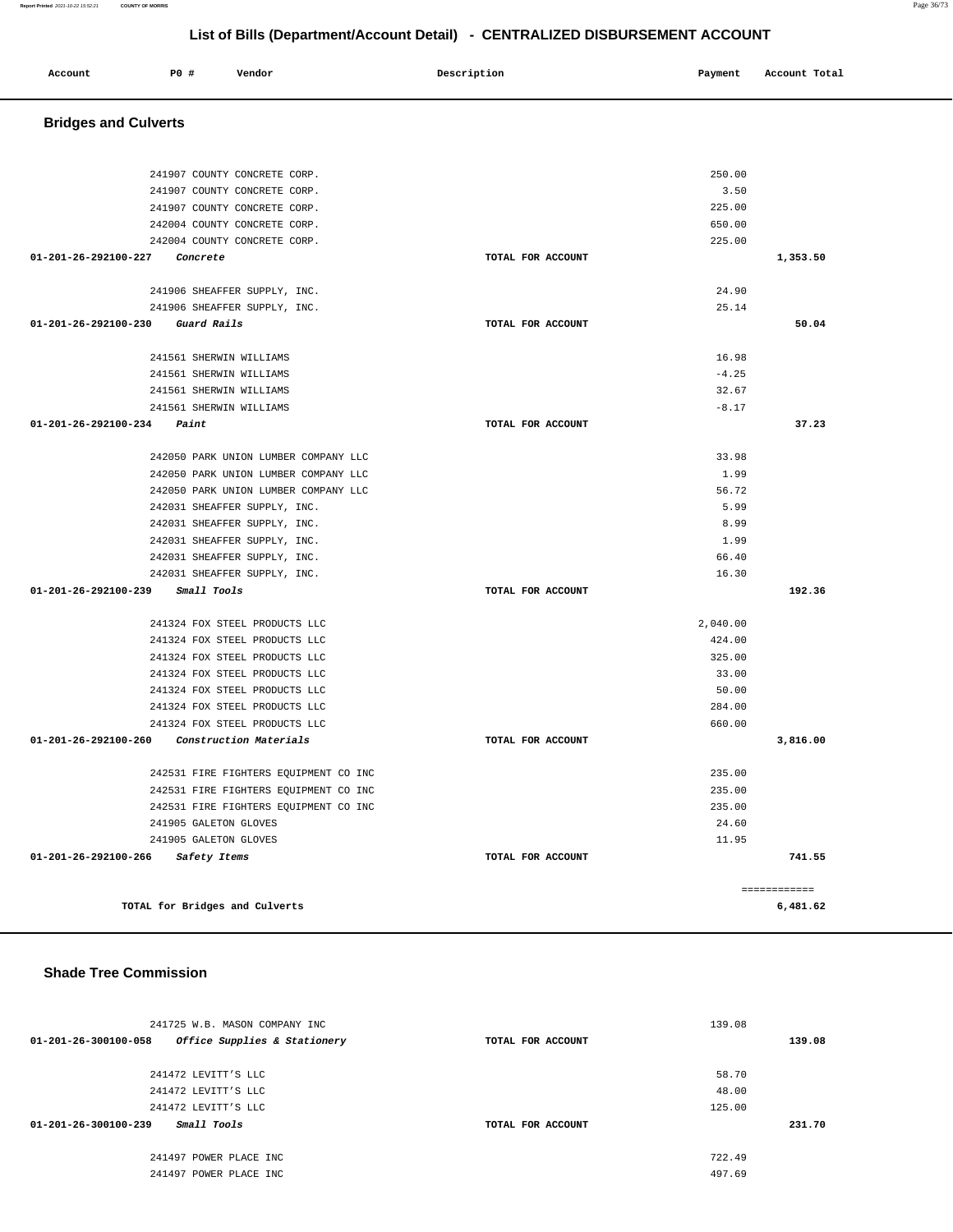## List of Bills (Department/Account Detail) - CENTRALIZED DISBURSEMENT ACCOUNT

| Account | PO # | Vendor | Description | Payment | Account Total |
|---|---|---|---|---|---|

### Bridges and Culverts

| Account | PO # | Vendor | Description | Payment | Account Total |
|---|---|---|---|---|---|
| | 241907 | COUNTY CONCRETE CORP. | | 250.00 | |
| | 241907 | COUNTY CONCRETE CORP. | | 3.50 | |
| | 241907 | COUNTY CONCRETE CORP. | | 225.00 | |
| | 242004 | COUNTY CONCRETE CORP. | | 650.00 | |
| | 242004 | COUNTY CONCRETE CORP. | | 225.00 | |
| 01-201-26-292100-227 | | *Concrete* | TOTAL FOR ACCOUNT | | 1,353.50 |
| | 241906 | SHEAFFER SUPPLY, INC. | | 24.90 | |
| | 241906 | SHEAFFER SUPPLY, INC. | | 25.14 | |
| 01-201-26-292100-230 | | *Guard Rails* | TOTAL FOR ACCOUNT | | 50.04 |
| | 241561 | SHERWIN WILLIAMS | | 16.98 | |
| | 241561 | SHERWIN WILLIAMS | | -4.25 | |
| | 241561 | SHERWIN WILLIAMS | | 32.67 | |
| | 241561 | SHERWIN WILLIAMS | | -8.17 | |
| 01-201-26-292100-234 | | *Paint* | TOTAL FOR ACCOUNT | | 37.23 |
| | 242050 | PARK UNION LUMBER COMPANY LLC | | 33.98 | |
| | 242050 | PARK UNION LUMBER COMPANY LLC | | 1.99 | |
| | 242050 | PARK UNION LUMBER COMPANY LLC | | 56.72 | |
| | 242031 | SHEAFFER SUPPLY, INC. | | 5.99 | |
| | 242031 | SHEAFFER SUPPLY, INC. | | 8.99 | |
| | 242031 | SHEAFFER SUPPLY, INC. | | 1.99 | |
| | 242031 | SHEAFFER SUPPLY, INC. | | 66.40 | |
| | 242031 | SHEAFFER SUPPLY, INC. | | 16.30 | |
| 01-201-26-292100-239 | | *Small Tools* | TOTAL FOR ACCOUNT | | 192.36 |
| | 241324 | FOX STEEL PRODUCTS LLC | | 2,040.00 | |
| | 241324 | FOX STEEL PRODUCTS LLC | | 424.00 | |
| | 241324 | FOX STEEL PRODUCTS LLC | | 325.00 | |
| | 241324 | FOX STEEL PRODUCTS LLC | | 33.00 | |
| | 241324 | FOX STEEL PRODUCTS LLC | | 50.00 | |
| | 241324 | FOX STEEL PRODUCTS LLC | | 284.00 | |
| | 241324 | FOX STEEL PRODUCTS LLC | | 660.00 | |
| 01-201-26-292100-260 | | *Construction Materials* | TOTAL FOR ACCOUNT | | 3,816.00 |
| | 242531 | FIRE FIGHTERS EQUIPMENT CO INC | | 235.00 | |
| | 242531 | FIRE FIGHTERS EQUIPMENT CO INC | | 235.00 | |
| | 242531 | FIRE FIGHTERS EQUIPMENT CO INC | | 235.00 | |
| | 241905 | GALETON GLOVES | | 24.60 | |
| | 241905 | GALETON GLOVES | | 11.95 | |
| 01-201-26-292100-266 | | *Safety Items* | TOTAL FOR ACCOUNT | | 741.55 |
| | | | | | ============ |
| | | TOTAL for Bridges and Culverts | | | 6,481.62 |

### Shade Tree Commission

| Account | PO # | Vendor | Description | Payment | Account Total |
|---|---|---|---|---|---|
| | 241725 | W.B. MASON COMPANY INC | | 139.08 | |
| 01-201-26-300100-058 | | *Office Supplies & Stationery* | TOTAL FOR ACCOUNT | | 139.08 |
| | 241472 | LEVITT'S LLC | | 58.70 | |
| | 241472 | LEVITT'S LLC | | 48.00 | |
| | 241472 | LEVITT'S LLC | | 125.00 | |
| 01-201-26-300100-239 | | *Small Tools* | TOTAL FOR ACCOUNT | | 231.70 |
| | 241497 | POWER PLACE INC | | 722.49 | |
| | 241497 | POWER PLACE INC | | 497.69 | |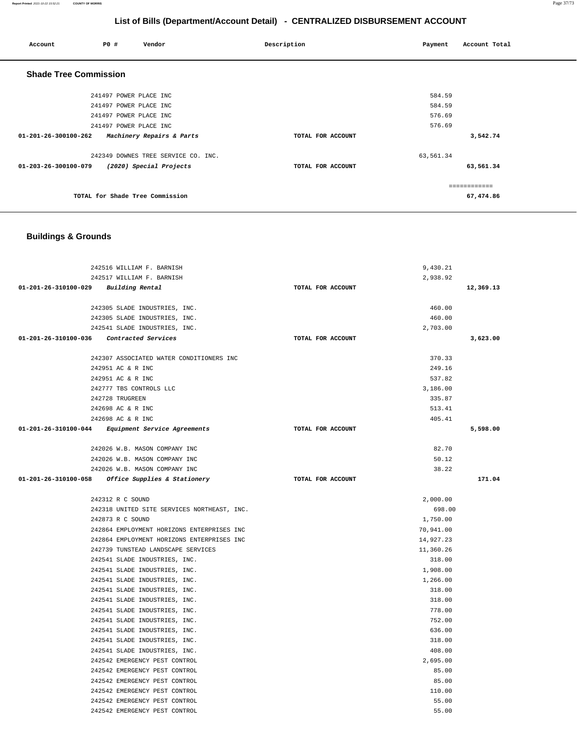## List of Bills (Department/Account Detail) - CENTRALIZED DISBURSEMENT ACCOUNT

| Account | PO # | Vendor | Description | Payment | Account Total |
|---|---|---|---|---|---|

### Shade Tree Commission

| Account | PO # | Vendor | Description | Payment | Account Total |
|---|---|---|---|---|---|
| | 241497 | POWER PLACE INC | | 584.59 | |
| | 241497 | POWER PLACE INC | | 584.59 | |
| | 241497 | POWER PLACE INC | | 576.69 | |
| | 241497 | POWER PLACE INC | | 576.69 | |
| **01-201-26-300100-262** | | *Machinery Repairs & Parts* | TOTAL FOR ACCOUNT | | **3,542.74** |
| | 242349 | DOWNES TREE SERVICE CO. INC. | | 63,561.34 | |
| **01-203-26-300100-079** | | *(2020) Special Projects* | TOTAL FOR ACCOUNT | | **63,561.34** |
| | | | | | ============ |
| | | TOTAL for Shade Tree Commission | | | **67,474.86** |

### Buildings & Grounds

| Account | PO # | Vendor | Description | Payment | Account Total |
|---|---|---|---|---|---|
| | 242516 | WILLIAM F. BARNISH | | 9,430.21 | |
| | 242517 | WILLIAM F. BARNISH | | 2,938.92 | |
| **01-201-26-310100-029** | | *Building Rental* | TOTAL FOR ACCOUNT | | **12,369.13** |
| | 242305 | SLADE INDUSTRIES, INC. | | 460.00 | |
| | 242305 | SLADE INDUSTRIES, INC. | | 460.00 | |
| | 242541 | SLADE INDUSTRIES, INC. | | 2,703.00 | |
| **01-201-26-310100-036** | | *Contracted Services* | TOTAL FOR ACCOUNT | | **3,623.00** |
| | 242307 | ASSOCIATED WATER CONDITIONERS INC | | 370.33 | |
| | 242951 | AC & R INC | | 249.16 | |
| | 242951 | AC & R INC | | 537.82 | |
| | 242777 | TBS CONTROLS LLC | | 3,186.00 | |
| | 242728 | TRUGREEN | | 335.87 | |
| | 242698 | AC & R INC | | 513.41 | |
| | 242698 | AC & R INC | | 405.41 | |
| **01-201-26-310100-044** | | *Equipment Service Agreements* | TOTAL FOR ACCOUNT | | **5,598.00** |
| | 242026 | W.B. MASON COMPANY INC | | 82.70 | |
| | 242026 | W.B. MASON COMPANY INC | | 50.12 | |
| | 242026 | W.B. MASON COMPANY INC | | 38.22 | |
| **01-201-26-310100-058** | | *Office Supplies & Stationery* | TOTAL FOR ACCOUNT | | **171.04** |
| | 242312 | R C SOUND | | 2,000.00 | |
| | 242318 | UNITED SITE SERVICES NORTHEAST, INC. | | 698.00 | |
| | 242873 | R C SOUND | | 1,750.00 | |
| | 242864 | EMPLOYMENT HORIZONS ENTERPRISES INC | | 70,941.00 | |
| | 242864 | EMPLOYMENT HORIZONS ENTERPRISES INC | | 14,927.23 | |
| | 242739 | TUNSTEAD LANDSCAPE SERVICES | | 11,360.26 | |
| | 242541 | SLADE INDUSTRIES, INC. | | 318.00 | |
| | 242541 | SLADE INDUSTRIES, INC. | | 1,908.00 | |
| | 242541 | SLADE INDUSTRIES, INC. | | 1,266.00 | |
| | 242541 | SLADE INDUSTRIES, INC. | | 318.00 | |
| | 242541 | SLADE INDUSTRIES, INC. | | 318.00 | |
| | 242541 | SLADE INDUSTRIES, INC. | | 778.00 | |
| | 242541 | SLADE INDUSTRIES, INC. | | 752.00 | |
| | 242541 | SLADE INDUSTRIES, INC. | | 636.00 | |
| | 242541 | SLADE INDUSTRIES, INC. | | 318.00 | |
| | 242541 | SLADE INDUSTRIES, INC. | | 408.00 | |
| | 242542 | EMERGENCY PEST CONTROL | | 2,695.00 | |
| | 242542 | EMERGENCY PEST CONTROL | | 85.00 | |
| | 242542 | EMERGENCY PEST CONTROL | | 85.00 | |
| | 242542 | EMERGENCY PEST CONTROL | | 110.00 | |
| | 242542 | EMERGENCY PEST CONTROL | | 55.00 | |
| | 242542 | EMERGENCY PEST CONTROL | | 55.00 | |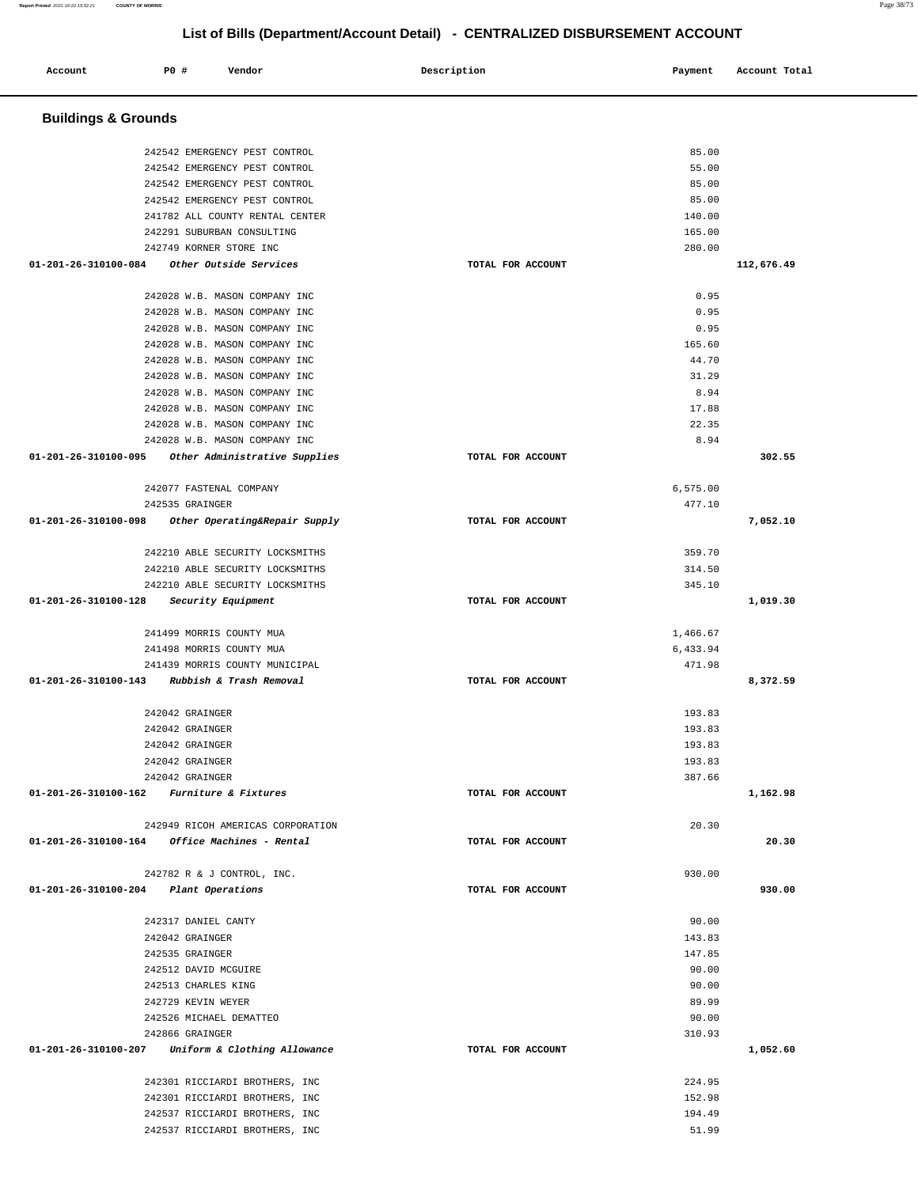# List of Bills (Department/Account Detail) - CENTRALIZED DISBURSEMENT ACCOUNT

| Account | PO # | Vendor | Description | Payment | Account Total |
|---|---|---|---|---|---|

## Buildings & Grounds

| Account | PO # | Vendor | Description | Payment | Account Total |
|---|---|---|---|---|---|
| | 242542 | EMERGENCY PEST CONTROL | | 85.00 | |
| | 242542 | EMERGENCY PEST CONTROL | | 55.00 | |
| | 242542 | EMERGENCY PEST CONTROL | | 85.00 | |
| | 242542 | EMERGENCY PEST CONTROL | | 85.00 | |
| | 241782 | ALL COUNTY RENTAL CENTER | | 140.00 | |
| | 242291 | SUBURBAN CONSULTING | | 165.00 | |
| | 242749 | KORNER STORE INC | | 280.00 | |
| **01-201-26-310100-084** | | *Other Outside Services* | TOTAL FOR ACCOUNT | | **112,676.49** |
| | 242028 | W.B. MASON COMPANY INC | | 0.95 | |
| | 242028 | W.B. MASON COMPANY INC | | 0.95 | |
| | 242028 | W.B. MASON COMPANY INC | | 0.95 | |
| | 242028 | W.B. MASON COMPANY INC | | 165.60 | |
| | 242028 | W.B. MASON COMPANY INC | | 44.70 | |
| | 242028 | W.B. MASON COMPANY INC | | 31.29 | |
| | 242028 | W.B. MASON COMPANY INC | | 8.94 | |
| | 242028 | W.B. MASON COMPANY INC | | 17.88 | |
| | 242028 | W.B. MASON COMPANY INC | | 22.35 | |
| | 242028 | W.B. MASON COMPANY INC | | 8.94 | |
| **01-201-26-310100-095** | | *Other Administrative Supplies* | TOTAL FOR ACCOUNT | | **302.55** |
| | 242077 | FASTENAL COMPANY | | 6,575.00 | |
| | 242535 | GRAINGER | | 477.10 | |
| **01-201-26-310100-098** | | *Other Operating&Repair Supply* | TOTAL FOR ACCOUNT | | **7,052.10** |
| | 242210 | ABLE SECURITY LOCKSMITHS | | 359.70 | |
| | 242210 | ABLE SECURITY LOCKSMITHS | | 314.50 | |
| | 242210 | ABLE SECURITY LOCKSMITHS | | 345.10 | |
| **01-201-26-310100-128** | | *Security Equipment* | TOTAL FOR ACCOUNT | | **1,019.30** |
| | 241499 | MORRIS COUNTY MUA | | 1,466.67 | |
| | 241498 | MORRIS COUNTY MUA | | 6,433.94 | |
| | 241439 | MORRIS COUNTY MUNICIPAL | | 471.98 | |
| **01-201-26-310100-143** | | *Rubbish & Trash Removal* | TOTAL FOR ACCOUNT | | **8,372.59** |
| | 242042 | GRAINGER | | 193.83 | |
| | 242042 | GRAINGER | | 193.83 | |
| | 242042 | GRAINGER | | 193.83 | |
| | 242042 | GRAINGER | | 193.83 | |
| | 242042 | GRAINGER | | 387.66 | |
| **01-201-26-310100-162** | | *Furniture & Fixtures* | TOTAL FOR ACCOUNT | | **1,162.98** |
| | 242949 | RICOH AMERICAS CORPORATION | | 20.30 | |
| **01-201-26-310100-164** | | *Office Machines - Rental* | TOTAL FOR ACCOUNT | | **20.30** |
| | 242782 | R & J CONTROL, INC. | | 930.00 | |
| **01-201-26-310100-204** | | *Plant Operations* | TOTAL FOR ACCOUNT | | **930.00** |
| | 242317 | DANIEL CANTY | | 90.00 | |
| | 242042 | GRAINGER | | 143.83 | |
| | 242535 | GRAINGER | | 147.85 | |
| | 242512 | DAVID MCGUIRE | | 90.00 | |
| | 242513 | CHARLES KING | | 90.00 | |
| | 242729 | KEVIN WEYER | | 89.99 | |
| | 242526 | MICHAEL DEMATTEO | | 90.00 | |
| | 242866 | GRAINGER | | 310.93 | |
| **01-201-26-310100-207** | | *Uniform & Clothing Allowance* | TOTAL FOR ACCOUNT | | **1,052.60** |
| | 242301 | RICCIARDI BROTHERS, INC | | 224.95 | |
| | 242301 | RICCIARDI BROTHERS, INC | | 152.98 | |
| | 242537 | RICCIARDI BROTHERS, INC | | 194.49 | |
| | 242537 | RICCIARDI BROTHERS, INC | | 51.99 | |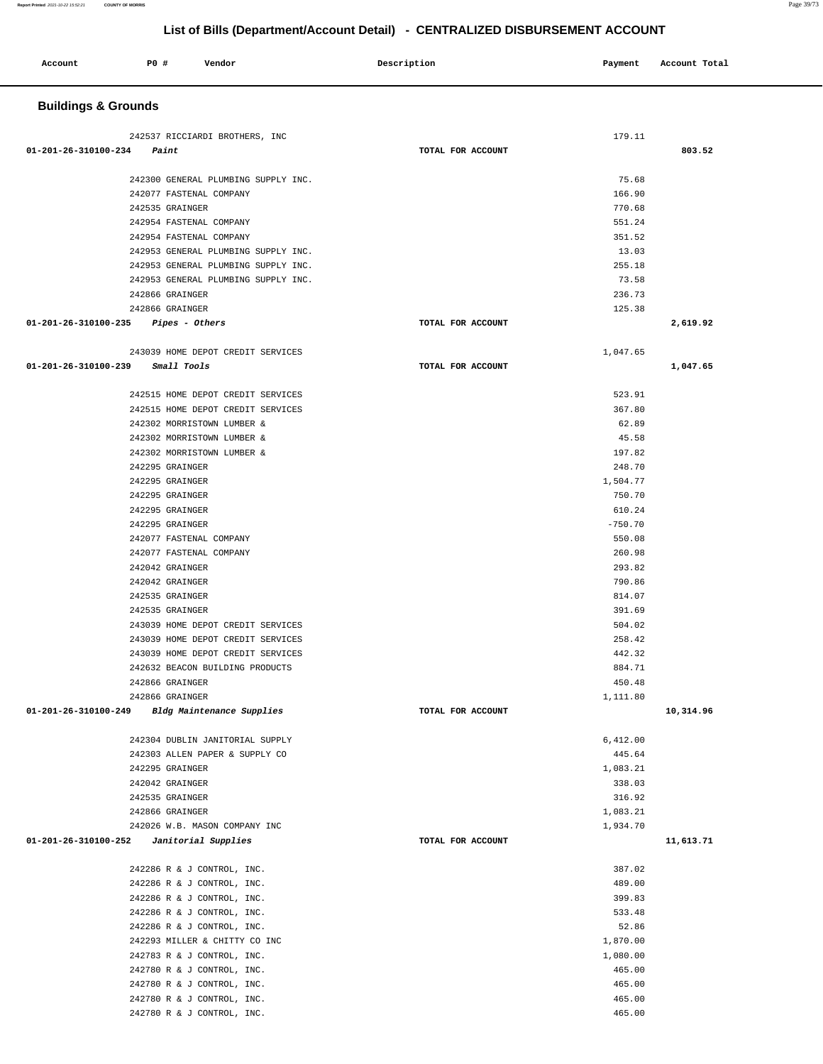# List of Bills (Department/Account Detail) - CENTRALIZED DISBURSEMENT ACCOUNT

| Account | PO # | Vendor | Description | Payment | Account Total |
|---|---|---|---|---|---|

## Buildings & Grounds

| Account | PO # | Vendor | Description | Payment | Account Total |
|---|---|---|---|---|---|
| | 242537 | RICCIARDI BROTHERS, INC | | 179.11 | |
| 01-201-26-310100-234 | | *Paint* | TOTAL FOR ACCOUNT | | 803.52 |
| | 242300 | GENERAL PLUMBING SUPPLY INC. | | 75.68 | |
| | 242077 | FASTENAL COMPANY | | 166.90 | |
| | 242535 | GRAINGER | | 770.68 | |
| | 242954 | FASTENAL COMPANY | | 551.24 | |
| | 242954 | FASTENAL COMPANY | | 351.52 | |
| | 242953 | GENERAL PLUMBING SUPPLY INC. | | 13.03 | |
| | 242953 | GENERAL PLUMBING SUPPLY INC. | | 255.18 | |
| | 242953 | GENERAL PLUMBING SUPPLY INC. | | 73.58 | |
| | 242866 | GRAINGER | | 236.73 | |
| | 242866 | GRAINGER | | 125.38 | |
| 01-201-26-310100-235 | | *Pipes - Others* | TOTAL FOR ACCOUNT | | 2,619.92 |
| | 243039 | HOME DEPOT CREDIT SERVICES | | 1,047.65 | |
| 01-201-26-310100-239 | | *Small Tools* | TOTAL FOR ACCOUNT | | 1,047.65 |
| | 242515 | HOME DEPOT CREDIT SERVICES | | 523.91 | |
| | 242515 | HOME DEPOT CREDIT SERVICES | | 367.80 | |
| | 242302 | MORRISTOWN LUMBER & | | 62.89 | |
| | 242302 | MORRISTOWN LUMBER & | | 45.58 | |
| | 242302 | MORRISTOWN LUMBER & | | 197.82 | |
| | 242295 | GRAINGER | | 248.70 | |
| | 242295 | GRAINGER | | 1,504.77 | |
| | 242295 | GRAINGER | | 750.70 | |
| | 242295 | GRAINGER | | 610.24 | |
| | 242295 | GRAINGER | | -750.70 | |
| | 242077 | FASTENAL COMPANY | | 550.08 | |
| | 242077 | FASTENAL COMPANY | | 260.98 | |
| | 242042 | GRAINGER | | 293.82 | |
| | 242042 | GRAINGER | | 790.86 | |
| | 242535 | GRAINGER | | 814.07 | |
| | 242535 | GRAINGER | | 391.69 | |
| | 243039 | HOME DEPOT CREDIT SERVICES | | 504.02 | |
| | 243039 | HOME DEPOT CREDIT SERVICES | | 258.42 | |
| | 243039 | HOME DEPOT CREDIT SERVICES | | 442.32 | |
| | 242632 | BEACON BUILDING PRODUCTS | | 884.71 | |
| | 242866 | GRAINGER | | 450.48 | |
| | 242866 | GRAINGER | | 1,111.80 | |
| 01-201-26-310100-249 | | *Bldg Maintenance Supplies* | TOTAL FOR ACCOUNT | | 10,314.96 |
| | 242304 | DUBLIN JANITORIAL SUPPLY | | 6,412.00 | |
| | 242303 | ALLEN PAPER & SUPPLY CO | | 445.64 | |
| | 242295 | GRAINGER | | 1,083.21 | |
| | 242042 | GRAINGER | | 338.03 | |
| | 242535 | GRAINGER | | 316.92 | |
| | 242866 | GRAINGER | | 1,083.21 | |
| | 242026 | W.B. MASON COMPANY INC | | 1,934.70 | |
| 01-201-26-310100-252 | | *Janitorial Supplies* | TOTAL FOR ACCOUNT | | 11,613.71 |
| | 242286 | R & J CONTROL, INC. | | 387.02 | |
| | 242286 | R & J CONTROL, INC. | | 489.00 | |
| | 242286 | R & J CONTROL, INC. | | 399.83 | |
| | 242286 | R & J CONTROL, INC. | | 533.48 | |
| | 242286 | R & J CONTROL, INC. | | 52.86 | |
| | 242293 | MILLER & CHITTY CO INC | | 1,870.00 | |
| | 242783 | R & J CONTROL, INC. | | 1,080.00 | |
| | 242780 | R & J CONTROL, INC. | | 465.00 | |
| | 242780 | R & J CONTROL, INC. | | 465.00 | |
| | 242780 | R & J CONTROL, INC. | | 465.00 | |
| | 242780 | R & J CONTROL, INC. | | 465.00 | |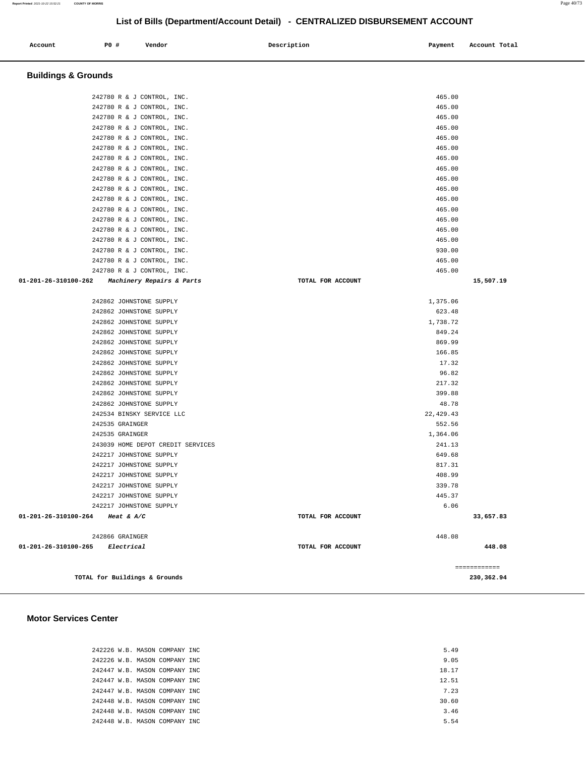## List of Bills (Department/Account Detail) - CENTRALIZED DISBURSEMENT ACCOUNT

| Account | PO # | Vendor | Description | Payment | Account Total |
|---|---|---|---|---|---|

### Buildings & Grounds

| Account | PO # | Vendor | Description | Payment | Account Total |
|---|---|---|---|---|---|
| | 242780 | R & J CONTROL, INC. | | 465.00 | |
| | 242780 | R & J CONTROL, INC. | | 465.00 | |
| | 242780 | R & J CONTROL, INC. | | 465.00 | |
| | 242780 | R & J CONTROL, INC. | | 465.00 | |
| | 242780 | R & J CONTROL, INC. | | 465.00 | |
| | 242780 | R & J CONTROL, INC. | | 465.00 | |
| | 242780 | R & J CONTROL, INC. | | 465.00 | |
| | 242780 | R & J CONTROL, INC. | | 465.00 | |
| | 242780 | R & J CONTROL, INC. | | 465.00 | |
| | 242780 | R & J CONTROL, INC. | | 465.00 | |
| | 242780 | R & J CONTROL, INC. | | 465.00 | |
| | 242780 | R & J CONTROL, INC. | | 465.00 | |
| | 242780 | R & J CONTROL, INC. | | 465.00 | |
| | 242780 | R & J CONTROL, INC. | | 465.00 | |
| | 242780 | R & J CONTROL, INC. | | 465.00 | |
| | 242780 | R & J CONTROL, INC. | | 930.00 | |
| | 242780 | R & J CONTROL, INC. | | 465.00 | |
| | 242780 | R & J CONTROL, INC. | | 465.00 | |
| 01-201-26-310100-262 | | *Machinery Repairs & Parts* | TOTAL FOR ACCOUNT | | 15,507.19 |
| | 242862 | JOHNSTONE SUPPLY | | 1,375.06 | |
| | 242862 | JOHNSTONE SUPPLY | | 623.48 | |
| | 242862 | JOHNSTONE SUPPLY | | 1,738.72 | |
| | 242862 | JOHNSTONE SUPPLY | | 849.24 | |
| | 242862 | JOHNSTONE SUPPLY | | 869.99 | |
| | 242862 | JOHNSTONE SUPPLY | | 166.85 | |
| | 242862 | JOHNSTONE SUPPLY | | 17.32 | |
| | 242862 | JOHNSTONE SUPPLY | | 96.82 | |
| | 242862 | JOHNSTONE SUPPLY | | 217.32 | |
| | 242862 | JOHNSTONE SUPPLY | | 399.88 | |
| | 242862 | JOHNSTONE SUPPLY | | 48.78 | |
| | 242534 | BINSKY SERVICE LLC | | 22,429.43 | |
| | 242535 | GRAINGER | | 552.56 | |
| | 242535 | GRAINGER | | 1,364.06 | |
| | 243039 | HOME DEPOT CREDIT SERVICES | | 241.13 | |
| | 242217 | JOHNSTONE SUPPLY | | 649.68 | |
| | 242217 | JOHNSTONE SUPPLY | | 817.31 | |
| | 242217 | JOHNSTONE SUPPLY | | 408.99 | |
| | 242217 | JOHNSTONE SUPPLY | | 339.78 | |
| | 242217 | JOHNSTONE SUPPLY | | 445.37 | |
| | 242217 | JOHNSTONE SUPPLY | | 6.06 | |
| 01-201-26-310100-264 | | *Heat & A/C* | TOTAL FOR ACCOUNT | | 33,657.83 |
| | 242866 | GRAINGER | | 448.08 | |
| 01-201-26-310100-265 | | *Electrical* | TOTAL FOR ACCOUNT | | 448.08 |
| | | | | | ============ |
| | | TOTAL for Buildings & Grounds | | | 230,362.94 |

### Motor Services Center

| Account | PO # | Vendor | Description | Payment | Account Total |
|---|---|---|---|---|---|
| | 242226 | W.B. MASON COMPANY INC | | 5.49 | |
| | 242226 | W.B. MASON COMPANY INC | | 9.05 | |
| | 242447 | W.B. MASON COMPANY INC | | 18.17 | |
| | 242447 | W.B. MASON COMPANY INC | | 12.51 | |
| | 242447 | W.B. MASON COMPANY INC | | 7.23 | |
| | 242448 | W.B. MASON COMPANY INC | | 30.60 | |
| | 242448 | W.B. MASON COMPANY INC | | 3.46 | |
| | 242448 | W.B. MASON COMPANY INC | | 5.54 | |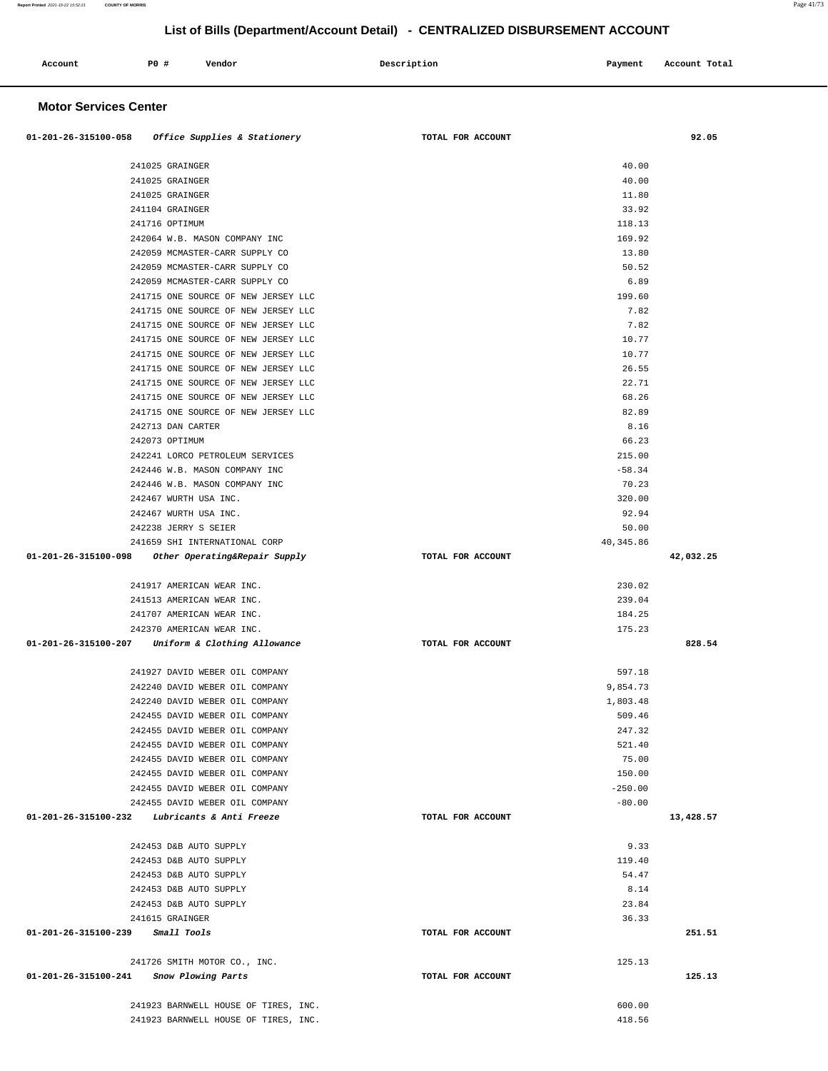# List of Bills (Department/Account Detail) - CENTRALIZED DISBURSEMENT ACCOUNT

| Account | PO # | Vendor | Description | Payment | Account Total |
|---|---|---|---|---|---|

## Motor Services Center

| Account | PO # | Vendor | Description | Payment | Account Total |
|---|---|---|---|---|---|
| 01-201-26-315100-058 *Office Supplies & Stationery* | | | TOTAL FOR ACCOUNT | | 92.05 |
| | 241025 | GRAINGER | | 40.00 | |
| | 241025 | GRAINGER | | 40.00 | |
| | 241025 | GRAINGER | | 11.80 | |
| | 241104 | GRAINGER | | 33.92 | |
| | 241716 | OPTIMUM | | 118.13 | |
| | 242064 | W.B. MASON COMPANY INC | | 169.92 | |
| | 242059 | MCMASTER-CARR SUPPLY CO | | 13.80 | |
| | 242059 | MCMASTER-CARR SUPPLY CO | | 50.52 | |
| | 242059 | MCMASTER-CARR SUPPLY CO | | 6.89 | |
| | 241715 | ONE SOURCE OF NEW JERSEY LLC | | 199.60 | |
| | 241715 | ONE SOURCE OF NEW JERSEY LLC | | 7.82 | |
| | 241715 | ONE SOURCE OF NEW JERSEY LLC | | 7.82 | |
| | 241715 | ONE SOURCE OF NEW JERSEY LLC | | 10.77 | |
| | 241715 | ONE SOURCE OF NEW JERSEY LLC | | 10.77 | |
| | 241715 | ONE SOURCE OF NEW JERSEY LLC | | 26.55 | |
| | 241715 | ONE SOURCE OF NEW JERSEY LLC | | 22.71 | |
| | 241715 | ONE SOURCE OF NEW JERSEY LLC | | 68.26 | |
| | 241715 | ONE SOURCE OF NEW JERSEY LLC | | 82.89 | |
| | 242713 | DAN CARTER | | 8.16 | |
| | 242073 | OPTIMUM | | 66.23 | |
| | 242241 | LORCO PETROLEUM SERVICES | | 215.00 | |
| | 242446 | W.B. MASON COMPANY INC | | -58.34 | |
| | 242446 | W.B. MASON COMPANY INC | | 70.23 | |
| | 242467 | WURTH USA INC. | | 320.00 | |
| | 242467 | WURTH USA INC. | | 92.94 | |
| | 242238 | JERRY S SEIER | | 50.00 | |
| | 241659 | SHI INTERNATIONAL CORP | | 40,345.86 | |
| 01-201-26-315100-098 *Other Operating&Repair Supply* | | | TOTAL FOR ACCOUNT | | 42,032.25 |
| | 241917 | AMERICAN WEAR INC. | | 230.02 | |
| | 241513 | AMERICAN WEAR INC. | | 239.04 | |
| | 241707 | AMERICAN WEAR INC. | | 184.25 | |
| | 242370 | AMERICAN WEAR INC. | | 175.23 | |
| 01-201-26-315100-207 *Uniform & Clothing Allowance* | | | TOTAL FOR ACCOUNT | | 828.54 |
| | 241927 | DAVID WEBER OIL COMPANY | | 597.18 | |
| | 242240 | DAVID WEBER OIL COMPANY | | 9,854.73 | |
| | 242240 | DAVID WEBER OIL COMPANY | | 1,803.48 | |
| | 242455 | DAVID WEBER OIL COMPANY | | 509.46 | |
| | 242455 | DAVID WEBER OIL COMPANY | | 247.32 | |
| | 242455 | DAVID WEBER OIL COMPANY | | 521.40 | |
| | 242455 | DAVID WEBER OIL COMPANY | | 75.00 | |
| | 242455 | DAVID WEBER OIL COMPANY | | 150.00 | |
| | 242455 | DAVID WEBER OIL COMPANY | | -250.00 | |
| | 242455 | DAVID WEBER OIL COMPANY | | -80.00 | |
| 01-201-26-315100-232 *Lubricants & Anti Freeze* | | | TOTAL FOR ACCOUNT | | 13,428.57 |
| | 242453 | D&B AUTO SUPPLY | | 9.33 | |
| | 242453 | D&B AUTO SUPPLY | | 119.40 | |
| | 242453 | D&B AUTO SUPPLY | | 54.47 | |
| | 242453 | D&B AUTO SUPPLY | | 8.14 | |
| | 242453 | D&B AUTO SUPPLY | | 23.84 | |
| | 241615 | GRAINGER | | 36.33 | |
| 01-201-26-315100-239 *Small Tools* | | | TOTAL FOR ACCOUNT | | 251.51 |
| | 241726 | SMITH MOTOR CO., INC. | | 125.13 | |
| 01-201-26-315100-241 *Snow Plowing Parts* | | | TOTAL FOR ACCOUNT | | 125.13 |
| | 241923 | BARNWELL HOUSE OF TIRES, INC. | | 600.00 | |
| | 241923 | BARNWELL HOUSE OF TIRES, INC. | | 418.56 | |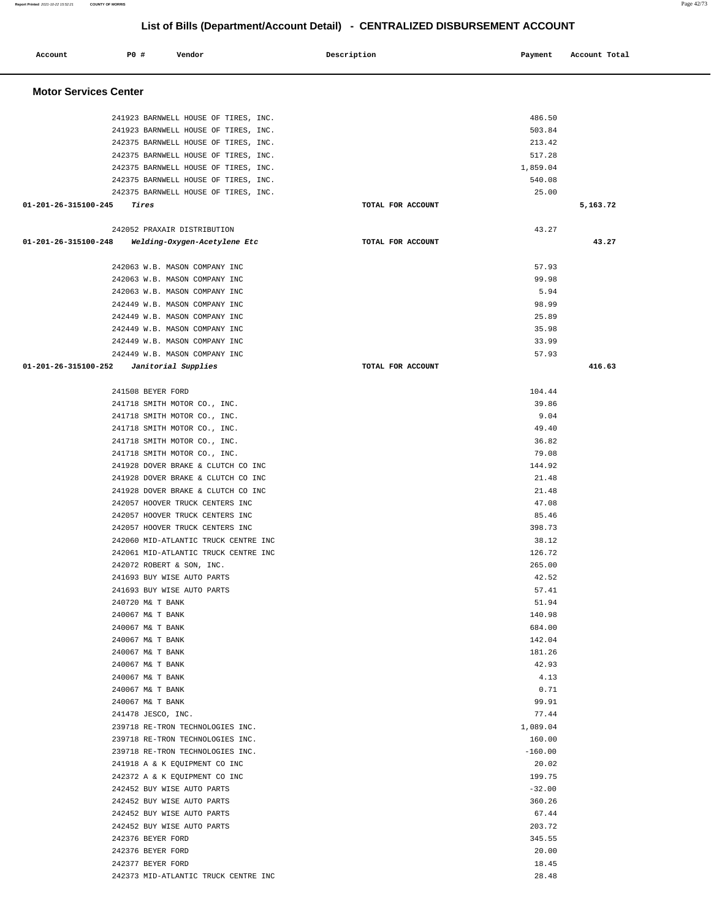## List of Bills (Department/Account Detail) - CENTRALIZED DISBURSEMENT ACCOUNT

| Account | PO # | Vendor | Description | Payment | Account Total |
|---|---|---|---|---|---|

### Motor Services Center

| Account | PO # | Vendor | Description | Payment | Account Total |
|---|---|---|---|---|---|
| | 241923 | BARNWELL HOUSE OF TIRES, INC. | | 486.50 | |
| | 241923 | BARNWELL HOUSE OF TIRES, INC. | | 503.84 | |
| | 242375 | BARNWELL HOUSE OF TIRES, INC. | | 213.42 | |
| | 242375 | BARNWELL HOUSE OF TIRES, INC. | | 517.28 | |
| | 242375 | BARNWELL HOUSE OF TIRES, INC. | | 1,859.04 | |
| | 242375 | BARNWELL HOUSE OF TIRES, INC. | | 540.08 | |
| | 242375 | BARNWELL HOUSE OF TIRES, INC. | | 25.00 | |
| **01-201-26-315100-245** | | *Tires* | TOTAL FOR ACCOUNT | | **5,163.72** |
| | 242052 | PRAXAIR DISTRIBUTION | | 43.27 | |
| **01-201-26-315100-248** | | *Welding-Oxygen-Acetylene Etc* | TOTAL FOR ACCOUNT | | **43.27** |
| | 242063 | W.B. MASON COMPANY INC | | 57.93 | |
| | 242063 | W.B. MASON COMPANY INC | | 99.98 | |
| | 242063 | W.B. MASON COMPANY INC | | 5.94 | |
| | 242449 | W.B. MASON COMPANY INC | | 98.99 | |
| | 242449 | W.B. MASON COMPANY INC | | 25.89 | |
| | 242449 | W.B. MASON COMPANY INC | | 35.98 | |
| | 242449 | W.B. MASON COMPANY INC | | 33.99 | |
| | 242449 | W.B. MASON COMPANY INC | | 57.93 | |
| **01-201-26-315100-252** | | *Janitorial Supplies* | TOTAL FOR ACCOUNT | | **416.63** |
| | 241508 | BEYER FORD | | 104.44 | |
| | 241718 | SMITH MOTOR CO., INC. | | 39.86 | |
| | 241718 | SMITH MOTOR CO., INC. | | 9.04 | |
| | 241718 | SMITH MOTOR CO., INC. | | 49.40 | |
| | 241718 | SMITH MOTOR CO., INC. | | 36.82 | |
| | 241718 | SMITH MOTOR CO., INC. | | 79.08 | |
| | 241928 | DOVER BRAKE & CLUTCH CO INC | | 144.92 | |
| | 241928 | DOVER BRAKE & CLUTCH CO INC | | 21.48 | |
| | 241928 | DOVER BRAKE & CLUTCH CO INC | | 21.48 | |
| | 242057 | HOOVER TRUCK CENTERS INC | | 47.08 | |
| | 242057 | HOOVER TRUCK CENTERS INC | | 85.46 | |
| | 242057 | HOOVER TRUCK CENTERS INC | | 398.73 | |
| | 242060 | MID-ATLANTIC TRUCK CENTRE INC | | 38.12 | |
| | 242061 | MID-ATLANTIC TRUCK CENTRE INC | | 126.72 | |
| | 242072 | ROBERT & SON, INC. | | 265.00 | |
| | 241693 | BUY WISE AUTO PARTS | | 42.52 | |
| | 241693 | BUY WISE AUTO PARTS | | 57.41 | |
| | 240720 | M& T BANK | | 51.94 | |
| | 240067 | M& T BANK | | 140.98 | |
| | 240067 | M& T BANK | | 684.00 | |
| | 240067 | M& T BANK | | 142.04 | |
| | 240067 | M& T BANK | | 181.26 | |
| | 240067 | M& T BANK | | 42.93 | |
| | 240067 | M& T BANK | | 4.13 | |
| | 240067 | M& T BANK | | 0.71 | |
| | 240067 | M& T BANK | | 99.91 | |
| | 241478 | JESCO, INC. | | 77.44 | |
| | 239718 | RE-TRON TECHNOLOGIES INC. | | 1,089.04 | |
| | 239718 | RE-TRON TECHNOLOGIES INC. | | 160.00 | |
| | 239718 | RE-TRON TECHNOLOGIES INC. | | -160.00 | |
| | 241918 | A & K EQUIPMENT CO INC | | 20.02 | |
| | 242372 | A & K EQUIPMENT CO INC | | 199.75 | |
| | 242452 | BUY WISE AUTO PARTS | | -32.00 | |
| | 242452 | BUY WISE AUTO PARTS | | 360.26 | |
| | 242452 | BUY WISE AUTO PARTS | | 67.44 | |
| | 242452 | BUY WISE AUTO PARTS | | 203.72 | |
| | 242376 | BEYER FORD | | 345.55 | |
| | 242376 | BEYER FORD | | 20.00 | |
| | 242377 | BEYER FORD | | 18.45 | |
| | 242373 | MID-ATLANTIC TRUCK CENTRE INC | | 28.48 | |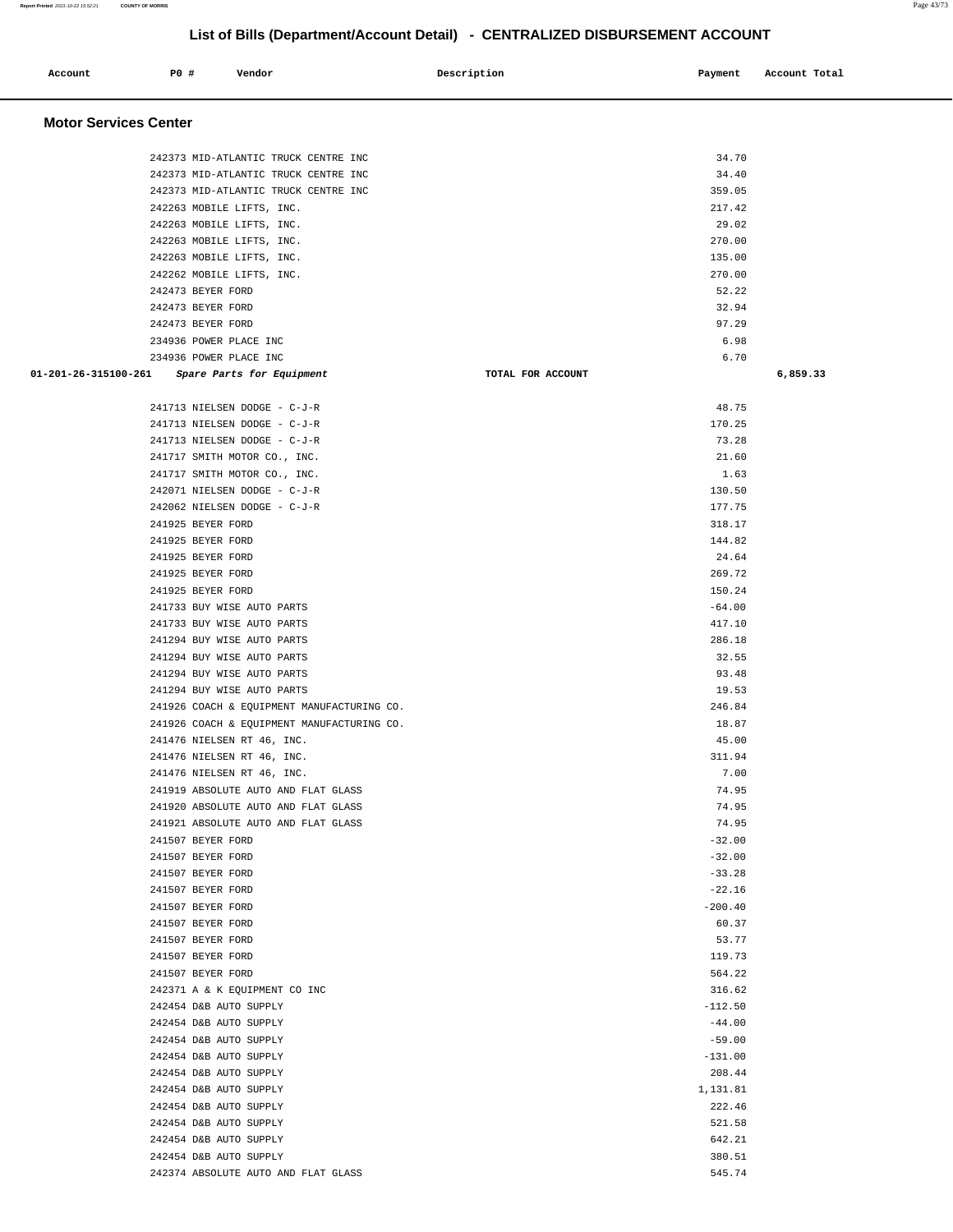## List of Bills (Department/Account Detail) - CENTRALIZED DISBURSEMENT ACCOUNT

| Account | PO # | Vendor | Description | Payment | Account Total |
|---|---|---|---|---|---|

### Motor Services Center

| Account | PO # | Vendor | Description | Payment | Account Total |
|---|---|---|---|---|---|
| | 242373 | MID-ATLANTIC TRUCK CENTRE INC | | 34.70 | |
| | 242373 | MID-ATLANTIC TRUCK CENTRE INC | | 34.40 | |
| | 242373 | MID-ATLANTIC TRUCK CENTRE INC | | 359.05 | |
| | 242263 | MOBILE LIFTS, INC. | | 217.42 | |
| | 242263 | MOBILE LIFTS, INC. | | 29.02 | |
| | 242263 | MOBILE LIFTS, INC. | | 270.00 | |
| | 242263 | MOBILE LIFTS, INC. | | 135.00 | |
| | 242262 | MOBILE LIFTS, INC. | | 270.00 | |
| | 242473 | BEYER FORD | | 52.22 | |
| | 242473 | BEYER FORD | | 32.94 | |
| | 242473 | BEYER FORD | | 97.29 | |
| | 234936 | POWER PLACE INC | | 6.98 | |
| | 234936 | POWER PLACE INC | | 6.70 | |
| 01-201-26-315100-261 | | *Spare Parts for Equipment* | TOTAL FOR ACCOUNT | | 6,859.33 |
| | 241713 | NIELSEN DODGE - C-J-R | | 48.75 | |
| | 241713 | NIELSEN DODGE - C-J-R | | 170.25 | |
| | 241713 | NIELSEN DODGE - C-J-R | | 73.28 | |
| | 241717 | SMITH MOTOR CO., INC. | | 21.60 | |
| | 241717 | SMITH MOTOR CO., INC. | | 1.63 | |
| | 242071 | NIELSEN DODGE - C-J-R | | 130.50 | |
| | 242062 | NIELSEN DODGE - C-J-R | | 177.75 | |
| | 241925 | BEYER FORD | | 318.17 | |
| | 241925 | BEYER FORD | | 144.82 | |
| | 241925 | BEYER FORD | | 24.64 | |
| | 241925 | BEYER FORD | | 269.72 | |
| | 241925 | BEYER FORD | | 150.24 | |
| | 241733 | BUY WISE AUTO PARTS | | -64.00 | |
| | 241733 | BUY WISE AUTO PARTS | | 417.10 | |
| | 241294 | BUY WISE AUTO PARTS | | 286.18 | |
| | 241294 | BUY WISE AUTO PARTS | | 32.55 | |
| | 241294 | BUY WISE AUTO PARTS | | 93.48 | |
| | 241294 | BUY WISE AUTO PARTS | | 19.53 | |
| | 241926 | COACH & EQUIPMENT MANUFACTURING CO. | | 246.84 | |
| | 241926 | COACH & EQUIPMENT MANUFACTURING CO. | | 18.87 | |
| | 241476 | NIELSEN RT 46, INC. | | 45.00 | |
| | 241476 | NIELSEN RT 46, INC. | | 311.94 | |
| | 241476 | NIELSEN RT 46, INC. | | 7.00 | |
| | 241919 | ABSOLUTE AUTO AND FLAT GLASS | | 74.95 | |
| | 241920 | ABSOLUTE AUTO AND FLAT GLASS | | 74.95 | |
| | 241921 | ABSOLUTE AUTO AND FLAT GLASS | | 74.95 | |
| | 241507 | BEYER FORD | | -32.00 | |
| | 241507 | BEYER FORD | | -32.00 | |
| | 241507 | BEYER FORD | | -33.28 | |
| | 241507 | BEYER FORD | | -22.16 | |
| | 241507 | BEYER FORD | | -200.40 | |
| | 241507 | BEYER FORD | | 60.37 | |
| | 241507 | BEYER FORD | | 53.77 | |
| | 241507 | BEYER FORD | | 119.73 | |
| | 241507 | BEYER FORD | | 564.22 | |
| | 242371 | A & K EQUIPMENT CO INC | | 316.62 | |
| | 242454 | D&B AUTO SUPPLY | | -112.50 | |
| | 242454 | D&B AUTO SUPPLY | | -44.00 | |
| | 242454 | D&B AUTO SUPPLY | | -59.00 | |
| | 242454 | D&B AUTO SUPPLY | | -131.00 | |
| | 242454 | D&B AUTO SUPPLY | | 208.44 | |
| | 242454 | D&B AUTO SUPPLY | | 1,131.81 | |
| | 242454 | D&B AUTO SUPPLY | | 222.46 | |
| | 242454 | D&B AUTO SUPPLY | | 521.58 | |
| | 242454 | D&B AUTO SUPPLY | | 642.21 | |
| | 242454 | D&B AUTO SUPPLY | | 380.51 | |
| | 242374 | ABSOLUTE AUTO AND FLAT GLASS | | 545.74 | |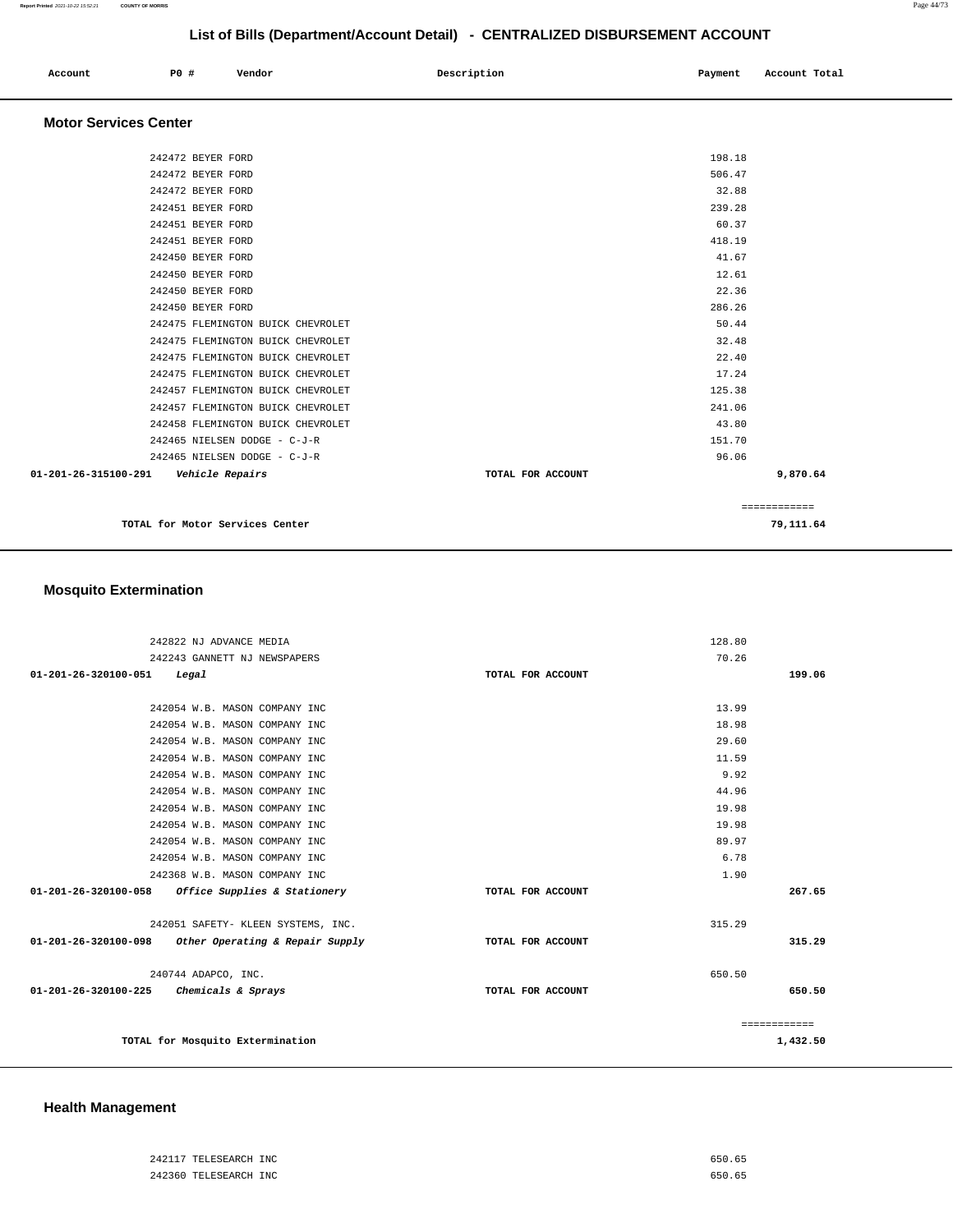## List of Bills (Department/Account Detail) - CENTRALIZED DISBURSEMENT ACCOUNT

| Account | PO # | Vendor | Description | Payment | Account Total |
|---|---|---|---|---|---|

### Motor Services Center

| Account | PO # | Vendor | Description | Payment | Account Total |
|---|---|---|---|---|---|
| | 242472 | BEYER FORD | | 198.18 | |
| | 242472 | BEYER FORD | | 506.47 | |
| | 242472 | BEYER FORD | | 32.88 | |
| | 242451 | BEYER FORD | | 239.28 | |
| | 242451 | BEYER FORD | | 60.37 | |
| | 242451 | BEYER FORD | | 418.19 | |
| | 242450 | BEYER FORD | | 41.67 | |
| | 242450 | BEYER FORD | | 12.61 | |
| | 242450 | BEYER FORD | | 22.36 | |
| | 242450 | BEYER FORD | | 286.26 | |
| | 242475 | FLEMINGTON BUICK CHEVROLET | | 50.44 | |
| | 242475 | FLEMINGTON BUICK CHEVROLET | | 32.48 | |
| | 242475 | FLEMINGTON BUICK CHEVROLET | | 22.40 | |
| | 242475 | FLEMINGTON BUICK CHEVROLET | | 17.24 | |
| | 242457 | FLEMINGTON BUICK CHEVROLET | | 125.38 | |
| | 242457 | FLEMINGTON BUICK CHEVROLET | | 241.06 | |
| | 242458 | FLEMINGTON BUICK CHEVROLET | | 43.80 | |
| | 242465 | NIELSEN DODGE - C-J-R | | 151.70 | |
| | 242465 | NIELSEN DODGE - C-J-R | | 96.06 | |
| 01-201-26-315100-291 | | *Vehicle Repairs* | TOTAL FOR ACCOUNT | | 9,870.64 |

**TOTAL for Motor Services Center** — 79,111.64

### Mosquito Extermination

| Account | PO # | Vendor | Description | Payment | Account Total |
|---|---|---|---|---|---|
| | 242822 | NJ ADVANCE MEDIA | | 128.80 | |
| | 242243 | GANNETT NJ NEWSPAPERS | | 70.26 | |
| 01-201-26-320100-051 | | *Legal* | TOTAL FOR ACCOUNT | | 199.06 |
| | 242054 | W.B. MASON COMPANY INC | | 13.99 | |
| | 242054 | W.B. MASON COMPANY INC | | 18.98 | |
| | 242054 | W.B. MASON COMPANY INC | | 29.60 | |
| | 242054 | W.B. MASON COMPANY INC | | 11.59 | |
| | 242054 | W.B. MASON COMPANY INC | | 9.92 | |
| | 242054 | W.B. MASON COMPANY INC | | 44.96 | |
| | 242054 | W.B. MASON COMPANY INC | | 19.98 | |
| | 242054 | W.B. MASON COMPANY INC | | 19.98 | |
| | 242054 | W.B. MASON COMPANY INC | | 89.97 | |
| | 242054 | W.B. MASON COMPANY INC | | 6.78 | |
| | 242368 | W.B. MASON COMPANY INC | | 1.90 | |
| 01-201-26-320100-058 | | *Office Supplies & Stationery* | TOTAL FOR ACCOUNT | | 267.65 |
| | 242051 | SAFETY- KLEEN SYSTEMS, INC. | | 315.29 | |
| 01-201-26-320100-098 | | *Other Operating & Repair Supply* | TOTAL FOR ACCOUNT | | 315.29 |
| | 240744 | ADAPCO, INC. | | 650.50 | |
| 01-201-26-320100-225 | | *Chemicals & Sprays* | TOTAL FOR ACCOUNT | | 650.50 |

**TOTAL for Mosquito Extermination** — 1,432.50

### Health Management

| Account | PO # | Vendor | Description | Payment | Account Total |
|---|---|---|---|---|---|
| | 242117 | TELESEARCH INC | | 650.65 | |
| | 242360 | TELESEARCH INC | | 650.65 | |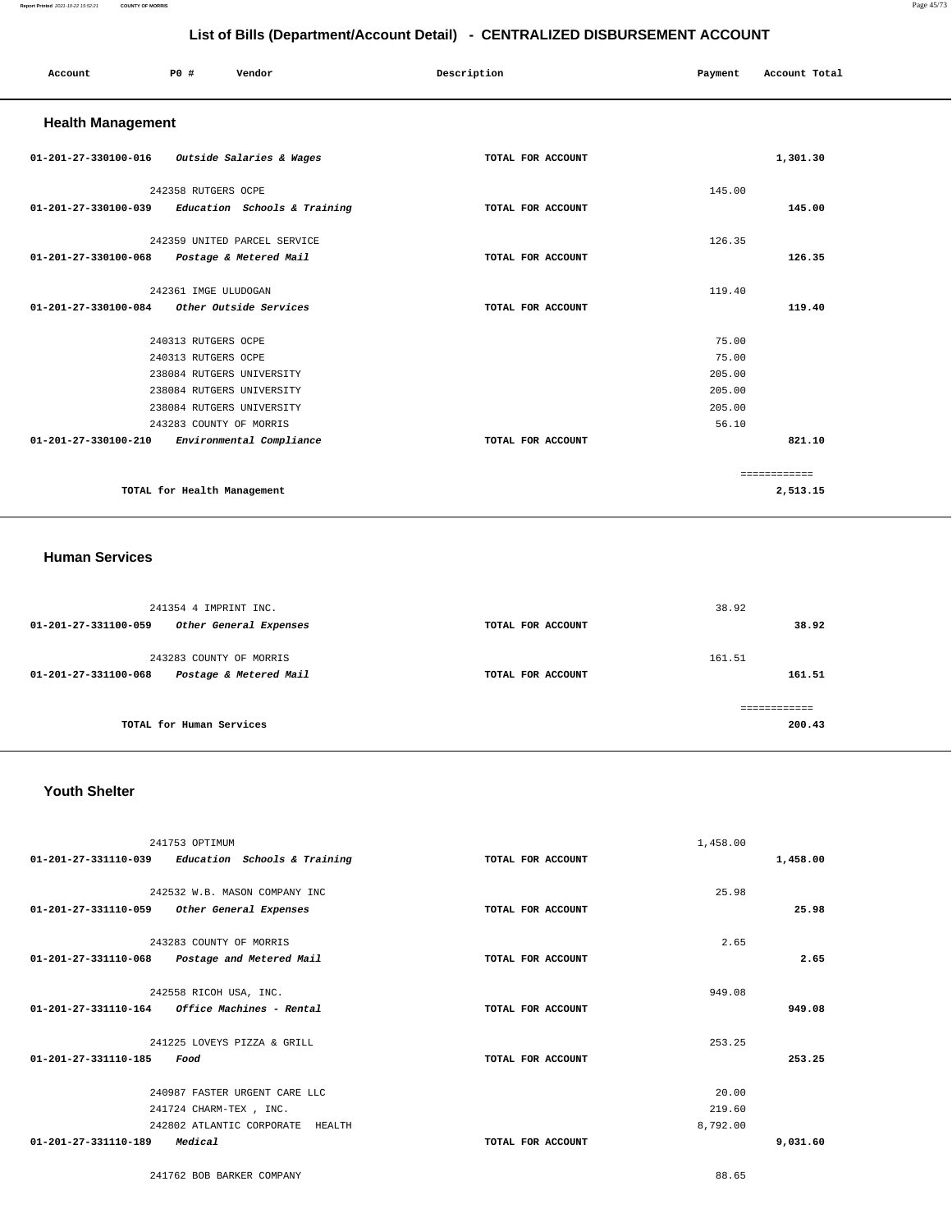## List of Bills (Department/Account Detail) - CENTRALIZED DISBURSEMENT ACCOUNT

| Account | PO # | Vendor | Description | Payment | Account Total |
|---|---|---|---|---|---|

### Health Management

| Account | PO # | Vendor | Description | Payment | Account Total |
|---|---|---|---|---|---|
| 01-201-27-330100-016 | | *Outside Salaries & Wages* | TOTAL FOR ACCOUNT | | 1,301.30 |
| | 242358 | RUTGERS OCPE | | 145.00 | |
| 01-201-27-330100-039 | | *Education Schools & Training* | TOTAL FOR ACCOUNT | | 145.00 |
| | 242359 | UNITED PARCEL SERVICE | | 126.35 | |
| 01-201-27-330100-068 | | *Postage & Metered Mail* | TOTAL FOR ACCOUNT | | 126.35 |
| | 242361 | IMGE ULUDOGAN | | 119.40 | |
| 01-201-27-330100-084 | | *Other Outside Services* | TOTAL FOR ACCOUNT | | 119.40 |
| | 240313 | RUTGERS OCPE | | 75.00 | |
| | 240313 | RUTGERS OCPE | | 75.00 | |
| | 238084 | RUTGERS UNIVERSITY | | 205.00 | |
| | 238084 | RUTGERS UNIVERSITY | | 205.00 | |
| | 238084 | RUTGERS UNIVERSITY | | 205.00 | |
| | 243283 | COUNTY OF MORRIS | | 56.10 | |
| 01-201-27-330100-210 | | *Environmental Compliance* | TOTAL FOR ACCOUNT | | 821.10 |

TOTAL for Health Management: 2,513.15

### Human Services

| Account | PO # | Vendor | Description | Payment | Account Total |
|---|---|---|---|---|---|
| | 241354 | 4 IMPRINT INC. | | 38.92 | |
| 01-201-27-331100-059 | | *Other General Expenses* | TOTAL FOR ACCOUNT | | 38.92 |
| | 243283 | COUNTY OF MORRIS | | 161.51 | |
| 01-201-27-331100-068 | | *Postage & Metered Mail* | TOTAL FOR ACCOUNT | | 161.51 |

TOTAL for Human Services: 200.43

### Youth Shelter

| Account | PO # | Vendor | Description | Payment | Account Total |
|---|---|---|---|---|---|
| | 241753 | OPTIMUM | | 1,458.00 | |
| 01-201-27-331110-039 | | *Education Schools & Training* | TOTAL FOR ACCOUNT | | 1,458.00 |
| | 242532 | W.B. MASON COMPANY INC | | 25.98 | |
| 01-201-27-331110-059 | | *Other General Expenses* | TOTAL FOR ACCOUNT | | 25.98 |
| | 243283 | COUNTY OF MORRIS | | 2.65 | |
| 01-201-27-331110-068 | | *Postage and Metered Mail* | TOTAL FOR ACCOUNT | | 2.65 |
| | 242558 | RICOH USA, INC. | | 949.08 | |
| 01-201-27-331110-164 | | *Office Machines - Rental* | TOTAL FOR ACCOUNT | | 949.08 |
| | 241225 | LOVEYS PIZZA & GRILL | | 253.25 | |
| 01-201-27-331110-185 | | *Food* | TOTAL FOR ACCOUNT | | 253.25 |
| | 240987 | FASTER URGENT CARE LLC | | 20.00 | |
| | 241724 | CHARM-TEX , INC. | | 219.60 | |
| | 242802 | ATLANTIC CORPORATE HEALTH | | 8,792.00 | |
| 01-201-27-331110-189 | | *Medical* | TOTAL FOR ACCOUNT | | 9,031.60 |
| | 241762 | BOB BARKER COMPANY | | 88.65 | |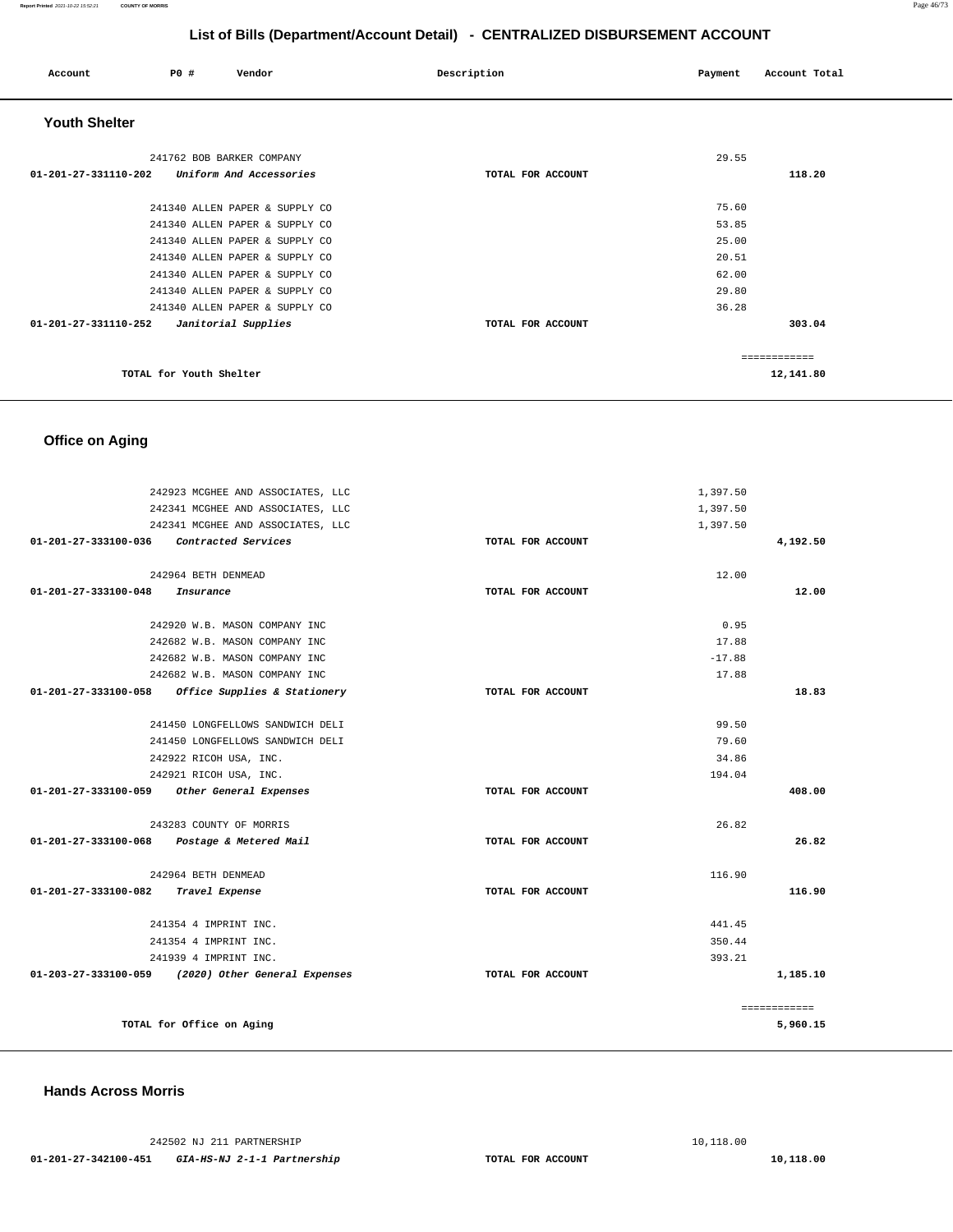## List of Bills (Department/Account Detail) - CENTRALIZED DISBURSEMENT ACCOUNT

| Account | PO # | Vendor | Description | Payment | Account Total |
|---|---|---|---|---|---|

### Youth Shelter

| Account | PO # | Vendor | Description | Payment | Account Total |
|---|---|---|---|---|---|
| | 241762 | BOB BARKER COMPANY | | 29.55 | |
| 01-201-27-331110-202 | | *Uniform And Accessories* | TOTAL FOR ACCOUNT | | 118.20 |
| | 241340 | ALLEN PAPER & SUPPLY CO | | 75.60 | |
| | 241340 | ALLEN PAPER & SUPPLY CO | | 53.85 | |
| | 241340 | ALLEN PAPER & SUPPLY CO | | 25.00 | |
| | 241340 | ALLEN PAPER & SUPPLY CO | | 20.51 | |
| | 241340 | ALLEN PAPER & SUPPLY CO | | 62.00 | |
| | 241340 | ALLEN PAPER & SUPPLY CO | | 29.80 | |
| | 241340 | ALLEN PAPER & SUPPLY CO | | 36.28 | |
| 01-201-27-331110-252 | | *Janitorial Supplies* | TOTAL FOR ACCOUNT | | 303.04 |

============

**TOTAL for Youth Shelter** 12,141.80

### Office on Aging

| Account | PO # | Vendor | Description | Payment | Account Total |
|---|---|---|---|---|---|
| | 242923 | MCGHEE AND ASSOCIATES, LLC | | 1,397.50 | |
| | 242341 | MCGHEE AND ASSOCIATES, LLC | | 1,397.50 | |
| | 242341 | MCGHEE AND ASSOCIATES, LLC | | 1,397.50 | |
| 01-201-27-333100-036 | | *Contracted Services* | TOTAL FOR ACCOUNT | | 4,192.50 |
| | 242964 | BETH DENMEAD | | 12.00 | |
| 01-201-27-333100-048 | | *Insurance* | TOTAL FOR ACCOUNT | | 12.00 |
| | 242920 | W.B. MASON COMPANY INC | | 0.95 | |
| | 242682 | W.B. MASON COMPANY INC | | 17.88 | |
| | 242682 | W.B. MASON COMPANY INC | | -17.88 | |
| | 242682 | W.B. MASON COMPANY INC | | 17.88 | |
| 01-201-27-333100-058 | | *Office Supplies & Stationery* | TOTAL FOR ACCOUNT | | 18.83 |
| | 241450 | LONGFELLOWS SANDWICH DELI | | 99.50 | |
| | 241450 | LONGFELLOWS SANDWICH DELI | | 79.60 | |
| | 242922 | RICOH USA, INC. | | 34.86 | |
| | 242921 | RICOH USA, INC. | | 194.04 | |
| 01-201-27-333100-059 | | *Other General Expenses* | TOTAL FOR ACCOUNT | | 408.00 |
| | 243283 | COUNTY OF MORRIS | | 26.82 | |
| 01-201-27-333100-068 | | *Postage & Metered Mail* | TOTAL FOR ACCOUNT | | 26.82 |
| | 242964 | BETH DENMEAD | | 116.90 | |
| 01-201-27-333100-082 | | *Travel Expense* | TOTAL FOR ACCOUNT | | 116.90 |
| | 241354 | 4 IMPRINT INC. | | 441.45 | |
| | 241354 | 4 IMPRINT INC. | | 350.44 | |
| | 241939 | 4 IMPRINT INC. | | 393.21 | |
| 01-203-27-333100-059 | | *(2020) Other General Expenses* | TOTAL FOR ACCOUNT | | 1,185.10 |

============

**TOTAL for Office on Aging** 5,960.15

### Hands Across Morris

| Account | PO # | Vendor | Description | Payment | Account Total |
|---|---|---|---|---|---|
| | 242502 | NJ 211 PARTNERSHIP | | 10,118.00 | |
| 01-201-27-342100-451 | | *GIA-HS-NJ 2-1-1 Partnership* | TOTAL FOR ACCOUNT | | 10,118.00 |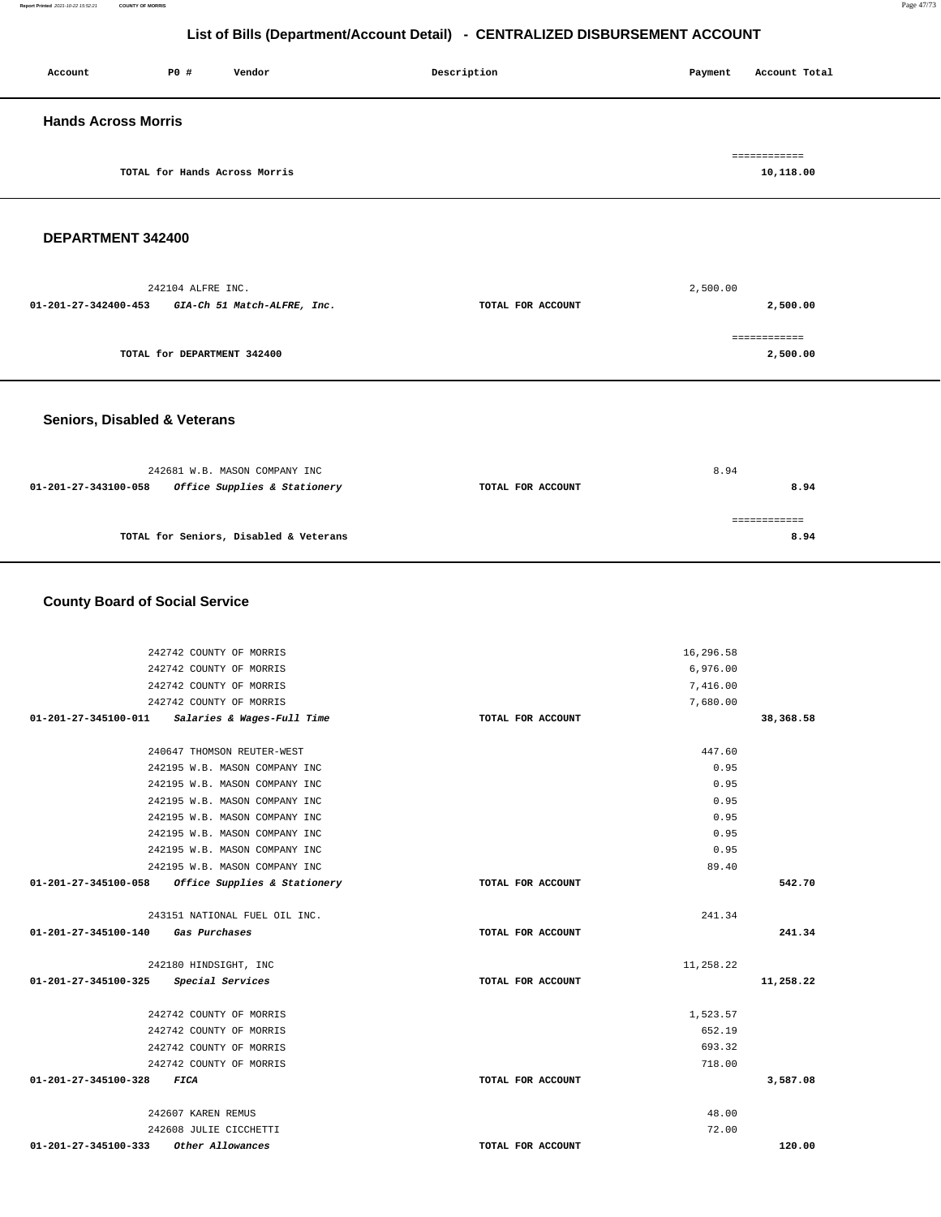## List of Bills (Department/Account Detail) - CENTRALIZED DISBURSEMENT ACCOUNT

| Account | PO # | Vendor | Description | Payment | Account Total |
|---|---|---|---|---|---|

### Hands Across Morris

| | | | |
|---|---|---|---|
| TOTAL for Hands Across Morris | | | ============ 10,118.00 |

### DEPARTMENT 342400

| Account | PO # / Vendor | Description | Payment | Account Total |
|---|---|---|---|---|
| | 242104 ALFRE INC. | | 2,500.00 | |
| 01-201-27-342400-453 | *GIA-Ch 51 Match-ALFRE, Inc.* | TOTAL FOR ACCOUNT | | 2,500.00 |
| | TOTAL for DEPARTMENT 342400 | | | ============ 2,500.00 |

### Seniors, Disabled & Veterans

| Account | PO # / Vendor | Description | Payment | Account Total |
|---|---|---|---|---|
| | 242681 W.B. MASON COMPANY INC | | 8.94 | |
| 01-201-27-343100-058 | *Office Supplies & Stationery* | TOTAL FOR ACCOUNT | | 8.94 |
| | TOTAL for Seniors, Disabled & Veterans | | | ============ 8.94 |

### County Board of Social Service

| Account | PO # / Vendor | Description | Payment | Account Total |
|---|---|---|---|---|
| | 242742 COUNTY OF MORRIS | | 16,296.58 | |
| | 242742 COUNTY OF MORRIS | | 6,976.00 | |
| | 242742 COUNTY OF MORRIS | | 7,416.00 | |
| | 242742 COUNTY OF MORRIS | | 7,680.00 | |
| 01-201-27-345100-011 | *Salaries & Wages-Full Time* | TOTAL FOR ACCOUNT | | 38,368.58 |
| | 240647 THOMSON REUTER-WEST | | 447.60 | |
| | 242195 W.B. MASON COMPANY INC | | 0.95 | |
| | 242195 W.B. MASON COMPANY INC | | 0.95 | |
| | 242195 W.B. MASON COMPANY INC | | 0.95 | |
| | 242195 W.B. MASON COMPANY INC | | 0.95 | |
| | 242195 W.B. MASON COMPANY INC | | 0.95 | |
| | 242195 W.B. MASON COMPANY INC | | 0.95 | |
| | 242195 W.B. MASON COMPANY INC | | 89.40 | |
| 01-201-27-345100-058 | *Office Supplies & Stationery* | TOTAL FOR ACCOUNT | | 542.70 |
| | 243151 NATIONAL FUEL OIL INC. | | 241.34 | |
| 01-201-27-345100-140 | *Gas Purchases* | TOTAL FOR ACCOUNT | | 241.34 |
| | 242180 HINDSIGHT, INC | | 11,258.22 | |
| 01-201-27-345100-325 | *Special Services* | TOTAL FOR ACCOUNT | | 11,258.22 |
| | 242742 COUNTY OF MORRIS | | 1,523.57 | |
| | 242742 COUNTY OF MORRIS | | 652.19 | |
| | 242742 COUNTY OF MORRIS | | 693.32 | |
| | 242742 COUNTY OF MORRIS | | 718.00 | |
| 01-201-27-345100-328 | *FICA* | TOTAL FOR ACCOUNT | | 3,587.08 |
| | 242607 KAREN REMUS | | 48.00 | |
| | 242608 JULIE CICCHETTI | | 72.00 | |
| 01-201-27-345100-333 | *Other Allowances* | TOTAL FOR ACCOUNT | | 120.00 |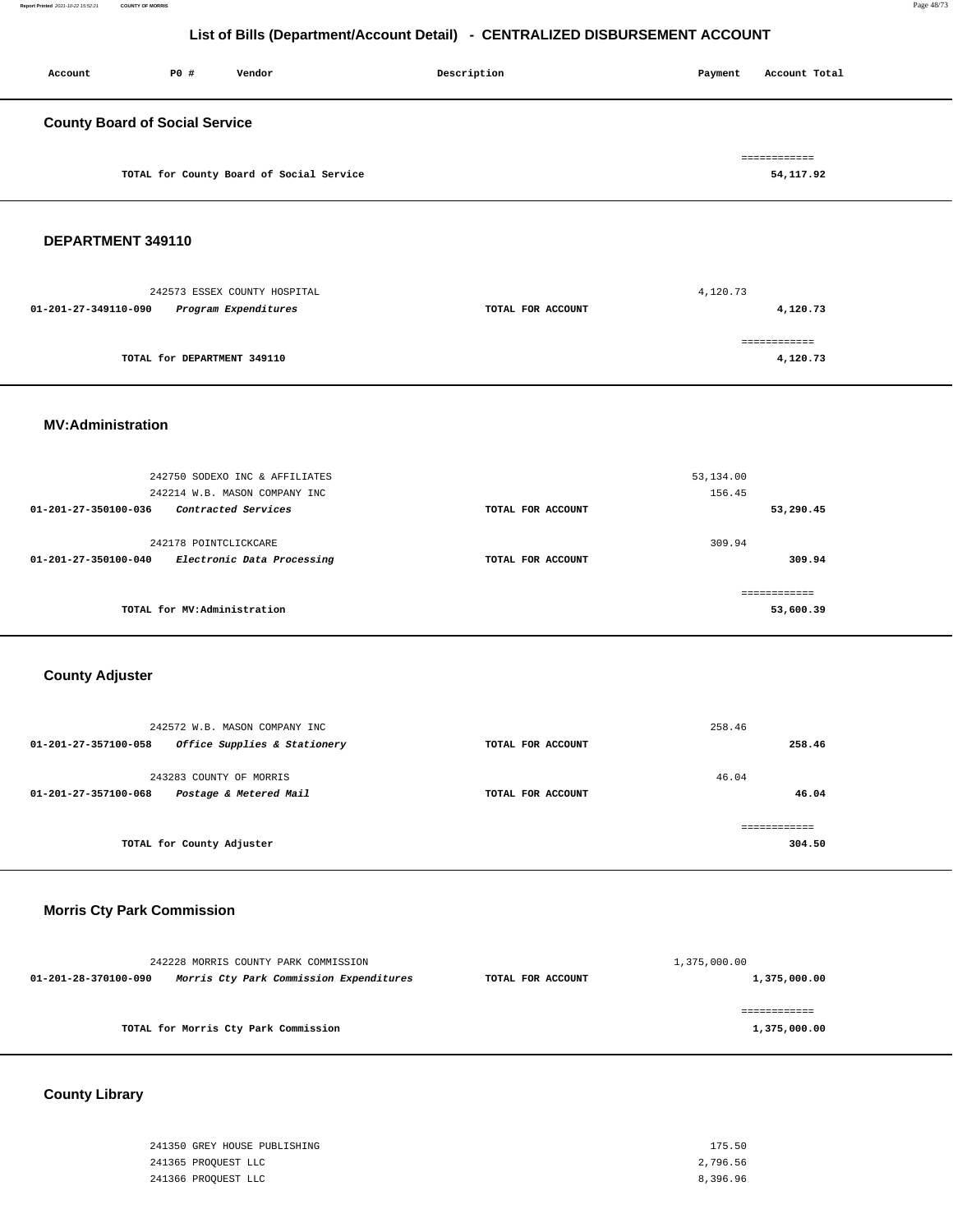# List of Bills (Department/Account Detail) - CENTRALIZED DISBURSEMENT ACCOUNT

| Account | PO # | Vendor | Description | Payment | Account Total |
|---|---|---|---|---|---|

## County Board of Social Service

| | | | | | |
|---|---|---|---|---|---|
| | | TOTAL for County Board of Social Service | | | ============ 54,117.92 |

## DEPARTMENT 349110

| | | | | | |
|---|---|---|---|---|---|
| | 242573 | ESSEX COUNTY HOSPITAL | | 4,120.73 | |
| 01-201-27-349110-090 | | *Program Expenditures* | TOTAL FOR ACCOUNT | | 4,120.73 |
| | | TOTAL for DEPARTMENT 349110 | | | ============ 4,120.73 |

## MV:Administration

| | | | | | |
|---|---|---|---|---|---|
| | 242750 | SODEXO INC & AFFILIATES | | 53,134.00 | |
| | 242214 | W.B. MASON COMPANY INC | | 156.45 | |
| 01-201-27-350100-036 | | *Contracted Services* | TOTAL FOR ACCOUNT | | 53,290.45 |
| | 242178 | POINTCLICKCARE | | 309.94 | |
| 01-201-27-350100-040 | | *Electronic Data Processing* | TOTAL FOR ACCOUNT | | 309.94 |
| | | TOTAL for MV:Administration | | | ============ 53,600.39 |

## County Adjuster

| | | | | | |
|---|---|---|---|---|---|
| | 242572 | W.B. MASON COMPANY INC | | 258.46 | |
| 01-201-27-357100-058 | | *Office Supplies & Stationery* | TOTAL FOR ACCOUNT | | 258.46 |
| | 243283 | COUNTY OF MORRIS | | 46.04 | |
| 01-201-27-357100-068 | | *Postage & Metered Mail* | TOTAL FOR ACCOUNT | | 46.04 |
| | | TOTAL for County Adjuster | | | ============ 304.50 |

## Morris Cty Park Commission

| | | | | | |
|---|---|---|---|---|---|
| | 242228 | MORRIS COUNTY PARK COMMISSION | | 1,375,000.00 | |
| 01-201-28-370100-090 | | *Morris Cty Park Commission Expenditures* | TOTAL FOR ACCOUNT | | 1,375,000.00 |
| | | TOTAL for Morris Cty Park Commission | | | ============ 1,375,000.00 |

## County Library

| | | | | | |
|---|---|---|---|---|---|
| | 241350 | GREY HOUSE PUBLISHING | | 175.50 | |
| | 241365 | PROQUEST LLC | | 2,796.56 | |
| | 241366 | PROQUEST LLC | | 8,396.96 | |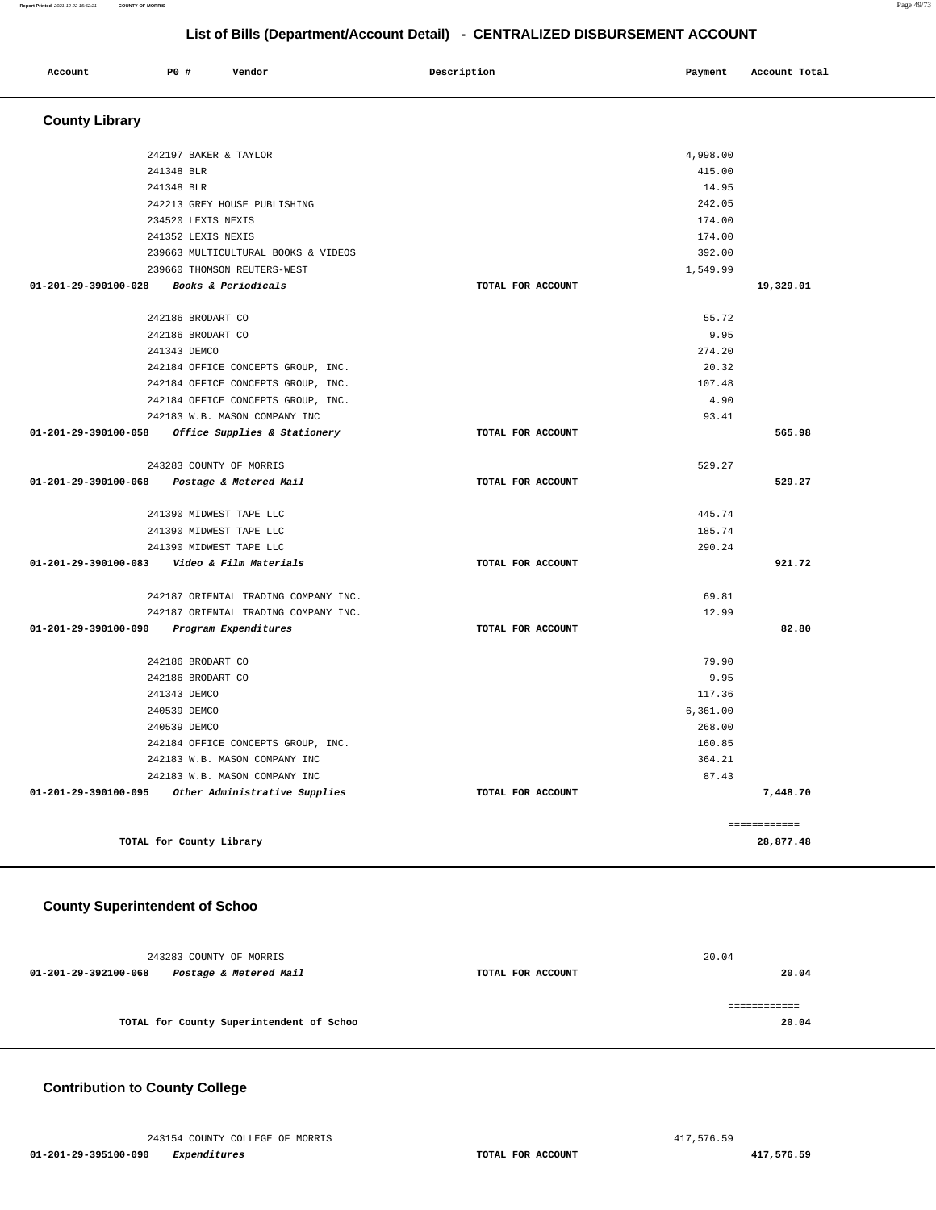## List of Bills (Department/Account Detail) - CENTRALIZED DISBURSEMENT ACCOUNT

| Account | PO # | Vendor | Description | Payment | Account Total |
|---|---|---|---|---|---|

### County Library

| Account | PO # | Vendor | Description | Payment | Account Total |
|---|---|---|---|---|---|
| | 242197 | BAKER & TAYLOR | | 4,998.00 | |
| | 241348 | BLR | | 415.00 | |
| | 241348 | BLR | | 14.95 | |
| | 242213 | GREY HOUSE PUBLISHING | | 242.05 | |
| | 234520 | LEXIS NEXIS | | 174.00 | |
| | 241352 | LEXIS NEXIS | | 174.00 | |
| | 239663 | MULTICULTURAL BOOKS & VIDEOS | | 392.00 | |
| | 239660 | THOMSON REUTERS-WEST | | 1,549.99 | |
| 01-201-29-390100-028 | | *Books & Periodicals* | TOTAL FOR ACCOUNT | | 19,329.01 |
| | 242186 | BRODART CO | | 55.72 | |
| | 242186 | BRODART CO | | 9.95 | |
| | 241343 | DEMCO | | 274.20 | |
| | 242184 | OFFICE CONCEPTS GROUP, INC. | | 20.32 | |
| | 242184 | OFFICE CONCEPTS GROUP, INC. | | 107.48 | |
| | 242184 | OFFICE CONCEPTS GROUP, INC. | | 4.90 | |
| | 242183 | W.B. MASON COMPANY INC | | 93.41 | |
| 01-201-29-390100-058 | | *Office Supplies & Stationery* | TOTAL FOR ACCOUNT | | 565.98 |
| | 243283 | COUNTY OF MORRIS | | 529.27 | |
| 01-201-29-390100-068 | | *Postage & Metered Mail* | TOTAL FOR ACCOUNT | | 529.27 |
| | 241390 | MIDWEST TAPE LLC | | 445.74 | |
| | 241390 | MIDWEST TAPE LLC | | 185.74 | |
| | 241390 | MIDWEST TAPE LLC | | 290.24 | |
| 01-201-29-390100-083 | | *Video & Film Materials* | TOTAL FOR ACCOUNT | | 921.72 |
| | 242187 | ORIENTAL TRADING COMPANY INC. | | 69.81 | |
| | 242187 | ORIENTAL TRADING COMPANY INC. | | 12.99 | |
| 01-201-29-390100-090 | | *Program Expenditures* | TOTAL FOR ACCOUNT | | 82.80 |
| | 242186 | BRODART CO | | 79.90 | |
| | 242186 | BRODART CO | | 9.95 | |
| | 241343 | DEMCO | | 117.36 | |
| | 240539 | DEMCO | | 6,361.00 | |
| | 240539 | DEMCO | | 268.00 | |
| | 242184 | OFFICE CONCEPTS GROUP, INC. | | 160.85 | |
| | 242183 | W.B. MASON COMPANY INC | | 364.21 | |
| | 242183 | W.B. MASON COMPANY INC | | 87.43 | |
| 01-201-29-390100-095 | | *Other Administrative Supplies* | TOTAL FOR ACCOUNT | | 7,448.70 |
| | | | | | ============ |
| | | TOTAL for County Library | | | 28,877.48 |

### County Superintendent of Schoo

| Account | PO # | Vendor | Description | Payment | Account Total |
|---|---|---|---|---|---|
| | 243283 | COUNTY OF MORRIS | | 20.04 | |
| 01-201-29-392100-068 | | *Postage & Metered Mail* | TOTAL FOR ACCOUNT | | 20.04 |
| | | | | | ============ |
| | | TOTAL for County Superintendent of Schoo | | | 20.04 |

### Contribution to County College

| Account | PO # | Vendor | Description | Payment | Account Total |
|---|---|---|---|---|---|
| | 243154 | COUNTY COLLEGE OF MORRIS | | 417,576.59 | |
| 01-201-29-395100-090 | | *Expenditures* | TOTAL FOR ACCOUNT | | 417,576.59 |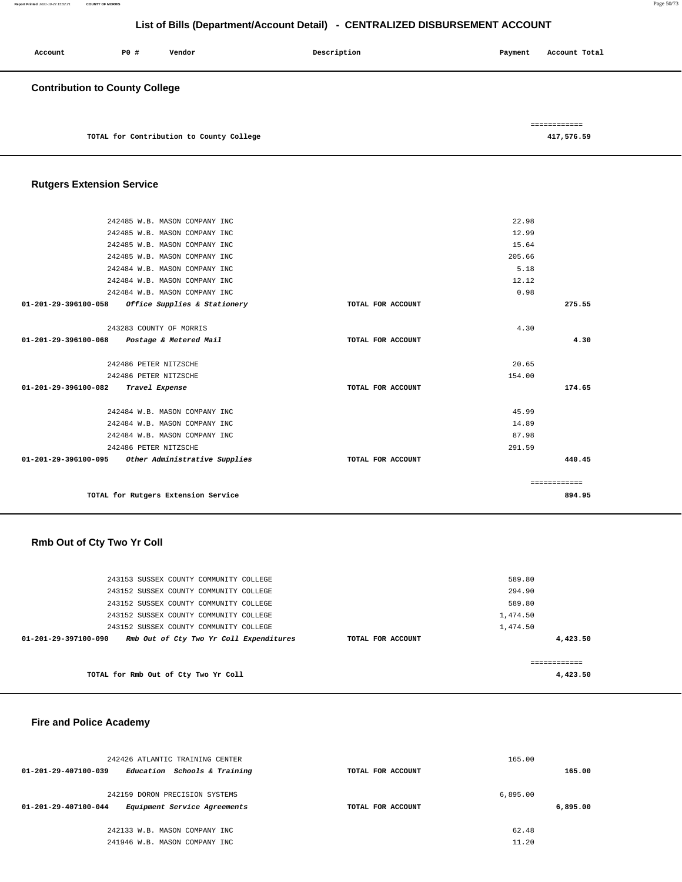# List of Bills (Department/Account Detail) - CENTRALIZED DISBURSEMENT ACCOUNT

| Account | PO # | Vendor | Description | Payment | Account Total |
|---|---|---|---|---|---|

## Contribution to County College

| | | | | | |
|---|---|---|---|---|---|
| | | TOTAL for Contribution to County College | | | 417,576.59 |

## Rutgers Extension Service

| Account | PO # | Vendor | Description | Payment | Account Total |
|---|---|---|---|---|---|
| | 242485 | W.B. MASON COMPANY INC | | 22.98 | |
| | 242485 | W.B. MASON COMPANY INC | | 12.99 | |
| | 242485 | W.B. MASON COMPANY INC | | 15.64 | |
| | 242485 | W.B. MASON COMPANY INC | | 205.66 | |
| | 242484 | W.B. MASON COMPANY INC | | 5.18 | |
| | 242484 | W.B. MASON COMPANY INC | | 12.12 | |
| | 242484 | W.B. MASON COMPANY INC | | 0.98 | |
| **01-201-29-396100-058** | | *Office Supplies & Stationery* | TOTAL FOR ACCOUNT | | 275.55 |
| | 243283 | COUNTY OF MORRIS | | 4.30 | |
| **01-201-29-396100-068** | | *Postage & Metered Mail* | TOTAL FOR ACCOUNT | | 4.30 |
| | 242486 | PETER NITZSCHE | | 20.65 | |
| | 242486 | PETER NITZSCHE | | 154.00 | |
| **01-201-29-396100-082** | | *Travel Expense* | TOTAL FOR ACCOUNT | | 174.65 |
| | 242484 | W.B. MASON COMPANY INC | | 45.99 | |
| | 242484 | W.B. MASON COMPANY INC | | 14.89 | |
| | 242484 | W.B. MASON COMPANY INC | | 87.98 | |
| | 242486 | PETER NITZSCHE | | 291.59 | |
| **01-201-29-396100-095** | | *Other Administrative Supplies* | TOTAL FOR ACCOUNT | | 440.45 |
| | | TOTAL for Rutgers Extension Service | | | 894.95 |

## Rmb Out of Cty Two Yr Coll

| Account | PO # | Vendor | Description | Payment | Account Total |
|---|---|---|---|---|---|
| | 243153 | SUSSEX COUNTY COMMUNITY COLLEGE | | 589.80 | |
| | 243152 | SUSSEX COUNTY COMMUNITY COLLEGE | | 294.90 | |
| | 243152 | SUSSEX COUNTY COMMUNITY COLLEGE | | 589.80 | |
| | 243152 | SUSSEX COUNTY COMMUNITY COLLEGE | | 1,474.50 | |
| | 243152 | SUSSEX COUNTY COMMUNITY COLLEGE | | 1,474.50 | |
| **01-201-29-397100-090** | | *Rmb Out of Cty Two Yr Coll Expenditures* | TOTAL FOR ACCOUNT | | 4,423.50 |
| | | TOTAL for Rmb Out of Cty Two Yr Coll | | | 4,423.50 |

## Fire and Police Academy

| Account | PO # | Vendor | Description | Payment | Account Total |
|---|---|---|---|---|---|
| | 242426 | ATLANTIC TRAINING CENTER | | 165.00 | |
| **01-201-29-407100-039** | | *Education Schools & Training* | TOTAL FOR ACCOUNT | | 165.00 |
| | 242159 | DORON PRECISION SYSTEMS | | 6,895.00 | |
| **01-201-29-407100-044** | | *Equipment Service Agreements* | TOTAL FOR ACCOUNT | | 6,895.00 |
| | 242133 | W.B. MASON COMPANY INC | | 62.48 | |
| | 241946 | W.B. MASON COMPANY INC | | 11.20 | |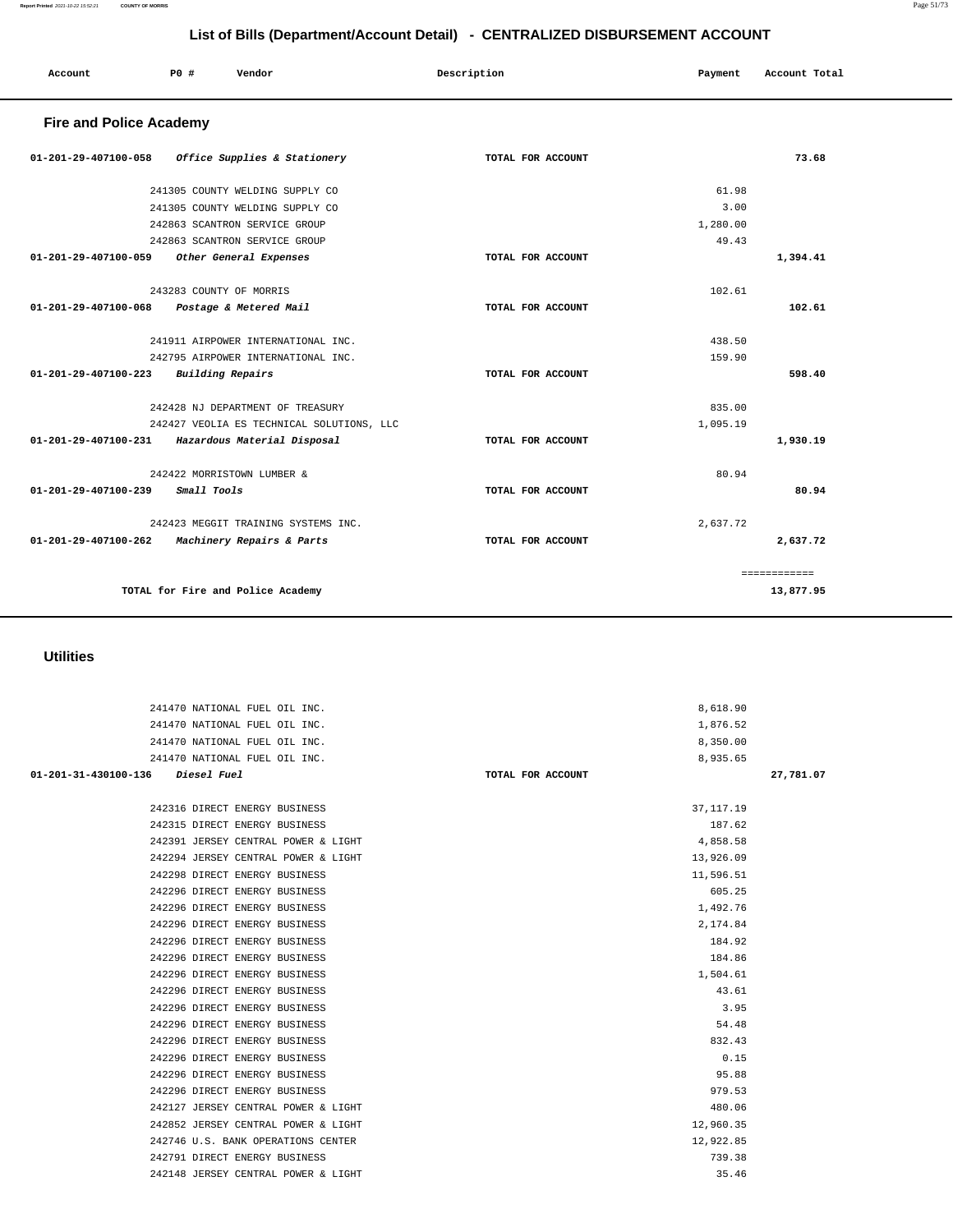# List of Bills (Department/Account Detail) - CENTRALIZED DISBURSEMENT ACCOUNT

| Account | PO # | Vendor | Description | Payment | Account Total |
|---|---|---|---|---|---|

## Fire and Police Academy

| Account | PO # | Vendor | Description | Payment | Account Total |
|---|---|---|---|---|---|
| 01-201-29-407100-058 | | *Office Supplies & Stationery* | TOTAL FOR ACCOUNT | | 73.68 |
| | 241305 | COUNTY WELDING SUPPLY CO | | 61.98 | |
| | 241305 | COUNTY WELDING SUPPLY CO | | 3.00 | |
| | 242863 | SCANTRON SERVICE GROUP | | 1,280.00 | |
| | 242863 | SCANTRON SERVICE GROUP | | 49.43 | |
| 01-201-29-407100-059 | | *Other General Expenses* | TOTAL FOR ACCOUNT | | 1,394.41 |
| | 243283 | COUNTY OF MORRIS | | 102.61 | |
| 01-201-29-407100-068 | | *Postage & Metered Mail* | TOTAL FOR ACCOUNT | | 102.61 |
| | 241911 | AIRPOWER INTERNATIONAL INC. | | 438.50 | |
| | 242795 | AIRPOWER INTERNATIONAL INC. | | 159.90 | |
| 01-201-29-407100-223 | | *Building Repairs* | TOTAL FOR ACCOUNT | | 598.40 |
| | 242428 | NJ DEPARTMENT OF TREASURY | | 835.00 | |
| | 242427 | VEOLIA ES TECHNICAL SOLUTIONS, LLC | | 1,095.19 | |
| 01-201-29-407100-231 | | *Hazardous Material Disposal* | TOTAL FOR ACCOUNT | | 1,930.19 |
| | 242422 | MORRISTOWN LUMBER & | | 80.94 | |
| 01-201-29-407100-239 | | *Small Tools* | TOTAL FOR ACCOUNT | | 80.94 |
| | 242423 | MEGGIT TRAINING SYSTEMS INC. | | 2,637.72 | |
| 01-201-29-407100-262 | | *Machinery Repairs & Parts* | TOTAL FOR ACCOUNT | | 2,637.72 |
| | | | | | ============ |
| | | TOTAL for Fire and Police Academy | | | 13,877.95 |

## Utilities

| Account | PO # | Vendor | Description | Payment | Account Total |
|---|---|---|---|---|---|
| | 241470 | NATIONAL FUEL OIL INC. | | 8,618.90 | |
| | 241470 | NATIONAL FUEL OIL INC. | | 1,876.52 | |
| | 241470 | NATIONAL FUEL OIL INC. | | 8,350.00 | |
| | 241470 | NATIONAL FUEL OIL INC. | | 8,935.65 | |
| 01-201-31-430100-136 | | *Diesel Fuel* | TOTAL FOR ACCOUNT | | 27,781.07 |
| | 242316 | DIRECT ENERGY BUSINESS | | 37,117.19 | |
| | 242315 | DIRECT ENERGY BUSINESS | | 187.62 | |
| | 242391 | JERSEY CENTRAL POWER & LIGHT | | 4,858.58 | |
| | 242294 | JERSEY CENTRAL POWER & LIGHT | | 13,926.09 | |
| | 242298 | DIRECT ENERGY BUSINESS | | 11,596.51 | |
| | 242296 | DIRECT ENERGY BUSINESS | | 605.25 | |
| | 242296 | DIRECT ENERGY BUSINESS | | 1,492.76 | |
| | 242296 | DIRECT ENERGY BUSINESS | | 2,174.84 | |
| | 242296 | DIRECT ENERGY BUSINESS | | 184.92 | |
| | 242296 | DIRECT ENERGY BUSINESS | | 184.86 | |
| | 242296 | DIRECT ENERGY BUSINESS | | 1,504.61 | |
| | 242296 | DIRECT ENERGY BUSINESS | | 43.61 | |
| | 242296 | DIRECT ENERGY BUSINESS | | 3.95 | |
| | 242296 | DIRECT ENERGY BUSINESS | | 54.48 | |
| | 242296 | DIRECT ENERGY BUSINESS | | 832.43 | |
| | 242296 | DIRECT ENERGY BUSINESS | | 0.15 | |
| | 242296 | DIRECT ENERGY BUSINESS | | 95.88 | |
| | 242296 | DIRECT ENERGY BUSINESS | | 979.53 | |
| | 242127 | JERSEY CENTRAL POWER & LIGHT | | 480.06 | |
| | 242852 | JERSEY CENTRAL POWER & LIGHT | | 12,960.35 | |
| | 242746 | U.S. BANK OPERATIONS CENTER | | 12,922.85 | |
| | 242791 | DIRECT ENERGY BUSINESS | | 739.38 | |
| | 242148 | JERSEY CENTRAL POWER & LIGHT | | 35.46 | |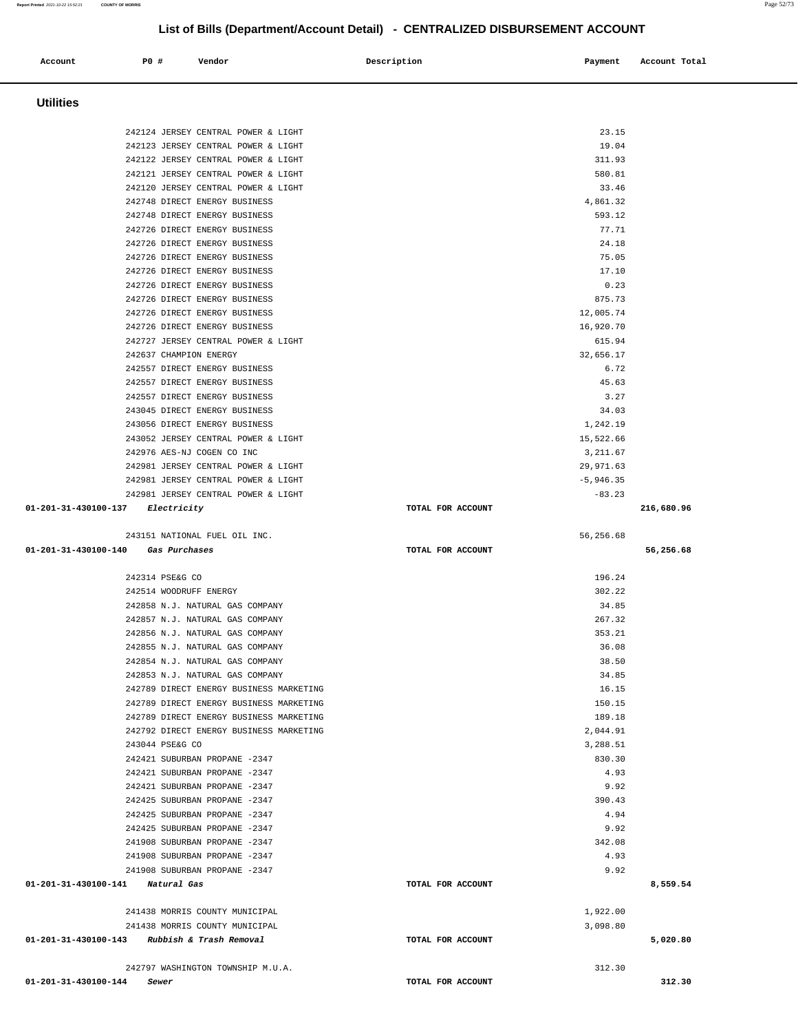## List of Bills (Department/Account Detail) - CENTRALIZED DISBURSEMENT ACCOUNT

| Account | PO # | Vendor | Description | Payment | Account Total |
|---|---|---|---|---|---|

### Utilities

| Account | PO # | Vendor | Description | Payment | Account Total |
|---|---|---|---|---|---|
| | 242124 | JERSEY CENTRAL POWER & LIGHT | | 23.15 | |
| | 242123 | JERSEY CENTRAL POWER & LIGHT | | 19.04 | |
| | 242122 | JERSEY CENTRAL POWER & LIGHT | | 311.93 | |
| | 242121 | JERSEY CENTRAL POWER & LIGHT | | 580.81 | |
| | 242120 | JERSEY CENTRAL POWER & LIGHT | | 33.46 | |
| | 242748 | DIRECT ENERGY BUSINESS | | 4,861.32 | |
| | 242748 | DIRECT ENERGY BUSINESS | | 593.12 | |
| | 242726 | DIRECT ENERGY BUSINESS | | 77.71 | |
| | 242726 | DIRECT ENERGY BUSINESS | | 24.18 | |
| | 242726 | DIRECT ENERGY BUSINESS | | 75.05 | |
| | 242726 | DIRECT ENERGY BUSINESS | | 17.10 | |
| | 242726 | DIRECT ENERGY BUSINESS | | 0.23 | |
| | 242726 | DIRECT ENERGY BUSINESS | | 875.73 | |
| | 242726 | DIRECT ENERGY BUSINESS | | 12,005.74 | |
| | 242726 | DIRECT ENERGY BUSINESS | | 16,920.70 | |
| | 242727 | JERSEY CENTRAL POWER & LIGHT | | 615.94 | |
| | 242637 | CHAMPION ENERGY | | 32,656.17 | |
| | 242557 | DIRECT ENERGY BUSINESS | | 6.72 | |
| | 242557 | DIRECT ENERGY BUSINESS | | 45.63 | |
| | 242557 | DIRECT ENERGY BUSINESS | | 3.27 | |
| | 243045 | DIRECT ENERGY BUSINESS | | 34.03 | |
| | 243056 | DIRECT ENERGY BUSINESS | | 1,242.19 | |
| | 243052 | JERSEY CENTRAL POWER & LIGHT | | 15,522.66 | |
| | 242976 | AES-NJ COGEN CO INC | | 3,211.67 | |
| | 242981 | JERSEY CENTRAL POWER & LIGHT | | 29,971.63 | |
| | 242981 | JERSEY CENTRAL POWER & LIGHT | | -5,946.35 | |
| | 242981 | JERSEY CENTRAL POWER & LIGHT | | -83.23 | |
| **01-201-31-430100-137** | | ***Electricity*** | **TOTAL FOR ACCOUNT** | | **216,680.96** |
| | 243151 | NATIONAL FUEL OIL INC. | | 56,256.68 | |
| **01-201-31-430100-140** | | ***Gas Purchases*** | **TOTAL FOR ACCOUNT** | | **56,256.68** |
| | 242314 | PSE&G CO | | 196.24 | |
| | 242514 | WOODRUFF ENERGY | | 302.22 | |
| | 242858 | N.J. NATURAL GAS COMPANY | | 34.85 | |
| | 242857 | N.J. NATURAL GAS COMPANY | | 267.32 | |
| | 242856 | N.J. NATURAL GAS COMPANY | | 353.21 | |
| | 242855 | N.J. NATURAL GAS COMPANY | | 36.08 | |
| | 242854 | N.J. NATURAL GAS COMPANY | | 38.50 | |
| | 242853 | N.J. NATURAL GAS COMPANY | | 34.85 | |
| | 242789 | DIRECT ENERGY BUSINESS MARKETING | | 16.15 | |
| | 242789 | DIRECT ENERGY BUSINESS MARKETING | | 150.15 | |
| | 242789 | DIRECT ENERGY BUSINESS MARKETING | | 189.18 | |
| | 242792 | DIRECT ENERGY BUSINESS MARKETING | | 2,044.91 | |
| | 243044 | PSE&G CO | | 3,288.51 | |
| | 242421 | SUBURBAN PROPANE -2347 | | 830.30 | |
| | 242421 | SUBURBAN PROPANE -2347 | | 4.93 | |
| | 242421 | SUBURBAN PROPANE -2347 | | 9.92 | |
| | 242425 | SUBURBAN PROPANE -2347 | | 390.43 | |
| | 242425 | SUBURBAN PROPANE -2347 | | 4.94 | |
| | 242425 | SUBURBAN PROPANE -2347 | | 9.92 | |
| | 241908 | SUBURBAN PROPANE -2347 | | 342.08 | |
| | 241908 | SUBURBAN PROPANE -2347 | | 4.93 | |
| | 241908 | SUBURBAN PROPANE -2347 | | 9.92 | |
| **01-201-31-430100-141** | | ***Natural Gas*** | **TOTAL FOR ACCOUNT** | | **8,559.54** |
| | 241438 | MORRIS COUNTY MUNICIPAL | | 1,922.00 | |
| | 241438 | MORRIS COUNTY MUNICIPAL | | 3,098.80 | |
| **01-201-31-430100-143** | | ***Rubbish & Trash Removal*** | **TOTAL FOR ACCOUNT** | | **5,020.80** |
| | 242797 | WASHINGTON TOWNSHIP M.U.A. | | 312.30 | |
| **01-201-31-430100-144** | | ***Sewer*** | **TOTAL FOR ACCOUNT** | | **312.30** |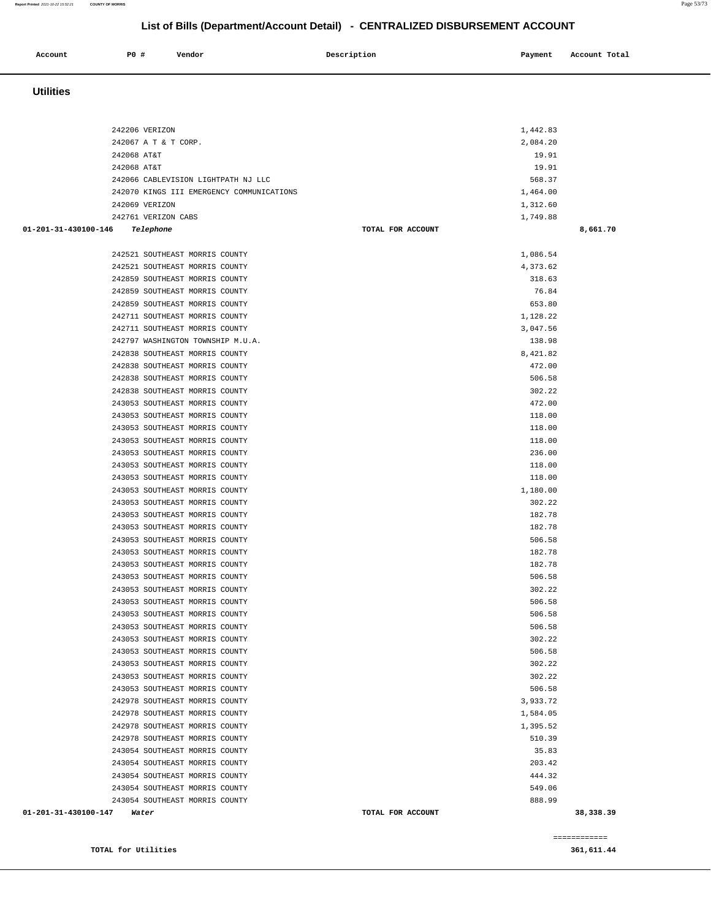# List of Bills (Department/Account Detail) - CENTRALIZED DISBURSEMENT ACCOUNT

| Account | PO # | Vendor | Description | Payment | Account Total |
|---|---|---|---|---|---|

## Utilities

| Account | PO # | Vendor | Description | Payment | Account Total |
|---|---|---|---|---|---|
| | 242206 | VERIZON | | 1,442.83 | |
| | 242067 | A T & T CORP. | | 2,084.20 | |
| | 242068 | AT&T | | 19.91 | |
| | 242068 | AT&T | | 19.91 | |
| | 242066 | CABLEVISION LIGHTPATH NJ LLC | | 568.37 | |
| | 242070 | KINGS III EMERGENCY COMMUNICATIONS | | 1,464.00 | |
| | 242069 | VERIZON | | 1,312.60 | |
| | 242761 | VERIZON CABS | | 1,749.88 | |
| 01-201-31-430100-146 | | *Telephone* | TOTAL FOR ACCOUNT | | 8,661.70 |
| | 242521 | SOUTHEAST MORRIS COUNTY | | 1,086.54 | |
| | 242521 | SOUTHEAST MORRIS COUNTY | | 4,373.62 | |
| | 242859 | SOUTHEAST MORRIS COUNTY | | 318.63 | |
| | 242859 | SOUTHEAST MORRIS COUNTY | | 76.84 | |
| | 242859 | SOUTHEAST MORRIS COUNTY | | 653.80 | |
| | 242711 | SOUTHEAST MORRIS COUNTY | | 1,128.22 | |
| | 242711 | SOUTHEAST MORRIS COUNTY | | 3,047.56 | |
| | 242797 | WASHINGTON TOWNSHIP M.U.A. | | 138.98 | |
| | 242838 | SOUTHEAST MORRIS COUNTY | | 8,421.82 | |
| | 242838 | SOUTHEAST MORRIS COUNTY | | 472.00 | |
| | 242838 | SOUTHEAST MORRIS COUNTY | | 506.58 | |
| | 242838 | SOUTHEAST MORRIS COUNTY | | 302.22 | |
| | 243053 | SOUTHEAST MORRIS COUNTY | | 472.00 | |
| | 243053 | SOUTHEAST MORRIS COUNTY | | 118.00 | |
| | 243053 | SOUTHEAST MORRIS COUNTY | | 118.00 | |
| | 243053 | SOUTHEAST MORRIS COUNTY | | 118.00 | |
| | 243053 | SOUTHEAST MORRIS COUNTY | | 236.00 | |
| | 243053 | SOUTHEAST MORRIS COUNTY | | 118.00 | |
| | 243053 | SOUTHEAST MORRIS COUNTY | | 118.00 | |
| | 243053 | SOUTHEAST MORRIS COUNTY | | 1,180.00 | |
| | 243053 | SOUTHEAST MORRIS COUNTY | | 302.22 | |
| | 243053 | SOUTHEAST MORRIS COUNTY | | 182.78 | |
| | 243053 | SOUTHEAST MORRIS COUNTY | | 182.78 | |
| | 243053 | SOUTHEAST MORRIS COUNTY | | 506.58 | |
| | 243053 | SOUTHEAST MORRIS COUNTY | | 182.78 | |
| | 243053 | SOUTHEAST MORRIS COUNTY | | 182.78 | |
| | 243053 | SOUTHEAST MORRIS COUNTY | | 506.58 | |
| | 243053 | SOUTHEAST MORRIS COUNTY | | 302.22 | |
| | 243053 | SOUTHEAST MORRIS COUNTY | | 506.58 | |
| | 243053 | SOUTHEAST MORRIS COUNTY | | 506.58 | |
| | 243053 | SOUTHEAST MORRIS COUNTY | | 506.58 | |
| | 243053 | SOUTHEAST MORRIS COUNTY | | 302.22 | |
| | 243053 | SOUTHEAST MORRIS COUNTY | | 506.58 | |
| | 243053 | SOUTHEAST MORRIS COUNTY | | 302.22 | |
| | 243053 | SOUTHEAST MORRIS COUNTY | | 302.22 | |
| | 243053 | SOUTHEAST MORRIS COUNTY | | 506.58 | |
| | 242978 | SOUTHEAST MORRIS COUNTY | | 3,933.72 | |
| | 242978 | SOUTHEAST MORRIS COUNTY | | 1,584.05 | |
| | 242978 | SOUTHEAST MORRIS COUNTY | | 1,395.52 | |
| | 242978 | SOUTHEAST MORRIS COUNTY | | 510.39 | |
| | 243054 | SOUTHEAST MORRIS COUNTY | | 35.83 | |
| | 243054 | SOUTHEAST MORRIS COUNTY | | 203.42 | |
| | 243054 | SOUTHEAST MORRIS COUNTY | | 444.32 | |
| | 243054 | SOUTHEAST MORRIS COUNTY | | 549.06 | |
| | 243054 | SOUTHEAST MORRIS COUNTY | | 888.99 | |
| 01-201-31-430100-147 | | *Water* | TOTAL FOR ACCOUNT | | 38,338.39 |

============

**TOTAL for Utilities** 361,611.44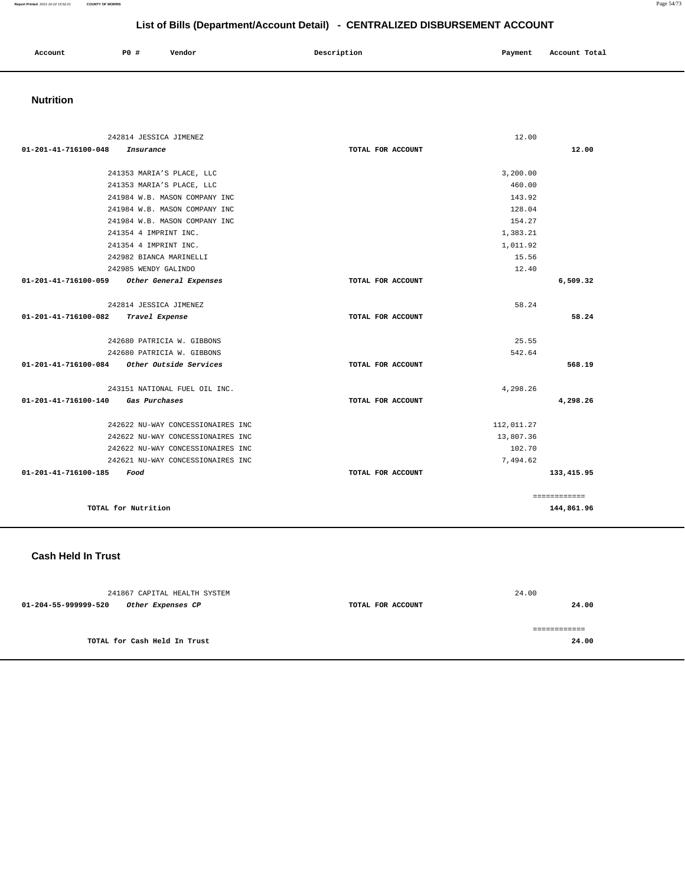# List of Bills (Department/Account Detail) - CENTRALIZED DISBURSEMENT ACCOUNT

| Account | P0 # | Vendor | Description | Payment | Account Total |
|---|---|---|---|---|---|

## Nutrition

| Account | P0 # | Vendor | Description | Payment | Account Total |
|---|---|---|---|---|---|
| | 242814 | JESSICA JIMENEZ | | 12.00 | |
| 01-201-41-716100-048 | | *Insurance* | TOTAL FOR ACCOUNT | | 12.00 |
| | 241353 | MARIA'S PLACE, LLC | | 3,200.00 | |
| | 241353 | MARIA'S PLACE, LLC | | 460.00 | |
| | 241984 | W.B. MASON COMPANY INC | | 143.92 | |
| | 241984 | W.B. MASON COMPANY INC | | 128.04 | |
| | 241984 | W.B. MASON COMPANY INC | | 154.27 | |
| | 241354 | 4 IMPRINT INC. | | 1,383.21 | |
| | 241354 | 4 IMPRINT INC. | | 1,011.92 | |
| | 242982 | BIANCA MARINELLI | | 15.56 | |
| | 242985 | WENDY GALINDO | | 12.40 | |
| 01-201-41-716100-059 | | *Other General Expenses* | TOTAL FOR ACCOUNT | | 6,509.32 |
| | 242814 | JESSICA JIMENEZ | | 58.24 | |
| 01-201-41-716100-082 | | *Travel Expense* | TOTAL FOR ACCOUNT | | 58.24 |
| | 242680 | PATRICIA W. GIBBONS | | 25.55 | |
| | 242680 | PATRICIA W. GIBBONS | | 542.64 | |
| 01-201-41-716100-084 | | *Other Outside Services* | TOTAL FOR ACCOUNT | | 568.19 |
| | 243151 | NATIONAL FUEL OIL INC. | | 4,298.26 | |
| 01-201-41-716100-140 | | *Gas Purchases* | TOTAL FOR ACCOUNT | | 4,298.26 |
| | 242622 | NU-WAY CONCESSIONAIRES INC | | 112,011.27 | |
| | 242622 | NU-WAY CONCESSIONAIRES INC | | 13,807.36 | |
| | 242622 | NU-WAY CONCESSIONAIRES INC | | 102.70 | |
| | 242621 | NU-WAY CONCESSIONAIRES INC | | 7,494.62 | |
| 01-201-41-716100-185 | | *Food* | TOTAL FOR ACCOUNT | | 133,415.95 |

TOTAL for Nutrition: 144,861.96

## Cash Held In Trust

| Account | P0 # | Vendor | Description | Payment | Account Total |
|---|---|---|---|---|---|
| | 241867 | CAPITAL HEALTH SYSTEM | | 24.00 | |
| 01-204-55-999999-520 | | *Other Expenses CP* | TOTAL FOR ACCOUNT | | 24.00 |

TOTAL for Cash Held In Trust: 24.00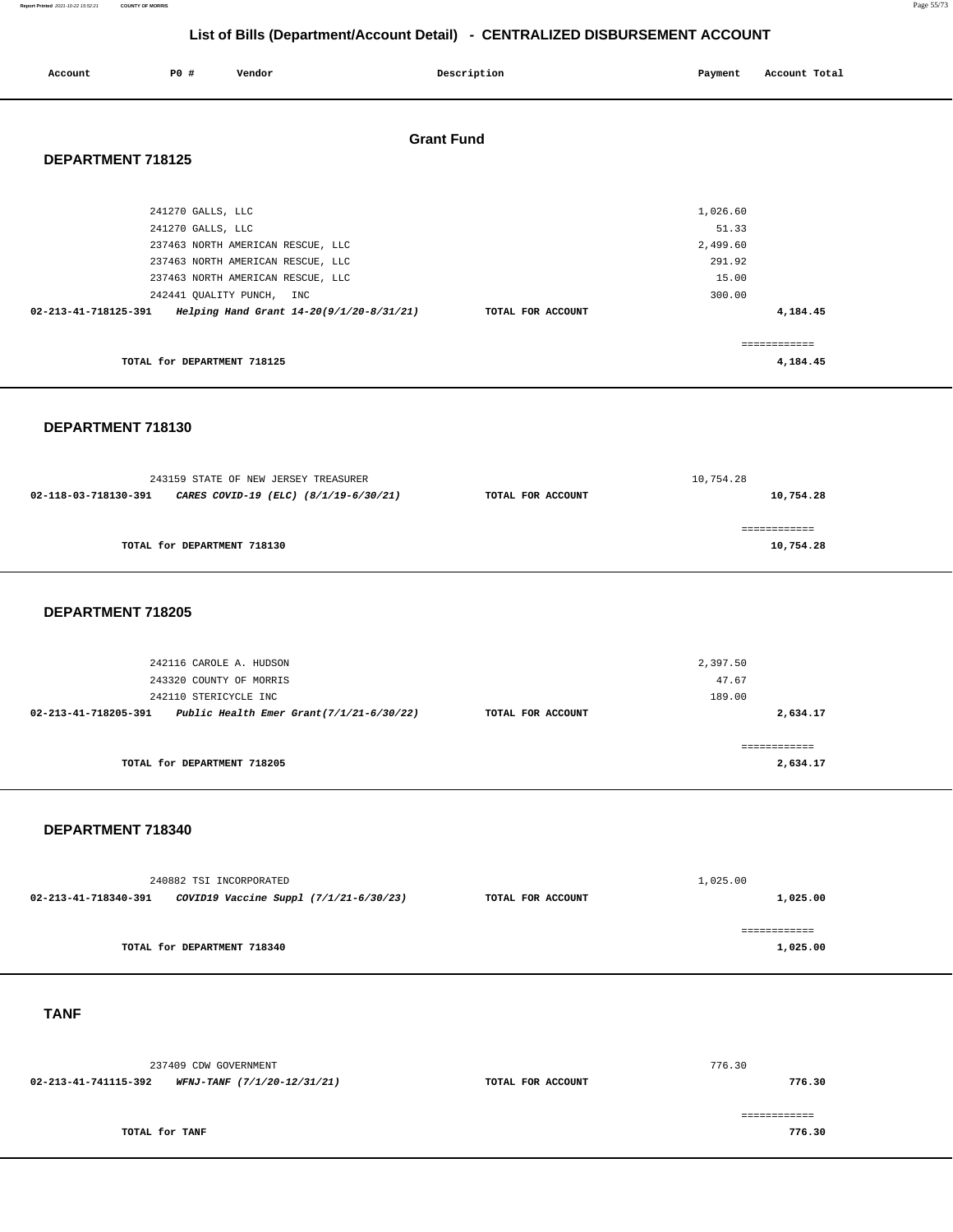# List of Bills (Department/Account Detail) - CENTRALIZED DISBURSEMENT ACCOUNT

| Account | PO # | Vendor | Description | Payment | Account Total |
|---|---|---|---|---|---|

## Grant Fund

### DEPARTMENT 718125

| Account | PO # | Vendor | Description | Payment | Account Total |
|---|---|---|---|---|---|
| | 241270 | GALLS, LLC | | 1,026.60 | |
| | 241270 | GALLS, LLC | | 51.33 | |
| | 237463 | NORTH AMERICAN RESCUE, LLC | | 2,499.60 | |
| | 237463 | NORTH AMERICAN RESCUE, LLC | | 291.92 | |
| | 237463 | NORTH AMERICAN RESCUE, LLC | | 15.00 | |
| | 242441 | QUALITY PUNCH, INC | | 300.00 | |
| 02-213-41-718125-391 | | *Helping Hand Grant 14-20(9/1/20-8/31/21)* | TOTAL FOR ACCOUNT | | 4,184.45 |

TOTAL for DEPARTMENT 718125 — 4,184.45

### DEPARTMENT 718130

| Account | PO # | Vendor | Description | Payment | Account Total |
|---|---|---|---|---|---|
| | 243159 | STATE OF NEW JERSEY TREASURER | | 10,754.28 | |
| 02-118-03-718130-391 | | *CARES COVID-19 (ELC) (8/1/19-6/30/21)* | TOTAL FOR ACCOUNT | | 10,754.28 |

TOTAL for DEPARTMENT 718130 — 10,754.28

### DEPARTMENT 718205

| Account | PO # | Vendor | Description | Payment | Account Total |
|---|---|---|---|---|---|
| | 242116 | CAROLE A. HUDSON | | 2,397.50 | |
| | 243320 | COUNTY OF MORRIS | | 47.67 | |
| | 242110 | STERICYCLE INC | | 189.00 | |
| 02-213-41-718205-391 | | *Public Health Emer Grant(7/1/21-6/30/22)* | TOTAL FOR ACCOUNT | | 2,634.17 |

TOTAL for DEPARTMENT 718205 — 2,634.17

### DEPARTMENT 718340

| Account | PO # | Vendor | Description | Payment | Account Total |
|---|---|---|---|---|---|
| | 240882 | TSI INCORPORATED | | 1,025.00 | |
| 02-213-41-718340-391 | | *COVID19 Vaccine Suppl (7/1/21-6/30/23)* | TOTAL FOR ACCOUNT | | 1,025.00 |

TOTAL for DEPARTMENT 718340 — 1,025.00

### TANF

| Account | PO # | Vendor | Description | Payment | Account Total |
|---|---|---|---|---|---|
| | 237409 | CDW GOVERNMENT | | 776.30 | |
| 02-213-41-741115-392 | | *WFNJ-TANF (7/1/20-12/31/21)* | TOTAL FOR ACCOUNT | | 776.30 |

TOTAL for TANF — 776.30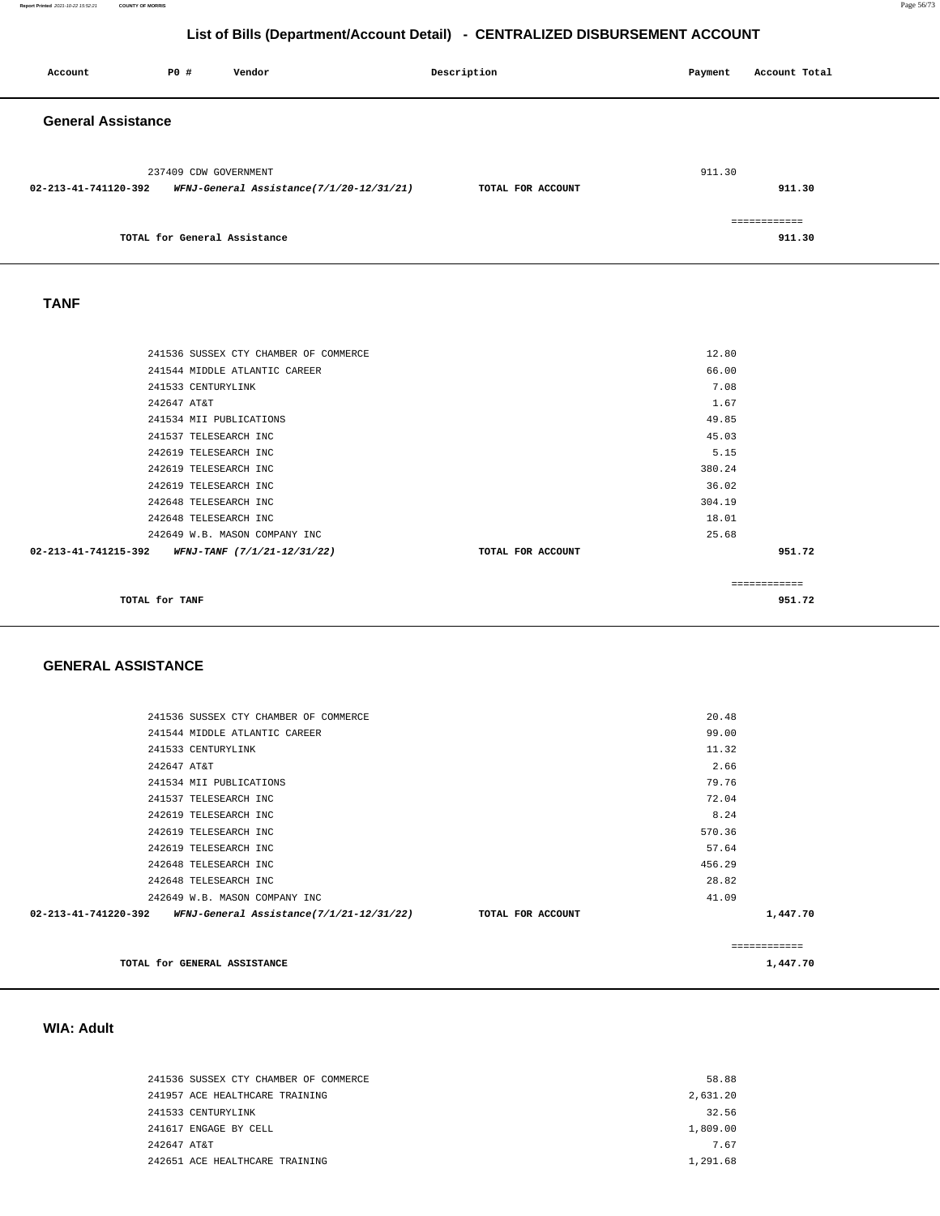# List of Bills (Department/Account Detail) - CENTRALIZED DISBURSEMENT ACCOUNT

| Account | P0 # | Vendor | Description | Payment | Account Total |
|---|---|---|---|---|---|

## General Assistance

| Account | P0 # | Vendor | Description | Payment | Account Total |
|---|---|---|---|---|---|
| | 237409 | CDW GOVERNMENT | | 911.30 | |
| **02-213-41-741120-392** | | ***WFNJ-General Assistance(7/1/20-12/31/21)*** | **TOTAL FOR ACCOUNT** | | **911.30** |
| | | | | | ============ |
| | | **TOTAL for General Assistance** | | | **911.30** |

## TANF

| Account | P0 # | Vendor | Description | Payment | Account Total |
|---|---|---|---|---|---|
| | 241536 | SUSSEX CTY CHAMBER OF COMMERCE | | 12.80 | |
| | 241544 | MIDDLE ATLANTIC CAREER | | 66.00 | |
| | 241533 | CENTURYLINK | | 7.08 | |
| | 242647 | AT&T | | 1.67 | |
| | 241534 | MII PUBLICATIONS | | 49.85 | |
| | 241537 | TELESEARCH INC | | 45.03 | |
| | 242619 | TELESEARCH INC | | 5.15 | |
| | 242619 | TELESEARCH INC | | 380.24 | |
| | 242619 | TELESEARCH INC | | 36.02 | |
| | 242648 | TELESEARCH INC | | 304.19 | |
| | 242648 | TELESEARCH INC | | 18.01 | |
| | 242649 | W.B. MASON COMPANY INC | | 25.68 | |
| **02-213-41-741215-392** | | ***WFNJ-TANF (7/1/21-12/31/22)*** | **TOTAL FOR ACCOUNT** | | **951.72** |
| | | | | | ============ |
| | | **TOTAL for TANF** | | | **951.72** |

## GENERAL ASSISTANCE

| Account | P0 # | Vendor | Description | Payment | Account Total |
|---|---|---|---|---|---|
| | 241536 | SUSSEX CTY CHAMBER OF COMMERCE | | 20.48 | |
| | 241544 | MIDDLE ATLANTIC CAREER | | 99.00 | |
| | 241533 | CENTURYLINK | | 11.32 | |
| | 242647 | AT&T | | 2.66 | |
| | 241534 | MII PUBLICATIONS | | 79.76 | |
| | 241537 | TELESEARCH INC | | 72.04 | |
| | 242619 | TELESEARCH INC | | 8.24 | |
| | 242619 | TELESEARCH INC | | 570.36 | |
| | 242619 | TELESEARCH INC | | 57.64 | |
| | 242648 | TELESEARCH INC | | 456.29 | |
| | 242648 | TELESEARCH INC | | 28.82 | |
| | 242649 | W.B. MASON COMPANY INC | | 41.09 | |
| **02-213-41-741220-392** | | ***WFNJ-General Assistance(7/1/21-12/31/22)*** | **TOTAL FOR ACCOUNT** | | **1,447.70** |
| | | | | | ============ |
| | | **TOTAL for GENERAL ASSISTANCE** | | | **1,447.70** |

## WIA: Adult

| Account | P0 # | Vendor | Description | Payment | Account Total |
|---|---|---|---|---|---|
| | 241536 | SUSSEX CTY CHAMBER OF COMMERCE | | 58.88 | |
| | 241957 | ACE HEALTHCARE TRAINING | | 2,631.20 | |
| | 241533 | CENTURYLINK | | 32.56 | |
| | 241617 | ENGAGE BY CELL | | 1,809.00 | |
| | 242647 | AT&T | | 7.67 | |
| | 242651 | ACE HEALTHCARE TRAINING | | 1,291.68 | |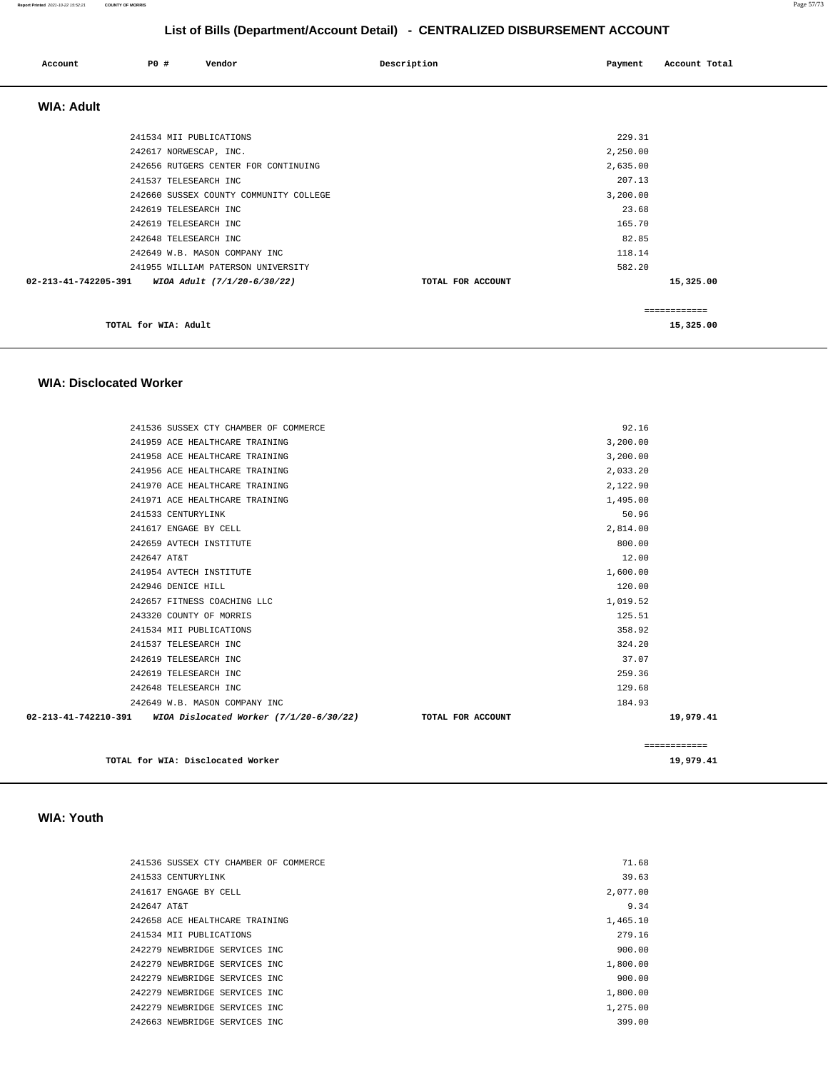# List of Bills (Department/Account Detail) - CENTRALIZED DISBURSEMENT ACCOUNT

| Account | PO # | Vendor | Description | Payment | Account Total |
|---|---|---|---|---|---|

## WIA: Adult

| Account | PO # | Vendor | Description | Payment | Account Total |
|---|---|---|---|---|---|
| | 241534 | MII PUBLICATIONS | | 229.31 | |
| | 242617 | NORWESCAP, INC. | | 2,250.00 | |
| | 242656 | RUTGERS CENTER FOR CONTINUING | | 2,635.00 | |
| | 241537 | TELESEARCH INC | | 207.13 | |
| | 242660 | SUSSEX COUNTY COMMUNITY COLLEGE | | 3,200.00 | |
| | 242619 | TELESEARCH INC | | 23.68 | |
| | 242619 | TELESEARCH INC | | 165.70 | |
| | 242648 | TELESEARCH INC | | 82.85 | |
| | 242649 | W.B. MASON COMPANY INC | | 118.14 | |
| | 241955 | WILLIAM PATERSON UNIVERSITY | | 582.20 | |
| 02-213-41-742205-391 | | *WIOA Adult (7/1/20-6/30/22)* | TOTAL FOR ACCOUNT | | 15,325.00 |

============

**TOTAL for WIA: Adult** 15,325.00

## WIA: Disclocated Worker

| Account | PO # | Vendor | Description | Payment | Account Total |
|---|---|---|---|---|---|
| | 241536 | SUSSEX CTY CHAMBER OF COMMERCE | | 92.16 | |
| | 241959 | ACE HEALTHCARE TRAINING | | 3,200.00 | |
| | 241958 | ACE HEALTHCARE TRAINING | | 3,200.00 | |
| | 241956 | ACE HEALTHCARE TRAINING | | 2,033.20 | |
| | 241970 | ACE HEALTHCARE TRAINING | | 2,122.90 | |
| | 241971 | ACE HEALTHCARE TRAINING | | 1,495.00 | |
| | 241533 | CENTURYLINK | | 50.96 | |
| | 241617 | ENGAGE BY CELL | | 2,814.00 | |
| | 242659 | AVTECH INSTITUTE | | 800.00 | |
| | 242647 | AT&T | | 12.00 | |
| | 241954 | AVTECH INSTITUTE | | 1,600.00 | |
| | 242946 | DENICE HILL | | 120.00 | |
| | 242657 | FITNESS COACHING LLC | | 1,019.52 | |
| | 243320 | COUNTY OF MORRIS | | 125.51 | |
| | 241534 | MII PUBLICATIONS | | 358.92 | |
| | 241537 | TELESEARCH INC | | 324.20 | |
| | 242619 | TELESEARCH INC | | 37.07 | |
| | 242619 | TELESEARCH INC | | 259.36 | |
| | 242648 | TELESEARCH INC | | 129.68 | |
| | 242649 | W.B. MASON COMPANY INC | | 184.93 | |
| 02-213-41-742210-391 | | *WIOA Dislocated Worker (7/1/20-6/30/22)* | TOTAL FOR ACCOUNT | | 19,979.41 |

============

**TOTAL for WIA: Disclocated Worker** 19,979.41

## WIA: Youth

| Account | PO # | Vendor | Description | Payment | Account Total |
|---|---|---|---|---|---|
| | 241536 | SUSSEX CTY CHAMBER OF COMMERCE | | 71.68 | |
| | 241533 | CENTURYLINK | | 39.63 | |
| | 241617 | ENGAGE BY CELL | | 2,077.00 | |
| | 242647 | AT&T | | 9.34 | |
| | 242658 | ACE HEALTHCARE TRAINING | | 1,465.10 | |
| | 241534 | MII PUBLICATIONS | | 279.16 | |
| | 242279 | NEWBRIDGE SERVICES INC | | 900.00 | |
| | 242279 | NEWBRIDGE SERVICES INC | | 1,800.00 | |
| | 242279 | NEWBRIDGE SERVICES INC | | 900.00 | |
| | 242279 | NEWBRIDGE SERVICES INC | | 1,800.00 | |
| | 242279 | NEWBRIDGE SERVICES INC | | 1,275.00 | |
| | 242663 | NEWBRIDGE SERVICES INC | | 399.00 | |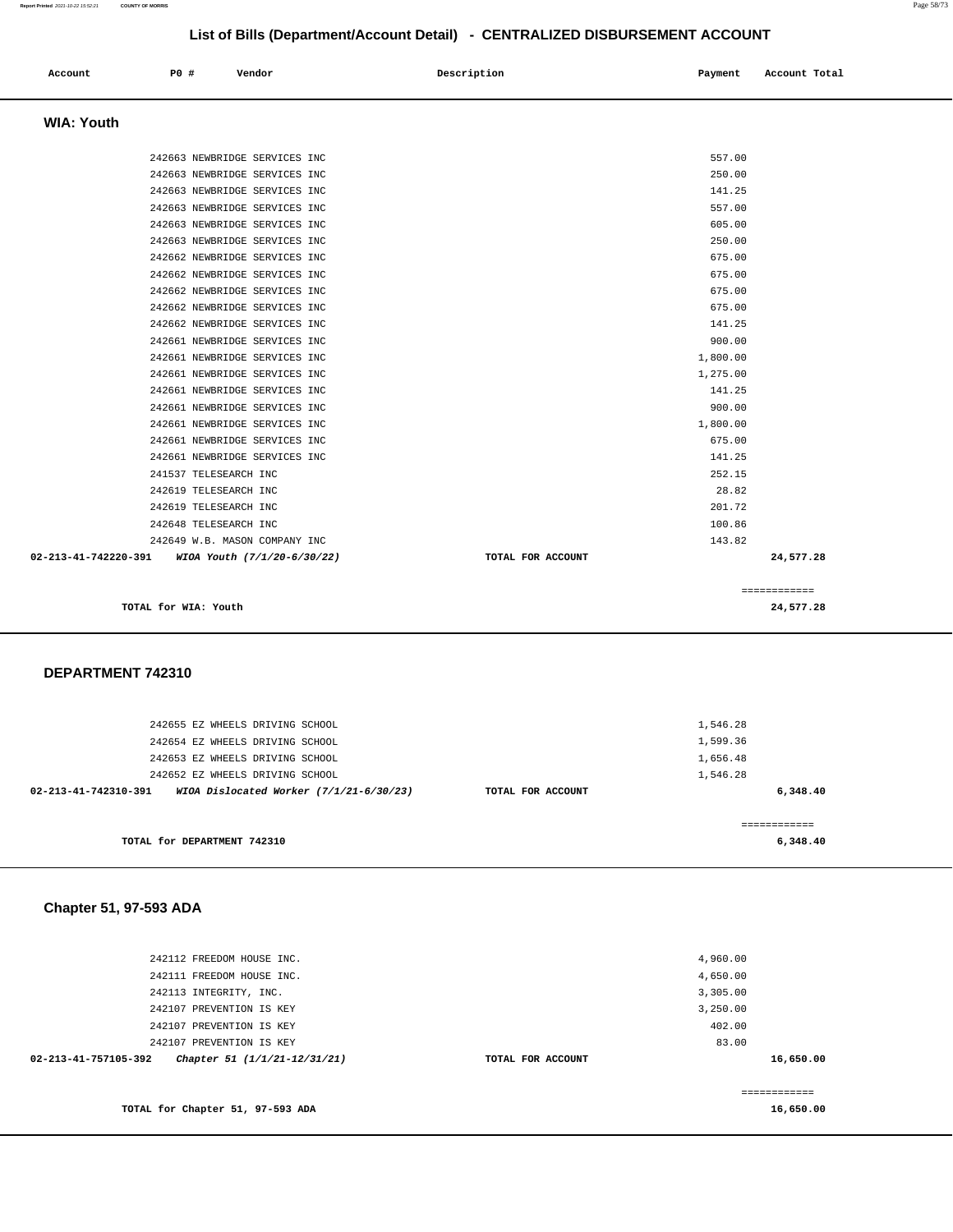## List of Bills (Department/Account Detail) - CENTRALIZED DISBURSEMENT ACCOUNT

| Account | PO # | Vendor | Description | Payment | Account Total |
|---|---|---|---|---|---|

### WIA: Youth

| Account | PO # | Vendor | Description | Payment | Account Total |
|---|---|---|---|---|---|
| | 242663 | NEWBRIDGE SERVICES INC | | 557.00 | |
| | 242663 | NEWBRIDGE SERVICES INC | | 250.00 | |
| | 242663 | NEWBRIDGE SERVICES INC | | 141.25 | |
| | 242663 | NEWBRIDGE SERVICES INC | | 557.00 | |
| | 242663 | NEWBRIDGE SERVICES INC | | 605.00 | |
| | 242663 | NEWBRIDGE SERVICES INC | | 250.00 | |
| | 242662 | NEWBRIDGE SERVICES INC | | 675.00 | |
| | 242662 | NEWBRIDGE SERVICES INC | | 675.00 | |
| | 242662 | NEWBRIDGE SERVICES INC | | 675.00 | |
| | 242662 | NEWBRIDGE SERVICES INC | | 675.00 | |
| | 242662 | NEWBRIDGE SERVICES INC | | 141.25 | |
| | 242661 | NEWBRIDGE SERVICES INC | | 900.00 | |
| | 242661 | NEWBRIDGE SERVICES INC | | 1,800.00 | |
| | 242661 | NEWBRIDGE SERVICES INC | | 1,275.00 | |
| | 242661 | NEWBRIDGE SERVICES INC | | 141.25 | |
| | 242661 | NEWBRIDGE SERVICES INC | | 900.00 | |
| | 242661 | NEWBRIDGE SERVICES INC | | 1,800.00 | |
| | 242661 | NEWBRIDGE SERVICES INC | | 675.00 | |
| | 242661 | NEWBRIDGE SERVICES INC | | 141.25 | |
| | 241537 | TELESEARCH INC | | 252.15 | |
| | 242619 | TELESEARCH INC | | 28.82 | |
| | 242619 | TELESEARCH INC | | 201.72 | |
| | 242648 | TELESEARCH INC | | 100.86 | |
| | 242649 | W.B. MASON COMPANY INC | | 143.82 | |
| **02-213-41-742220-391** | | ***WIOA Youth (7/1/20-6/30/22)*** | **TOTAL FOR ACCOUNT** | | **24,577.28** |

**TOTAL for WIA: Youth** ============ **24,577.28**

### DEPARTMENT 742310

| Account | PO # | Vendor | Description | Payment | Account Total |
|---|---|---|---|---|---|
| | 242655 | EZ WHEELS DRIVING SCHOOL | | 1,546.28 | |
| | 242654 | EZ WHEELS DRIVING SCHOOL | | 1,599.36 | |
| | 242653 | EZ WHEELS DRIVING SCHOOL | | 1,656.48 | |
| | 242652 | EZ WHEELS DRIVING SCHOOL | | 1,546.28 | |
| **02-213-41-742310-391** | | ***WIOA Dislocated Worker (7/1/21-6/30/23)*** | **TOTAL FOR ACCOUNT** | | **6,348.40** |

**TOTAL for DEPARTMENT 742310** ============ **6,348.40**

### Chapter 51, 97-593 ADA

| Account | PO # | Vendor | Description | Payment | Account Total |
|---|---|---|---|---|---|
| | 242112 | FREEDOM HOUSE INC. | | 4,960.00 | |
| | 242111 | FREEDOM HOUSE INC. | | 4,650.00 | |
| | 242113 | INTEGRITY, INC. | | 3,305.00 | |
| | 242107 | PREVENTION IS KEY | | 3,250.00 | |
| | 242107 | PREVENTION IS KEY | | 402.00 | |
| | 242107 | PREVENTION IS KEY | | 83.00 | |
| **02-213-41-757105-392** | | ***Chapter 51 (1/1/21-12/31/21)*** | **TOTAL FOR ACCOUNT** | | **16,650.00** |

**TOTAL for Chapter 51, 97-593 ADA** ============ **16,650.00**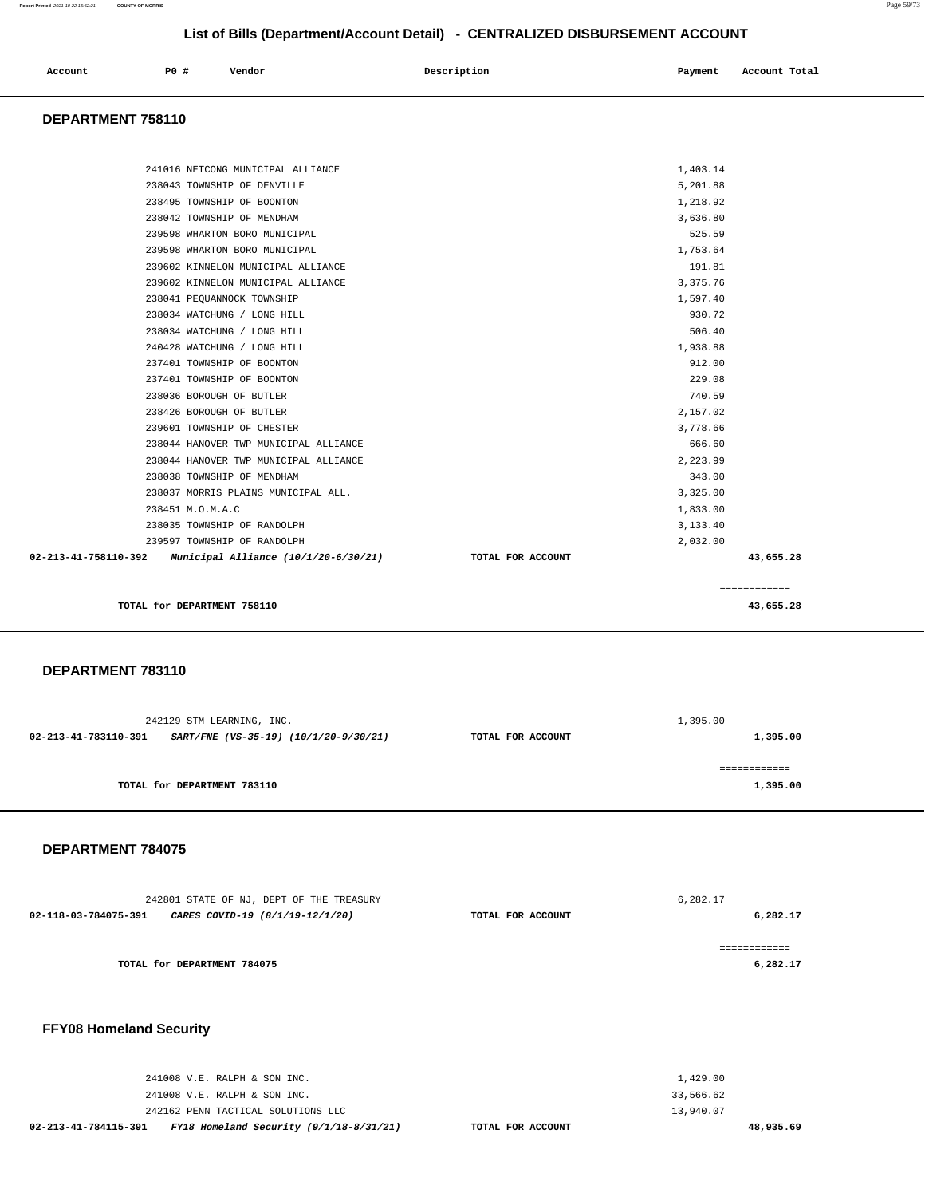# List of Bills (Department/Account Detail) - CENTRALIZED DISBURSEMENT ACCOUNT

| Account | PO # | Vendor | Description | Payment | Account Total |
|---|---|---|---|---|---|

## DEPARTMENT 758110

| Account | PO # | Vendor | Description | Payment | Account Total |
|---|---|---|---|---|---|
| | 241016 | NETCONG MUNICIPAL ALLIANCE | | 1,403.14 | |
| | 238043 | TOWNSHIP OF DENVILLE | | 5,201.88 | |
| | 238495 | TOWNSHIP OF BOONTON | | 1,218.92 | |
| | 238042 | TOWNSHIP OF MENDHAM | | 3,636.80 | |
| | 239598 | WHARTON BORO MUNICIPAL | | 525.59 | |
| | 239598 | WHARTON BORO MUNICIPAL | | 1,753.64 | |
| | 239602 | KINNELON MUNICIPAL ALLIANCE | | 191.81 | |
| | 239602 | KINNELON MUNICIPAL ALLIANCE | | 3,375.76 | |
| | 238041 | PEQUANNOCK TOWNSHIP | | 1,597.40 | |
| | 238034 | WATCHUNG / LONG HILL | | 930.72 | |
| | 238034 | WATCHUNG / LONG HILL | | 506.40 | |
| | 240428 | WATCHUNG / LONG HILL | | 1,938.88 | |
| | 237401 | TOWNSHIP OF BOONTON | | 912.00 | |
| | 237401 | TOWNSHIP OF BOONTON | | 229.08 | |
| | 238036 | BOROUGH OF BUTLER | | 740.59 | |
| | 238426 | BOROUGH OF BUTLER | | 2,157.02 | |
| | 239601 | TOWNSHIP OF CHESTER | | 3,778.66 | |
| | 238044 | HANOVER TWP MUNICIPAL ALLIANCE | | 666.60 | |
| | 238044 | HANOVER TWP MUNICIPAL ALLIANCE | | 2,223.99 | |
| | 238038 | TOWNSHIP OF MENDHAM | | 343.00 | |
| | 238037 | MORRIS PLAINS MUNICIPAL ALL. | | 3,325.00 | |
| | 238451 | M.O.M.A.C | | 1,833.00 | |
| | 238035 | TOWNSHIP OF RANDOLPH | | 3,133.40 | |
| | 239597 | TOWNSHIP OF RANDOLPH | | 2,032.00 | |
| **02-213-41-758110-392** | | ***Municipal Alliance (10/1/20-6/30/21)*** | **TOTAL FOR ACCOUNT** | | **43,655.28** |
| | | **TOTAL for DEPARTMENT 758110** | | | **43,655.28** |

## DEPARTMENT 783110

| Account | PO # | Vendor | Description | Payment | Account Total |
|---|---|---|---|---|---|
| | 242129 | STM LEARNING, INC. | | 1,395.00 | |
| **02-213-41-783110-391** | | ***SART/FNE (VS-35-19) (10/1/20-9/30/21)*** | **TOTAL FOR ACCOUNT** | | **1,395.00** |
| | | **TOTAL for DEPARTMENT 783110** | | | **1,395.00** |

## DEPARTMENT 784075

| Account | PO # | Vendor | Description | Payment | Account Total |
|---|---|---|---|---|---|
| | 242801 | STATE OF NJ, DEPT OF THE TREASURY | | 6,282.17 | |
| **02-118-03-784075-391** | | ***CARES COVID-19 (8/1/19-12/1/20)*** | **TOTAL FOR ACCOUNT** | | **6,282.17** |
| | | **TOTAL for DEPARTMENT 784075** | | | **6,282.17** |

## FFY08 Homeland Security

| Account | PO # | Vendor | Description | Payment | Account Total |
|---|---|---|---|---|---|
| | 241008 | V.E. RALPH & SON INC. | | 1,429.00 | |
| | 241008 | V.E. RALPH & SON INC. | | 33,566.62 | |
| | 242162 | PENN TACTICAL SOLUTIONS LLC | | 13,940.07 | |
| **02-213-41-784115-391** | | ***FY18 Homeland Security (9/1/18-8/31/21)*** | **TOTAL FOR ACCOUNT** | | **48,935.69** |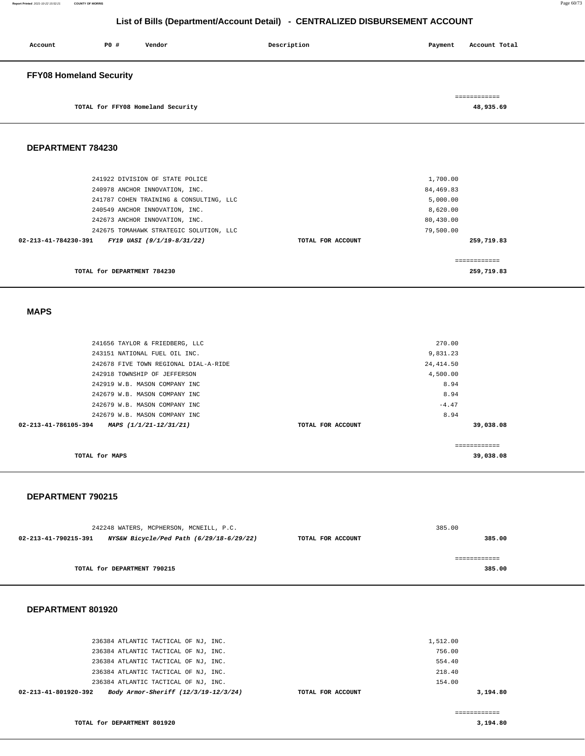## List of Bills (Department/Account Detail) - CENTRALIZED DISBURSEMENT ACCOUNT

| Account | P0 # | Vendor | Description | Payment | Account Total |
|---|---|---|---|---|---|

### FFY08 Homeland Security

| | | | |
|---|---|---|---|
| | TOTAL for FFY08 Homeland Security | | 48,935.69 |

### DEPARTMENT 784230

| Account | PO # / Vendor | Description | Payment | Account Total |
|---|---|---|---|---|
| | 241922 DIVISION OF STATE POLICE | | 1,700.00 | |
| | 240978 ANCHOR INNOVATION, INC. | | 84,469.83 | |
| | 241787 COHEN TRAINING & CONSULTING, LLC | | 5,000.00 | |
| | 240549 ANCHOR INNOVATION, INC. | | 8,620.00 | |
| | 242673 ANCHOR INNOVATION, INC. | | 80,430.00 | |
| | 242675 TOMAHAWK STRATEGIC SOLUTION, LLC | | 79,500.00 | |
| **02-213-41-784230-391** | ***FY19 UASI (9/1/19-8/31/22)*** | TOTAL FOR ACCOUNT | | **259,719.83** |
| | TOTAL for DEPARTMENT 784230 | | | 259,719.83 |

### MAPS

| Account | PO # / Vendor | Description | Payment | Account Total |
|---|---|---|---|---|
| | 241656 TAYLOR & FRIEDBERG, LLC | | 270.00 | |
| | 243151 NATIONAL FUEL OIL INC. | | 9,831.23 | |
| | 242678 FIVE TOWN REGIONAL DIAL-A-RIDE | | 24,414.50 | |
| | 242918 TOWNSHIP OF JEFFERSON | | 4,500.00 | |
| | 242919 W.B. MASON COMPANY INC | | 8.94 | |
| | 242679 W.B. MASON COMPANY INC | | 8.94 | |
| | 242679 W.B. MASON COMPANY INC | | -4.47 | |
| | 242679 W.B. MASON COMPANY INC | | 8.94 | |
| **02-213-41-786105-394** | ***MAPS (1/1/21-12/31/21)*** | TOTAL FOR ACCOUNT | | **39,038.08** |
| | TOTAL for MAPS | | | 39,038.08 |

### DEPARTMENT 790215

| Account | PO # / Vendor | Description | Payment | Account Total |
|---|---|---|---|---|
| | 242248 WATERS, MCPHERSON, MCNEILL, P.C. | | 385.00 | |
| **02-213-41-790215-391** | ***NYS&W Bicycle/Ped Path (6/29/18-6/29/22)*** | TOTAL FOR ACCOUNT | | **385.00** |
| | TOTAL for DEPARTMENT 790215 | | | 385.00 |

### DEPARTMENT 801920

| Account | PO # / Vendor | Description | Payment | Account Total |
|---|---|---|---|---|
| | 236384 ATLANTIC TACTICAL OF NJ, INC. | | 1,512.00 | |
| | 236384 ATLANTIC TACTICAL OF NJ, INC. | | 756.00 | |
| | 236384 ATLANTIC TACTICAL OF NJ, INC. | | 554.40 | |
| | 236384 ATLANTIC TACTICAL OF NJ, INC. | | 218.40 | |
| | 236384 ATLANTIC TACTICAL OF NJ, INC. | | 154.00 | |
| **02-213-41-801920-392** | ***Body Armor-Sheriff (12/3/19-12/3/24)*** | TOTAL FOR ACCOUNT | | **3,194.80** |
| | TOTAL for DEPARTMENT 801920 | | | 3,194.80 |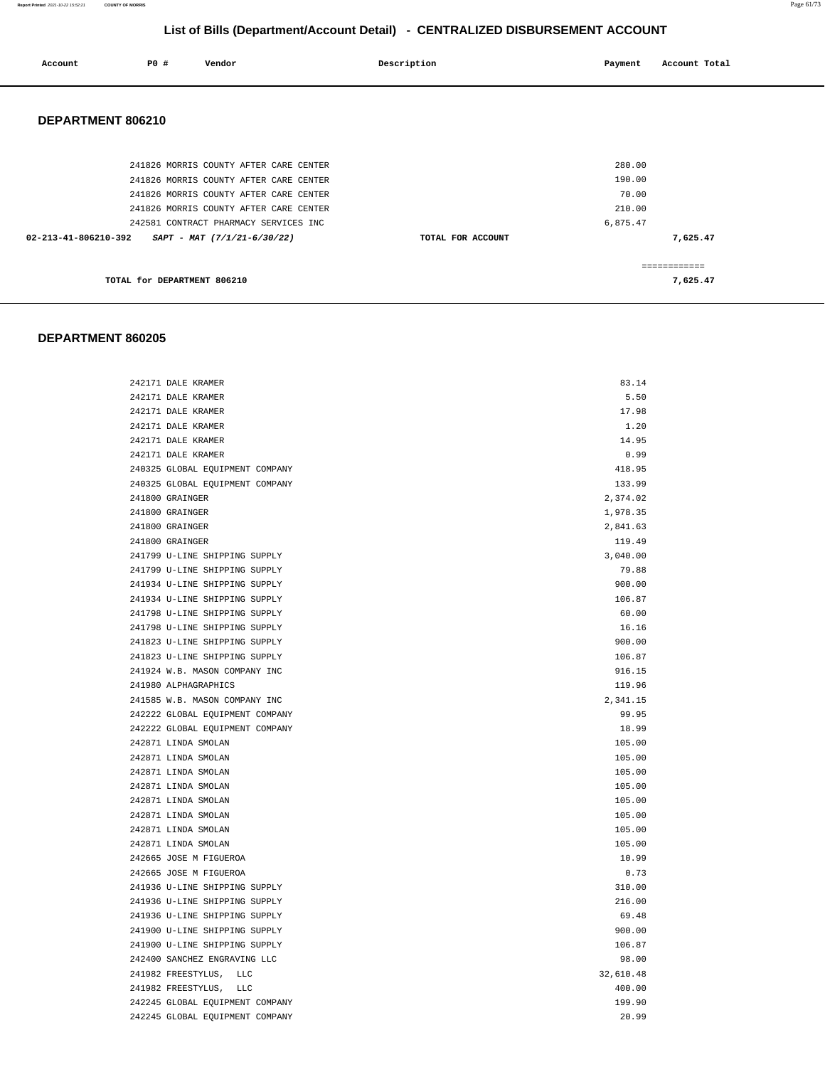## List of Bills (Department/Account Detail) - CENTRALIZED DISBURSEMENT ACCOUNT

| Account | PO # | Vendor | Description | Payment | Account Total |
|---|---|---|---|---|---|

### DEPARTMENT 806210

| Account | PO # | Vendor | Description | Payment | Account Total |
|---|---|---|---|---|---|
| | 241826 | MORRIS COUNTY AFTER CARE CENTER | | 280.00 | |
| | 241826 | MORRIS COUNTY AFTER CARE CENTER | | 190.00 | |
| | 241826 | MORRIS COUNTY AFTER CARE CENTER | | 70.00 | |
| | 241826 | MORRIS COUNTY AFTER CARE CENTER | | 210.00 | |
| | 242581 | CONTRACT PHARMACY SERVICES INC | | 6,875.47 | |
| 02-213-41-806210-392 | | *SAPT - MAT (7/1/21-6/30/22)* | TOTAL FOR ACCOUNT | | 7,625.47 |
| | | | | | ============ |
| | | TOTAL for DEPARTMENT 806210 | | | 7,625.47 |

### DEPARTMENT 860205

| Account | PO # | Vendor | Description | Payment | Account Total |
|---|---|---|---|---|---|
| | 242171 | DALE KRAMER | | 83.14 | |
| | 242171 | DALE KRAMER | | 5.50 | |
| | 242171 | DALE KRAMER | | 17.98 | |
| | 242171 | DALE KRAMER | | 1.20 | |
| | 242171 | DALE KRAMER | | 14.95 | |
| | 242171 | DALE KRAMER | | 0.99 | |
| | 240325 | GLOBAL EQUIPMENT COMPANY | | 418.95 | |
| | 240325 | GLOBAL EQUIPMENT COMPANY | | 133.99 | |
| | 241800 | GRAINGER | | 2,374.02 | |
| | 241800 | GRAINGER | | 1,978.35 | |
| | 241800 | GRAINGER | | 2,841.63 | |
| | 241800 | GRAINGER | | 119.49 | |
| | 241799 | U-LINE SHIPPING SUPPLY | | 3,040.00 | |
| | 241799 | U-LINE SHIPPING SUPPLY | | 79.88 | |
| | 241934 | U-LINE SHIPPING SUPPLY | | 900.00 | |
| | 241934 | U-LINE SHIPPING SUPPLY | | 106.87 | |
| | 241798 | U-LINE SHIPPING SUPPLY | | 60.00 | |
| | 241798 | U-LINE SHIPPING SUPPLY | | 16.16 | |
| | 241823 | U-LINE SHIPPING SUPPLY | | 900.00 | |
| | 241823 | U-LINE SHIPPING SUPPLY | | 106.87 | |
| | 241924 | W.B. MASON COMPANY INC | | 916.15 | |
| | 241980 | ALPHAGRAPHICS | | 119.96 | |
| | 241585 | W.B. MASON COMPANY INC | | 2,341.15 | |
| | 242222 | GLOBAL EQUIPMENT COMPANY | | 99.95 | |
| | 242222 | GLOBAL EQUIPMENT COMPANY | | 18.99 | |
| | 242871 | LINDA SMOLAN | | 105.00 | |
| | 242871 | LINDA SMOLAN | | 105.00 | |
| | 242871 | LINDA SMOLAN | | 105.00 | |
| | 242871 | LINDA SMOLAN | | 105.00 | |
| | 242871 | LINDA SMOLAN | | 105.00 | |
| | 242871 | LINDA SMOLAN | | 105.00 | |
| | 242871 | LINDA SMOLAN | | 105.00 | |
| | 242871 | LINDA SMOLAN | | 105.00 | |
| | 242665 | JOSE M FIGUEROA | | 10.99 | |
| | 242665 | JOSE M FIGUEROA | | 0.73 | |
| | 241936 | U-LINE SHIPPING SUPPLY | | 310.00 | |
| | 241936 | U-LINE SHIPPING SUPPLY | | 216.00 | |
| | 241936 | U-LINE SHIPPING SUPPLY | | 69.48 | |
| | 241900 | U-LINE SHIPPING SUPPLY | | 900.00 | |
| | 241900 | U-LINE SHIPPING SUPPLY | | 106.87 | |
| | 242400 | SANCHEZ ENGRAVING LLC | | 98.00 | |
| | 241982 | FREESTYLUS, LLC | | 32,610.48 | |
| | 241982 | FREESTYLUS, LLC | | 400.00 | |
| | 242245 | GLOBAL EQUIPMENT COMPANY | | 199.90 | |
| | 242245 | GLOBAL EQUIPMENT COMPANY | | 20.99 | |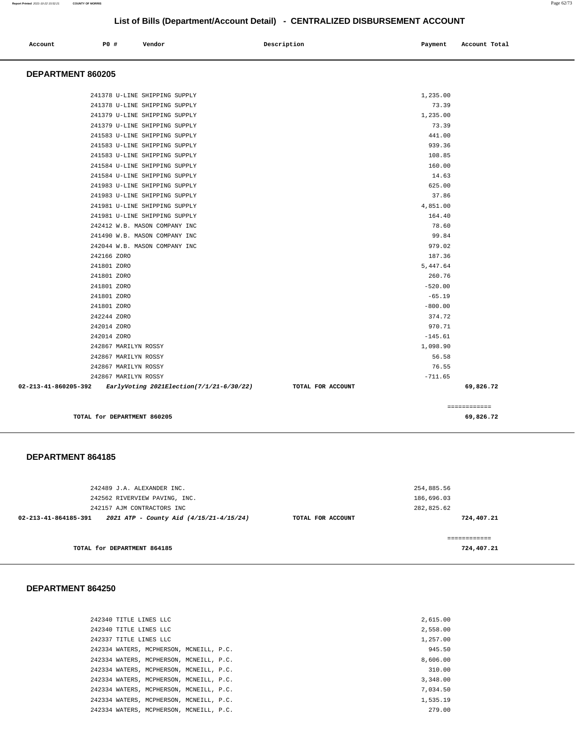## List of Bills (Department/Account Detail) - CENTRALIZED DISBURSEMENT ACCOUNT

| Account | PO # | Vendor | Description | Payment | Account Total |
|---|---|---|---|---|---|

### DEPARTMENT 860205

| Account | PO # | Vendor | Description | Payment | Account Total |
|---|---|---|---|---|---|
| | 241378 | U-LINE SHIPPING SUPPLY | | 1,235.00 | |
| | 241378 | U-LINE SHIPPING SUPPLY | | 73.39 | |
| | 241379 | U-LINE SHIPPING SUPPLY | | 1,235.00 | |
| | 241379 | U-LINE SHIPPING SUPPLY | | 73.39 | |
| | 241583 | U-LINE SHIPPING SUPPLY | | 441.00 | |
| | 241583 | U-LINE SHIPPING SUPPLY | | 939.36 | |
| | 241583 | U-LINE SHIPPING SUPPLY | | 108.85 | |
| | 241584 | U-LINE SHIPPING SUPPLY | | 160.00 | |
| | 241584 | U-LINE SHIPPING SUPPLY | | 14.63 | |
| | 241983 | U-LINE SHIPPING SUPPLY | | 625.00 | |
| | 241983 | U-LINE SHIPPING SUPPLY | | 37.86 | |
| | 241981 | U-LINE SHIPPING SUPPLY | | 4,851.00 | |
| | 241981 | U-LINE SHIPPING SUPPLY | | 164.40 | |
| | 242412 | W.B. MASON COMPANY INC | | 78.60 | |
| | 241490 | W.B. MASON COMPANY INC | | 99.84 | |
| | 242044 | W.B. MASON COMPANY INC | | 979.02 | |
| | 242166 | ZORO | | 187.36 | |
| | 241801 | ZORO | | 5,447.64 | |
| | 241801 | ZORO | | 260.76 | |
| | 241801 | ZORO | | -520.00 | |
| | 241801 | ZORO | | -65.19 | |
| | 241801 | ZORO | | -800.00 | |
| | 242244 | ZORO | | 374.72 | |
| | 242014 | ZORO | | 970.71 | |
| | 242014 | ZORO | | -145.61 | |
| | 242867 | MARILYN ROSSY | | 1,098.90 | |
| | 242867 | MARILYN ROSSY | | 56.58 | |
| | 242867 | MARILYN ROSSY | | 76.55 | |
| | 242867 | MARILYN ROSSY | | -711.65 | |
| 02-213-41-860205-392 | | *EarlyVoting 2021Election(7/1/21-6/30/22)* | TOTAL FOR ACCOUNT | | 69,826.72 |

TOTAL for DEPARTMENT 860205: 69,826.72

### DEPARTMENT 864185

| Account | PO # | Vendor | Description | Payment | Account Total |
|---|---|---|---|---|---|
| | 242489 | J.A. ALEXANDER INC. | | 254,885.56 | |
| | 242562 | RIVERVIEW PAVING, INC. | | 186,696.03 | |
| | 242157 | AJM CONTRACTORS INC | | 282,825.62 | |
| 02-213-41-864185-391 | | *2021 ATP - County Aid (4/15/21-4/15/24)* | TOTAL FOR ACCOUNT | | 724,407.21 |

TOTAL for DEPARTMENT 864185: 724,407.21

### DEPARTMENT 864250

| Account | PO # | Vendor | Description | Payment | Account Total |
|---|---|---|---|---|---|
| | 242340 | TITLE LINES LLC | | 2,615.00 | |
| | 242340 | TITLE LINES LLC | | 2,558.00 | |
| | 242337 | TITLE LINES LLC | | 1,257.00 | |
| | 242334 | WATERS, MCPHERSON, MCNEILL, P.C. | | 945.50 | |
| | 242334 | WATERS, MCPHERSON, MCNEILL, P.C. | | 8,606.00 | |
| | 242334 | WATERS, MCPHERSON, MCNEILL, P.C. | | 310.00 | |
| | 242334 | WATERS, MCPHERSON, MCNEILL, P.C. | | 3,348.00 | |
| | 242334 | WATERS, MCPHERSON, MCNEILL, P.C. | | 7,034.50 | |
| | 242334 | WATERS, MCPHERSON, MCNEILL, P.C. | | 1,535.19 | |
| | 242334 | WATERS, MCPHERSON, MCNEILL, P.C. | | 279.00 | |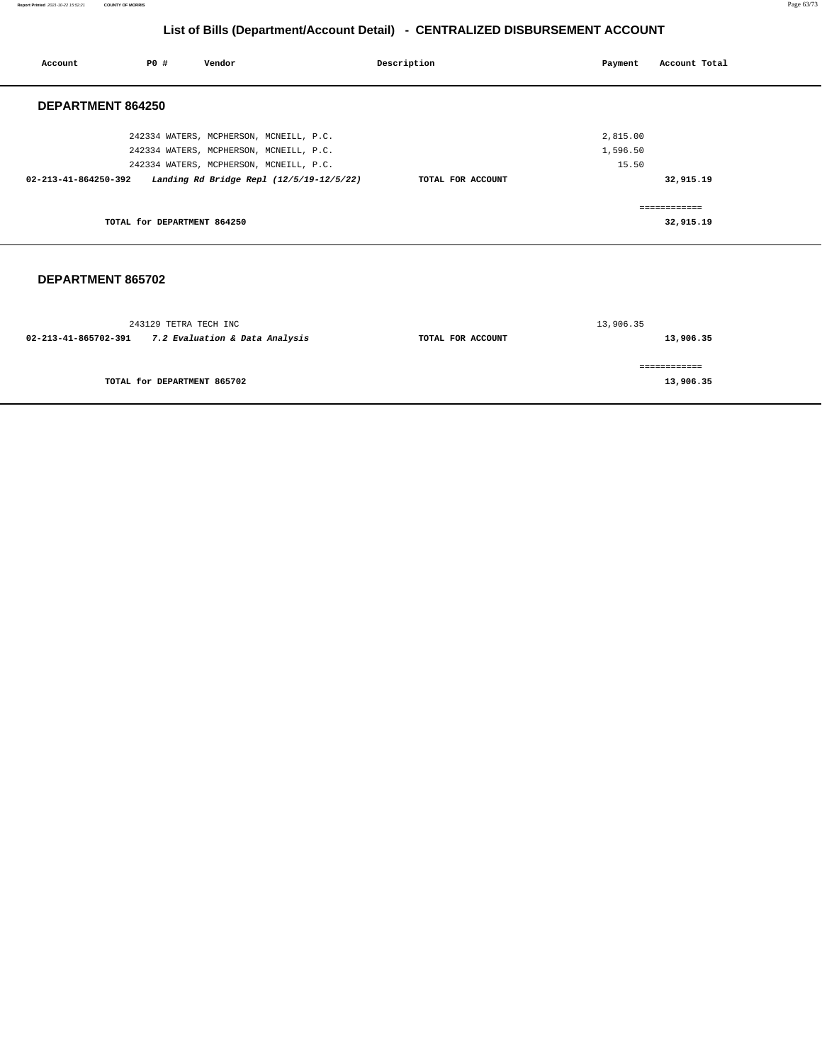# List of Bills (Department/Account Detail) - CENTRALIZED DISBURSEMENT ACCOUNT

| Account | PO # | Vendor | Description | Payment | Account Total |
|---|---|---|---|---|---|

## DEPARTMENT 864250

| Account | PO # | Vendor | Description | Payment | Account Total |
|---|---|---|---|---|---|
| | 242334 | WATERS, MCPHERSON, MCNEILL, P.C. | | 2,815.00 | |
| | 242334 | WATERS, MCPHERSON, MCNEILL, P.C. | | 1,596.50 | |
| | 242334 | WATERS, MCPHERSON, MCNEILL, P.C. | | 15.50 | |
| **02-213-41-864250-392** | | ***Landing Rd Bridge Repl (12/5/19-12/5/22)*** | **TOTAL FOR ACCOUNT** | | **32,915.19** |
| | | | | | ============ |
| | | **TOTAL for DEPARTMENT 864250** | | | **32,915.19** |

## DEPARTMENT 865702

| Account | PO # | Vendor | Description | Payment | Account Total |
|---|---|---|---|---|---|
| | 243129 | TETRA TECH INC | | 13,906.35 | |
| **02-213-41-865702-391** | | ***7.2 Evaluation & Data Analysis*** | **TOTAL FOR ACCOUNT** | | **13,906.35** |
| | | | | | ============ |
| | | **TOTAL for DEPARTMENT 865702** | | | **13,906.35** |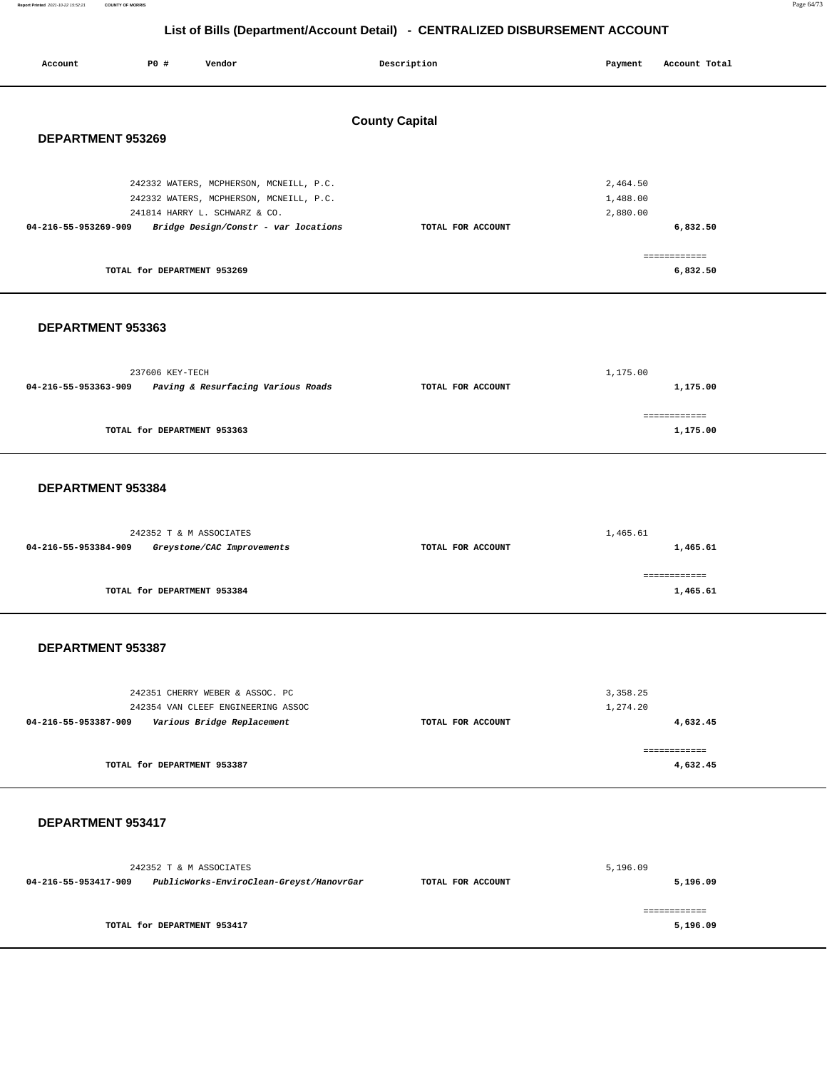## List of Bills (Department/Account Detail) - CENTRALIZED DISBURSEMENT ACCOUNT

| Account | PO # | Vendor | Description | Payment | Account Total |
|---|---|---|---|---|---|

### County Capital

#### DEPARTMENT 953269

| Account | PO # | Vendor | Description | Payment | Account Total |
|---|---|---|---|---|---|
| | 242332 | WATERS, MCPHERSON, MCNEILL, P.C. | | 2,464.50 | |
| | 242332 | WATERS, MCPHERSON, MCNEILL, P.C. | | 1,488.00 | |
| | 241814 | HARRY L. SCHWARZ & CO. | | 2,880.00 | |
| 04-216-55-953269-909 | | *Bridge Design/Constr - var locations* | TOTAL FOR ACCOUNT | | 6,832.50 |
| | | TOTAL for DEPARTMENT 953269 | | | 6,832.50 |

#### DEPARTMENT 953363

| Account | PO # | Vendor | Description | Payment | Account Total |
|---|---|---|---|---|---|
| | 237606 | KEY-TECH | | 1,175.00 | |
| 04-216-55-953363-909 | | *Paving & Resurfacing Various Roads* | TOTAL FOR ACCOUNT | | 1,175.00 |
| | | TOTAL for DEPARTMENT 953363 | | | 1,175.00 |

#### DEPARTMENT 953384

| Account | PO # | Vendor | Description | Payment | Account Total |
|---|---|---|---|---|---|
| | 242352 | T & M ASSOCIATES | | 1,465.61 | |
| 04-216-55-953384-909 | | *Greystone/CAC Improvements* | TOTAL FOR ACCOUNT | | 1,465.61 |
| | | TOTAL for DEPARTMENT 953384 | | | 1,465.61 |

#### DEPARTMENT 953387

| Account | PO # | Vendor | Description | Payment | Account Total |
|---|---|---|---|---|---|
| | 242351 | CHERRY WEBER & ASSOC. PC | | 3,358.25 | |
| | 242354 | VAN CLEEF ENGINEERING ASSOC | | 1,274.20 | |
| 04-216-55-953387-909 | | *Various Bridge Replacement* | TOTAL FOR ACCOUNT | | 4,632.45 |
| | | TOTAL for DEPARTMENT 953387 | | | 4,632.45 |

#### DEPARTMENT 953417

| Account | PO # | Vendor | Description | Payment | Account Total |
|---|---|---|---|---|---|
| | 242352 | T & M ASSOCIATES | | 5,196.09 | |
| 04-216-55-953417-909 | | *PublicWorks-EnviroClean-Greyst/HanovrGar* | TOTAL FOR ACCOUNT | | 5,196.09 |
| | | TOTAL for DEPARTMENT 953417 | | | 5,196.09 |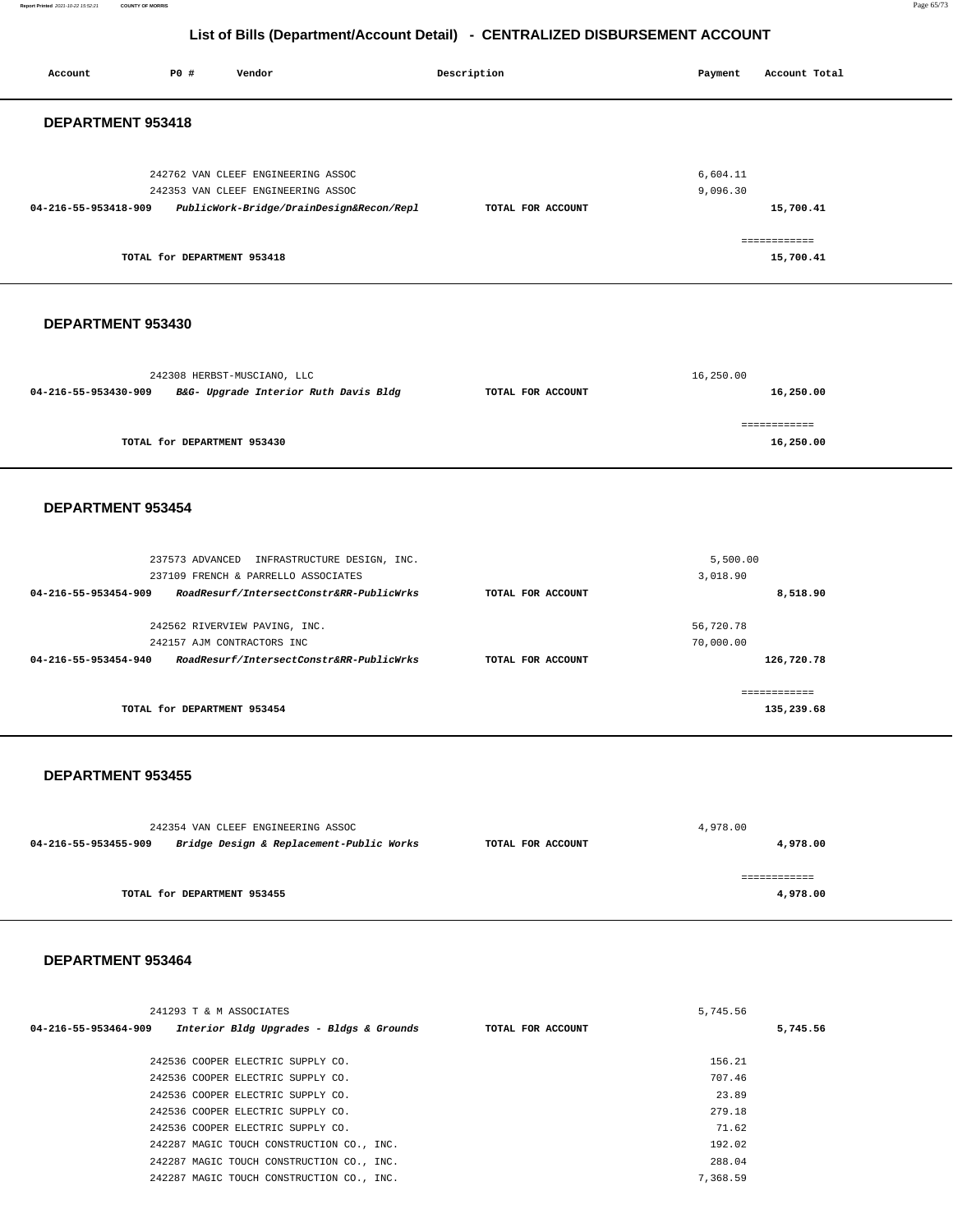## List of Bills (Department/Account Detail) - CENTRALIZED DISBURSEMENT ACCOUNT

| Account | PO # | Vendor | Description | Payment | Account Total |
|---|---|---|---|---|---|

### DEPARTMENT 953418

| Account | PO # | Vendor | Description | Payment | Account Total |
|---|---|---|---|---|---|
| | 242762 | VAN CLEEF ENGINEERING ASSOC | | 6,604.11 | |
| | 242353 | VAN CLEEF ENGINEERING ASSOC | | 9,096.30 | |
| 04-216-55-953418-909 | | *PublicWork-Bridge/DrainDesign&Recon/Repl* | TOTAL FOR ACCOUNT | | 15,700.41 |
| | | | | | ============ |
| | | TOTAL for DEPARTMENT 953418 | | | 15,700.41 |

### DEPARTMENT 953430

| Account | PO # | Vendor | Description | Payment | Account Total |
|---|---|---|---|---|---|
| | 242308 | HERBST-MUSCIANO, LLC | | 16,250.00 | |
| 04-216-55-953430-909 | | *B&G- Upgrade Interior Ruth Davis Bldg* | TOTAL FOR ACCOUNT | | 16,250.00 |
| | | | | | ============ |
| | | TOTAL for DEPARTMENT 953430 | | | 16,250.00 |

### DEPARTMENT 953454

| Account | PO # | Vendor | Description | Payment | Account Total |
|---|---|---|---|---|---|
| | 237573 | ADVANCED INFRASTRUCTURE DESIGN, INC. | | 5,500.00 | |
| | 237109 | FRENCH & PARRELLO ASSOCIATES | | 3,018.90 | |
| 04-216-55-953454-909 | | *RoadResurf/IntersectConstr&RR-PublicWrks* | TOTAL FOR ACCOUNT | | 8,518.90 |
| | 242562 | RIVERVIEW PAVING, INC. | | 56,720.78 | |
| | 242157 | AJM CONTRACTORS INC | | 70,000.00 | |
| 04-216-55-953454-940 | | *RoadResurf/IntersectConstr&RR-PublicWrks* | TOTAL FOR ACCOUNT | | 126,720.78 |
| | | | | | ============ |
| | | TOTAL for DEPARTMENT 953454 | | | 135,239.68 |

### DEPARTMENT 953455

| Account | PO # | Vendor | Description | Payment | Account Total |
|---|---|---|---|---|---|
| | 242354 | VAN CLEEF ENGINEERING ASSOC | | 4,978.00 | |
| 04-216-55-953455-909 | | *Bridge Design & Replacement-Public Works* | TOTAL FOR ACCOUNT | | 4,978.00 |
| | | | | | ============ |
| | | TOTAL for DEPARTMENT 953455 | | | 4,978.00 |

### DEPARTMENT 953464

| Account | PO # | Vendor | Description | Payment | Account Total |
|---|---|---|---|---|---|
| | 241293 | T & M ASSOCIATES | | 5,745.56 | |
| 04-216-55-953464-909 | | *Interior Bldg Upgrades - Bldgs & Grounds* | TOTAL FOR ACCOUNT | | 5,745.56 |
| | 242536 | COOPER ELECTRIC SUPPLY CO. | | 156.21 | |
| | 242536 | COOPER ELECTRIC SUPPLY CO. | | 707.46 | |
| | 242536 | COOPER ELECTRIC SUPPLY CO. | | 23.89 | |
| | 242536 | COOPER ELECTRIC SUPPLY CO. | | 279.18 | |
| | 242536 | COOPER ELECTRIC SUPPLY CO. | | 71.62 | |
| | 242287 | MAGIC TOUCH CONSTRUCTION CO., INC. | | 192.02 | |
| | 242287 | MAGIC TOUCH CONSTRUCTION CO., INC. | | 288.04 | |
| | 242287 | MAGIC TOUCH CONSTRUCTION CO., INC. | | 7,368.59 | |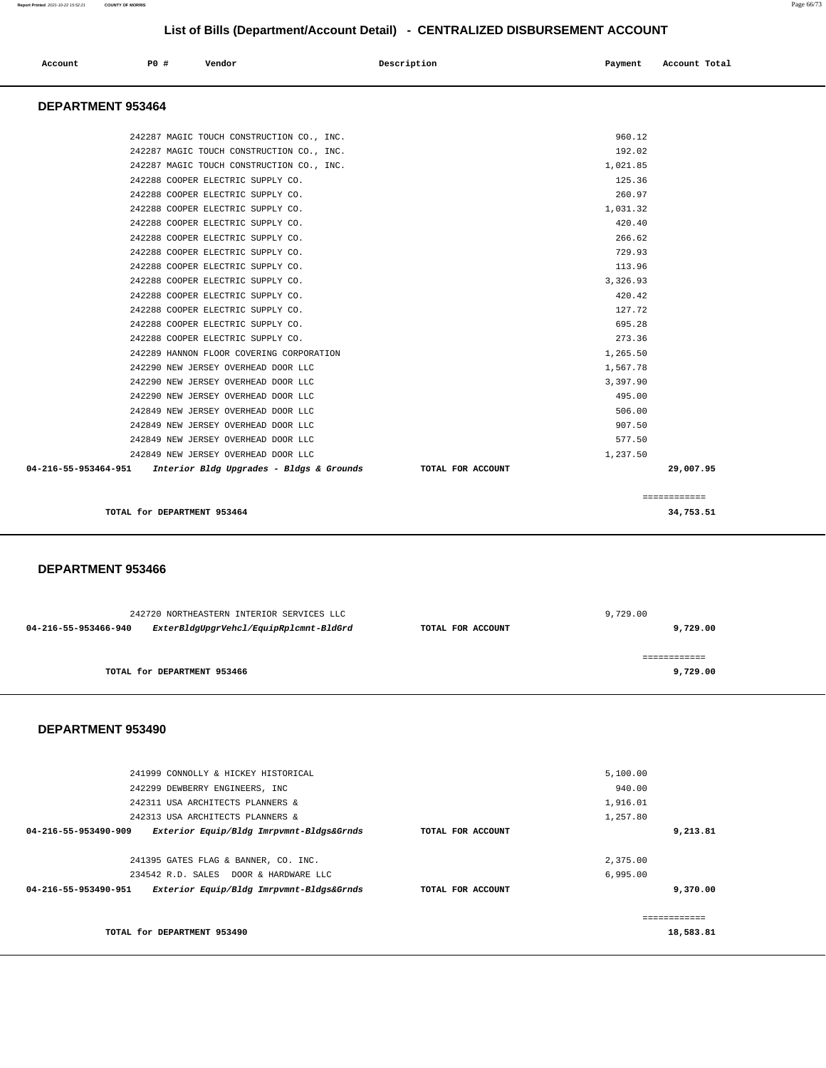## List of Bills (Department/Account Detail) - CENTRALIZED DISBURSEMENT ACCOUNT

| Account | PO # | Vendor | Description | Payment | Account Total |
|---|---|---|---|---|---|

### DEPARTMENT 953464

| Account | PO # | Vendor | Description | Payment | Account Total |
|---|---|---|---|---|---|
| | 242287 | MAGIC TOUCH CONSTRUCTION CO., INC. | | 960.12 | |
| | 242287 | MAGIC TOUCH CONSTRUCTION CO., INC. | | 192.02 | |
| | 242287 | MAGIC TOUCH CONSTRUCTION CO., INC. | | 1,021.85 | |
| | 242288 | COOPER ELECTRIC SUPPLY CO. | | 125.36 | |
| | 242288 | COOPER ELECTRIC SUPPLY CO. | | 260.97 | |
| | 242288 | COOPER ELECTRIC SUPPLY CO. | | 1,031.32 | |
| | 242288 | COOPER ELECTRIC SUPPLY CO. | | 420.40 | |
| | 242288 | COOPER ELECTRIC SUPPLY CO. | | 266.62 | |
| | 242288 | COOPER ELECTRIC SUPPLY CO. | | 729.93 | |
| | 242288 | COOPER ELECTRIC SUPPLY CO. | | 113.96 | |
| | 242288 | COOPER ELECTRIC SUPPLY CO. | | 3,326.93 | |
| | 242288 | COOPER ELECTRIC SUPPLY CO. | | 420.42 | |
| | 242288 | COOPER ELECTRIC SUPPLY CO. | | 127.72 | |
| | 242288 | COOPER ELECTRIC SUPPLY CO. | | 695.28 | |
| | 242288 | COOPER ELECTRIC SUPPLY CO. | | 273.36 | |
| | 242289 | HANNON FLOOR COVERING CORPORATION | | 1,265.50 | |
| | 242290 | NEW JERSEY OVERHEAD DOOR LLC | | 1,567.78 | |
| | 242290 | NEW JERSEY OVERHEAD DOOR LLC | | 3,397.90 | |
| | 242290 | NEW JERSEY OVERHEAD DOOR LLC | | 495.00 | |
| | 242849 | NEW JERSEY OVERHEAD DOOR LLC | | 506.00 | |
| | 242849 | NEW JERSEY OVERHEAD DOOR LLC | | 907.50 | |
| | 242849 | NEW JERSEY OVERHEAD DOOR LLC | | 577.50 | |
| | 242849 | NEW JERSEY OVERHEAD DOOR LLC | | 1,237.50 | |
| **04-216-55-953464-951** | | ***Interior Bldg Upgrades - Bldgs & Grounds*** | **TOTAL FOR ACCOUNT** | | **29,007.95** |

**TOTAL for DEPARTMENT 953464** — **34,753.51**

### DEPARTMENT 953466

| Account | PO # | Vendor | Description | Payment | Account Total |
|---|---|---|---|---|---|
| | 242720 | NORTHEASTERN INTERIOR SERVICES LLC | | 9,729.00 | |
| **04-216-55-953466-940** | | ***ExterBldgUpgrVehcl/EquipRplcmnt-BldGrd*** | **TOTAL FOR ACCOUNT** | | **9,729.00** |

**TOTAL for DEPARTMENT 953466** — **9,729.00**

### DEPARTMENT 953490

| Account | PO # | Vendor | Description | Payment | Account Total |
|---|---|---|---|---|---|
| | 241999 | CONNOLLY & HICKEY HISTORICAL | | 5,100.00 | |
| | 242299 | DEWBERRY ENGINEERS, INC | | 940.00 | |
| | 242311 | USA ARCHITECTS PLANNERS & | | 1,916.01 | |
| | 242313 | USA ARCHITECTS PLANNERS & | | 1,257.80 | |
| **04-216-55-953490-909** | | ***Exterior Equip/Bldg Imrpvmnt-Bldgs&Grnds*** | **TOTAL FOR ACCOUNT** | | **9,213.81** |
| | 241395 | GATES FLAG & BANNER, CO. INC. | | 2,375.00 | |
| | 234542 | R.D. SALES DOOR & HARDWARE LLC | | 6,995.00 | |
| **04-216-55-953490-951** | | ***Exterior Equip/Bldg Imrpvmnt-Bldgs&Grnds*** | **TOTAL FOR ACCOUNT** | | **9,370.00** |

**TOTAL for DEPARTMENT 953490** — **18,583.81**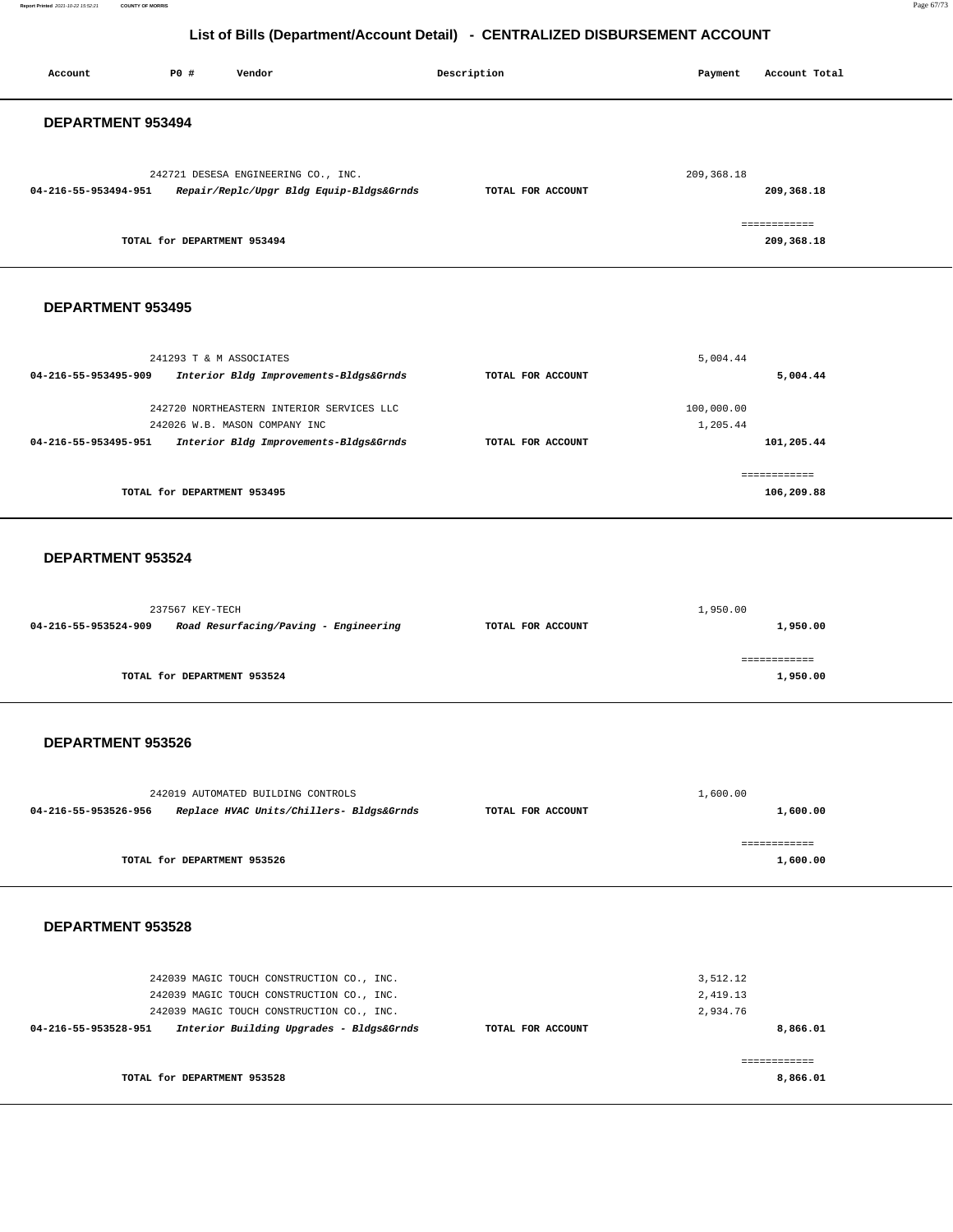## List of Bills (Department/Account Detail) - CENTRALIZED DISBURSEMENT ACCOUNT

| Account | PO # | Vendor | Description | Payment | Account Total |
|---|---|---|---|---|---|

### DEPARTMENT 953494

| Account | PO # | Vendor | Description | Payment | Account Total |
|---|---|---|---|---|---|
| | 242721 | DESESA ENGINEERING CO., INC. | | 209,368.18 | |
| **04-216-55-953494-951** | | *Repair/Replc/Upgr Bldg Equip-Bldgs&Grnds* | **TOTAL FOR ACCOUNT** | | **209,368.18** |
| | | | | | ============ |
| | | **TOTAL for DEPARTMENT 953494** | | | **209,368.18** |

### DEPARTMENT 953495

| Account | PO # | Vendor | Description | Payment | Account Total |
|---|---|---|---|---|---|
| | 241293 | T & M ASSOCIATES | | 5,004.44 | |
| **04-216-55-953495-909** | | *Interior Bldg Improvements-Bldgs&Grnds* | **TOTAL FOR ACCOUNT** | | **5,004.44** |
| | 242720 | NORTHEASTERN INTERIOR SERVICES LLC | | 100,000.00 | |
| | 242026 | W.B. MASON COMPANY INC | | 1,205.44 | |
| **04-216-55-953495-951** | | *Interior Bldg Improvements-Bldgs&Grnds* | **TOTAL FOR ACCOUNT** | | **101,205.44** |
| | | | | | ============ |
| | | **TOTAL for DEPARTMENT 953495** | | | **106,209.88** |

### DEPARTMENT 953524

| Account | PO # | Vendor | Description | Payment | Account Total |
|---|---|---|---|---|---|
| | 237567 | KEY-TECH | | 1,950.00 | |
| **04-216-55-953524-909** | | *Road Resurfacing/Paving - Engineering* | **TOTAL FOR ACCOUNT** | | **1,950.00** |
| | | | | | ============ |
| | | **TOTAL for DEPARTMENT 953524** | | | **1,950.00** |

### DEPARTMENT 953526

| Account | PO # | Vendor | Description | Payment | Account Total |
|---|---|---|---|---|---|
| | 242019 | AUTOMATED BUILDING CONTROLS | | 1,600.00 | |
| **04-216-55-953526-956** | | *Replace HVAC Units/Chillers- Bldgs&Grnds* | **TOTAL FOR ACCOUNT** | | **1,600.00** |
| | | | | | ============ |
| | | **TOTAL for DEPARTMENT 953526** | | | **1,600.00** |

### DEPARTMENT 953528

| Account | PO # | Vendor | Description | Payment | Account Total |
|---|---|---|---|---|---|
| | 242039 | MAGIC TOUCH CONSTRUCTION CO., INC. | | 3,512.12 | |
| | 242039 | MAGIC TOUCH CONSTRUCTION CO., INC. | | 2,419.13 | |
| | 242039 | MAGIC TOUCH CONSTRUCTION CO., INC. | | 2,934.76 | |
| **04-216-55-953528-951** | | *Interior Building Upgrades - Bldgs&Grnds* | **TOTAL FOR ACCOUNT** | | **8,866.01** |
| | | | | | ============ |
| | | **TOTAL for DEPARTMENT 953528** | | | **8,866.01** |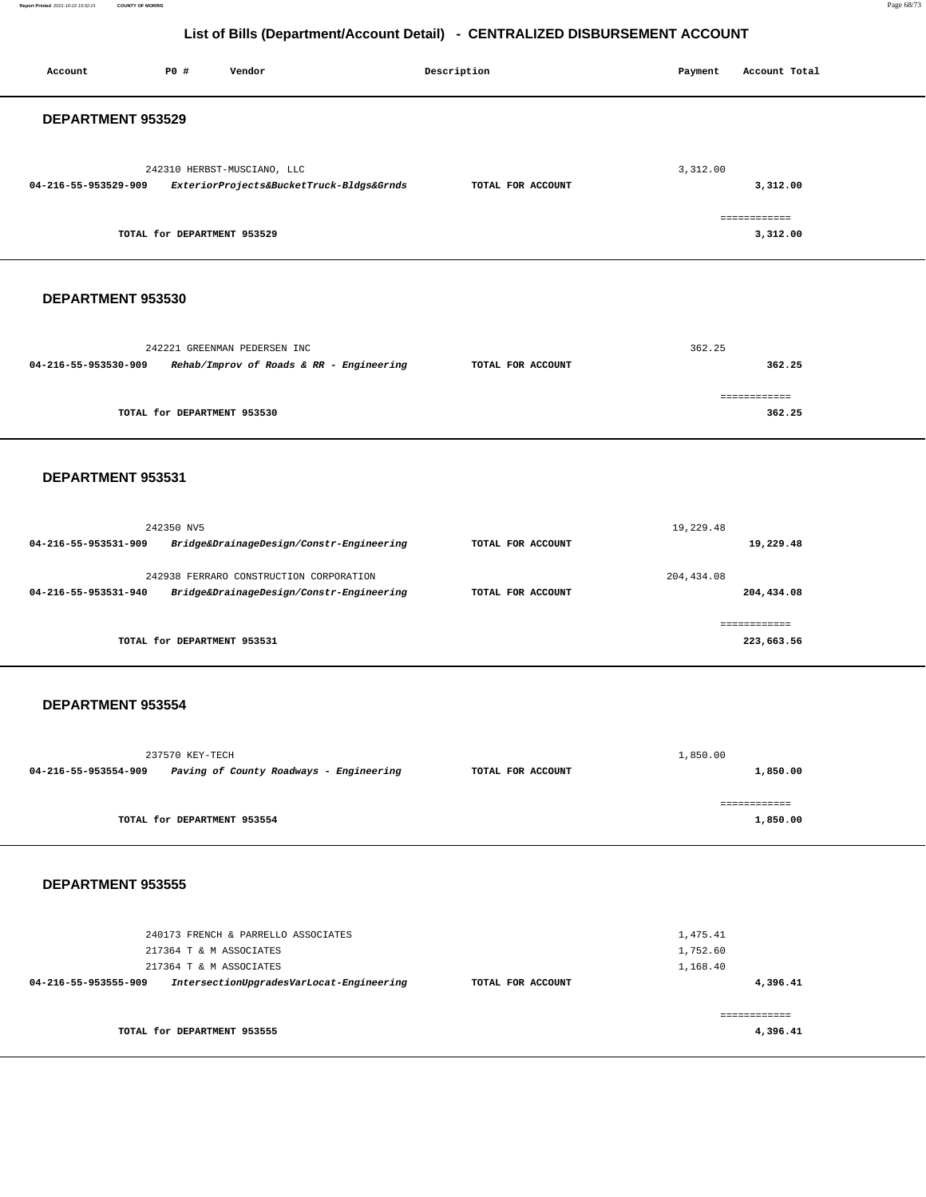# List of Bills (Department/Account Detail) - CENTRALIZED DISBURSEMENT ACCOUNT

| Account | PO # | Vendor | Description | Payment | Account Total |
|---|---|---|---|---|---|

## DEPARTMENT 953529

| Account | PO # | Vendor | Description | Payment | Account Total |
|---|---|---|---|---|---|
| | 242310 | HERBST-MUSCIANO, LLC | | 3,312.00 | |
| 04-216-55-953529-909 | | *ExteriorProjects&BucketTruck-Bldgs&Grnds* | TOTAL FOR ACCOUNT | | 3,312.00 |
| | | | | | ============ |
| | | TOTAL for DEPARTMENT 953529 | | | 3,312.00 |

## DEPARTMENT 953530

| Account | PO # | Vendor | Description | Payment | Account Total |
|---|---|---|---|---|---|
| | 242221 | GREENMAN PEDERSEN INC | | 362.25 | |
| 04-216-55-953530-909 | | *Rehab/Improv of Roads & RR - Engineering* | TOTAL FOR ACCOUNT | | 362.25 |
| | | | | | ============ |
| | | TOTAL for DEPARTMENT 953530 | | | 362.25 |

## DEPARTMENT 953531

| Account | PO # | Vendor | Description | Payment | Account Total |
|---|---|---|---|---|---|
| | 242350 | NV5 | | 19,229.48 | |
| 04-216-55-953531-909 | | *Bridge&DrainageDesign/Constr-Engineering* | TOTAL FOR ACCOUNT | | 19,229.48 |
| | 242938 | FERRARO CONSTRUCTION CORPORATION | | 204,434.08 | |
| 04-216-55-953531-940 | | *Bridge&DrainageDesign/Constr-Engineering* | TOTAL FOR ACCOUNT | | 204,434.08 |
| | | | | | ============ |
| | | TOTAL for DEPARTMENT 953531 | | | 223,663.56 |

## DEPARTMENT 953554

| Account | PO # | Vendor | Description | Payment | Account Total |
|---|---|---|---|---|---|
| | 237570 | KEY-TECH | | 1,850.00 | |
| 04-216-55-953554-909 | | *Paving of County Roadways - Engineering* | TOTAL FOR ACCOUNT | | 1,850.00 |
| | | | | | ============ |
| | | TOTAL for DEPARTMENT 953554 | | | 1,850.00 |

## DEPARTMENT 953555

| Account | PO # | Vendor | Description | Payment | Account Total |
|---|---|---|---|---|---|
| | 240173 | FRENCH & PARRELLO ASSOCIATES | | 1,475.41 | |
| | 217364 | T & M ASSOCIATES | | 1,752.60 | |
| | 217364 | T & M ASSOCIATES | | 1,168.40 | |
| 04-216-55-953555-909 | | *IntersectionUpgradesVarLocat-Engineering* | TOTAL FOR ACCOUNT | | 4,396.41 |
| | | | | | ============ |
| | | TOTAL for DEPARTMENT 953555 | | | 4,396.41 |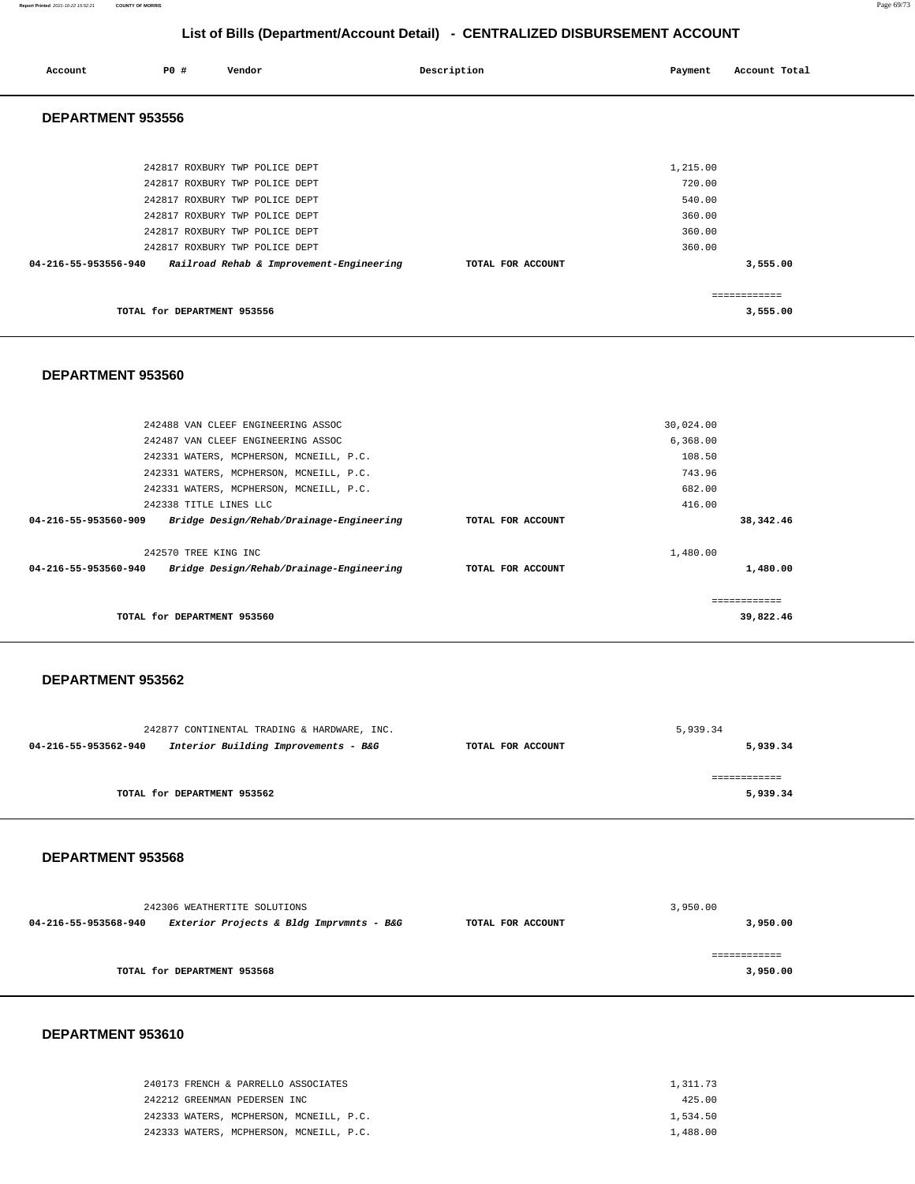## List of Bills (Department/Account Detail) - CENTRALIZED DISBURSEMENT ACCOUNT

| Account | PO # | Vendor | Description | Payment | Account Total |
|---|---|---|---|---|---|

### DEPARTMENT 953556

| Account | PO # | Vendor | Description | Payment | Account Total |
|---|---|---|---|---|---|
| | 242817 | ROXBURY TWP POLICE DEPT | | 1,215.00 | |
| | 242817 | ROXBURY TWP POLICE DEPT | | 720.00 | |
| | 242817 | ROXBURY TWP POLICE DEPT | | 540.00 | |
| | 242817 | ROXBURY TWP POLICE DEPT | | 360.00 | |
| | 242817 | ROXBURY TWP POLICE DEPT | | 360.00 | |
| | 242817 | ROXBURY TWP POLICE DEPT | | 360.00 | |
| 04-216-55-953556-940 | | *Railroad Rehab & Improvement-Engineering* | TOTAL FOR ACCOUNT | | 3,555.00 |

TOTAL for DEPARTMENT 953556 — 3,555.00

### DEPARTMENT 953560

| Account | PO # | Vendor | Description | Payment | Account Total |
|---|---|---|---|---|---|
| | 242488 | VAN CLEEF ENGINEERING ASSOC | | 30,024.00 | |
| | 242487 | VAN CLEEF ENGINEERING ASSOC | | 6,368.00 | |
| | 242331 | WATERS, MCPHERSON, MCNEILL, P.C. | | 108.50 | |
| | 242331 | WATERS, MCPHERSON, MCNEILL, P.C. | | 743.96 | |
| | 242331 | WATERS, MCPHERSON, MCNEILL, P.C. | | 682.00 | |
| | 242338 | TITLE LINES LLC | | 416.00 | |
| 04-216-55-953560-909 | | *Bridge Design/Rehab/Drainage-Engineering* | TOTAL FOR ACCOUNT | | 38,342.46 |
| | 242570 | TREE KING INC | | 1,480.00 | |
| 04-216-55-953560-940 | | *Bridge Design/Rehab/Drainage-Engineering* | TOTAL FOR ACCOUNT | | 1,480.00 |

TOTAL for DEPARTMENT 953560 — 39,822.46

### DEPARTMENT 953562

| Account | PO # | Vendor | Description | Payment | Account Total |
|---|---|---|---|---|---|
| | 242877 | CONTINENTAL TRADING & HARDWARE, INC. | | 5,939.34 | |
| 04-216-55-953562-940 | | *Interior Building Improvements - B&G* | TOTAL FOR ACCOUNT | | 5,939.34 |

TOTAL for DEPARTMENT 953562 — 5,939.34

### DEPARTMENT 953568

| Account | PO # | Vendor | Description | Payment | Account Total |
|---|---|---|---|---|---|
| | 242306 | WEATHERTITE SOLUTIONS | | 3,950.00 | |
| 04-216-55-953568-940 | | *Exterior Projects & Bldg Imprvmnts - B&G* | TOTAL FOR ACCOUNT | | 3,950.00 |

TOTAL for DEPARTMENT 953568 — 3,950.00

### DEPARTMENT 953610

| Account | PO # | Vendor | Description | Payment | Account Total |
|---|---|---|---|---|---|
| | 240173 | FRENCH & PARRELLO ASSOCIATES | | 1,311.73 | |
| | 242212 | GREENMAN PEDERSEN INC | | 425.00 | |
| | 242333 | WATERS, MCPHERSON, MCNEILL, P.C. | | 1,534.50 | |
| | 242333 | WATERS, MCPHERSON, MCNEILL, P.C. | | 1,488.00 | |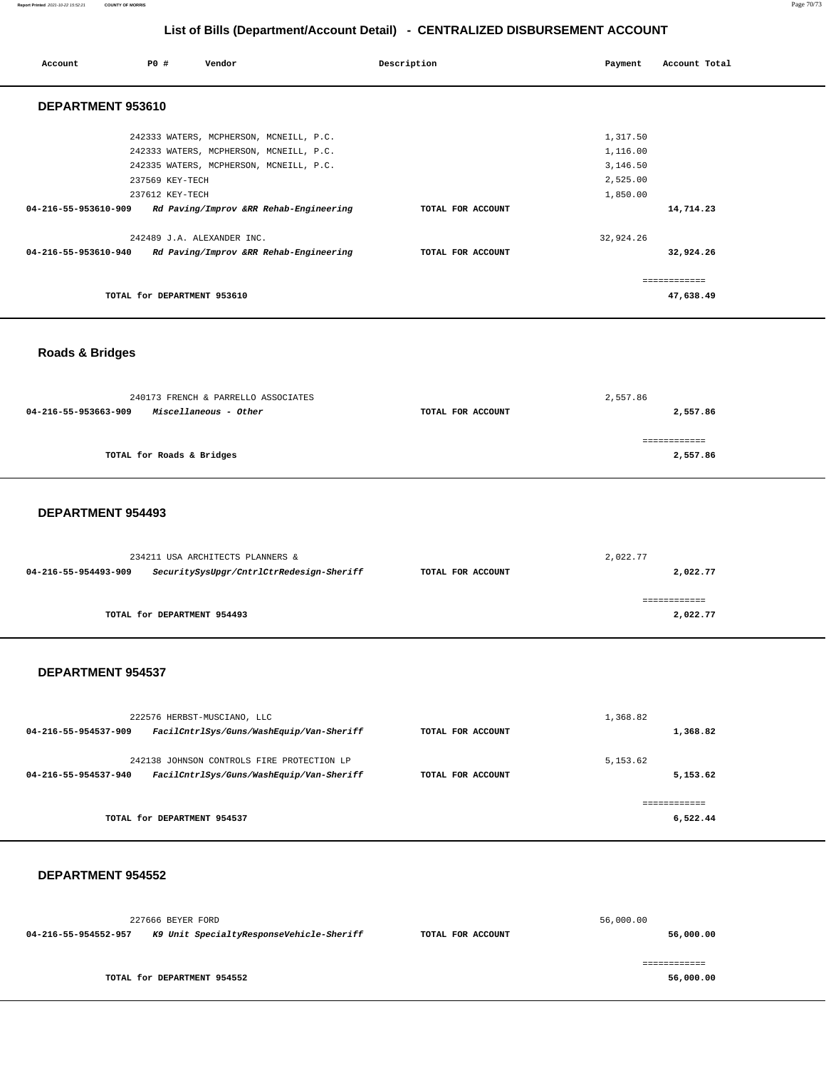# List of Bills (Department/Account Detail) - CENTRALIZED DISBURSEMENT ACCOUNT

| Account | PO # | Vendor | Description | Payment | Account Total |
|---|---|---|---|---|---|

## DEPARTMENT 953610

| Account | PO # | Vendor | Description | Payment | Account Total |
|---|---|---|---|---|---|
| | 242333 | WATERS, MCPHERSON, MCNEILL, P.C. | | 1,317.50 | |
| | 242333 | WATERS, MCPHERSON, MCNEILL, P.C. | | 1,116.00 | |
| | 242335 | WATERS, MCPHERSON, MCNEILL, P.C. | | 3,146.50 | |
| | 237569 | KEY-TECH | | 2,525.00 | |
| | 237612 | KEY-TECH | | 1,850.00 | |
| **04-216-55-953610-909** | | ***Rd Paving/Improv &RR Rehab-Engineering*** | **TOTAL FOR ACCOUNT** | | **14,714.23** |
| | 242489 | J.A. ALEXANDER INC. | | 32,924.26 | |
| **04-216-55-953610-940** | | ***Rd Paving/Improv &RR Rehab-Engineering*** | **TOTAL FOR ACCOUNT** | | **32,924.26** |
| | | | | | ============ |
| | | **TOTAL for DEPARTMENT 953610** | | | **47,638.49** |

## Roads & Bridges

| Account | PO # | Vendor | Description | Payment | Account Total |
|---|---|---|---|---|---|
| | 240173 | FRENCH & PARRELLO ASSOCIATES | | 2,557.86 | |
| **04-216-55-953663-909** | | ***Miscellaneous - Other*** | **TOTAL FOR ACCOUNT** | | **2,557.86** |
| | | | | | ============ |
| | | **TOTAL for Roads & Bridges** | | | **2,557.86** |

## DEPARTMENT 954493

| Account | PO # | Vendor | Description | Payment | Account Total |
|---|---|---|---|---|---|
| | 234211 | USA ARCHITECTS PLANNERS & | | 2,022.77 | |
| **04-216-55-954493-909** | | ***SecuritySysUpgr/CntrlCtrRedesign-Sheriff*** | **TOTAL FOR ACCOUNT** | | **2,022.77** |
| | | | | | ============ |
| | | **TOTAL for DEPARTMENT 954493** | | | **2,022.77** |

## DEPARTMENT 954537

| Account | PO # | Vendor | Description | Payment | Account Total |
|---|---|---|---|---|---|
| | 222576 | HERBST-MUSCIANO, LLC | | 1,368.82 | |
| **04-216-55-954537-909** | | ***FacilCntrlSys/Guns/WashEquip/Van-Sheriff*** | **TOTAL FOR ACCOUNT** | | **1,368.82** |
| | 242138 | JOHNSON CONTROLS FIRE PROTECTION LP | | 5,153.62 | |
| **04-216-55-954537-940** | | ***FacilCntrlSys/Guns/WashEquip/Van-Sheriff*** | **TOTAL FOR ACCOUNT** | | **5,153.62** |
| | | | | | ============ |
| | | **TOTAL for DEPARTMENT 954537** | | | **6,522.44** |

## DEPARTMENT 954552

| Account | PO # | Vendor | Description | Payment | Account Total |
|---|---|---|---|---|---|
| | 227666 | BEYER FORD | | 56,000.00 | |
| **04-216-55-954552-957** | | ***K9 Unit SpecialtyResponseVehicle-Sheriff*** | **TOTAL FOR ACCOUNT** | | **56,000.00** |
| | | | | | ============ |
| | | **TOTAL for DEPARTMENT 954552** | | | **56,000.00** |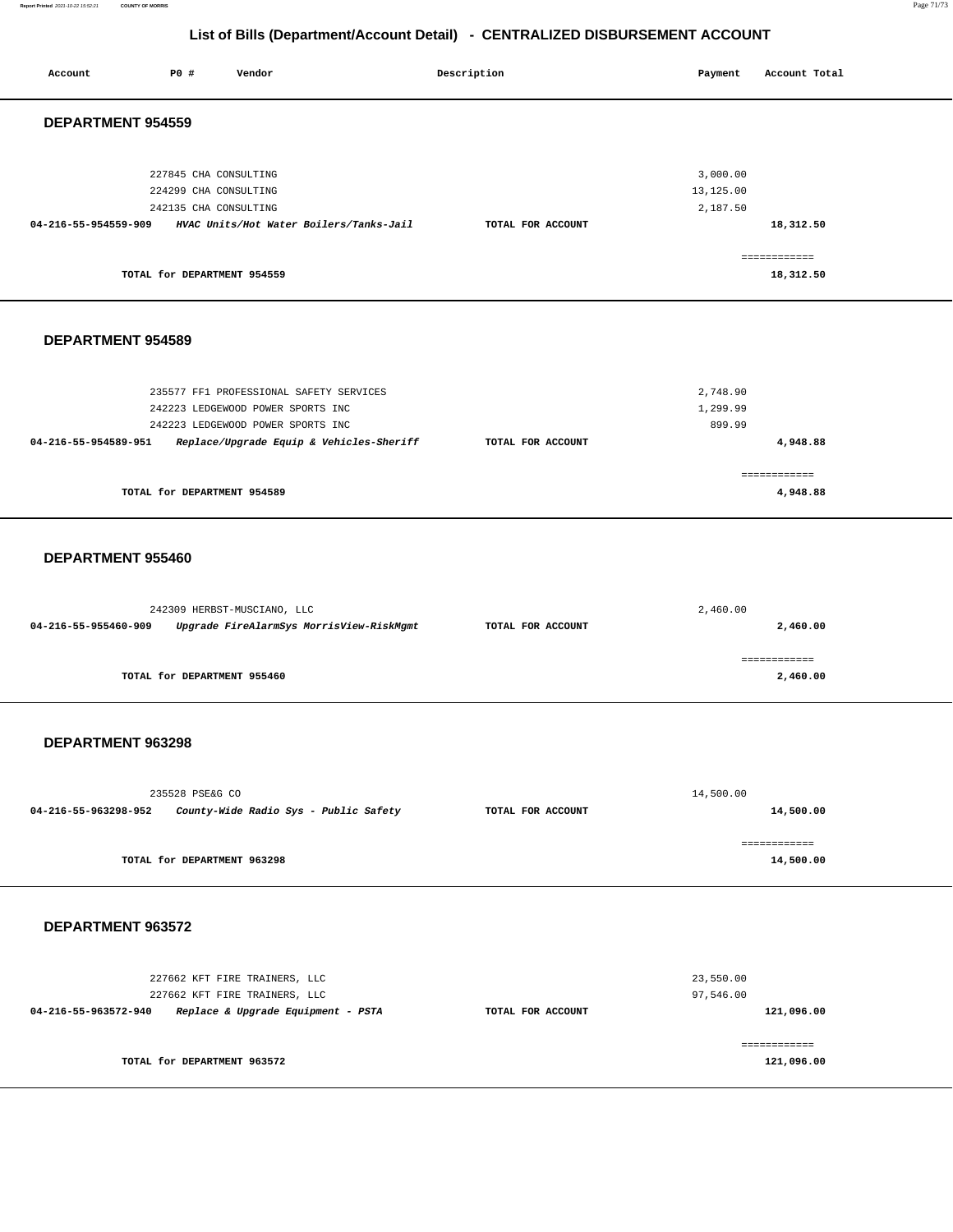## List of Bills (Department/Account Detail) - CENTRALIZED DISBURSEMENT ACCOUNT

| Account | PO # | Vendor | Description | Payment | Account Total |
|---|---|---|---|---|---|

### DEPARTMENT 954559

| Account | PO # | Vendor | Description | Payment | Account Total |
|---|---|---|---|---|---|
| | 227845 | CHA CONSULTING | | 3,000.00 | |
| | 224299 | CHA CONSULTING | | 13,125.00 | |
| | 242135 | CHA CONSULTING | | 2,187.50 | |
| **04-216-55-954559-909** | | ***HVAC Units/Hot Water Boilers/Tanks-Jail*** | TOTAL FOR ACCOUNT | | **18,312.50** |
| | | | | | ============ |
| | | TOTAL for DEPARTMENT 954559 | | | **18,312.50** |

### DEPARTMENT 954589

| Account | PO # | Vendor | Description | Payment | Account Total |
|---|---|---|---|---|---|
| | 235577 | FF1 PROFESSIONAL SAFETY SERVICES | | 2,748.90 | |
| | 242223 | LEDGEWOOD POWER SPORTS INC | | 1,299.99 | |
| | 242223 | LEDGEWOOD POWER SPORTS INC | | 899.99 | |
| **04-216-55-954589-951** | | ***Replace/Upgrade Equip & Vehicles-Sheriff*** | TOTAL FOR ACCOUNT | | **4,948.88** |
| | | | | | ============ |
| | | TOTAL for DEPARTMENT 954589 | | | **4,948.88** |

### DEPARTMENT 955460

| Account | PO # | Vendor | Description | Payment | Account Total |
|---|---|---|---|---|---|
| | 242309 | HERBST-MUSCIANO, LLC | | 2,460.00 | |
| **04-216-55-955460-909** | | ***Upgrade FireAlarmSys MorrisView-RiskMgmt*** | TOTAL FOR ACCOUNT | | **2,460.00** |
| | | | | | ============ |
| | | TOTAL for DEPARTMENT 955460 | | | **2,460.00** |

### DEPARTMENT 963298

| Account | PO # | Vendor | Description | Payment | Account Total |
|---|---|---|---|---|---|
| | 235528 | PSE&G CO | | 14,500.00 | |
| **04-216-55-963298-952** | | ***County-Wide Radio Sys - Public Safety*** | TOTAL FOR ACCOUNT | | **14,500.00** |
| | | | | | ============ |
| | | TOTAL for DEPARTMENT 963298 | | | **14,500.00** |

### DEPARTMENT 963572

| Account | PO # | Vendor | Description | Payment | Account Total |
|---|---|---|---|---|---|
| | 227662 | KFT FIRE TRAINERS, LLC | | 23,550.00 | |
| | 227662 | KFT FIRE TRAINERS, LLC | | 97,546.00 | |
| **04-216-55-963572-940** | | ***Replace & Upgrade Equipment - PSTA*** | TOTAL FOR ACCOUNT | | **121,096.00** |
| | | | | | ============ |
| | | TOTAL for DEPARTMENT 963572 | | | **121,096.00** |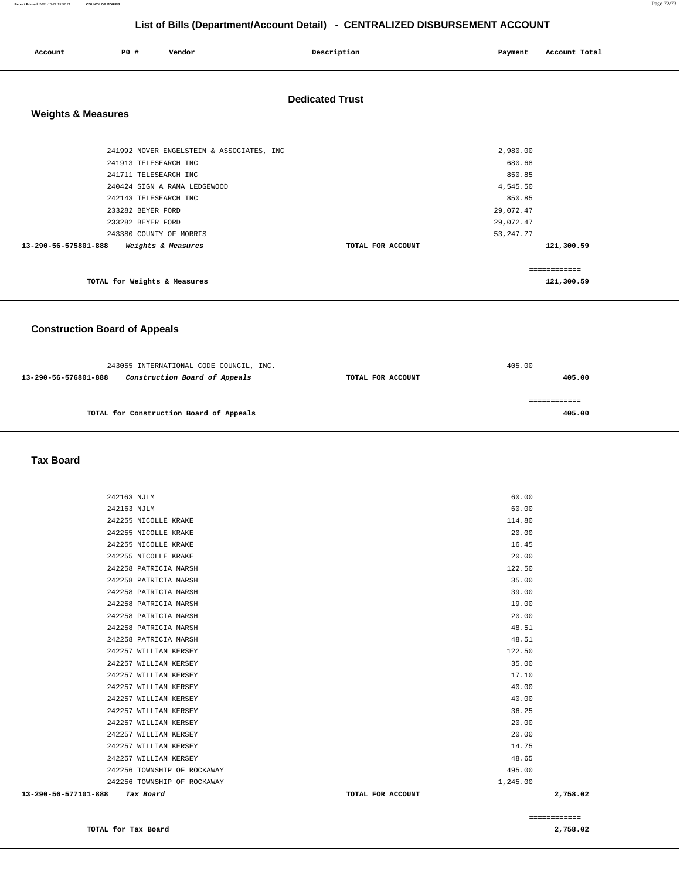# List of Bills (Department/Account Detail) - CENTRALIZED DISBURSEMENT ACCOUNT

| Account | PO # | Vendor | Description | Payment | Account Total |
|---|---|---|---|---|---|

## Dedicated Trust

### Weights & Measures

| Account | PO # | Vendor | Description | Payment | Account Total |
|---|---|---|---|---|---|
| | 241992 | NOVER ENGELSTEIN & ASSOCIATES, INC | | 2,980.00 | |
| | 241913 | TELESEARCH INC | | 680.68 | |
| | 241711 | TELESEARCH INC | | 850.85 | |
| | 240424 | SIGN A RAMA LEDGEWOOD | | 4,545.50 | |
| | 242143 | TELESEARCH INC | | 850.85 | |
| | 233282 | BEYER FORD | | 29,072.47 | |
| | 233282 | BEYER FORD | | 29,072.47 | |
| | 243380 | COUNTY OF MORRIS | | 53,247.77 | |
| 13-290-56-575801-888 | | *Weights & Measures* | TOTAL FOR ACCOUNT | | 121,300.59 |
| | | | | | ============ |
| | | TOTAL for Weights & Measures | | | 121,300.59 |

### Construction Board of Appeals

| Account | PO # | Vendor | Description | Payment | Account Total |
|---|---|---|---|---|---|
| | 243055 | INTERNATIONAL CODE COUNCIL, INC. | | 405.00 | |
| 13-290-56-576801-888 | | *Construction Board of Appeals* | TOTAL FOR ACCOUNT | | 405.00 |
| | | | | | ============ |
| | | TOTAL for Construction Board of Appeals | | | 405.00 |

### Tax Board

| Account | PO # | Vendor | Description | Payment | Account Total |
|---|---|---|---|---|---|
| | 242163 | NJLM | | 60.00 | |
| | 242163 | NJLM | | 60.00 | |
| | 242255 | NICOLLE KRAKE | | 114.80 | |
| | 242255 | NICOLLE KRAKE | | 20.00 | |
| | 242255 | NICOLLE KRAKE | | 16.45 | |
| | 242255 | NICOLLE KRAKE | | 20.00 | |
| | 242258 | PATRICIA MARSH | | 122.50 | |
| | 242258 | PATRICIA MARSH | | 35.00 | |
| | 242258 | PATRICIA MARSH | | 39.00 | |
| | 242258 | PATRICIA MARSH | | 19.00 | |
| | 242258 | PATRICIA MARSH | | 20.00 | |
| | 242258 | PATRICIA MARSH | | 48.51 | |
| | 242258 | PATRICIA MARSH | | 48.51 | |
| | 242257 | WILLIAM KERSEY | | 122.50 | |
| | 242257 | WILLIAM KERSEY | | 35.00 | |
| | 242257 | WILLIAM KERSEY | | 17.10 | |
| | 242257 | WILLIAM KERSEY | | 40.00 | |
| | 242257 | WILLIAM KERSEY | | 40.00 | |
| | 242257 | WILLIAM KERSEY | | 36.25 | |
| | 242257 | WILLIAM KERSEY | | 20.00 | |
| | 242257 | WILLIAM KERSEY | | 20.00 | |
| | 242257 | WILLIAM KERSEY | | 14.75 | |
| | 242257 | WILLIAM KERSEY | | 48.65 | |
| | 242256 | TOWNSHIP OF ROCKAWAY | | 495.00 | |
| | 242256 | TOWNSHIP OF ROCKAWAY | | 1,245.00 | |
| 13-290-56-577101-888 | | *Tax Board* | TOTAL FOR ACCOUNT | | 2,758.02 |
| | | | | | ============ |
| | | TOTAL for Tax Board | | | 2,758.02 |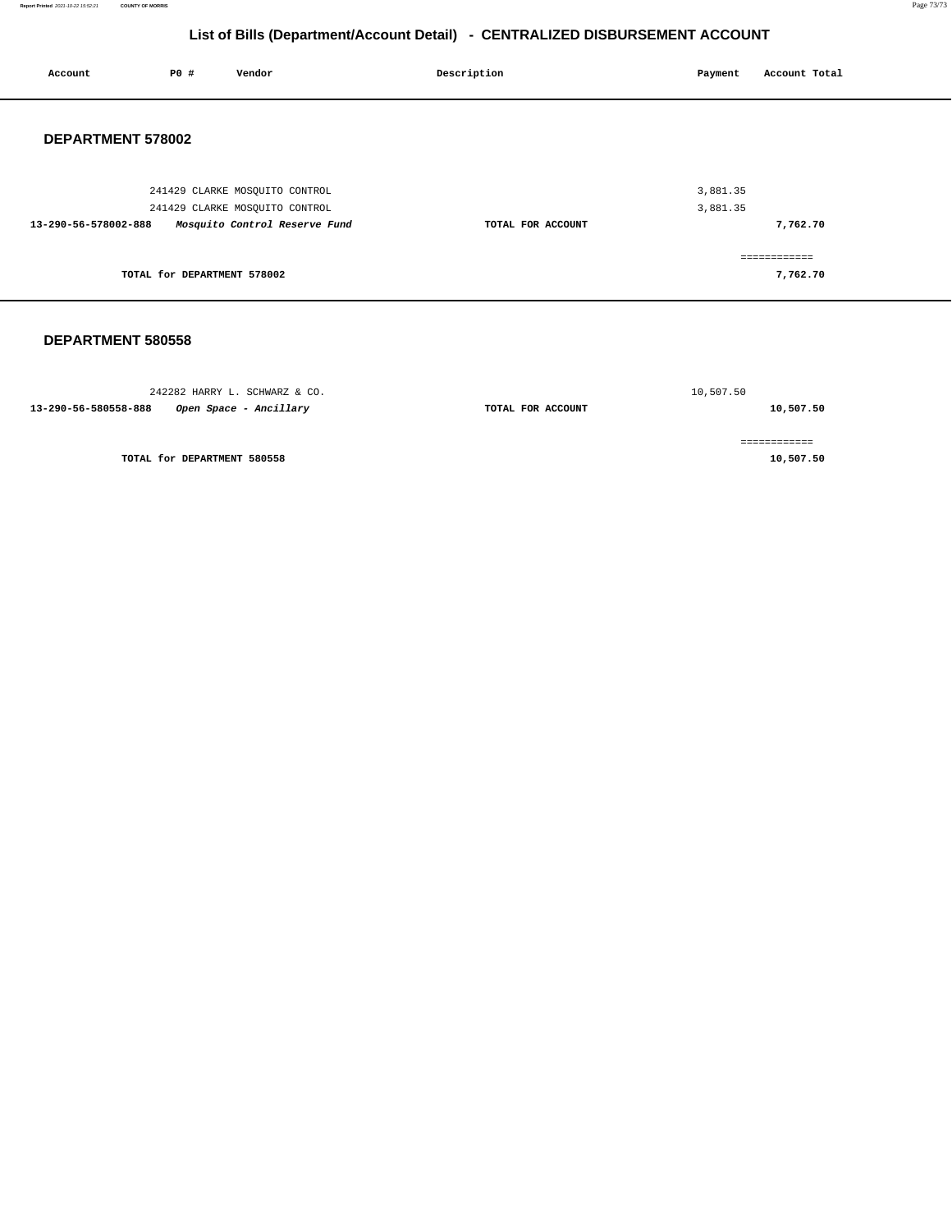# List of Bills (Department/Account Detail) - CENTRALIZED DISBURSEMENT ACCOUNT

| Account | PO # | Vendor | Description | Payment | Account Total |
|---|---|---|---|---|---|

## DEPARTMENT 578002

| | | | | | |
|---|---|---|---|---|---|
| | 241429 | CLARKE MOSQUITO CONTROL | | 3,881.35 | |
| | 241429 | CLARKE MOSQUITO CONTROL | | 3,881.35 | |
| **13-290-56-578002-888** | | ***Mosquito Control Reserve Fund*** | **TOTAL FOR ACCOUNT** | | **7,762.70** |
| | | | | | ============ |
| | **TOTAL for DEPARTMENT 578002** | | | | **7,762.70** |

## DEPARTMENT 580558

| | | | | | |
|---|---|---|---|---|---|
| | 242282 | HARRY L. SCHWARZ & CO. | | 10,507.50 | |
| **13-290-56-580558-888** | | ***Open Space - Ancillary*** | **TOTAL FOR ACCOUNT** | | **10,507.50** |
| | | | | | ============ |
| | **TOTAL for DEPARTMENT 580558** | | | | **10,507.50** |